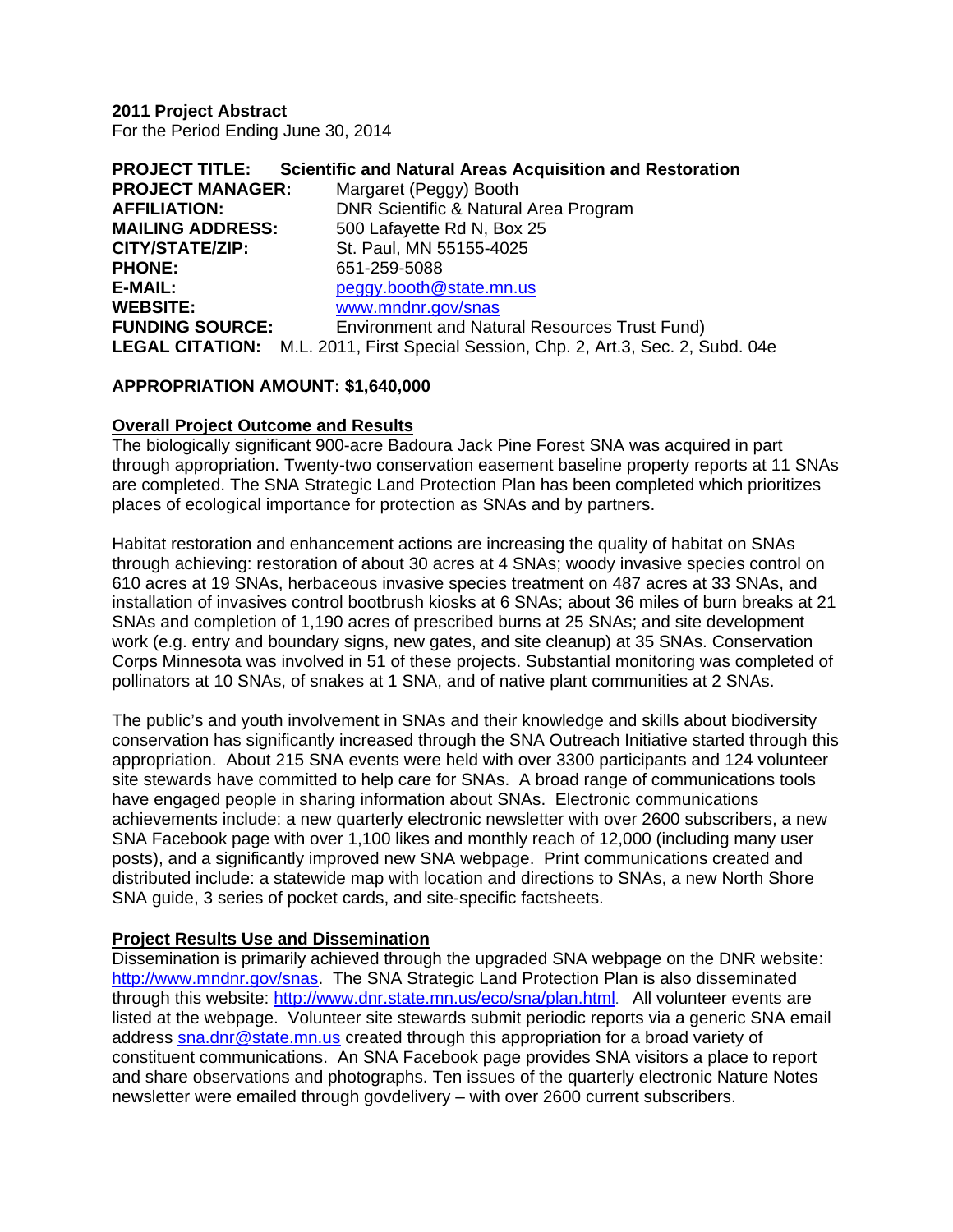**2011 Project Abstract**
For the Period Ending June 30, 2014

**PROJECT TITLE: Scientific and Natural Areas Acquisition and Restoration**
**PROJECT MANAGER:** Margaret (Peggy) Booth
**AFFILIATION:** DNR Scientific & Natural Area Program
**MAILING ADDRESS:** 500 Lafayette Rd N, Box 25
**CITY/STATE/ZIP:** St. Paul, MN 55155-4025
**PHONE:** 651-259-5088
**E-MAIL:** peggy.booth@state.mn.us
**WEBSITE:** www.mndnr.gov/snas
**FUNDING SOURCE:** Environment and Natural Resources Trust Fund)
**LEGAL CITATION:** M.L. 2011, First Special Session, Chp. 2, Art.3, Sec. 2, Subd. 04e

**APPROPRIATION AMOUNT: $1,640,000**

**Overall Project Outcome and Results**

The biologically significant 900-acre Badoura Jack Pine Forest SNA was acquired in part through appropriation. Twenty-two conservation easement baseline property reports at 11 SNAs are completed. The SNA Strategic Land Protection Plan has been completed which prioritizes places of ecological importance for protection as SNAs and by partners.

Habitat restoration and enhancement actions are increasing the quality of habitat on SNAs through achieving: restoration of about 30 acres at 4 SNAs; woody invasive species control on 610 acres at 19 SNAs, herbaceous invasive species treatment on 487 acres at 33 SNAs, and installation of invasives control bootbrush kiosks at 6 SNAs; about 36 miles of burn breaks at 21 SNAs and completion of 1,190 acres of prescribed burns at 25 SNAs; and site development work (e.g. entry and boundary signs, new gates, and site cleanup) at 35 SNAs. Conservation Corps Minnesota was involved in 51 of these projects. Substantial monitoring was completed of pollinators at 10 SNAs, of snakes at 1 SNA, and of native plant communities at 2 SNAs.

The public's and youth involvement in SNAs and their knowledge and skills about biodiversity conservation has significantly increased through the SNA Outreach Initiative started through this appropriation. About 215 SNA events were held with over 3300 participants and 124 volunteer site stewards have committed to help care for SNAs. A broad range of communications tools have engaged people in sharing information about SNAs. Electronic communications achievements include: a new quarterly electronic newsletter with over 2600 subscribers, a new SNA Facebook page with over 1,100 likes and monthly reach of 12,000 (including many user posts), and a significantly improved new SNA webpage. Print communications created and distributed include: a statewide map with location and directions to SNAs, a new North Shore SNA guide, 3 series of pocket cards, and site-specific factsheets.

**Project Results Use and Dissemination**

Dissemination is primarily achieved through the upgraded SNA webpage on the DNR website: http://www.mndnr.gov/snas. The SNA Strategic Land Protection Plan is also disseminated through this website: http://www.dnr.state.mn.us/eco/sna/plan.html. All volunteer events are listed at the webpage. Volunteer site stewards submit periodic reports via a generic SNA email address sna.dnr@state.mn.us created through this appropriation for a broad variety of constituent communications. An SNA Facebook page provides SNA visitors a place to report and share observations and photographs. Ten issues of the quarterly electronic Nature Notes newsletter were emailed through govdelivery – with over 2600 current subscribers.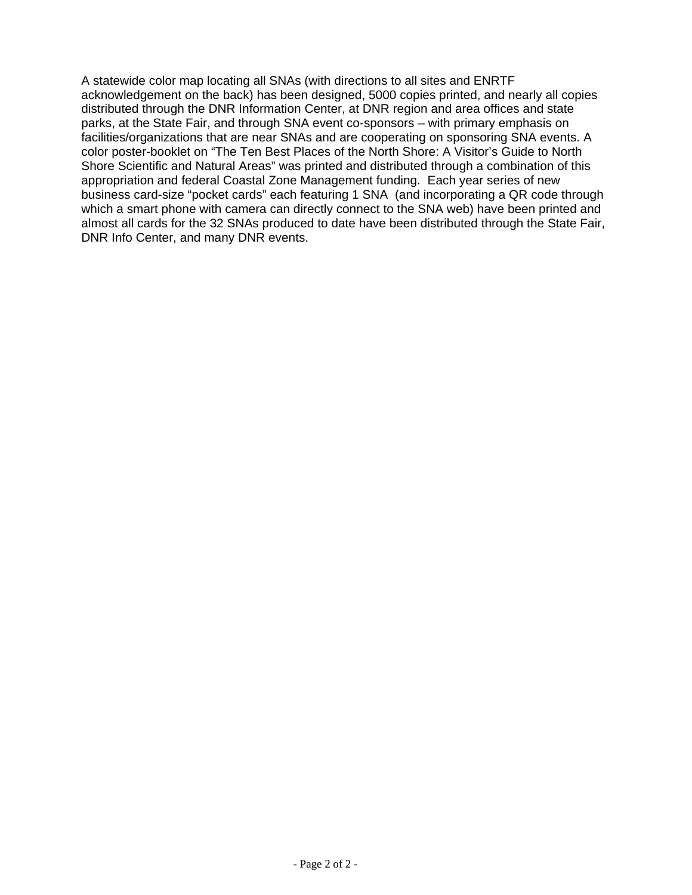A statewide color map locating all SNAs (with directions to all sites and ENRTF acknowledgement on the back) has been designed, 5000 copies printed, and nearly all copies distributed through the DNR Information Center, at DNR region and area offices and state parks, at the State Fair, and through SNA event co-sponsors – with primary emphasis on facilities/organizations that are near SNAs and are cooperating on sponsoring SNA events. A color poster-booklet on "The Ten Best Places of the North Shore: A Visitor's Guide to North Shore Scientific and Natural Areas" was printed and distributed through a combination of this appropriation and federal Coastal Zone Management funding. Each year series of new business card-size "pocket cards" each featuring 1 SNA (and incorporating a QR code through which a smart phone with camera can directly connect to the SNA web) have been printed and almost all cards for the 32 SNAs produced to date have been distributed through the State Fair, DNR Info Center, and many DNR events.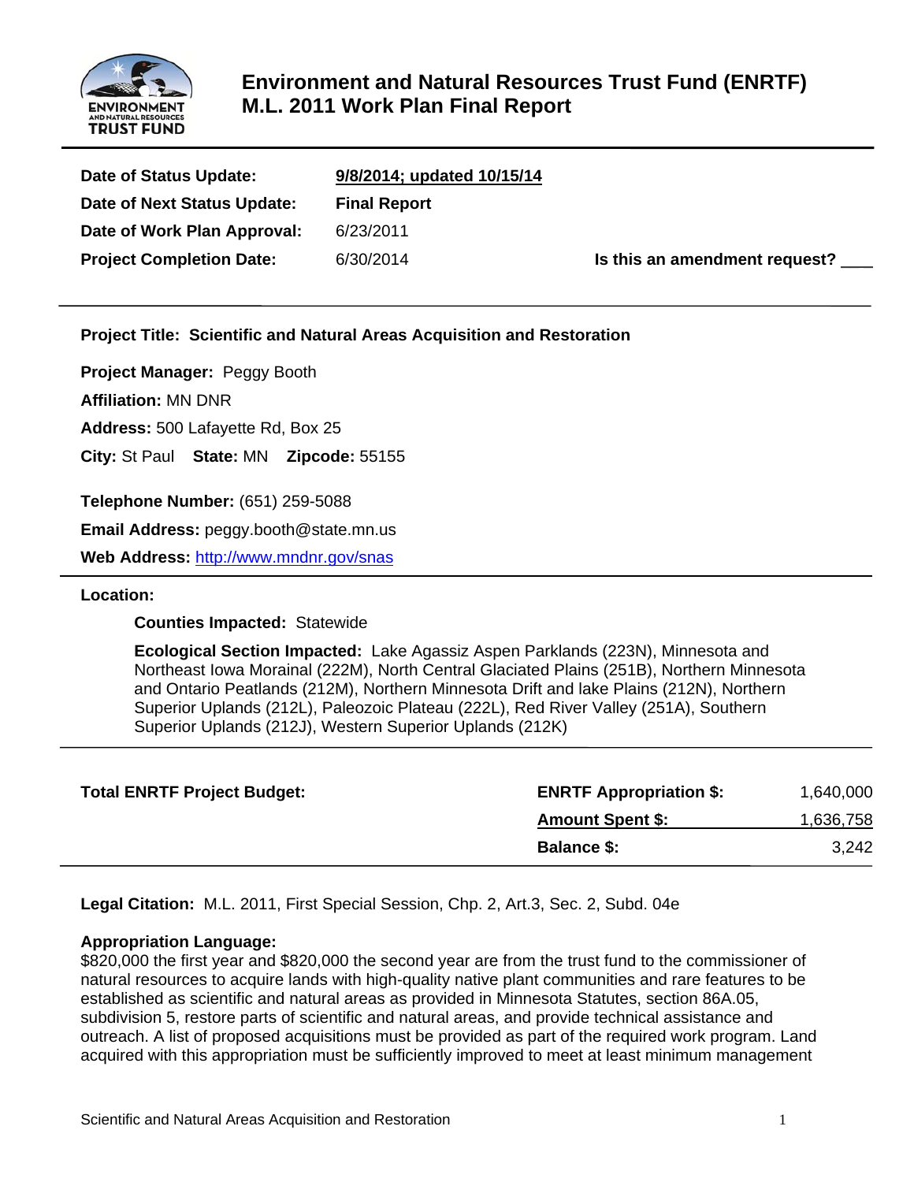# Environment and Natural Resources Trust Fund (ENRTF) M.L. 2011 Work Plan Final Report

| | | |
|---|---|---|
| **Date of Status Update:** | **9/8/2014; updated 10/15/14** | |
| **Date of Next Status Update:** | **Final Report** | |
| **Date of Work Plan Approval:** | 6/23/2011 | |
| **Project Completion Date:** | 6/30/2014 | **Is this an amendment request?** ___ |

**Project Title: Scientific and Natural Areas Acquisition and Restoration**

**Project Manager:** Peggy Booth

**Affiliation:** MN DNR

**Address:** 500 Lafayette Rd, Box 25

**City:** St Paul **State:** MN **Zipcode:** 55155

**Telephone Number:** (651) 259-5088

**Email Address:** peggy.booth@state.mn.us

**Web Address:** http://www.mndnr.gov/snas

**Location:**

**Counties Impacted:** Statewide

**Ecological Section Impacted:** Lake Agassiz Aspen Parklands (223N), Minnesota and Northeast Iowa Morainal (222M), North Central Glaciated Plains (251B), Northern Minnesota and Ontario Peatlands (212M), Northern Minnesota Drift and lake Plains (212N), Northern Superior Uplands (212L), Paleozoic Plateau (222L), Red River Valley (251A), Southern Superior Uplands (212J), Western Superior Uplands (212K)

| **Total ENRTF Project Budget:** | **ENRTF Appropriation $:** | 1,640,000 |
|---|---|---|
| | **Amount Spent $:** | 1,636,758 |
| | **Balance $:** | 3,242 |

**Legal Citation:** M.L. 2011, First Special Session, Chp. 2, Art.3, Sec. 2, Subd. 04e

**Appropriation Language:**
$820,000 the first year and $820,000 the second year are from the trust fund to the commissioner of natural resources to acquire lands with high-quality native plant communities and rare features to be established as scientific and natural areas as provided in Minnesota Statutes, section 86A.05, subdivision 5, restore parts of scientific and natural areas, and provide technical assistance and outreach. A list of proposed acquisitions must be provided as part of the required work program. Land acquired with this appropriation must be sufficiently improved to meet at least minimum management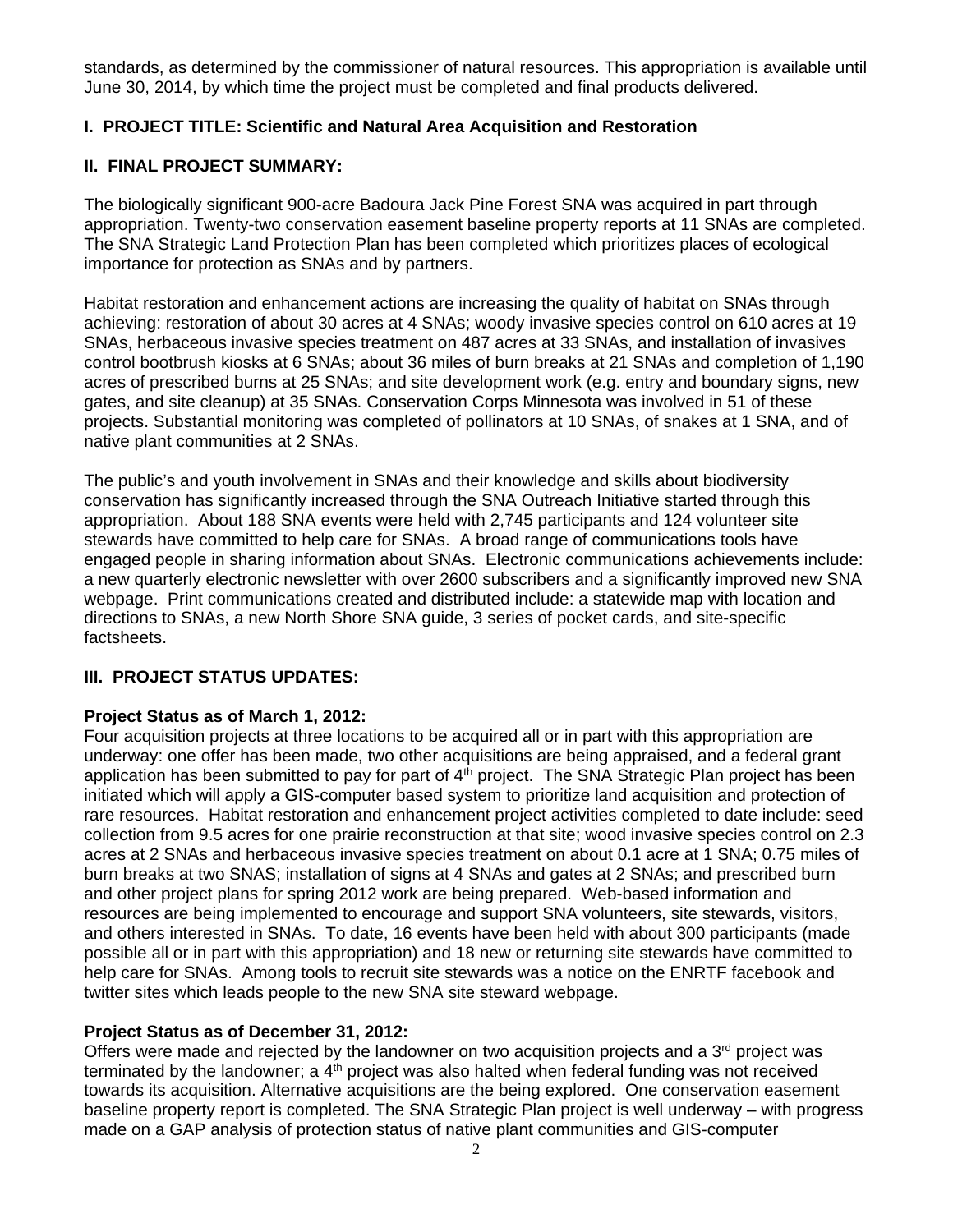standards, as determined by the commissioner of natural resources. This appropriation is available until June 30, 2014, by which time the project must be completed and final products delivered.

## I. PROJECT TITLE: Scientific and Natural Area Acquisition and Restoration

## II. FINAL PROJECT SUMMARY:

The biologically significant 900-acre Badoura Jack Pine Forest SNA was acquired in part through appropriation. Twenty-two conservation easement baseline property reports at 11 SNAs are completed. The SNA Strategic Land Protection Plan has been completed which prioritizes places of ecological importance for protection as SNAs and by partners.

Habitat restoration and enhancement actions are increasing the quality of habitat on SNAs through achieving: restoration of about 30 acres at 4 SNAs; woody invasive species control on 610 acres at 19 SNAs, herbaceous invasive species treatment on 487 acres at 33 SNAs, and installation of invasives control bootbrush kiosks at 6 SNAs; about 36 miles of burn breaks at 21 SNAs and completion of 1,190 acres of prescribed burns at 25 SNAs; and site development work (e.g. entry and boundary signs, new gates, and site cleanup) at 35 SNAs. Conservation Corps Minnesota was involved in 51 of these projects. Substantial monitoring was completed of pollinators at 10 SNAs, of snakes at 1 SNA, and of native plant communities at 2 SNAs.

The public's and youth involvement in SNAs and their knowledge and skills about biodiversity conservation has significantly increased through the SNA Outreach Initiative started through this appropriation. About 188 SNA events were held with 2,745 participants and 124 volunteer site stewards have committed to help care for SNAs. A broad range of communications tools have engaged people in sharing information about SNAs. Electronic communications achievements include: a new quarterly electronic newsletter with over 2600 subscribers and a significantly improved new SNA webpage. Print communications created and distributed include: a statewide map with location and directions to SNAs, a new North Shore SNA guide, 3 series of pocket cards, and site-specific factsheets.

## III. PROJECT STATUS UPDATES:

**Project Status as of March 1, 2012:**
Four acquisition projects at three locations to be acquired all or in part with this appropriation are underway: one offer has been made, two other acquisitions are being appraised, and a federal grant application has been submitted to pay for part of 4th project. The SNA Strategic Plan project has been initiated which will apply a GIS-computer based system to prioritize land acquisition and protection of rare resources. Habitat restoration and enhancement project activities completed to date include: seed collection from 9.5 acres for one prairie reconstruction at that site; wood invasive species control on 2.3 acres at 2 SNAs and herbaceous invasive species treatment on about 0.1 acre at 1 SNA; 0.75 miles of burn breaks at two SNAS; installation of signs at 4 SNAs and gates at 2 SNAs; and prescribed burn and other project plans for spring 2012 work are being prepared. Web-based information and resources are being implemented to encourage and support SNA volunteers, site stewards, visitors, and others interested in SNAs. To date, 16 events have been held with about 300 participants (made possible all or in part with this appropriation) and 18 new or returning site stewards have committed to help care for SNAs. Among tools to recruit site stewards was a notice on the ENRTF facebook and twitter sites which leads people to the new SNA site steward webpage.

**Project Status as of December 31, 2012:**
Offers were made and rejected by the landowner on two acquisition projects and a 3rd project was terminated by the landowner; a 4th project was also halted when federal funding was not received towards its acquisition. Alternative acquisitions are the being explored. One conservation easement baseline property report is completed. The SNA Strategic Plan project is well underway – with progress made on a GAP analysis of protection status of native plant communities and GIS-computer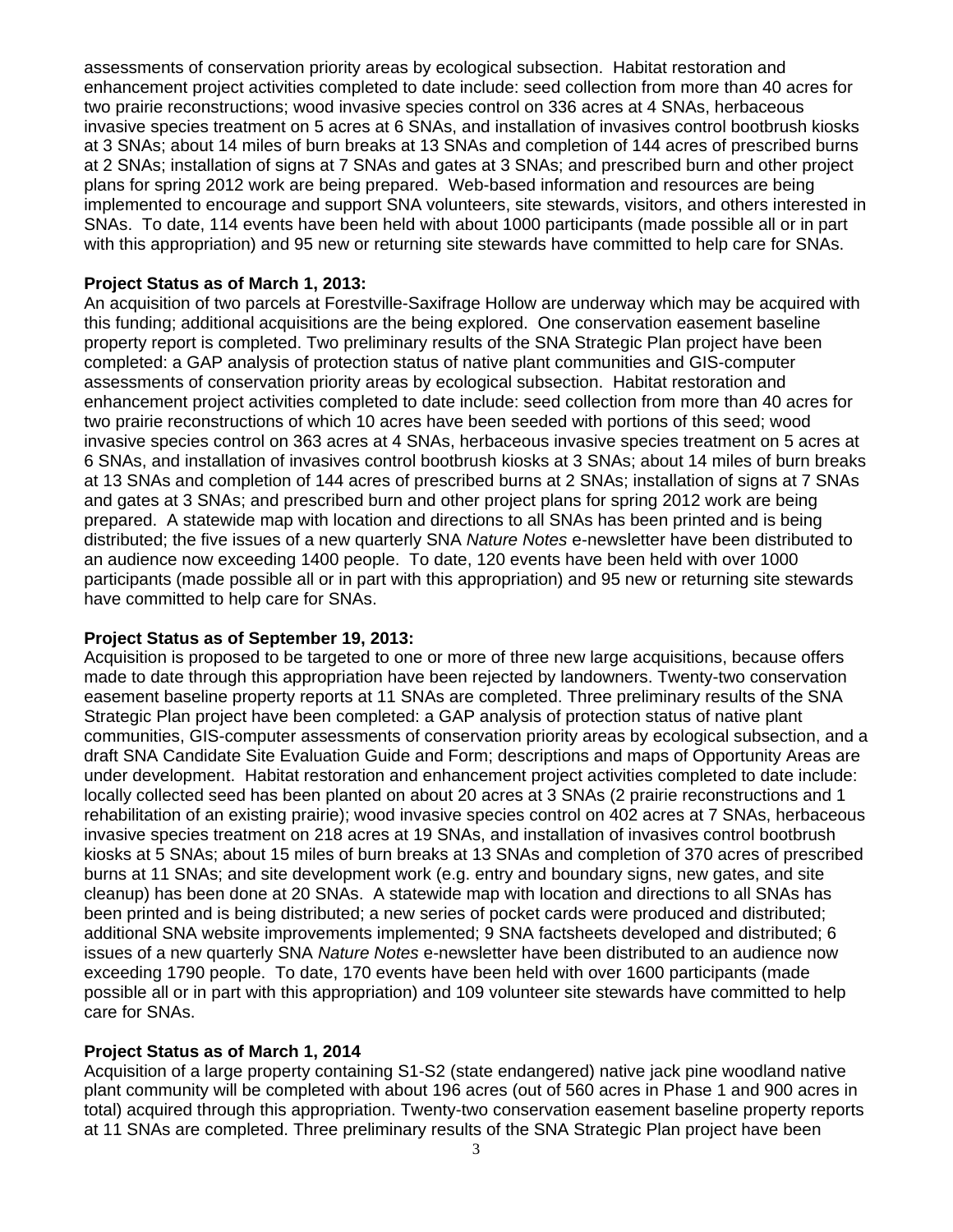assessments of conservation priority areas by ecological subsection. Habitat restoration and enhancement project activities completed to date include: seed collection from more than 40 acres for two prairie reconstructions; wood invasive species control on 336 acres at 4 SNAs, herbaceous invasive species treatment on 5 acres at 6 SNAs, and installation of invasives control bootbrush kiosks at 3 SNAs; about 14 miles of burn breaks at 13 SNAs and completion of 144 acres of prescribed burns at 2 SNAs; installation of signs at 7 SNAs and gates at 3 SNAs; and prescribed burn and other project plans for spring 2012 work are being prepared. Web-based information and resources are being implemented to encourage and support SNA volunteers, site stewards, visitors, and others interested in SNAs. To date, 114 events have been held with about 1000 participants (made possible all or in part with this appropriation) and 95 new or returning site stewards have committed to help care for SNAs.

**Project Status as of March 1, 2013:**
An acquisition of two parcels at Forestville-Saxifrage Hollow are underway which may be acquired with this funding; additional acquisitions are the being explored. One conservation easement baseline property report is completed. Two preliminary results of the SNA Strategic Plan project have been completed: a GAP analysis of protection status of native plant communities and GIS-computer assessments of conservation priority areas by ecological subsection. Habitat restoration and enhancement project activities completed to date include: seed collection from more than 40 acres for two prairie reconstructions of which 10 acres have been seeded with portions of this seed; wood invasive species control on 363 acres at 4 SNAs, herbaceous invasive species treatment on 5 acres at 6 SNAs, and installation of invasives control bootbrush kiosks at 3 SNAs; about 14 miles of burn breaks at 13 SNAs and completion of 144 acres of prescribed burns at 2 SNAs; installation of signs at 7 SNAs and gates at 3 SNAs; and prescribed burn and other project plans for spring 2012 work are being prepared. A statewide map with location and directions to all SNAs has been printed and is being distributed; the five issues of a new quarterly SNA *Nature Notes* e-newsletter have been distributed to an audience now exceeding 1400 people. To date, 120 events have been held with over 1000 participants (made possible all or in part with this appropriation) and 95 new or returning site stewards have committed to help care for SNAs.

**Project Status as of September 19, 2013:**
Acquisition is proposed to be targeted to one or more of three new large acquisitions, because offers made to date through this appropriation have been rejected by landowners. Twenty-two conservation easement baseline property reports at 11 SNAs are completed. Three preliminary results of the SNA Strategic Plan project have been completed: a GAP analysis of protection status of native plant communities, GIS-computer assessments of conservation priority areas by ecological subsection, and a draft SNA Candidate Site Evaluation Guide and Form; descriptions and maps of Opportunity Areas are under development. Habitat restoration and enhancement project activities completed to date include: locally collected seed has been planted on about 20 acres at 3 SNAs (2 prairie reconstructions and 1 rehabilitation of an existing prairie); wood invasive species control on 402 acres at 7 SNAs, herbaceous invasive species treatment on 218 acres at 19 SNAs, and installation of invasives control bootbrush kiosks at 5 SNAs; about 15 miles of burn breaks at 13 SNAs and completion of 370 acres of prescribed burns at 11 SNAs; and site development work (e.g. entry and boundary signs, new gates, and site cleanup) has been done at 20 SNAs. A statewide map with location and directions to all SNAs has been printed and is being distributed; a new series of pocket cards were produced and distributed; additional SNA website improvements implemented; 9 SNA factsheets developed and distributed; 6 issues of a new quarterly SNA *Nature Notes* e-newsletter have been distributed to an audience now exceeding 1790 people. To date, 170 events have been held with over 1600 participants (made possible all or in part with this appropriation) and 109 volunteer site stewards have committed to help care for SNAs.

**Project Status as of March 1, 2014**
Acquisition of a large property containing S1-S2 (state endangered) native jack pine woodland native plant community will be completed with about 196 acres (out of 560 acres in Phase 1 and 900 acres in total) acquired through this appropriation. Twenty-two conservation easement baseline property reports at 11 SNAs are completed. Three preliminary results of the SNA Strategic Plan project have been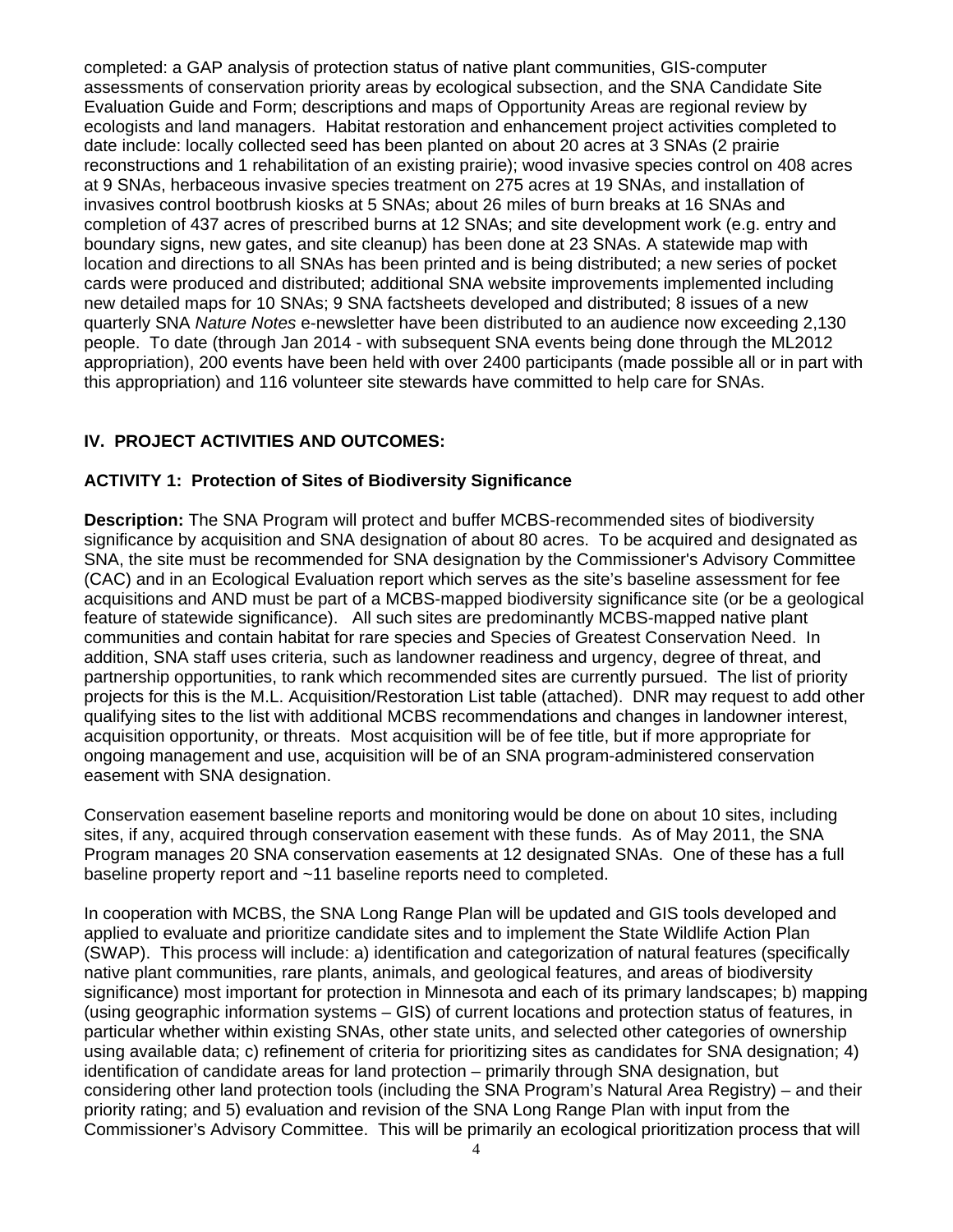completed: a GAP analysis of protection status of native plant communities, GIS-computer assessments of conservation priority areas by ecological subsection, and the SNA Candidate Site Evaluation Guide and Form; descriptions and maps of Opportunity Areas are regional review by ecologists and land managers. Habitat restoration and enhancement project activities completed to date include: locally collected seed has been planted on about 20 acres at 3 SNAs (2 prairie reconstructions and 1 rehabilitation of an existing prairie); wood invasive species control on 408 acres at 9 SNAs, herbaceous invasive species treatment on 275 acres at 19 SNAs, and installation of invasives control bootbrush kiosks at 5 SNAs; about 26 miles of burn breaks at 16 SNAs and completion of 437 acres of prescribed burns at 12 SNAs; and site development work (e.g. entry and boundary signs, new gates, and site cleanup) has been done at 23 SNAs. A statewide map with location and directions to all SNAs has been printed and is being distributed; a new series of pocket cards were produced and distributed; additional SNA website improvements implemented including new detailed maps for 10 SNAs; 9 SNA factsheets developed and distributed; 8 issues of a new quarterly SNA *Nature Notes* e-newsletter have been distributed to an audience now exceeding 2,130 people. To date (through Jan 2014 - with subsequent SNA events being done through the ML2012 appropriation), 200 events have been held with over 2400 participants (made possible all or in part with this appropriation) and 116 volunteer site stewards have committed to help care for SNAs.

## IV. PROJECT ACTIVITIES AND OUTCOMES:

### ACTIVITY 1: Protection of Sites of Biodiversity Significance

**Description:** The SNA Program will protect and buffer MCBS-recommended sites of biodiversity significance by acquisition and SNA designation of about 80 acres. To be acquired and designated as SNA, the site must be recommended for SNA designation by the Commissioner's Advisory Committee (CAC) and in an Ecological Evaluation report which serves as the site's baseline assessment for fee acquisitions and AND must be part of a MCBS-mapped biodiversity significance site (or be a geological feature of statewide significance). All such sites are predominantly MCBS-mapped native plant communities and contain habitat for rare species and Species of Greatest Conservation Need. In addition, SNA staff uses criteria, such as landowner readiness and urgency, degree of threat, and partnership opportunities, to rank which recommended sites are currently pursued. The list of priority projects for this is the M.L. Acquisition/Restoration List table (attached). DNR may request to add other qualifying sites to the list with additional MCBS recommendations and changes in landowner interest, acquisition opportunity, or threats. Most acquisition will be of fee title, but if more appropriate for ongoing management and use, acquisition will be of an SNA program-administered conservation easement with SNA designation.

Conservation easement baseline reports and monitoring would be done on about 10 sites, including sites, if any, acquired through conservation easement with these funds. As of May 2011, the SNA Program manages 20 SNA conservation easements at 12 designated SNAs. One of these has a full baseline property report and ~11 baseline reports need to completed.

In cooperation with MCBS, the SNA Long Range Plan will be updated and GIS tools developed and applied to evaluate and prioritize candidate sites and to implement the State Wildlife Action Plan (SWAP). This process will include: a) identification and categorization of natural features (specifically native plant communities, rare plants, animals, and geological features, and areas of biodiversity significance) most important for protection in Minnesota and each of its primary landscapes; b) mapping (using geographic information systems – GIS) of current locations and protection status of features, in particular whether within existing SNAs, other state units, and selected other categories of ownership using available data; c) refinement of criteria for prioritizing sites as candidates for SNA designation; 4) identification of candidate areas for land protection – primarily through SNA designation, but considering other land protection tools (including the SNA Program's Natural Area Registry) – and their priority rating; and 5) evaluation and revision of the SNA Long Range Plan with input from the Commissioner's Advisory Committee. This will be primarily an ecological prioritization process that will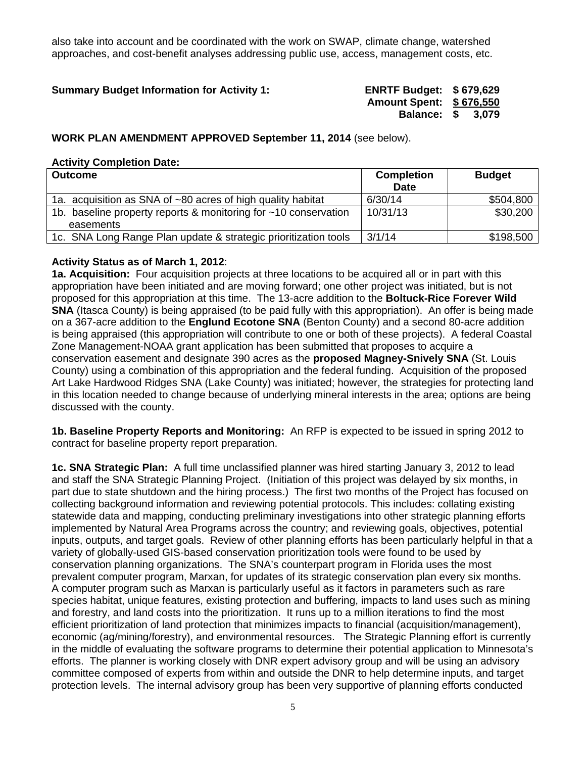also take into account and be coordinated with the work on SWAP, climate change, watershed approaches, and cost-benefit analyses addressing public use, access, management costs, etc.

**Summary Budget Information for Activity 1:** 

**ENRTF Budget: $ 679,629**
**Amount Spent: $ 676,550**
**Balance: $ 3,079**

**WORK PLAN AMENDMENT APPROVED September 11, 2014** (see below).

**Activity Completion Date:**

| Outcome | Completion Date | Budget |
|---|---|---|
| 1a. acquisition as SNA of ~80 acres of high quality habitat | 6/30/14 | $504,800 |
| 1b. baseline property reports & monitoring for ~10 conservation easements | 10/31/13 | $30,200 |
| 1c. SNA Long Range Plan update & strategic prioritization tools | 3/1/14 | $198,500 |

**Activity Status as of March 1, 2012**:

**1a. Acquisition:** Four acquisition projects at three locations to be acquired all or in part with this appropriation have been initiated and are moving forward; one other project was initiated, but is not proposed for this appropriation at this time. The 13-acre addition to the **Boltuck-Rice Forever Wild SNA** (Itasca County) is being appraised (to be paid fully with this appropriation). An offer is being made on a 367-acre addition to the **Englund Ecotone SNA** (Benton County) and a second 80-acre addition is being appraised (this appropriation will contribute to one or both of these projects). A federal Coastal Zone Management-NOAA grant application has been submitted that proposes to acquire a conservation easement and designate 390 acres as the **proposed Magney-Snively SNA** (St. Louis County) using a combination of this appropriation and the federal funding. Acquisition of the proposed Art Lake Hardwood Ridges SNA (Lake County) was initiated; however, the strategies for protecting land in this location needed to change because of underlying mineral interests in the area; options are being discussed with the county.

**1b. Baseline Property Reports and Monitoring:** An RFP is expected to be issued in spring 2012 to contract for baseline property report preparation.

**1c. SNA Strategic Plan:** A full time unclassified planner was hired starting January 3, 2012 to lead and staff the SNA Strategic Planning Project. (Initiation of this project was delayed by six months, in part due to state shutdown and the hiring process.) The first two months of the Project has focused on collecting background information and reviewing potential protocols. This includes: collating existing statewide data and mapping, conducting preliminary investigations into other strategic planning efforts implemented by Natural Area Programs across the country; and reviewing goals, objectives, potential inputs, outputs, and target goals. Review of other planning efforts has been particularly helpful in that a variety of globally-used GIS-based conservation prioritization tools were found to be used by conservation planning organizations. The SNA's counterpart program in Florida uses the most prevalent computer program, Marxan, for updates of its strategic conservation plan every six months. A computer program such as Marxan is particularly useful as it factors in parameters such as rare species habitat, unique features, existing protection and buffering, impacts to land uses such as mining and forestry, and land costs into the prioritization. It runs up to a million iterations to find the most efficient prioritization of land protection that minimizes impacts to financial (acquisition/management), economic (ag/mining/forestry), and environmental resources. The Strategic Planning effort is currently in the middle of evaluating the software programs to determine their potential application to Minnesota's efforts. The planner is working closely with DNR expert advisory group and will be using an advisory committee composed of experts from within and outside the DNR to help determine inputs, and target protection levels. The internal advisory group has been very supportive of planning efforts conducted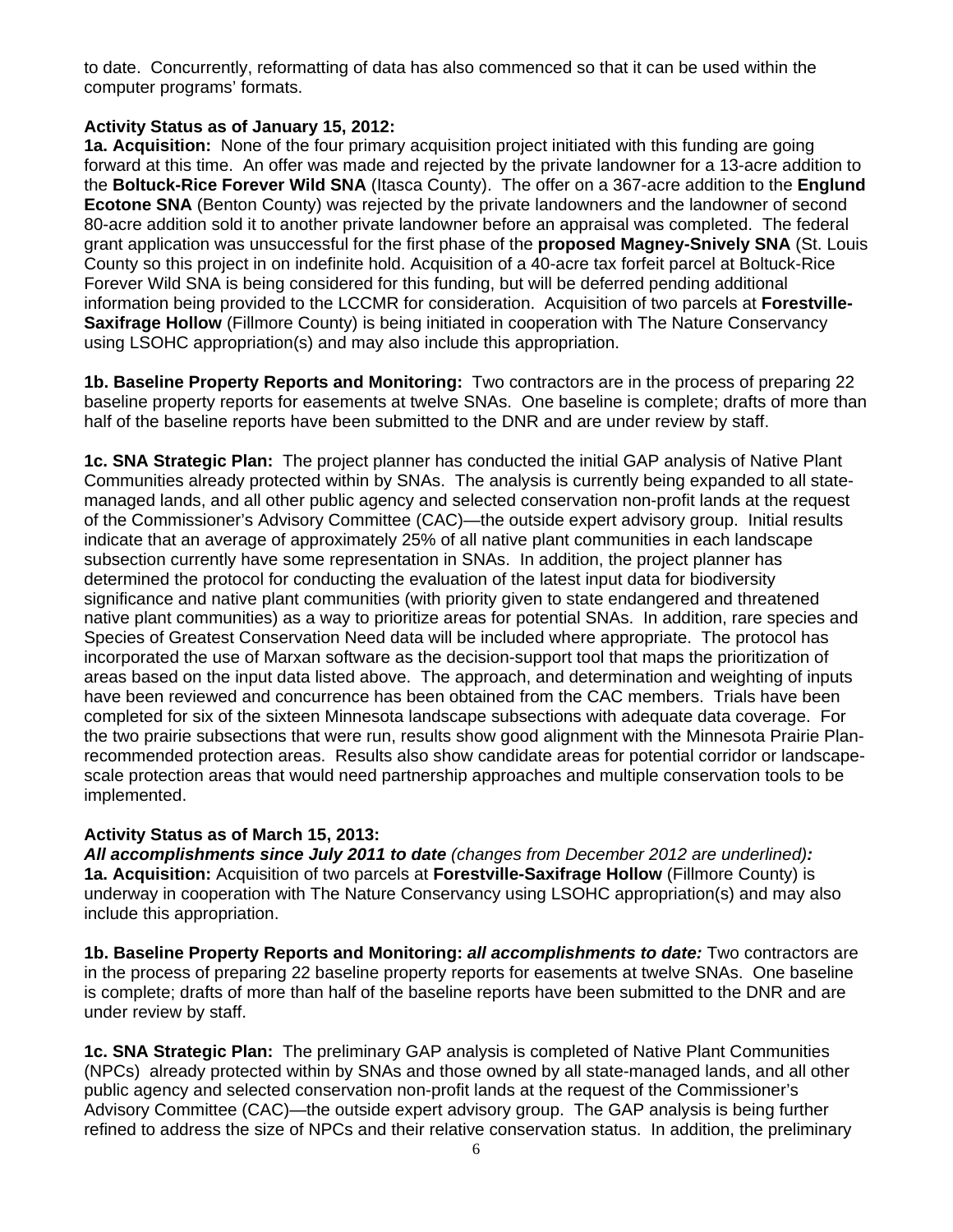to date. Concurrently, reformatting of data has also commenced so that it can be used within the computer programs' formats.

**Activity Status as of January 15, 2012:**

**1a. Acquisition:** None of the four primary acquisition project initiated with this funding are going forward at this time. An offer was made and rejected by the private landowner for a 13-acre addition to the **Boltuck-Rice Forever Wild SNA** (Itasca County). The offer on a 367-acre addition to the **Englund Ecotone SNA** (Benton County) was rejected by the private landowners and the landowner of second 80-acre addition sold it to another private landowner before an appraisal was completed. The federal grant application was unsuccessful for the first phase of the **proposed Magney-Snively SNA** (St. Louis County so this project in on indefinite hold. Acquisition of a 40-acre tax forfeit parcel at Boltuck-Rice Forever Wild SNA is being considered for this funding, but will be deferred pending additional information being provided to the LCCMR for consideration. Acquisition of two parcels at **Forestville-Saxifrage Hollow** (Fillmore County) is being initiated in cooperation with The Nature Conservancy using LSOHC appropriation(s) and may also include this appropriation.

**1b. Baseline Property Reports and Monitoring:** Two contractors are in the process of preparing 22 baseline property reports for easements at twelve SNAs. One baseline is complete; drafts of more than half of the baseline reports have been submitted to the DNR and are under review by staff.

**1c. SNA Strategic Plan:** The project planner has conducted the initial GAP analysis of Native Plant Communities already protected within by SNAs. The analysis is currently being expanded to all state-managed lands, and all other public agency and selected conservation non-profit lands at the request of the Commissioner's Advisory Committee (CAC)—the outside expert advisory group. Initial results indicate that an average of approximately 25% of all native plant communities in each landscape subsection currently have some representation in SNAs. In addition, the project planner has determined the protocol for conducting the evaluation of the latest input data for biodiversity significance and native plant communities (with priority given to state endangered and threatened native plant communities) as a way to prioritize areas for potential SNAs. In addition, rare species and Species of Greatest Conservation Need data will be included where appropriate. The protocol has incorporated the use of Marxan software as the decision-support tool that maps the prioritization of areas based on the input data listed above. The approach, and determination and weighting of inputs have been reviewed and concurrence has been obtained from the CAC members. Trials have been completed for six of the sixteen Minnesota landscape subsections with adequate data coverage. For the two prairie subsections that were run, results show good alignment with the Minnesota Prairie Plan-recommended protection areas. Results also show candidate areas for potential corridor or landscape-scale protection areas that would need partnership approaches and multiple conservation tools to be implemented.

**Activity Status as of March 15, 2013:**

***All accomplishments since July 2011 to date*** *(changes from December 2012 are underlined)****:***

**1a. Acquisition:** Acquisition of two parcels at **Forestville-Saxifrage Hollow** (Fillmore County) is underway in cooperation with The Nature Conservancy using LSOHC appropriation(s) and may also include this appropriation.

**1b. Baseline Property Reports and Monitoring:** ***all accomplishments to date:*** Two contractors are in the process of preparing 22 baseline property reports for easements at twelve SNAs. One baseline is complete; drafts of more than half of the baseline reports have been submitted to the DNR and are under review by staff.

**1c. SNA Strategic Plan:** The preliminary GAP analysis is completed of Native Plant Communities (NPCs) already protected within by SNAs and those owned by all state-managed lands, and all other public agency and selected conservation non-profit lands at the request of the Commissioner's Advisory Committee (CAC)—the outside expert advisory group. The GAP analysis is being further refined to address the size of NPCs and their relative conservation status. In addition, the preliminary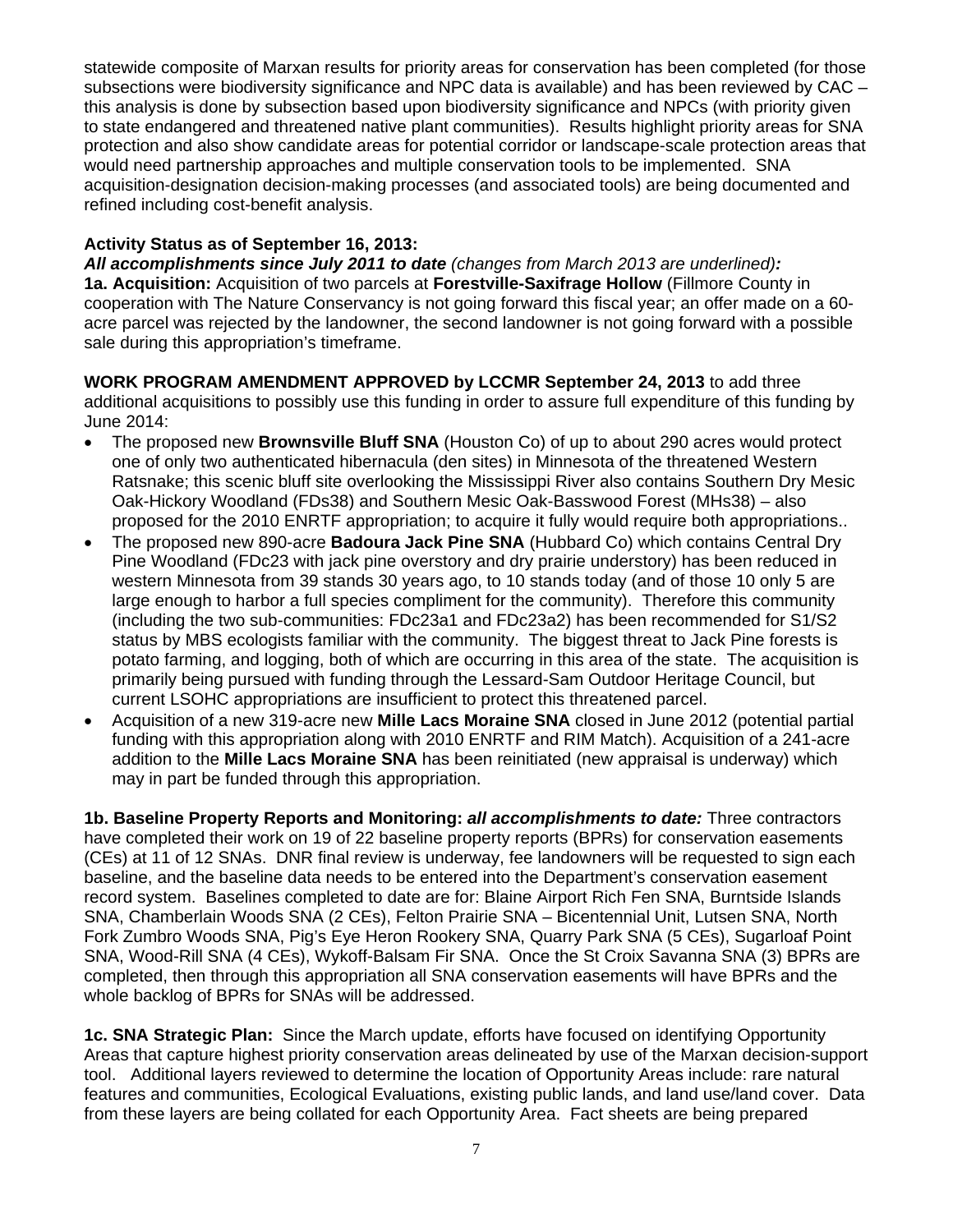statewide composite of Marxan results for priority areas for conservation has been completed (for those subsections were biodiversity significance and NPC data is available) and has been reviewed by CAC – this analysis is done by subsection based upon biodiversity significance and NPCs (with priority given to state endangered and threatened native plant communities). Results highlight priority areas for SNA protection and also show candidate areas for potential corridor or landscape-scale protection areas that would need partnership approaches and multiple conservation tools to be implemented. SNA acquisition-designation decision-making processes (and associated tools) are being documented and refined including cost-benefit analysis.

**Activity Status as of September 16, 2013:**

***All accomplishments since July 2011 to date*** *(changes from March 2013 are underlined)**:***

**1a. Acquisition:** Acquisition of two parcels at **Forestville-Saxifrage Hollow** (Fillmore County in cooperation with The Nature Conservancy is not going forward this fiscal year; an offer made on a 60-acre parcel was rejected by the landowner, the second landowner is not going forward with a possible sale during this appropriation's timeframe.

**WORK PROGRAM AMENDMENT APPROVED by LCCMR September 24, 2013** to add three additional acquisitions to possibly use this funding in order to assure full expenditure of this funding by June 2014:

- The proposed new **Brownsville Bluff SNA** (Houston Co) of up to about 290 acres would protect one of only two authenticated hibernacula (den sites) in Minnesota of the threatened Western Ratsnake; this scenic bluff site overlooking the Mississippi River also contains Southern Dry Mesic Oak-Hickory Woodland (FDs38) and Southern Mesic Oak-Basswood Forest (MHs38) – also proposed for the 2010 ENRTF appropriation; to acquire it fully would require both appropriations..
- The proposed new 890-acre **Badoura Jack Pine SNA** (Hubbard Co) which contains Central Dry Pine Woodland (FDc23 with jack pine overstory and dry prairie understory) has been reduced in western Minnesota from 39 stands 30 years ago, to 10 stands today (and of those 10 only 5 are large enough to harbor a full species compliment for the community). Therefore this community (including the two sub-communities: FDc23a1 and FDc23a2) has been recommended for S1/S2 status by MBS ecologists familiar with the community. The biggest threat to Jack Pine forests is potato farming, and logging, both of which are occurring in this area of the state. The acquisition is primarily being pursued with funding through the Lessard-Sam Outdoor Heritage Council, but current LSOHC appropriations are insufficient to protect this threatened parcel.
- Acquisition of a new 319-acre new **Mille Lacs Moraine SNA** closed in June 2012 (potential partial funding with this appropriation along with 2010 ENRTF and RIM Match). Acquisition of a 241-acre addition to the **Mille Lacs Moraine SNA** has been reinitiated (new appraisal is underway) which may in part be funded through this appropriation.

**1b. Baseline Property Reports and Monitoring:** ***all accomplishments to date:*** Three contractors have completed their work on 19 of 22 baseline property reports (BPRs) for conservation easements (CEs) at 11 of 12 SNAs. DNR final review is underway, fee landowners will be requested to sign each baseline, and the baseline data needs to be entered into the Department's conservation easement record system. Baselines completed to date are for: Blaine Airport Rich Fen SNA, Burntside Islands SNA, Chamberlain Woods SNA (2 CEs), Felton Prairie SNA – Bicentennial Unit, Lutsen SNA, North Fork Zumbro Woods SNA, Pig's Eye Heron Rookery SNA, Quarry Park SNA (5 CEs), Sugarloaf Point SNA, Wood-Rill SNA (4 CEs), Wykoff-Balsam Fir SNA. Once the St Croix Savanna SNA (3) BPRs are completed, then through this appropriation all SNA conservation easements will have BPRs and the whole backlog of BPRs for SNAs will be addressed.

**1c. SNA Strategic Plan:** Since the March update, efforts have focused on identifying Opportunity Areas that capture highest priority conservation areas delineated by use of the Marxan decision-support tool. Additional layers reviewed to determine the location of Opportunity Areas include: rare natural features and communities, Ecological Evaluations, existing public lands, and land use/land cover. Data from these layers are being collated for each Opportunity Area. Fact sheets are being prepared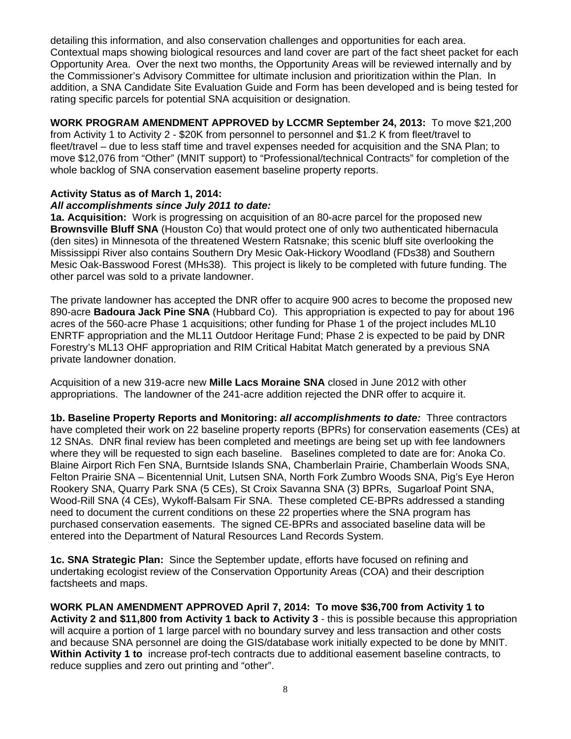detailing this information, and also conservation challenges and opportunities for each area. Contextual maps showing biological resources and land cover are part of the fact sheet packet for each Opportunity Area. Over the next two months, the Opportunity Areas will be reviewed internally and by the Commissioner's Advisory Committee for ultimate inclusion and prioritization within the Plan. In addition, a SNA Candidate Site Evaluation Guide and Form has been developed and is being tested for rating specific parcels for potential SNA acquisition or designation.

**WORK PROGRAM AMENDMENT APPROVED by LCCMR September 24, 2013:** To move $21,200 from Activity 1 to Activity 2 - $20K from personnel to personnel and $1.2 K from fleet/travel to fleet/travel – due to less staff time and travel expenses needed for acquisition and the SNA Plan; to move $12,076 from "Other" (MNIT support) to "Professional/technical Contracts" for completion of the whole backlog of SNA conservation easement baseline property reports.

**Activity Status as of March 1, 2014:**
***All accomplishments since July 2011 to date:***
**1a. Acquisition:** Work is progressing on acquisition of an 80-acre parcel for the proposed new **Brownsville Bluff SNA** (Houston Co) that would protect one of only two authenticated hibernacula (den sites) in Minnesota of the threatened Western Ratsnake; this scenic bluff site overlooking the Mississippi River also contains Southern Dry Mesic Oak-Hickory Woodland (FDs38) and Southern Mesic Oak-Basswood Forest (MHs38). This project is likely to be completed with future funding. The other parcel was sold to a private landowner.

The private landowner has accepted the DNR offer to acquire 900 acres to become the proposed new 890-acre **Badoura Jack Pine SNA** (Hubbard Co). This appropriation is expected to pay for about 196 acres of the 560-acre Phase 1 acquisitions; other funding for Phase 1 of the project includes ML10 ENRTF appropriation and the ML11 Outdoor Heritage Fund; Phase 2 is expected to be paid by DNR Forestry's ML13 OHF appropriation and RIM Critical Habitat Match generated by a previous SNA private landowner donation.

Acquisition of a new 319-acre new **Mille Lacs Moraine SNA** closed in June 2012 with other appropriations. The landowner of the 241-acre addition rejected the DNR offer to acquire it.

**1b. Baseline Property Reports and Monitoring:** ***all accomplishments to date:*** Three contractors have completed their work on 22 baseline property reports (BPRs) for conservation easements (CEs) at 12 SNAs. DNR final review has been completed and meetings are being set up with fee landowners where they will be requested to sign each baseline. Baselines completed to date are for: Anoka Co. Blaine Airport Rich Fen SNA, Burntside Islands SNA, Chamberlain Prairie, Chamberlain Woods SNA, Felton Prairie SNA – Bicentennial Unit, Lutsen SNA, North Fork Zumbro Woods SNA, Pig's Eye Heron Rookery SNA, Quarry Park SNA (5 CEs), St Croix Savanna SNA (3) BPRs, Sugarloaf Point SNA, Wood-Rill SNA (4 CEs), Wykoff-Balsam Fir SNA. These completed CE-BPRs addressed a standing need to document the current conditions on these 22 properties where the SNA program has purchased conservation easements. The signed CE-BPRs and associated baseline data will be entered into the Department of Natural Resources Land Records System.

**1c. SNA Strategic Plan:** Since the September update, efforts have focused on refining and undertaking ecologist review of the Conservation Opportunity Areas (COA) and their description factsheets and maps.

**WORK PLAN AMENDMENT APPROVED April 7, 2014: To move $36,700 from Activity 1 to Activity 2 and $11,800 from Activity 1 back to Activity 3** - this is possible because this appropriation will acquire a portion of 1 large parcel with no boundary survey and less transaction and other costs and because SNA personnel are doing the GIS/database work initially expected to be done by MNIT. **Within Activity 1 to** increase prof-tech contracts due to additional easement baseline contracts, to reduce supplies and zero out printing and "other".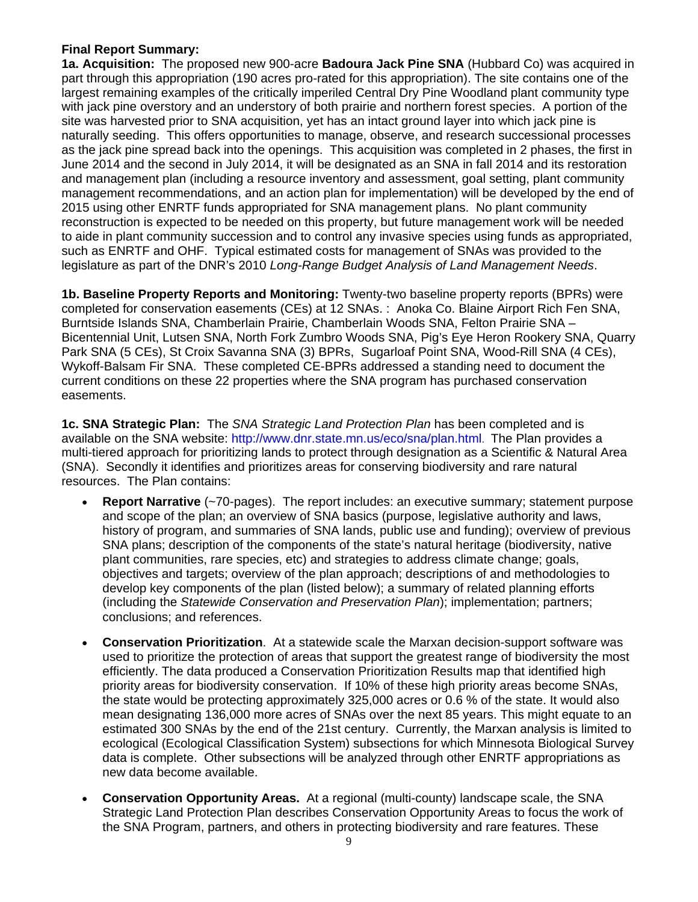**Final Report Summary:**

**1a. Acquisition:** The proposed new 900-acre **Badoura Jack Pine SNA** (Hubbard Co) was acquired in part through this appropriation (190 acres pro-rated for this appropriation). The site contains one of the largest remaining examples of the critically imperiled Central Dry Pine Woodland plant community type with jack pine overstory and an understory of both prairie and northern forest species. A portion of the site was harvested prior to SNA acquisition, yet has an intact ground layer into which jack pine is naturally seeding. This offers opportunities to manage, observe, and research successional processes as the jack pine spread back into the openings. This acquisition was completed in 2 phases, the first in June 2014 and the second in July 2014, it will be designated as an SNA in fall 2014 and its restoration and management plan (including a resource inventory and assessment, goal setting, plant community management recommendations, and an action plan for implementation) will be developed by the end of 2015 using other ENRTF funds appropriated for SNA management plans. No plant community reconstruction is expected to be needed on this property, but future management work will be needed to aide in plant community succession and to control any invasive species using funds as appropriated, such as ENRTF and OHF. Typical estimated costs for management of SNAs was provided to the legislature as part of the DNR's 2010 *Long-Range Budget Analysis of Land Management Needs*.

**1b. Baseline Property Reports and Monitoring:** Twenty-two baseline property reports (BPRs) were completed for conservation easements (CEs) at 12 SNAs. : Anoka Co. Blaine Airport Rich Fen SNA, Burntside Islands SNA, Chamberlain Prairie, Chamberlain Woods SNA, Felton Prairie SNA – Bicentennial Unit, Lutsen SNA, North Fork Zumbro Woods SNA, Pig's Eye Heron Rookery SNA, Quarry Park SNA (5 CEs), St Croix Savanna SNA (3) BPRs, Sugarloaf Point SNA, Wood-Rill SNA (4 CEs), Wykoff-Balsam Fir SNA. These completed CE-BPRs addressed a standing need to document the current conditions on these 22 properties where the SNA program has purchased conservation easements.

**1c. SNA Strategic Plan:** The *SNA Strategic Land Protection Plan* has been completed and is available on the SNA website: http://www.dnr.state.mn.us/eco/sna/plan.html. The Plan provides a multi-tiered approach for prioritizing lands to protect through designation as a Scientific & Natural Area (SNA). Secondly it identifies and prioritizes areas for conserving biodiversity and rare natural resources. The Plan contains:

- **Report Narrative** (~70-pages). The report includes: an executive summary; statement purpose and scope of the plan; an overview of SNA basics (purpose, legislative authority and laws, history of program, and summaries of SNA lands, public use and funding); overview of previous SNA plans; description of the components of the state's natural heritage (biodiversity, native plant communities, rare species, etc) and strategies to address climate change; goals, objectives and targets; overview of the plan approach; descriptions of and methodologies to develop key components of the plan (listed below); a summary of related planning efforts (including the *Statewide Conservation and Preservation Plan*); implementation; partners; conclusions; and references.

- **Conservation Prioritization**. At a statewide scale the Marxan decision-support software was used to prioritize the protection of areas that support the greatest range of biodiversity the most efficiently. The data produced a Conservation Prioritization Results map that identified high priority areas for biodiversity conservation. If 10% of these high priority areas become SNAs, the state would be protecting approximately 325,000 acres or 0.6 % of the state. It would also mean designating 136,000 more acres of SNAs over the next 85 years. This might equate to an estimated 300 SNAs by the end of the 21st century. Currently, the Marxan analysis is limited to ecological (Ecological Classification System) subsections for which Minnesota Biological Survey data is complete. Other subsections will be analyzed through other ENRTF appropriations as new data become available.

- **Conservation Opportunity Areas.** At a regional (multi-county) landscape scale, the SNA Strategic Land Protection Plan describes Conservation Opportunity Areas to focus the work of the SNA Program, partners, and others in protecting biodiversity and rare features. These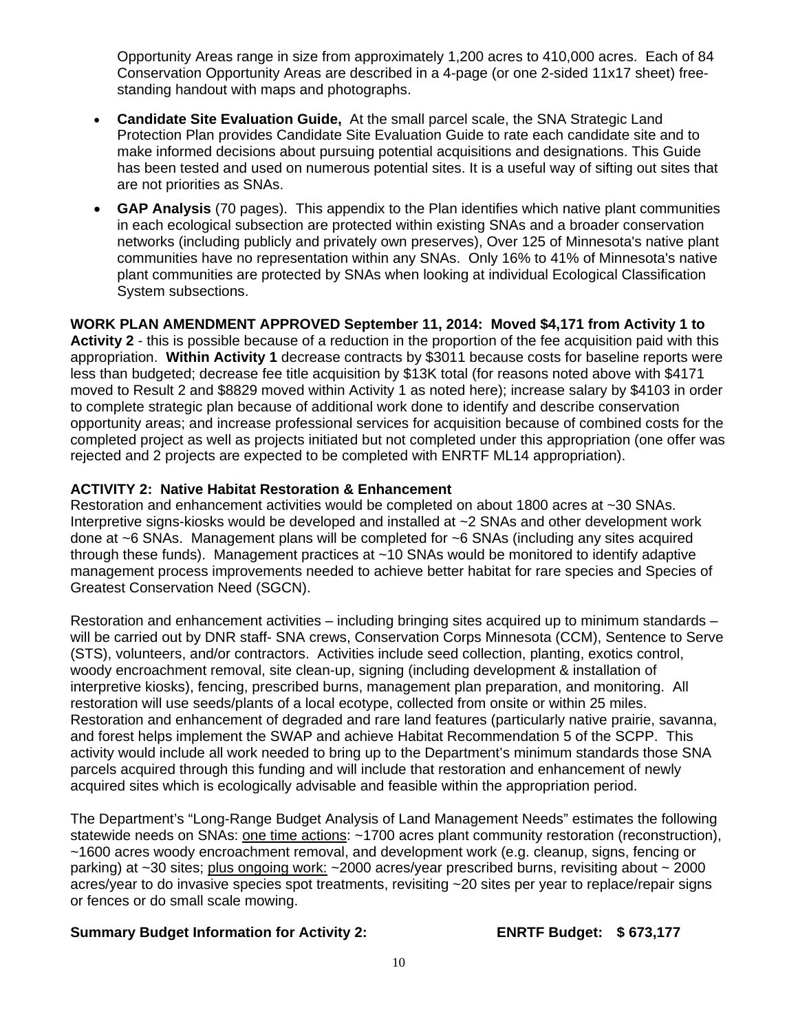Opportunity Areas range in size from approximately 1,200 acres to 410,000 acres. Each of 84 Conservation Opportunity Areas are described in a 4-page (or one 2-sided 11x17 sheet) free-standing handout with maps and photographs.

- **Candidate Site Evaluation Guide,** At the small parcel scale, the SNA Strategic Land Protection Plan provides Candidate Site Evaluation Guide to rate each candidate site and to make informed decisions about pursuing potential acquisitions and designations. This Guide has been tested and used on numerous potential sites. It is a useful way of sifting out sites that are not priorities as SNAs.
- **GAP Analysis** (70 pages). This appendix to the Plan identifies which native plant communities in each ecological subsection are protected within existing SNAs and a broader conservation networks (including publicly and privately own preserves), Over 125 of Minnesota's native plant communities have no representation within any SNAs. Only 16% to 41% of Minnesota's native plant communities are protected by SNAs when looking at individual Ecological Classification System subsections.

**WORK PLAN AMENDMENT APPROVED September 11, 2014: Moved $4,171 from Activity 1 to Activity 2** - this is possible because of a reduction in the proportion of the fee acquisition paid with this appropriation. **Within Activity 1** decrease contracts by $3011 because costs for baseline reports were less than budgeted; decrease fee title acquisition by $13K total (for reasons noted above with $4171 moved to Result 2 and $8829 moved within Activity 1 as noted here); increase salary by $4103 in order to complete strategic plan because of additional work done to identify and describe conservation opportunity areas; and increase professional services for acquisition because of combined costs for the completed project as well as projects initiated but not completed under this appropriation (one offer was rejected and 2 projects are expected to be completed with ENRTF ML14 appropriation).

**ACTIVITY 2: Native Habitat Restoration & Enhancement**

Restoration and enhancement activities would be completed on about 1800 acres at ~30 SNAs. Interpretive signs-kiosks would be developed and installed at ~2 SNAs and other development work done at ~6 SNAs. Management plans will be completed for ~6 SNAs (including any sites acquired through these funds). Management practices at ~10 SNAs would be monitored to identify adaptive management process improvements needed to achieve better habitat for rare species and Species of Greatest Conservation Need (SGCN).

Restoration and enhancement activities – including bringing sites acquired up to minimum standards – will be carried out by DNR staff- SNA crews, Conservation Corps Minnesota (CCM), Sentence to Serve (STS), volunteers, and/or contractors. Activities include seed collection, planting, exotics control, woody encroachment removal, site clean-up, signing (including development & installation of interpretive kiosks), fencing, prescribed burns, management plan preparation, and monitoring. All restoration will use seeds/plants of a local ecotype, collected from onsite or within 25 miles. Restoration and enhancement of degraded and rare land features (particularly native prairie, savanna, and forest helps implement the SWAP and achieve Habitat Recommendation 5 of the SCPP. This activity would include all work needed to bring up to the Department's minimum standards those SNA parcels acquired through this funding and will include that restoration and enhancement of newly acquired sites which is ecologically advisable and feasible within the appropriation period.

The Department's "Long-Range Budget Analysis of Land Management Needs" estimates the following statewide needs on SNAs: one time actions: ~1700 acres plant community restoration (reconstruction), ~1600 acres woody encroachment removal, and development work (e.g. cleanup, signs, fencing or parking) at ~30 sites; plus ongoing work: ~2000 acres/year prescribed burns, revisiting about ~ 2000 acres/year to do invasive species spot treatments, revisiting ~20 sites per year to replace/repair signs or fences or do small scale mowing.

**Summary Budget Information for Activity 2: ENRTF Budget: $ 673,177**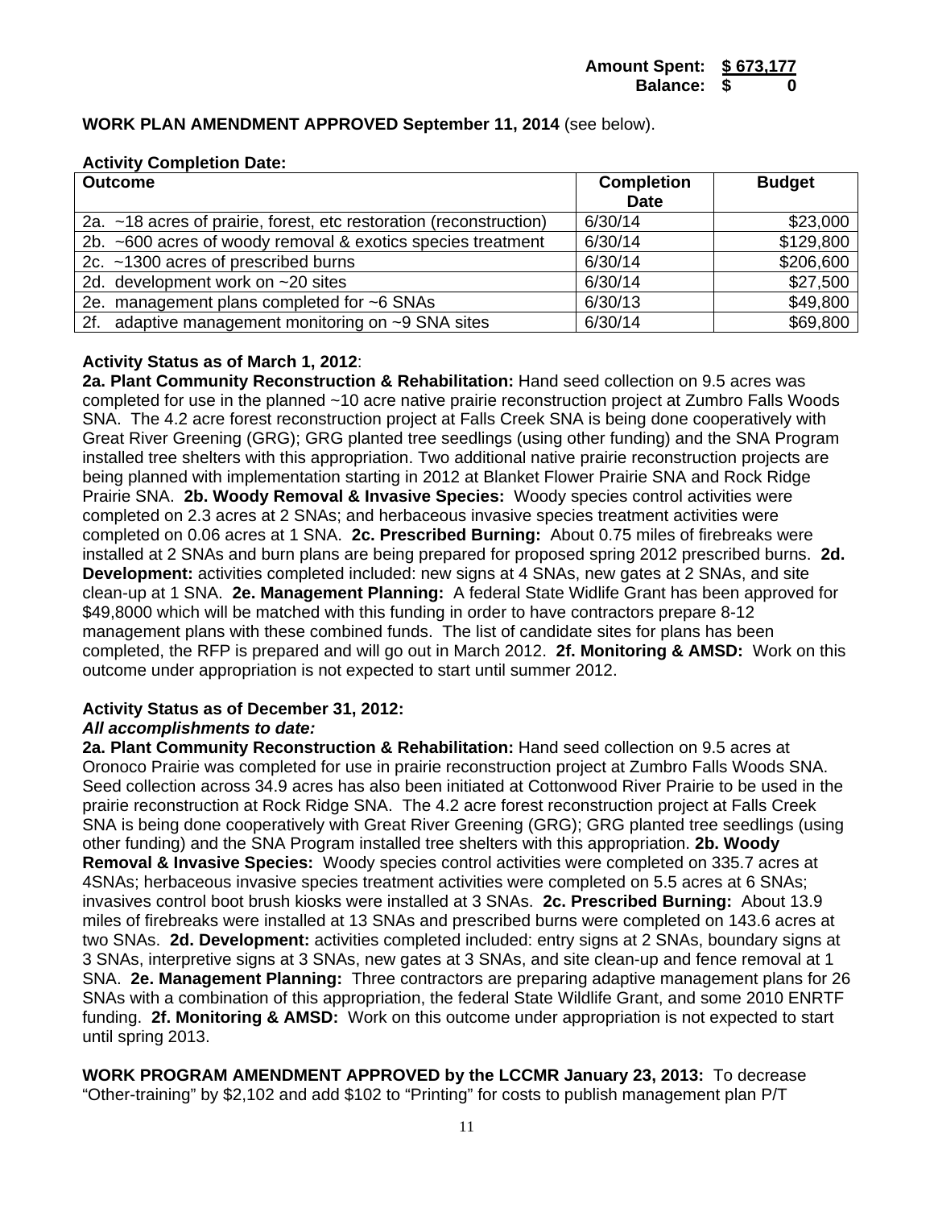**Amount Spent: $ 673,177**
**Balance: $ 0**

**WORK PLAN AMENDMENT APPROVED September 11, 2014** (see below).

**Activity Completion Date:**

| Outcome | Completion Date | Budget |
|---|---|---|
| 2a. ~18 acres of prairie, forest, etc restoration (reconstruction) | 6/30/14 | $23,000 |
| 2b. ~600 acres of woody removal & exotics species treatment | 6/30/14 | $129,800 |
| 2c. ~1300 acres of prescribed burns | 6/30/14 | $206,600 |
| 2d. development work on ~20 sites | 6/30/14 | $27,500 |
| 2e. management plans completed for ~6 SNAs | 6/30/13 | $49,800 |
| 2f. adaptive management monitoring on ~9 SNA sites | 6/30/14 | $69,800 |

**Activity Status as of March 1, 2012**:
**2a. Plant Community Reconstruction & Rehabilitation:** Hand seed collection on 9.5 acres was completed for use in the planned ~10 acre native prairie reconstruction project at Zumbro Falls Woods SNA. The 4.2 acre forest reconstruction project at Falls Creek SNA is being done cooperatively with Great River Greening (GRG); GRG planted tree seedlings (using other funding) and the SNA Program installed tree shelters with this appropriation. Two additional native prairie reconstruction projects are being planned with implementation starting in 2012 at Blanket Flower Prairie SNA and Rock Ridge Prairie SNA. **2b. Woody Removal & Invasive Species:** Woody species control activities were completed on 2.3 acres at 2 SNAs; and herbaceous invasive species treatment activities were completed on 0.06 acres at 1 SNA. **2c. Prescribed Burning:** About 0.75 miles of firebreaks were installed at 2 SNAs and burn plans are being prepared for proposed spring 2012 prescribed burns. **2d. Development:** activities completed included: new signs at 4 SNAs, new gates at 2 SNAs, and site clean-up at 1 SNA. **2e. Management Planning:** A federal State Widlife Grant has been approved for $49,8000 which will be matched with this funding in order to have contractors prepare 8-12 management plans with these combined funds. The list of candidate sites for plans has been completed, the RFP is prepared and will go out in March 2012. **2f. Monitoring & AMSD:** Work on this outcome under appropriation is not expected to start until summer 2012.

**Activity Status as of December 31, 2012:**
***All accomplishments to date:***
**2a. Plant Community Reconstruction & Rehabilitation:** Hand seed collection on 9.5 acres at Oronoco Prairie was completed for use in prairie reconstruction project at Zumbro Falls Woods SNA. Seed collection across 34.9 acres has also been initiated at Cottonwood River Prairie to be used in the prairie reconstruction at Rock Ridge SNA. The 4.2 acre forest reconstruction project at Falls Creek SNA is being done cooperatively with Great River Greening (GRG); GRG planted tree seedlings (using other funding) and the SNA Program installed tree shelters with this appropriation. **2b. Woody Removal & Invasive Species:** Woody species control activities were completed on 335.7 acres at 4SNAs; herbaceous invasive species treatment activities were completed on 5.5 acres at 6 SNAs; invasives control boot brush kiosks were installed at 3 SNAs. **2c. Prescribed Burning:** About 13.9 miles of firebreaks were installed at 13 SNAs and prescribed burns were completed on 143.6 acres at two SNAs. **2d. Development:** activities completed included: entry signs at 2 SNAs, boundary signs at 3 SNAs, interpretive signs at 3 SNAs, new gates at 3 SNAs, and site clean-up and fence removal at 1 SNA. **2e. Management Planning:** Three contractors are preparing adaptive management plans for 26 SNAs with a combination of this appropriation, the federal State Wildlife Grant, and some 2010 ENRTF funding. **2f. Monitoring & AMSD:** Work on this outcome under appropriation is not expected to start until spring 2013.

**WORK PROGRAM AMENDMENT APPROVED by the LCCMR January 23, 2013:** To decrease "Other-training" by $2,102 and add $102 to "Printing" for costs to publish management plan P/T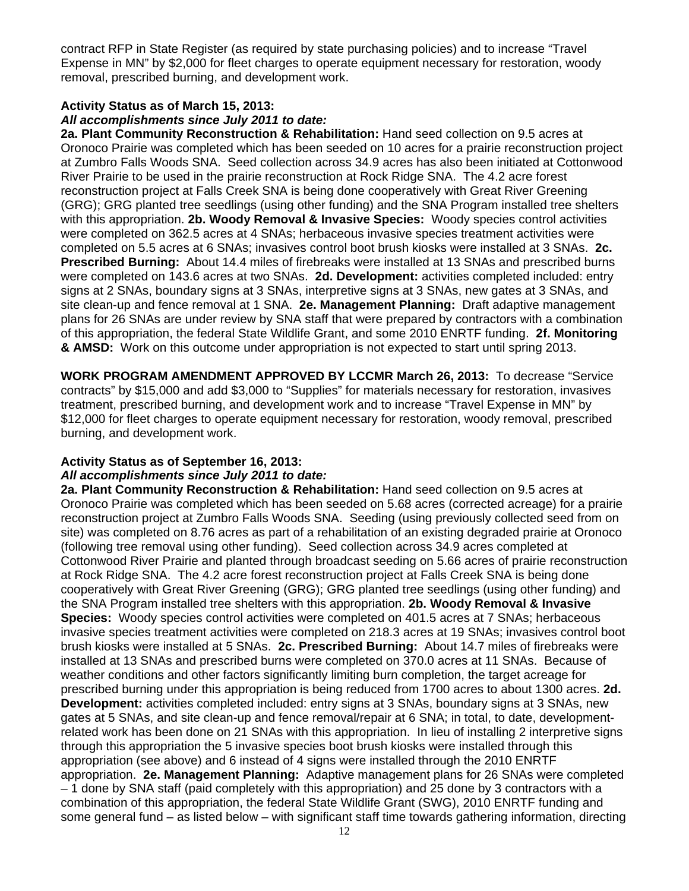contract RFP in State Register (as required by state purchasing policies) and to increase "Travel Expense in MN" by $2,000 for fleet charges to operate equipment necessary for restoration, woody removal, prescribed burning, and development work.

**Activity Status as of March 15, 2013:**
***All accomplishments since July 2011 to date:***
**2a. Plant Community Reconstruction & Rehabilitation:** Hand seed collection on 9.5 acres at Oronoco Prairie was completed which has been seeded on 10 acres for a prairie reconstruction project at Zumbro Falls Woods SNA. Seed collection across 34.9 acres has also been initiated at Cottonwood River Prairie to be used in the prairie reconstruction at Rock Ridge SNA. The 4.2 acre forest reconstruction project at Falls Creek SNA is being done cooperatively with Great River Greening (GRG); GRG planted tree seedlings (using other funding) and the SNA Program installed tree shelters with this appropriation. **2b. Woody Removal & Invasive Species:** Woody species control activities were completed on 362.5 acres at 4 SNAs; herbaceous invasive species treatment activities were completed on 5.5 acres at 6 SNAs; invasives control boot brush kiosks were installed at 3 SNAs. **2c. Prescribed Burning:** About 14.4 miles of firebreaks were installed at 13 SNAs and prescribed burns were completed on 143.6 acres at two SNAs. **2d. Development:** activities completed included: entry signs at 2 SNAs, boundary signs at 3 SNAs, interpretive signs at 3 SNAs, new gates at 3 SNAs, and site clean-up and fence removal at 1 SNA. **2e. Management Planning:** Draft adaptive management plans for 26 SNAs are under review by SNA staff that were prepared by contractors with a combination of this appropriation, the federal State Wildlife Grant, and some 2010 ENRTF funding. **2f. Monitoring & AMSD:** Work on this outcome under appropriation is not expected to start until spring 2013.

**WORK PROGRAM AMENDMENT APPROVED BY LCCMR March 26, 2013:** To decrease "Service contracts" by $15,000 and add $3,000 to "Supplies" for materials necessary for restoration, invasives treatment, prescribed burning, and development work and to increase "Travel Expense in MN" by $12,000 for fleet charges to operate equipment necessary for restoration, woody removal, prescribed burning, and development work.

**Activity Status as of September 16, 2013:**
***All accomplishments since July 2011 to date:***
**2a. Plant Community Reconstruction & Rehabilitation:** Hand seed collection on 9.5 acres at Oronoco Prairie was completed which has been seeded on 5.68 acres (corrected acreage) for a prairie reconstruction project at Zumbro Falls Woods SNA. Seeding (using previously collected seed from on site) was completed on 8.76 acres as part of a rehabilitation of an existing degraded prairie at Oronoco (following tree removal using other funding). Seed collection across 34.9 acres completed at Cottonwood River Prairie and planted through broadcast seeding on 5.66 acres of prairie reconstruction at Rock Ridge SNA. The 4.2 acre forest reconstruction project at Falls Creek SNA is being done cooperatively with Great River Greening (GRG); GRG planted tree seedlings (using other funding) and the SNA Program installed tree shelters with this appropriation. **2b. Woody Removal & Invasive Species:** Woody species control activities were completed on 401.5 acres at 7 SNAs; herbaceous invasive species treatment activities were completed on 218.3 acres at 19 SNAs; invasives control boot brush kiosks were installed at 5 SNAs. **2c. Prescribed Burning:** About 14.7 miles of firebreaks were installed at 13 SNAs and prescribed burns were completed on 370.0 acres at 11 SNAs. Because of weather conditions and other factors significantly limiting burn completion, the target acreage for prescribed burning under this appropriation is being reduced from 1700 acres to about 1300 acres. **2d. Development:** activities completed included: entry signs at 3 SNAs, boundary signs at 3 SNAs, new gates at 5 SNAs, and site clean-up and fence removal/repair at 6 SNA; in total, to date, development-related work has been done on 21 SNAs with this appropriation. In lieu of installing 2 interpretive signs through this appropriation the 5 invasive species boot brush kiosks were installed through this appropriation (see above) and 6 instead of 4 signs were installed through the 2010 ENRTF appropriation. **2e. Management Planning:** Adaptive management plans for 26 SNAs were completed – 1 done by SNA staff (paid completely with this appropriation) and 25 done by 3 contractors with a combination of this appropriation, the federal State Wildlife Grant (SWG), 2010 ENRTF funding and some general fund – as listed below – with significant staff time towards gathering information, directing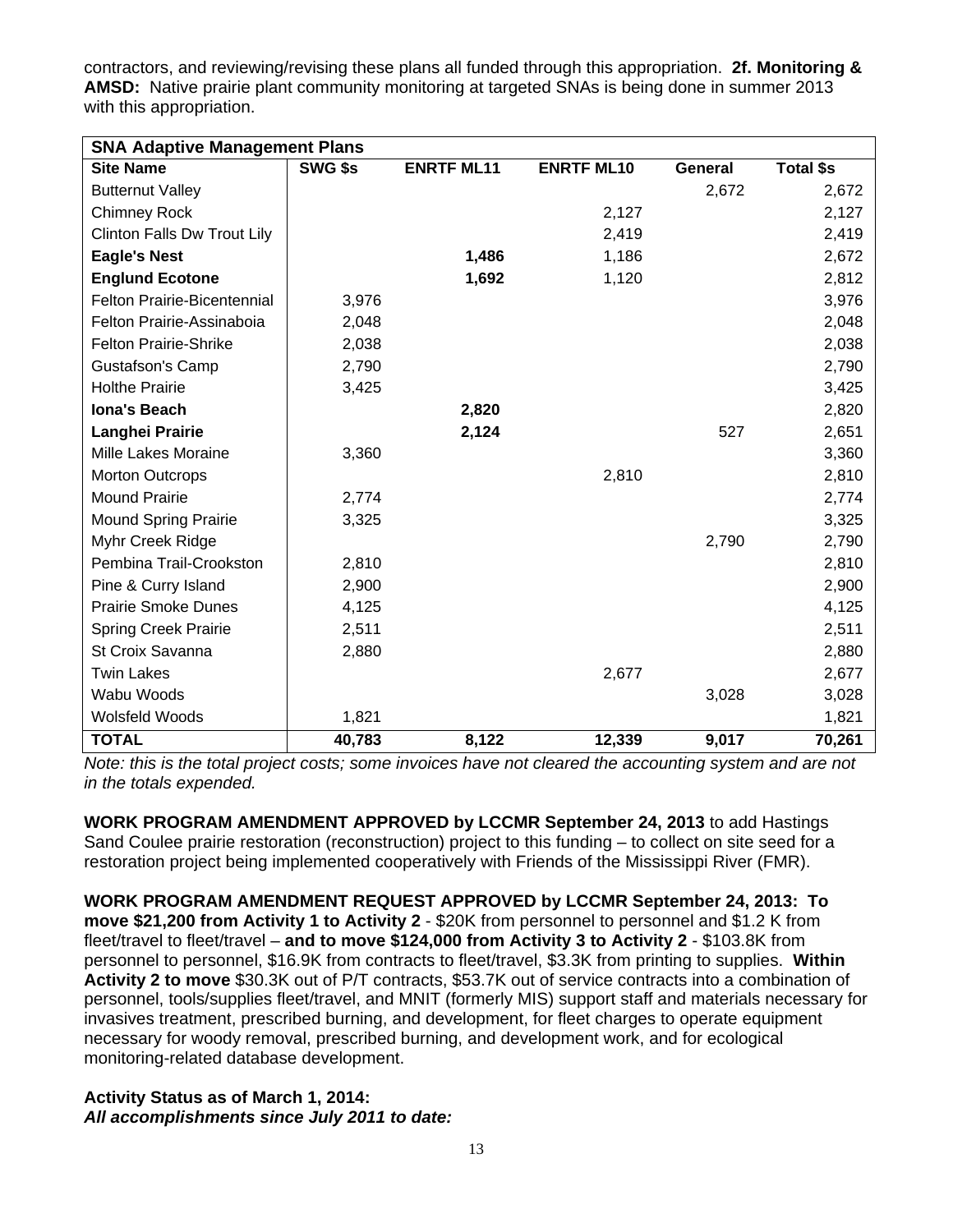contractors, and reviewing/revising these plans all funded through this appropriation. **2f. Monitoring & AMSD:** Native prairie plant community monitoring at targeted SNAs is being done in summer 2013 with this appropriation.

| **SNA Adaptive Management Plans** | | | | | |
|---|---|---|---|---|---|
| **Site Name** | **SWG $s** | **ENRTF ML11** | **ENRTF ML10** | **General** | **Total $s** |
| Butternut Valley | | | | 2,672 | 2,672 |
| Chimney Rock | | | 2,127 | | 2,127 |
| Clinton Falls Dw Trout Lily | | | 2,419 | | 2,419 |
| **Eagle's Nest** | | **1,486** | 1,186 | | 2,672 |
| **Englund Ecotone** | | **1,692** | 1,120 | | 2,812 |
| Felton Prairie-Bicentennial | 3,976 | | | | 3,976 |
| Felton Prairie-Assinaboia | 2,048 | | | | 2,048 |
| Felton Prairie-Shrike | 2,038 | | | | 2,038 |
| Gustafson's Camp | 2,790 | | | | 2,790 |
| Holthe Prairie | 3,425 | | | | 3,425 |
| **Iona's Beach** | | **2,820** | | | 2,820 |
| **Langhei Prairie** | | **2,124** | | 527 | 2,651 |
| Mille Lakes Moraine | 3,360 | | | | 3,360 |
| Morton Outcrops | | | 2,810 | | 2,810 |
| Mound Prairie | 2,774 | | | | 2,774 |
| Mound Spring Prairie | 3,325 | | | | 3,325 |
| Myhr Creek Ridge | | | | 2,790 | 2,790 |
| Pembina Trail-Crookston | 2,810 | | | | 2,810 |
| Pine & Curry Island | 2,900 | | | | 2,900 |
| Prairie Smoke Dunes | 4,125 | | | | 4,125 |
| Spring Creek Prairie | 2,511 | | | | 2,511 |
| St Croix Savanna | 2,880 | | | | 2,880 |
| Twin Lakes | | | 2,677 | | 2,677 |
| Wabu Woods | | | | 3,028 | 3,028 |
| Wolsfeld Woods | 1,821 | | | | 1,821 |
| **TOTAL** | **40,783** | **8,122** | **12,339** | **9,017** | **70,261** |

*Note: this is the total project costs; some invoices have not cleared the accounting system and are not in the totals expended.*

**WORK PROGRAM AMENDMENT APPROVED by LCCMR September 24, 2013** to add Hastings Sand Coulee prairie restoration (reconstruction) project to this funding – to collect on site seed for a restoration project being implemented cooperatively with Friends of the Mississippi River (FMR).

**WORK PROGRAM AMENDMENT REQUEST APPROVED by LCCMR September 24, 2013: To move $21,200 from Activity 1 to Activity 2** - $20K from personnel to personnel and $1.2 K from fleet/travel to fleet/travel – **and to move $124,000 from Activity 3 to Activity 2** - $103.8K from personnel to personnel, $16.9K from contracts to fleet/travel, $3.3K from printing to supplies. **Within Activity 2 to move** $30.3K out of P/T contracts, $53.7K out of service contracts into a combination of personnel, tools/supplies fleet/travel, and MNIT (formerly MIS) support staff and materials necessary for invasives treatment, prescribed burning, and development, for fleet charges to operate equipment necessary for woody removal, prescribed burning, and development work, and for ecological monitoring-related database development.

**Activity Status as of March 1, 2014:**
***All accomplishments since July 2011 to date:***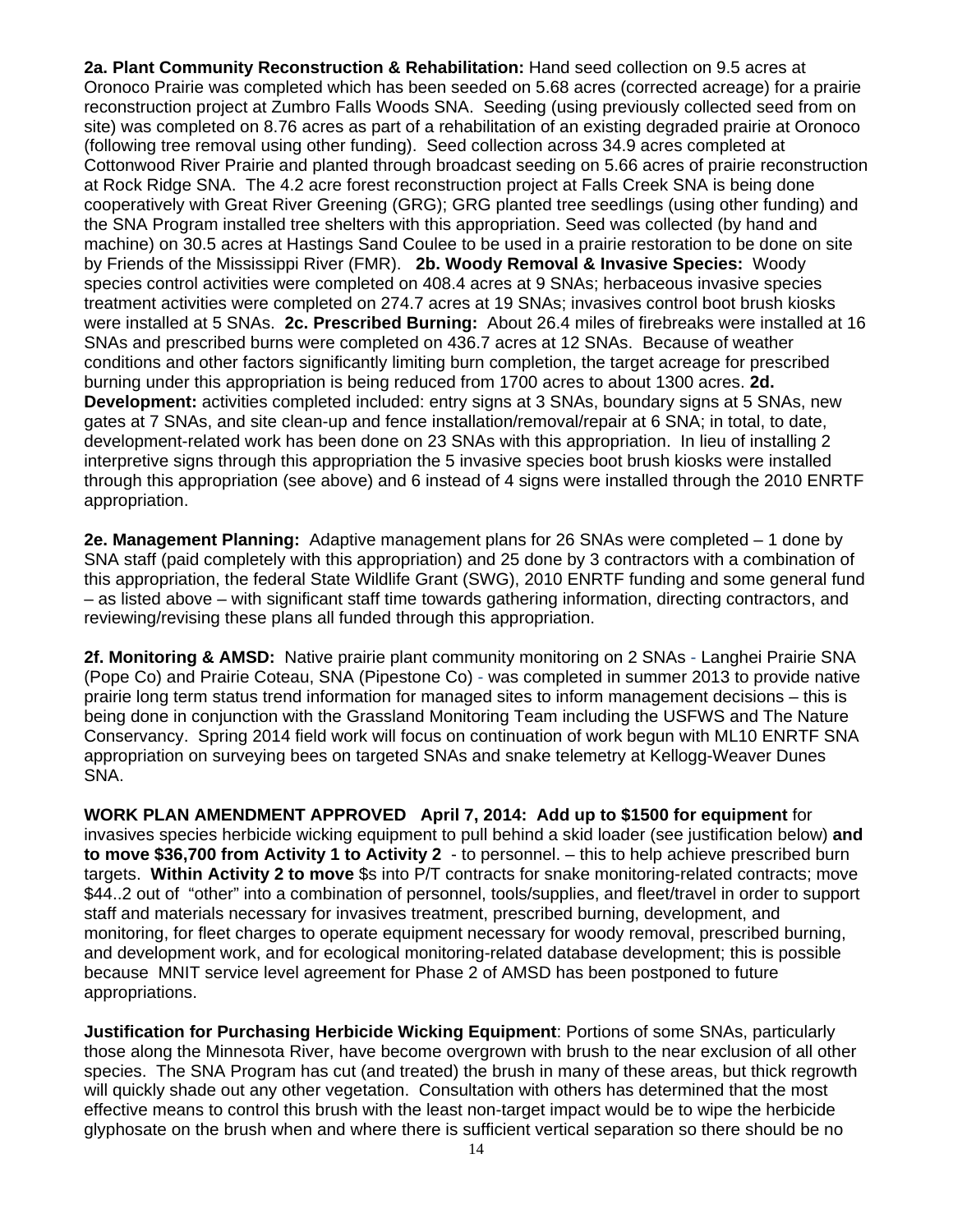**2a. Plant Community Reconstruction & Rehabilitation:** Hand seed collection on 9.5 acres at Oronoco Prairie was completed which has been seeded on 5.68 acres (corrected acreage) for a prairie reconstruction project at Zumbro Falls Woods SNA. Seeding (using previously collected seed from on site) was completed on 8.76 acres as part of a rehabilitation of an existing degraded prairie at Oronoco (following tree removal using other funding). Seed collection across 34.9 acres completed at Cottonwood River Prairie and planted through broadcast seeding on 5.66 acres of prairie reconstruction at Rock Ridge SNA. The 4.2 acre forest reconstruction project at Falls Creek SNA is being done cooperatively with Great River Greening (GRG); GRG planted tree seedlings (using other funding) and the SNA Program installed tree shelters with this appropriation. Seed was collected (by hand and machine) on 30.5 acres at Hastings Sand Coulee to be used in a prairie restoration to be done on site by Friends of the Mississippi River (FMR). **2b. Woody Removal & Invasive Species:** Woody species control activities were completed on 408.4 acres at 9 SNAs; herbaceous invasive species treatment activities were completed on 274.7 acres at 19 SNAs; invasives control boot brush kiosks were installed at 5 SNAs. **2c. Prescribed Burning:** About 26.4 miles of firebreaks were installed at 16 SNAs and prescribed burns were completed on 436.7 acres at 12 SNAs. Because of weather conditions and other factors significantly limiting burn completion, the target acreage for prescribed burning under this appropriation is being reduced from 1700 acres to about 1300 acres. **2d. Development:** activities completed included: entry signs at 3 SNAs, boundary signs at 5 SNAs, new gates at 7 SNAs, and site clean-up and fence installation/removal/repair at 6 SNA; in total, to date, development-related work has been done on 23 SNAs with this appropriation. In lieu of installing 2 interpretive signs through this appropriation the 5 invasive species boot brush kiosks were installed through this appropriation (see above) and 6 instead of 4 signs were installed through the 2010 ENRTF appropriation.

**2e. Management Planning:** Adaptive management plans for 26 SNAs were completed – 1 done by SNA staff (paid completely with this appropriation) and 25 done by 3 contractors with a combination of this appropriation, the federal State Wildlife Grant (SWG), 2010 ENRTF funding and some general fund – as listed above – with significant staff time towards gathering information, directing contractors, and reviewing/revising these plans all funded through this appropriation.

**2f. Monitoring & AMSD:** Native prairie plant community monitoring on 2 SNAs - Langhei Prairie SNA (Pope Co) and Prairie Coteau, SNA (Pipestone Co) - was completed in summer 2013 to provide native prairie long term status trend information for managed sites to inform management decisions – this is being done in conjunction with the Grassland Monitoring Team including the USFWS and The Nature Conservancy. Spring 2014 field work will focus on continuation of work begun with ML10 ENRTF SNA appropriation on surveying bees on targeted SNAs and snake telemetry at Kellogg-Weaver Dunes SNA.

**WORK PLAN AMENDMENT APPROVED April 7, 2014: Add up to $1500 for equipment** for invasives species herbicide wicking equipment to pull behind a skid loader (see justification below) **and to move $36,700 from Activity 1 to Activity 2** - to personnel. – this to help achieve prescribed burn targets. **Within Activity 2 to move** $s into P/T contracts for snake monitoring-related contracts; move $44..2 out of "other" into a combination of personnel, tools/supplies, and fleet/travel in order to support staff and materials necessary for invasives treatment, prescribed burning, development, and monitoring, for fleet charges to operate equipment necessary for woody removal, prescribed burning, and development work, and for ecological monitoring-related database development; this is possible because MNIT service level agreement for Phase 2 of AMSD has been postponed to future appropriations.

**Justification for Purchasing Herbicide Wicking Equipment**: Portions of some SNAs, particularly those along the Minnesota River, have become overgrown with brush to the near exclusion of all other species. The SNA Program has cut (and treated) the brush in many of these areas, but thick regrowth will quickly shade out any other vegetation. Consultation with others has determined that the most effective means to control this brush with the least non-target impact would be to wipe the herbicide glyphosate on the brush when and where there is sufficient vertical separation so there should be no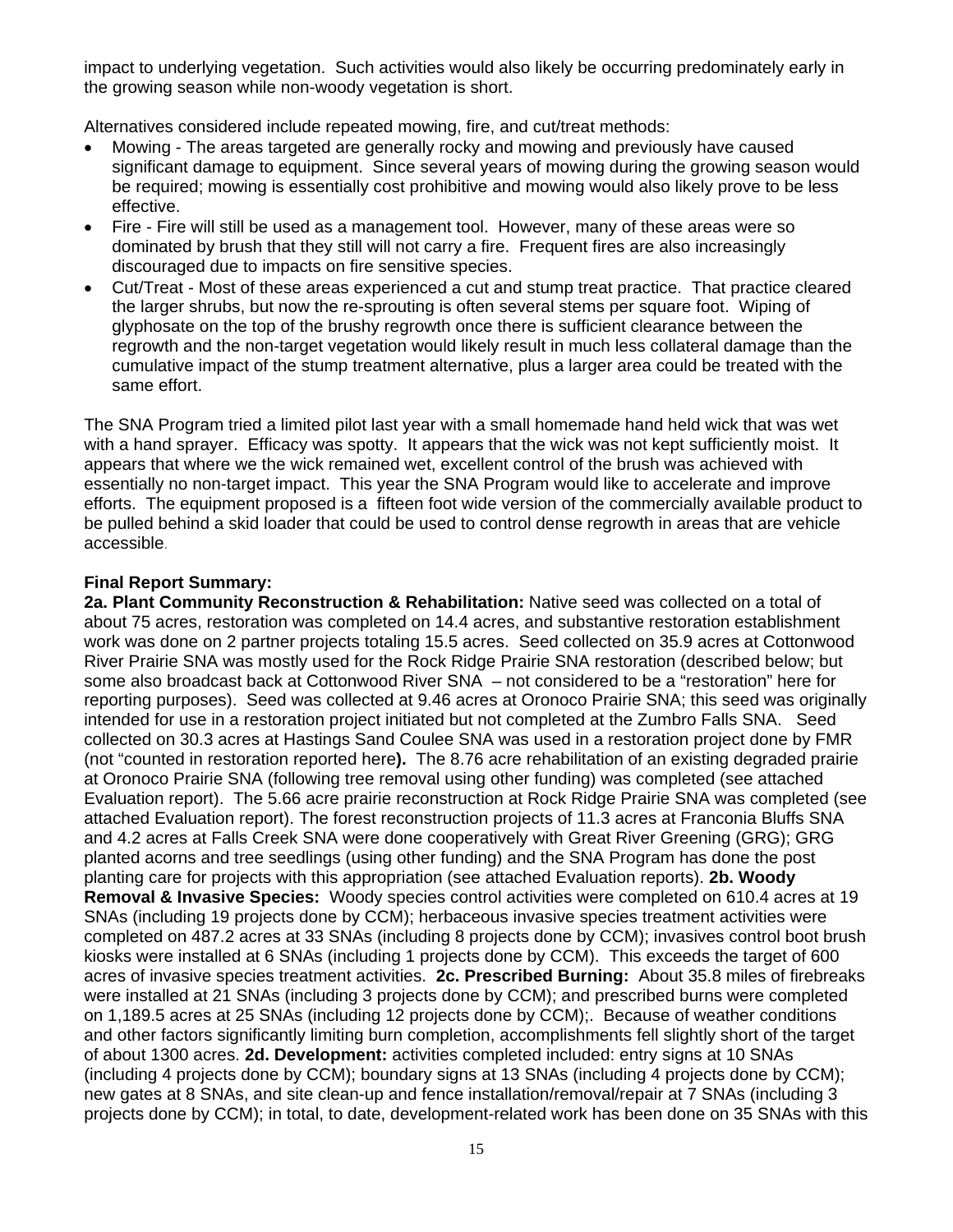impact to underlying vegetation. Such activities would also likely be occurring predominately early in the growing season while non-woody vegetation is short.

Alternatives considered include repeated mowing, fire, and cut/treat methods:

- Mowing - The areas targeted are generally rocky and mowing and previously have caused significant damage to equipment. Since several years of mowing during the growing season would be required; mowing is essentially cost prohibitive and mowing would also likely prove to be less effective.
- Fire - Fire will still be used as a management tool. However, many of these areas were so dominated by brush that they still will not carry a fire. Frequent fires are also increasingly discouraged due to impacts on fire sensitive species.
- Cut/Treat - Most of these areas experienced a cut and stump treat practice. That practice cleared the larger shrubs, but now the re-sprouting is often several stems per square foot. Wiping of glyphosate on the top of the brushy regrowth once there is sufficient clearance between the regrowth and the non-target vegetation would likely result in much less collateral damage than the cumulative impact of the stump treatment alternative, plus a larger area could be treated with the same effort.

The SNA Program tried a limited pilot last year with a small homemade hand held wick that was wet with a hand sprayer. Efficacy was spotty. It appears that the wick was not kept sufficiently moist. It appears that where we the wick remained wet, excellent control of the brush was achieved with essentially no non-target impact. This year the SNA Program would like to accelerate and improve efforts. The equipment proposed is a fifteen foot wide version of the commercially available product to be pulled behind a skid loader that could be used to control dense regrowth in areas that are vehicle accessible.

**Final Report Summary:**
**2a. Plant Community Reconstruction & Rehabilitation:** Native seed was collected on a total of about 75 acres, restoration was completed on 14.4 acres, and substantive restoration establishment work was done on 2 partner projects totaling 15.5 acres. Seed collected on 35.9 acres at Cottonwood River Prairie SNA was mostly used for the Rock Ridge Prairie SNA restoration (described below; but some also broadcast back at Cottonwood River SNA – not considered to be a "restoration" here for reporting purposes). Seed was collected at 9.46 acres at Oronoco Prairie SNA; this seed was originally intended for use in a restoration project initiated but not completed at the Zumbro Falls SNA. Seed collected on 30.3 acres at Hastings Sand Coulee SNA was used in a restoration project done by FMR (not "counted in restoration reported here**).** The 8.76 acre rehabilitation of an existing degraded prairie at Oronoco Prairie SNA (following tree removal using other funding) was completed (see attached Evaluation report). The 5.66 acre prairie reconstruction at Rock Ridge Prairie SNA was completed (see attached Evaluation report). The forest reconstruction projects of 11.3 acres at Franconia Bluffs SNA and 4.2 acres at Falls Creek SNA were done cooperatively with Great River Greening (GRG); GRG planted acorns and tree seedlings (using other funding) and the SNA Program has done the post planting care for projects with this appropriation (see attached Evaluation reports). **2b. Woody Removal & Invasive Species:** Woody species control activities were completed on 610.4 acres at 19 SNAs (including 19 projects done by CCM); herbaceous invasive species treatment activities were completed on 487.2 acres at 33 SNAs (including 8 projects done by CCM); invasives control boot brush kiosks were installed at 6 SNAs (including 1 projects done by CCM). This exceeds the target of 600 acres of invasive species treatment activities. **2c. Prescribed Burning:** About 35.8 miles of firebreaks were installed at 21 SNAs (including 3 projects done by CCM); and prescribed burns were completed on 1,189.5 acres at 25 SNAs (including 12 projects done by CCM);. Because of weather conditions and other factors significantly limiting burn completion, accomplishments fell slightly short of the target of about 1300 acres. **2d. Development:** activities completed included: entry signs at 10 SNAs (including 4 projects done by CCM); boundary signs at 13 SNAs (including 4 projects done by CCM); new gates at 8 SNAs, and site clean-up and fence installation/removal/repair at 7 SNAs (including 3 projects done by CCM); in total, to date, development-related work has been done on 35 SNAs with this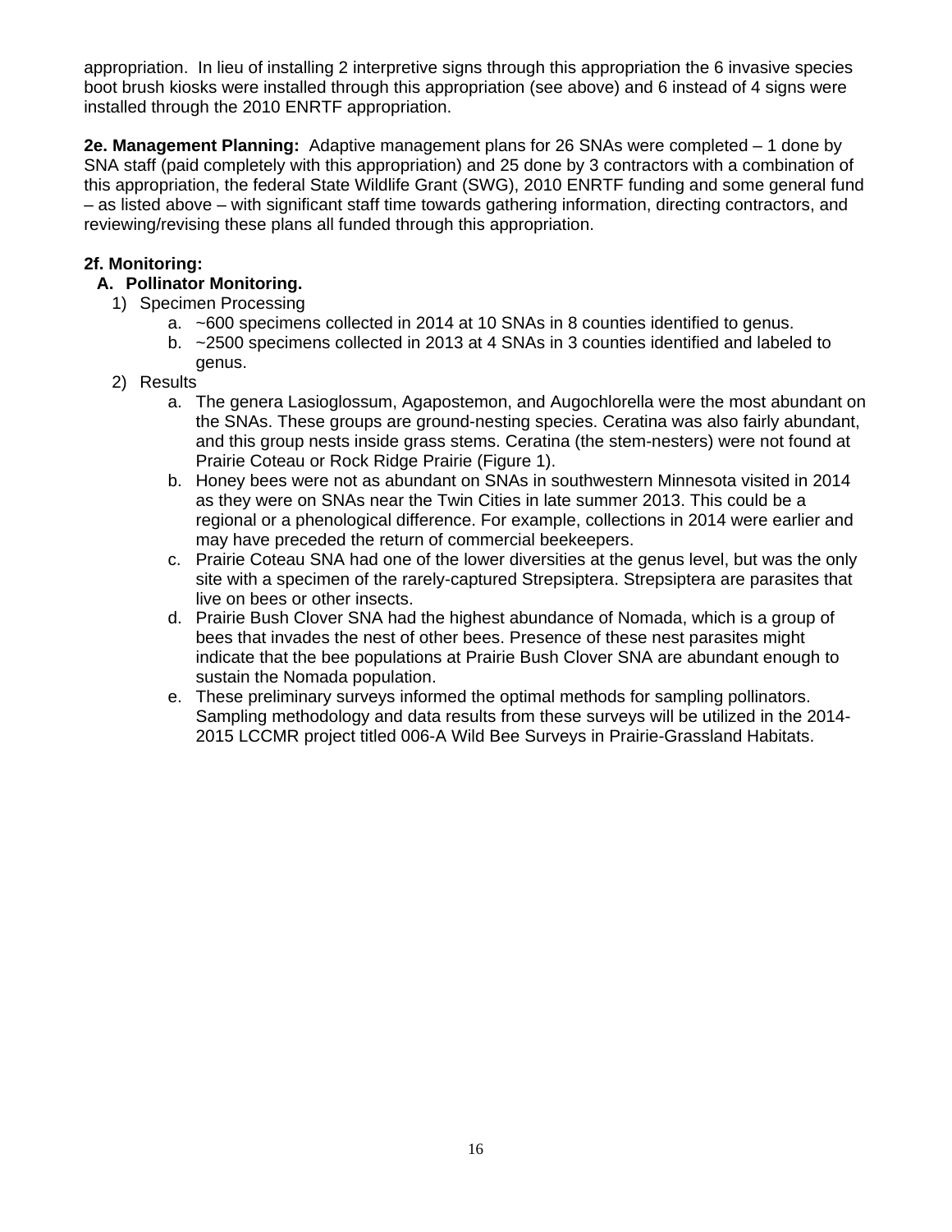appropriation. In lieu of installing 2 interpretive signs through this appropriation the 6 invasive species boot brush kiosks were installed through this appropriation (see above) and 6 instead of 4 signs were installed through the 2010 ENRTF appropriation.

**2e. Management Planning:** Adaptive management plans for 26 SNAs were completed – 1 done by SNA staff (paid completely with this appropriation) and 25 done by 3 contractors with a combination of this appropriation, the federal State Wildlife Grant (SWG), 2010 ENRTF funding and some general fund – as listed above – with significant staff time towards gathering information, directing contractors, and reviewing/revising these plans all funded through this appropriation.

**2f. Monitoring:**

**A. Pollinator Monitoring.**

1) Specimen Processing
    a. ~600 specimens collected in 2014 at 10 SNAs in 8 counties identified to genus.
    b. ~2500 specimens collected in 2013 at 4 SNAs in 3 counties identified and labeled to genus.
2) Results
    a. The genera Lasioglossum, Agapostemon, and Augochlorella were the most abundant on the SNAs. These groups are ground-nesting species. Ceratina was also fairly abundant, and this group nests inside grass stems. Ceratina (the stem-nesters) were not found at Prairie Coteau or Rock Ridge Prairie (Figure 1).
    b. Honey bees were not as abundant on SNAs in southwestern Minnesota visited in 2014 as they were on SNAs near the Twin Cities in late summer 2013. This could be a regional or a phenological difference. For example, collections in 2014 were earlier and may have preceded the return of commercial beekeepers.
    c. Prairie Coteau SNA had one of the lower diversities at the genus level, but was the only site with a specimen of the rarely-captured Strepsiptera. Strepsiptera are parasites that live on bees or other insects.
    d. Prairie Bush Clover SNA had the highest abundance of Nomada, which is a group of bees that invades the nest of other bees. Presence of these nest parasites might indicate that the bee populations at Prairie Bush Clover SNA are abundant enough to sustain the Nomada population.
    e. These preliminary surveys informed the optimal methods for sampling pollinators. Sampling methodology and data results from these surveys will be utilized in the 2014-2015 LCCMR project titled 006-A Wild Bee Surveys in Prairie-Grassland Habitats.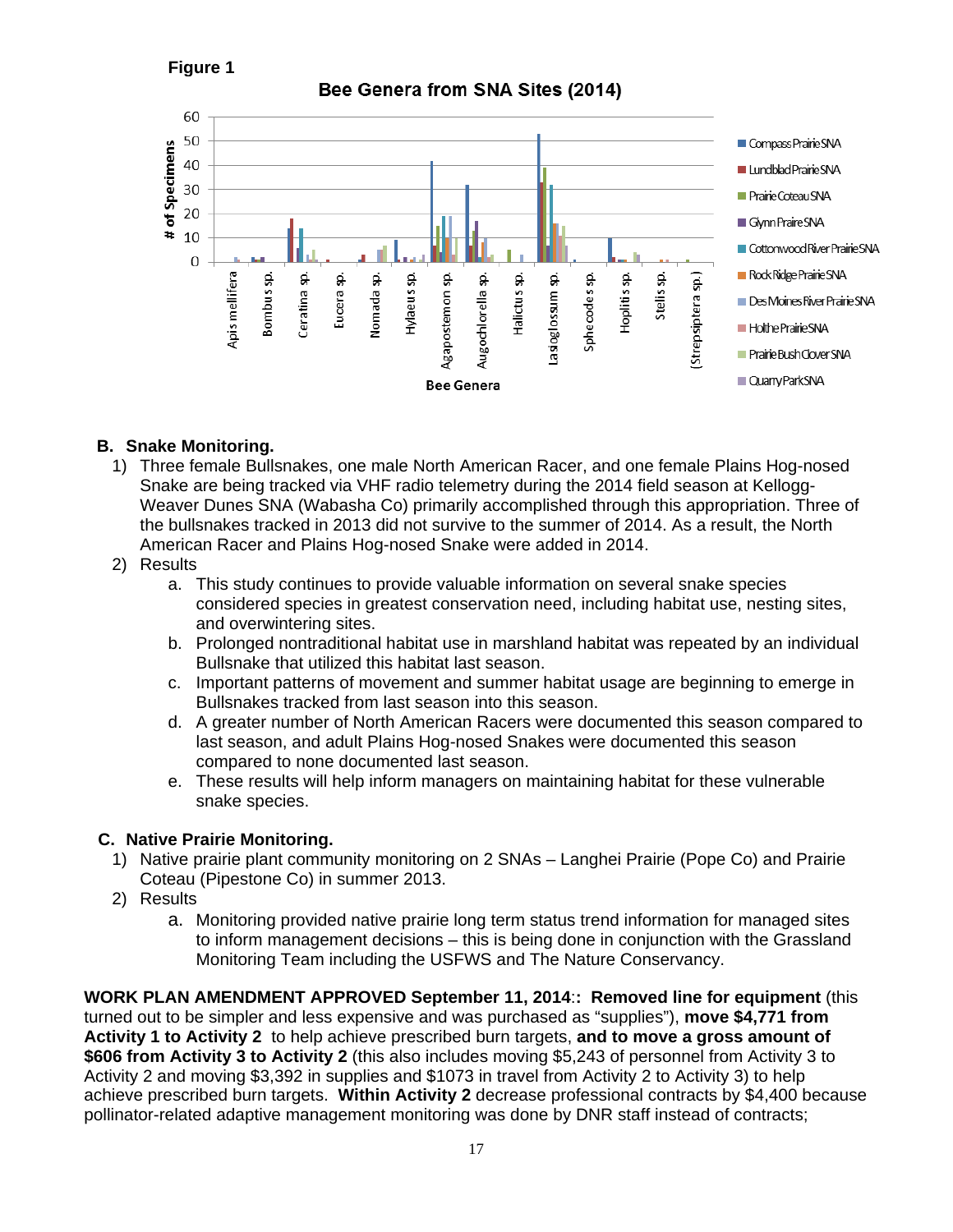**Figure 1**

**Bee Genera from SNA Sites (2014)**

**B. Snake Monitoring.**

1) Three female Bullsnakes, one male North American Racer, and one female Plains Hog-nosed Snake are being tracked via VHF radio telemetry during the 2014 field season at Kellogg-Weaver Dunes SNA (Wabasha Co) primarily accomplished through this appropriation. Three of the bullsnakes tracked in 2013 did not survive to the summer of 2014. As a result, the North American Racer and Plains Hog-nosed Snake were added in 2014.
2) Results
   a. This study continues to provide valuable information on several snake species considered species in greatest conservation need, including habitat use, nesting sites, and overwintering sites.
   b. Prolonged nontraditional habitat use in marshland habitat was repeated by an individual Bullsnake that utilized this habitat last season.
   c. Important patterns of movement and summer habitat usage are beginning to emerge in Bullsnakes tracked from last season into this season.
   d. A greater number of North American Racers were documented this season compared to last season, and adult Plains Hog-nosed Snakes were documented this season compared to none documented last season.
   e. These results will help inform managers on maintaining habitat for these vulnerable snake species.

**C. Native Prairie Monitoring.**

1) Native prairie plant community monitoring on 2 SNAs – Langhei Prairie (Pope Co) and Prairie Coteau (Pipestone Co) in summer 2013.
2) Results
   a. Monitoring provided native prairie long term status trend information for managed sites to inform management decisions – this is being done in conjunction with the Grassland Monitoring Team including the USFWS and The Nature Conservancy.

**WORK PLAN AMENDMENT APPROVED September 11, 2014**:**: Removed line for equipment** (this turned out to be simpler and less expensive and was purchased as "supplies"), **move $4,771 from Activity 1 to Activity 2** to help achieve prescribed burn targets, **and to move a gross amount of $606 from Activity 3 to Activity 2** (this also includes moving $5,243 of personnel from Activity 3 to Activity 2 and moving $3,392 in supplies and $1073 in travel from Activity 2 to Activity 3) to help achieve prescribed burn targets. **Within Activity 2** decrease professional contracts by $4,400 because pollinator-related adaptive management monitoring was done by DNR staff instead of contracts;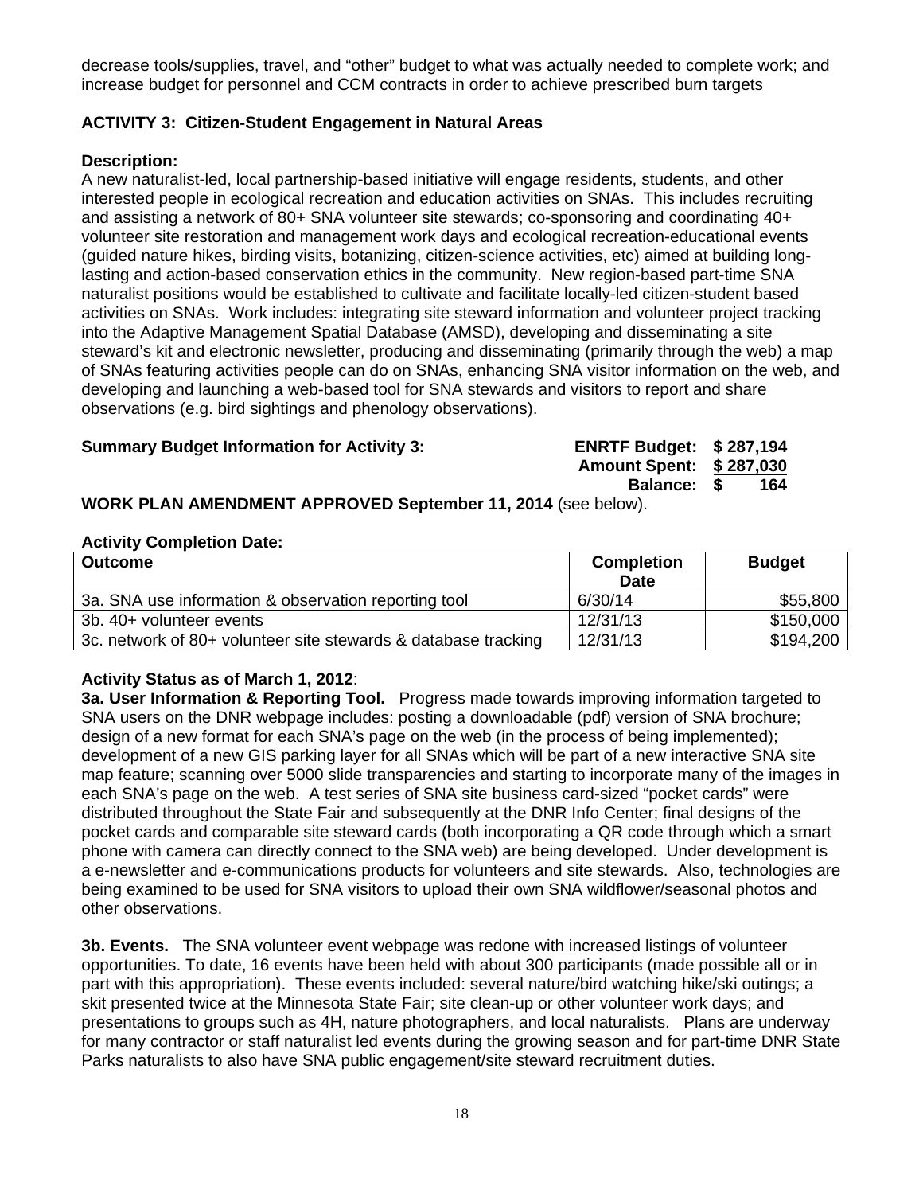decrease tools/supplies, travel, and "other" budget to what was actually needed to complete work; and increase budget for personnel and CCM contracts in order to achieve prescribed burn targets

### ACTIVITY 3: Citizen-Student Engagement in Natural Areas

**Description:**
A new naturalist-led, local partnership-based initiative will engage residents, students, and other interested people in ecological recreation and education activities on SNAs. This includes recruiting and assisting a network of 80+ SNA volunteer site stewards; co-sponsoring and coordinating 40+ volunteer site restoration and management work days and ecological recreation-educational events (guided nature hikes, birding visits, botanizing, citizen-science activities, etc) aimed at building long-lasting and action-based conservation ethics in the community. New region-based part-time SNA naturalist positions would be established to cultivate and facilitate locally-led citizen-student based activities on SNAs. Work includes: integrating site steward information and volunteer project tracking into the Adaptive Management Spatial Database (AMSD), developing and disseminating a site steward's kit and electronic newsletter, producing and disseminating (primarily through the web) a map of SNAs featuring activities people can do on SNAs, enhancing SNA visitor information on the web, and developing and launching a web-based tool for SNA stewards and visitors to report and share observations (e.g. bird sightings and phenology observations).

**Summary Budget Information for Activity 3:**

| | |
|---|---|
| **ENRTF Budget:** | **$ 287,194** |
| **Amount Spent:** | **$ 287,030** |
| **Balance:** | **$ 164** |

**WORK PLAN AMENDMENT APPROVED September 11, 2014** (see below).

**Activity Completion Date:**

| Outcome | Completion Date | Budget |
|---|---|---|
| 3a. SNA use information & observation reporting tool | 6/30/14 | $55,800 |
| 3b. 40+ volunteer events | 12/31/13 | $150,000 |
| 3c. network of 80+ volunteer site stewards & database tracking | 12/31/13 | $194,200 |

**Activity Status as of March 1, 2012**:

**3a. User Information & Reporting Tool.** Progress made towards improving information targeted to SNA users on the DNR webpage includes: posting a downloadable (pdf) version of SNA brochure; design of a new format for each SNA's page on the web (in the process of being implemented); development of a new GIS parking layer for all SNAs which will be part of a new interactive SNA site map feature; scanning over 5000 slide transparencies and starting to incorporate many of the images in each SNA's page on the web. A test series of SNA site business card-sized "pocket cards" were distributed throughout the State Fair and subsequently at the DNR Info Center; final designs of the pocket cards and comparable site steward cards (both incorporating a QR code through which a smart phone with camera can directly connect to the SNA web) are being developed. Under development is a e-newsletter and e-communications products for volunteers and site stewards. Also, technologies are being examined to be used for SNA visitors to upload their own SNA wildflower/seasonal photos and other observations.

**3b. Events.** The SNA volunteer event webpage was redone with increased listings of volunteer opportunities. To date, 16 events have been held with about 300 participants (made possible all or in part with this appropriation). These events included: several nature/bird watching hike/ski outings; a skit presented twice at the Minnesota State Fair; site clean-up or other volunteer work days; and presentations to groups such as 4H, nature photographers, and local naturalists. Plans are underway for many contractor or staff naturalist led events during the growing season and for part-time DNR State Parks naturalists to also have SNA public engagement/site steward recruitment duties.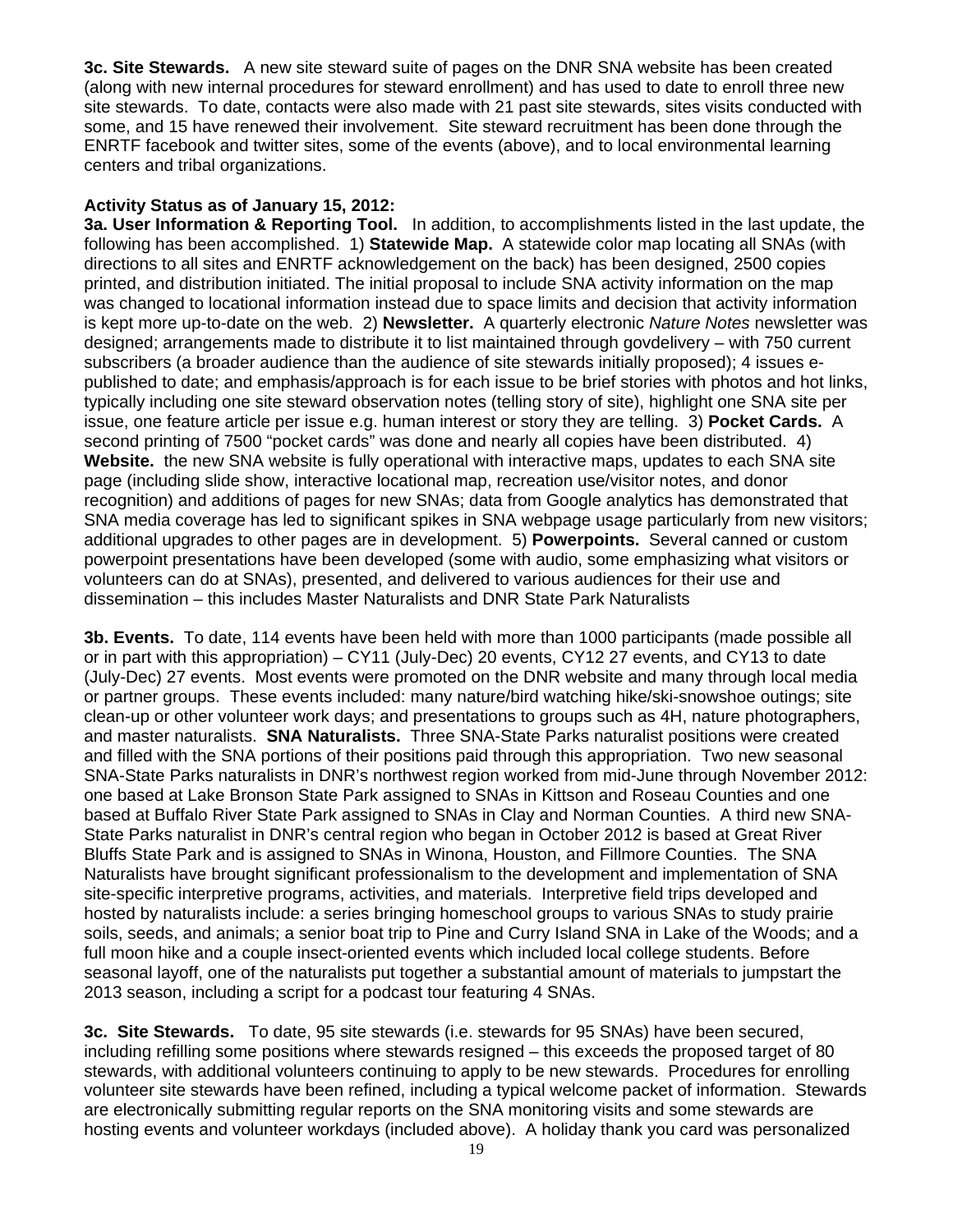**3c. Site Stewards.** A new site steward suite of pages on the DNR SNA website has been created (along with new internal procedures for steward enrollment) and has used to date to enroll three new site stewards. To date, contacts were also made with 21 past site stewards, sites visits conducted with some, and 15 have renewed their involvement. Site steward recruitment has been done through the ENRTF facebook and twitter sites, some of the events (above), and to local environmental learning centers and tribal organizations.

**Activity Status as of January 15, 2012:**

**3a. User Information & Reporting Tool.** In addition, to accomplishments listed in the last update, the following has been accomplished. 1) **Statewide Map.** A statewide color map locating all SNAs (with directions to all sites and ENRTF acknowledgement on the back) has been designed, 2500 copies printed, and distribution initiated. The initial proposal to include SNA activity information on the map was changed to locational information instead due to space limits and decision that activity information is kept more up-to-date on the web. 2) **Newsletter.** A quarterly electronic *Nature Notes* newsletter was designed; arrangements made to distribute it to list maintained through govdelivery – with 750 current subscribers (a broader audience than the audience of site stewards initially proposed); 4 issues e-published to date; and emphasis/approach is for each issue to be brief stories with photos and hot links, typically including one site steward observation notes (telling story of site), highlight one SNA site per issue, one feature article per issue e.g. human interest or story they are telling. 3) **Pocket Cards.** A second printing of 7500 "pocket cards" was done and nearly all copies have been distributed. 4) **Website.** the new SNA website is fully operational with interactive maps, updates to each SNA site page (including slide show, interactive locational map, recreation use/visitor notes, and donor recognition) and additions of pages for new SNAs; data from Google analytics has demonstrated that SNA media coverage has led to significant spikes in SNA webpage usage particularly from new visitors; additional upgrades to other pages are in development. 5) **Powerpoints.** Several canned or custom powerpoint presentations have been developed (some with audio, some emphasizing what visitors or volunteers can do at SNAs), presented, and delivered to various audiences for their use and dissemination – this includes Master Naturalists and DNR State Park Naturalists

**3b. Events.** To date, 114 events have been held with more than 1000 participants (made possible all or in part with this appropriation) – CY11 (July-Dec) 20 events, CY12 27 events, and CY13 to date (July-Dec) 27 events. Most events were promoted on the DNR website and many through local media or partner groups. These events included: many nature/bird watching hike/ski-snowshoe outings; site clean-up or other volunteer work days; and presentations to groups such as 4H, nature photographers, and master naturalists. **SNA Naturalists.** Three SNA-State Parks naturalist positions were created and filled with the SNA portions of their positions paid through this appropriation. Two new seasonal SNA-State Parks naturalists in DNR's northwest region worked from mid-June through November 2012: one based at Lake Bronson State Park assigned to SNAs in Kittson and Roseau Counties and one based at Buffalo River State Park assigned to SNAs in Clay and Norman Counties. A third new SNA-State Parks naturalist in DNR's central region who began in October 2012 is based at Great River Bluffs State Park and is assigned to SNAs in Winona, Houston, and Fillmore Counties. The SNA Naturalists have brought significant professionalism to the development and implementation of SNA site-specific interpretive programs, activities, and materials. Interpretive field trips developed and hosted by naturalists include: a series bringing homeschool groups to various SNAs to study prairie soils, seeds, and animals; a senior boat trip to Pine and Curry Island SNA in Lake of the Woods; and a full moon hike and a couple insect-oriented events which included local college students. Before seasonal layoff, one of the naturalists put together a substantial amount of materials to jumpstart the 2013 season, including a script for a podcast tour featuring 4 SNAs.

**3c. Site Stewards.** To date, 95 site stewards (i.e. stewards for 95 SNAs) have been secured, including refilling some positions where stewards resigned – this exceeds the proposed target of 80 stewards, with additional volunteers continuing to apply to be new stewards. Procedures for enrolling volunteer site stewards have been refined, including a typical welcome packet of information. Stewards are electronically submitting regular reports on the SNA monitoring visits and some stewards are hosting events and volunteer workdays (included above). A holiday thank you card was personalized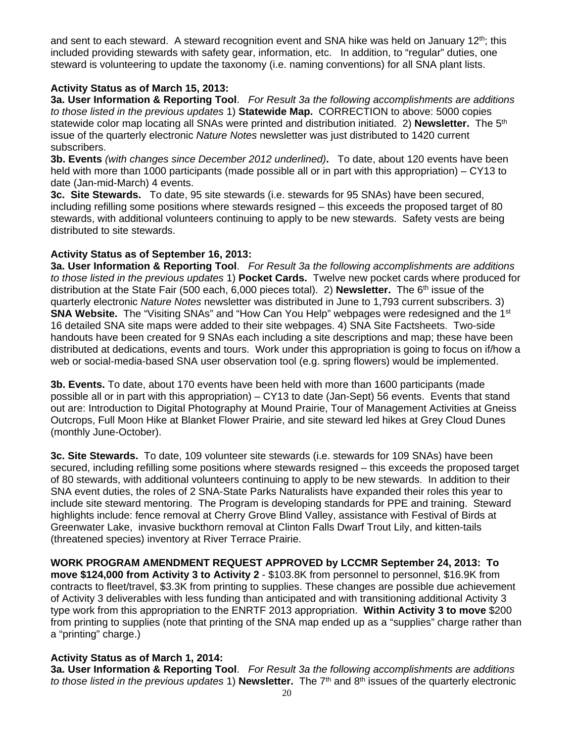and sent to each steward. A steward recognition event and SNA hike was held on January 12th; this included providing stewards with safety gear, information, etc. In addition, to "regular" duties, one steward is volunteering to update the taxonomy (i.e. naming conventions) for all SNA plant lists.

**Activity Status as of March 15, 2013:**

**3a. User Information & Reporting Tool**. *For Result 3a the following accomplishments are additions to those listed in the previous updates* 1) **Statewide Map.** CORRECTION to above: 5000 copies statewide color map locating all SNAs were printed and distribution initiated. 2) **Newsletter.** The 5th issue of the quarterly electronic *Nature Notes* newsletter was just distributed to 1420 current subscribers.

**3b. Events** *(with changes since December 2012 underlined)***.** To date, about 120 events have been held with more than 1000 participants (made possible all or in part with this appropriation) – CY13 to date (Jan-mid-March) 4 events.

**3c. Site Stewards.** To date, 95 site stewards (i.e. stewards for 95 SNAs) have been secured, including refilling some positions where stewards resigned – this exceeds the proposed target of 80 stewards, with additional volunteers continuing to apply to be new stewards. Safety vests are being distributed to site stewards.

**Activity Status as of September 16, 2013:**

**3a. User Information & Reporting Tool**. *For Result 3a the following accomplishments are additions to those listed in the previous updates* 1) **Pocket Cards.** Twelve new pocket cards where produced for distribution at the State Fair (500 each, 6,000 pieces total). 2) **Newsletter.** The 6th issue of the quarterly electronic *Nature Notes* newsletter was distributed in June to 1,793 current subscribers. 3) **SNA Website.** The "Visiting SNAs" and "How Can You Help" webpages were redesigned and the 1st 16 detailed SNA site maps were added to their site webpages. 4) SNA Site Factsheets. Two-side handouts have been created for 9 SNAs each including a site descriptions and map; these have been distributed at dedications, events and tours. Work under this appropriation is going to focus on if/how a web or social-media-based SNA user observation tool (e.g. spring flowers) would be implemented.

**3b. Events.** To date, about 170 events have been held with more than 1600 participants (made possible all or in part with this appropriation) – CY13 to date (Jan-Sept) 56 events. Events that stand out are: Introduction to Digital Photography at Mound Prairie, Tour of Management Activities at Gneiss Outcrops, Full Moon Hike at Blanket Flower Prairie, and site steward led hikes at Grey Cloud Dunes (monthly June-October).

**3c. Site Stewards.** To date, 109 volunteer site stewards (i.e. stewards for 109 SNAs) have been secured, including refilling some positions where stewards resigned – this exceeds the proposed target of 80 stewards, with additional volunteers continuing to apply to be new stewards. In addition to their SNA event duties, the roles of 2 SNA-State Parks Naturalists have expanded their roles this year to include site steward mentoring. The Program is developing standards for PPE and training. Steward highlights include: fence removal at Cherry Grove Blind Valley, assistance with Festival of Birds at Greenwater Lake, invasive buckthorn removal at Clinton Falls Dwarf Trout Lily, and kitten-tails (threatened species) inventory at River Terrace Prairie.

**WORK PROGRAM AMENDMENT REQUEST APPROVED by LCCMR September 24, 2013: To move $124,000 from Activity 3 to Activity 2** - $103.8K from personnel to personnel, $16.9K from contracts to fleet/travel, $3.3K from printing to supplies. These changes are possible due achievement of Activity 3 deliverables with less funding than anticipated and with transitioning additional Activity 3 type work from this appropriation to the ENRTF 2013 appropriation. **Within Activity 3 to move** $200 from printing to supplies (note that printing of the SNA map ended up as a "supplies" charge rather than a "printing" charge.)

**Activity Status as of March 1, 2014:**

**3a. User Information & Reporting Tool**. *For Result 3a the following accomplishments are additions to those listed in the previous updates* 1) **Newsletter.** The 7th and 8th issues of the quarterly electronic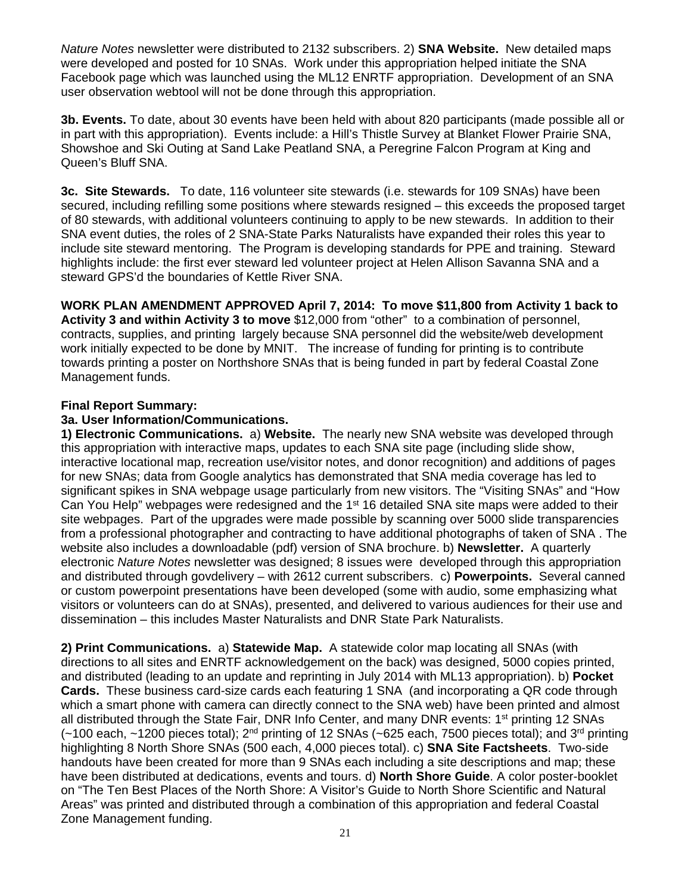*Nature Notes* newsletter were distributed to 2132 subscribers. 2) **SNA Website.** New detailed maps were developed and posted for 10 SNAs. Work under this appropriation helped initiate the SNA Facebook page which was launched using the ML12 ENRTF appropriation. Development of an SNA user observation webtool will not be done through this appropriation.

**3b. Events.** To date, about 30 events have been held with about 820 participants (made possible all or in part with this appropriation). Events include: a Hill's Thistle Survey at Blanket Flower Prairie SNA, Showshoe and Ski Outing at Sand Lake Peatland SNA, a Peregrine Falcon Program at King and Queen's Bluff SNA.

**3c. Site Stewards.** To date, 116 volunteer site stewards (i.e. stewards for 109 SNAs) have been secured, including refilling some positions where stewards resigned – this exceeds the proposed target of 80 stewards, with additional volunteers continuing to apply to be new stewards. In addition to their SNA event duties, the roles of 2 SNA-State Parks Naturalists have expanded their roles this year to include site steward mentoring. The Program is developing standards for PPE and training. Steward highlights include: the first ever steward led volunteer project at Helen Allison Savanna SNA and a steward GPS'd the boundaries of Kettle River SNA.

**WORK PLAN AMENDMENT APPROVED April 7, 2014: To move $11,800 from Activity 1 back to Activity 3 and within Activity 3 to move** $12,000 from "other" to a combination of personnel, contracts, supplies, and printing largely because SNA personnel did the website/web development work initially expected to be done by MNIT. The increase of funding for printing is to contribute towards printing a poster on Northshore SNAs that is being funded in part by federal Coastal Zone Management funds.

**Final Report Summary:**

**3a. User Information/Communications.**

**1) Electronic Communications.** a) **Website.** The nearly new SNA website was developed through this appropriation with interactive maps, updates to each SNA site page (including slide show, interactive locational map, recreation use/visitor notes, and donor recognition) and additions of pages for new SNAs; data from Google analytics has demonstrated that SNA media coverage has led to significant spikes in SNA webpage usage particularly from new visitors. The "Visiting SNAs" and "How Can You Help" webpages were redesigned and the 1st 16 detailed SNA site maps were added to their site webpages. Part of the upgrades were made possible by scanning over 5000 slide transparencies from a professional photographer and contracting to have additional photographs of taken of SNA . The website also includes a downloadable (pdf) version of SNA brochure. b) **Newsletter.** A quarterly electronic *Nature Notes* newsletter was designed; 8 issues were developed through this appropriation and distributed through govdelivery – with 2612 current subscribers. c) **Powerpoints.** Several canned or custom powerpoint presentations have been developed (some with audio, some emphasizing what visitors or volunteers can do at SNAs), presented, and delivered to various audiences for their use and dissemination – this includes Master Naturalists and DNR State Park Naturalists.

**2) Print Communications.** a) **Statewide Map.** A statewide color map locating all SNAs (with directions to all sites and ENRTF acknowledgement on the back) was designed, 5000 copies printed, and distributed (leading to an update and reprinting in July 2014 with ML13 appropriation). b) **Pocket Cards.** These business card-size cards each featuring 1 SNA (and incorporating a QR code through which a smart phone with camera can directly connect to the SNA web) have been printed and almost all distributed through the State Fair, DNR Info Center, and many DNR events: 1st printing 12 SNAs (~100 each, ~1200 pieces total); 2nd printing of 12 SNAs (~625 each, 7500 pieces total); and 3rd printing highlighting 8 North Shore SNAs (500 each, 4,000 pieces total). c) **SNA Site Factsheets**. Two-side handouts have been created for more than 9 SNAs each including a site descriptions and map; these have been distributed at dedications, events and tours. d) **North Shore Guide**. A color poster-booklet on "The Ten Best Places of the North Shore: A Visitor's Guide to North Shore Scientific and Natural Areas" was printed and distributed through a combination of this appropriation and federal Coastal Zone Management funding.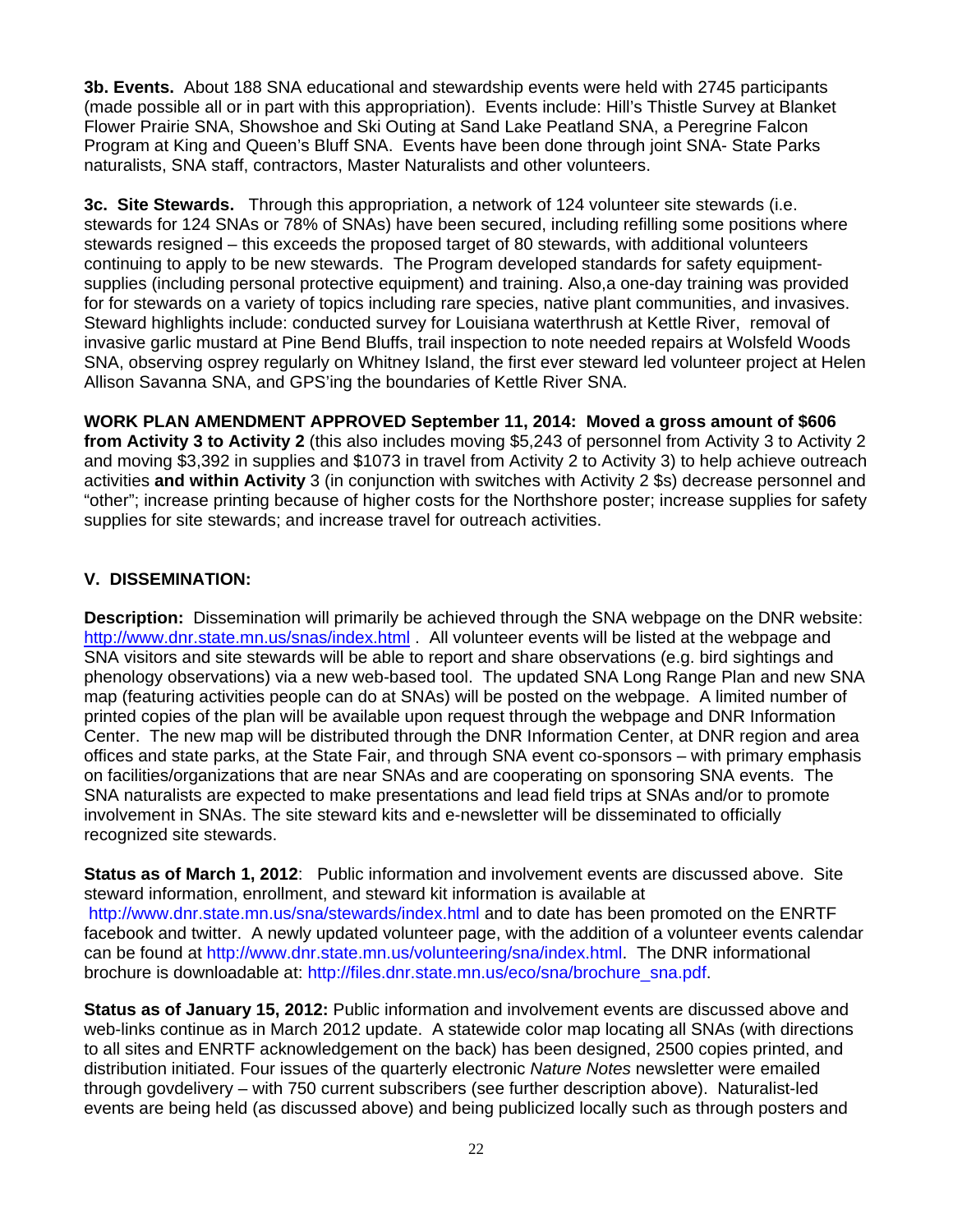**3b. Events.** About 188 SNA educational and stewardship events were held with 2745 participants (made possible all or in part with this appropriation). Events include: Hill's Thistle Survey at Blanket Flower Prairie SNA, Showshoe and Ski Outing at Sand Lake Peatland SNA, a Peregrine Falcon Program at King and Queen's Bluff SNA. Events have been done through joint SNA- State Parks naturalists, SNA staff, contractors, Master Naturalists and other volunteers.

**3c. Site Stewards.** Through this appropriation, a network of 124 volunteer site stewards (i.e. stewards for 124 SNAs or 78% of SNAs) have been secured, including refilling some positions where stewards resigned – this exceeds the proposed target of 80 stewards, with additional volunteers continuing to apply to be new stewards. The Program developed standards for safety equipment-supplies (including personal protective equipment) and training. Also,a one-day training was provided for for stewards on a variety of topics including rare species, native plant communities, and invasives. Steward highlights include: conducted survey for Louisiana waterthrush at Kettle River, removal of invasive garlic mustard at Pine Bend Bluffs, trail inspection to note needed repairs at Wolsfeld Woods SNA, observing osprey regularly on Whitney Island, the first ever steward led volunteer project at Helen Allison Savanna SNA, and GPS'ing the boundaries of Kettle River SNA.

**WORK PLAN AMENDMENT APPROVED September 11, 2014: Moved a gross amount of $606 from Activity 3 to Activity 2** (this also includes moving $5,243 of personnel from Activity 3 to Activity 2 and moving $3,392 in supplies and $1073 in travel from Activity 2 to Activity 3) to help achieve outreach activities **and within Activity** 3 (in conjunction with switches with Activity 2 $s) decrease personnel and "other"; increase printing because of higher costs for the Northshore poster; increase supplies for safety supplies for site stewards; and increase travel for outreach activities.

## V. DISSEMINATION:

**Description:** Dissemination will primarily be achieved through the SNA webpage on the DNR website: http://www.dnr.state.mn.us/snas/index.html . All volunteer events will be listed at the webpage and SNA visitors and site stewards will be able to report and share observations (e.g. bird sightings and phenology observations) via a new web-based tool. The updated SNA Long Range Plan and new SNA map (featuring activities people can do at SNAs) will be posted on the webpage. A limited number of printed copies of the plan will be available upon request through the webpage and DNR Information Center. The new map will be distributed through the DNR Information Center, at DNR region and area offices and state parks, at the State Fair, and through SNA event co-sponsors – with primary emphasis on facilities/organizations that are near SNAs and are cooperating on sponsoring SNA events. The SNA naturalists are expected to make presentations and lead field trips at SNAs and/or to promote involvement in SNAs. The site steward kits and e-newsletter will be disseminated to officially recognized site stewards.

**Status as of March 1, 2012**: Public information and involvement events are discussed above. Site steward information, enrollment, and steward kit information is available at http://www.dnr.state.mn.us/sna/stewards/index.html and to date has been promoted on the ENRTF facebook and twitter. A newly updated volunteer page, with the addition of a volunteer events calendar can be found at http://www.dnr.state.mn.us/volunteering/sna/index.html. The DNR informational brochure is downloadable at: http://files.dnr.state.mn.us/eco/sna/brochure_sna.pdf.

**Status as of January 15, 2012:** Public information and involvement events are discussed above and web-links continue as in March 2012 update. A statewide color map locating all SNAs (with directions to all sites and ENRTF acknowledgement on the back) has been designed, 2500 copies printed, and distribution initiated. Four issues of the quarterly electronic *Nature Notes* newsletter were emailed through govdelivery – with 750 current subscribers (see further description above). Naturalist-led events are being held (as discussed above) and being publicized locally such as through posters and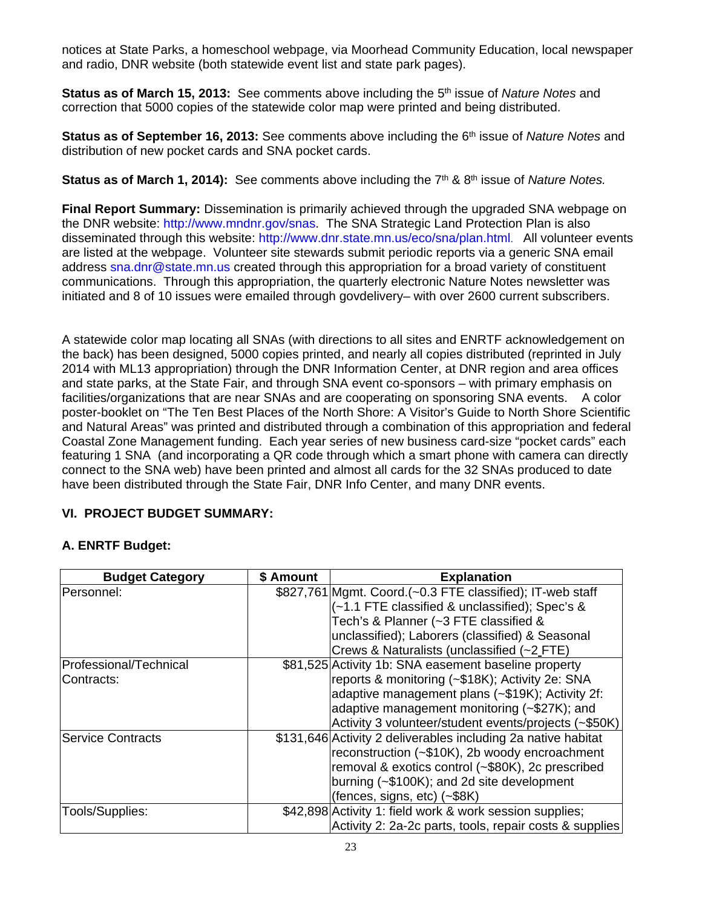notices at State Parks, a homeschool webpage, via Moorhead Community Education, local newspaper and radio, DNR website (both statewide event list and state park pages).

**Status as of March 15, 2013:** See comments above including the 5th issue of *Nature Notes* and correction that 5000 copies of the statewide color map were printed and being distributed.

**Status as of September 16, 2013:** See comments above including the 6th issue of *Nature Notes* and distribution of new pocket cards and SNA pocket cards.

**Status as of March 1, 2014):** See comments above including the 7th & 8th issue of *Nature Notes.*

**Final Report Summary:** Dissemination is primarily achieved through the upgraded SNA webpage on the DNR website: http://www.mndnr.gov/snas. The SNA Strategic Land Protection Plan is also disseminated through this website: http://www.dnr.state.mn.us/eco/sna/plan.html. All volunteer events are listed at the webpage. Volunteer site stewards submit periodic reports via a generic SNA email address sna.dnr@state.mn.us created through this appropriation for a broad variety of constituent communications. Through this appropriation, the quarterly electronic Nature Notes newsletter was initiated and 8 of 10 issues were emailed through govdelivery– with over 2600 current subscribers.

A statewide color map locating all SNAs (with directions to all sites and ENRTF acknowledgement on the back) has been designed, 5000 copies printed, and nearly all copies distributed (reprinted in July 2014 with ML13 appropriation) through the DNR Information Center, at DNR region and area offices and state parks, at the State Fair, and through SNA event co-sponsors – with primary emphasis on facilities/organizations that are near SNAs and are cooperating on sponsoring SNA events. A color poster-booklet on "The Ten Best Places of the North Shore: A Visitor's Guide to North Shore Scientific and Natural Areas" was printed and distributed through a combination of this appropriation and federal Coastal Zone Management funding. Each year series of new business card-size "pocket cards" each featuring 1 SNA (and incorporating a QR code through which a smart phone with camera can directly connect to the SNA web) have been printed and almost all cards for the 32 SNAs produced to date have been distributed through the State Fair, DNR Info Center, and many DNR events.

## VI. PROJECT BUDGET SUMMARY:

### A. ENRTF Budget:

| Budget Category | $ Amount | Explanation |
|---|---|---|
| Personnel: | $827,761 | Mgmt. Coord.(~0.3 FTE classified); IT-web staff (~1.1 FTE classified & unclassified); Spec's & Tech's & Planner (~3 FTE classified & unclassified); Laborers (classified) & Seasonal Crews & Naturalists (unclassified (~2 FTE) |
| Professional/Technical Contracts: | $81,525 | Activity 1b: SNA easement baseline property reports & monitoring (~$18K); Activity 2e: SNA adaptive management plans (~$19K); Activity 2f: adaptive management monitoring (~$27K); and Activity 3 volunteer/student events/projects (~$50K) |
| Service Contracts | $131,646 | Activity 2 deliverables including 2a native habitat reconstruction (~$10K), 2b woody encroachment removal & exotics control (~$80K), 2c prescribed burning (~$100K); and 2d site development (fences, signs, etc) (~$8K) |
| Tools/Supplies: | $42,898 | Activity 1: field work & work session supplies; Activity 2: 2a-2c parts, tools, repair costs & supplies |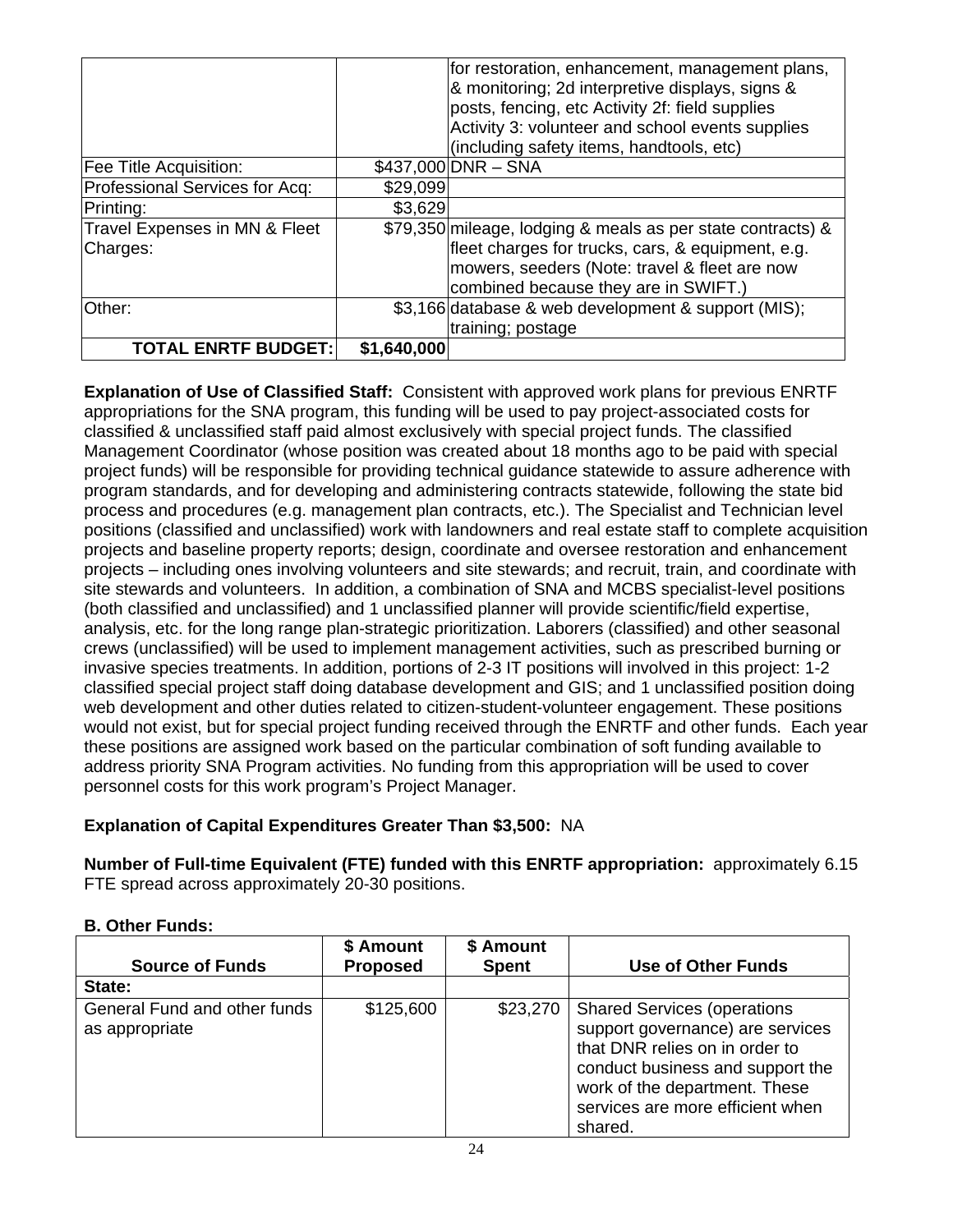| | | |
|---|---|---|
| | | for restoration, enhancement, management plans, & monitoring; 2d interpretive displays, signs & posts, fencing, etc Activity 2f: field supplies Activity 3: volunteer and school events supplies (including safety items, handtools, etc) |
| Fee Title Acquisition: | $437,000 | DNR – SNA |
| Professional Services for Acq: | $29,099 | |
| Printing: | $3,629 | |
| Travel Expenses in MN & Fleet Charges: | $79,350 | mileage, lodging & meals as per state contracts) & fleet charges for trucks, cars, & equipment, e.g. mowers, seeders (Note: travel & fleet are now combined because they are in SWIFT.) |
| Other: | $3,166 | database & web development & support (MIS); training; postage |
| **TOTAL ENRTF BUDGET:** | **$1,640,000** | |

**Explanation of Use of Classified Staff:** Consistent with approved work plans for previous ENRTF appropriations for the SNA program, this funding will be used to pay project-associated costs for classified & unclassified staff paid almost exclusively with special project funds. The classified Management Coordinator (whose position was created about 18 months ago to be paid with special project funds) will be responsible for providing technical guidance statewide to assure adherence with program standards, and for developing and administering contracts statewide, following the state bid process and procedures (e.g. management plan contracts, etc.). The Specialist and Technician level positions (classified and unclassified) work with landowners and real estate staff to complete acquisition projects and baseline property reports; design, coordinate and oversee restoration and enhancement projects – including ones involving volunteers and site stewards; and recruit, train, and coordinate with site stewards and volunteers. In addition, a combination of SNA and MCBS specialist-level positions (both classified and unclassified) and 1 unclassified planner will provide scientific/field expertise, analysis, etc. for the long range plan-strategic prioritization. Laborers (classified) and other seasonal crews (unclassified) will be used to implement management activities, such as prescribed burning or invasive species treatments. In addition, portions of 2-3 IT positions will involved in this project: 1-2 classified special project staff doing database development and GIS; and 1 unclassified position doing web development and other duties related to citizen-student-volunteer engagement. These positions would not exist, but for special project funding received through the ENRTF and other funds. Each year these positions are assigned work based on the particular combination of soft funding available to address priority SNA Program activities. No funding from this appropriation will be used to cover personnel costs for this work program's Project Manager.

**Explanation of Capital Expenditures Greater Than $3,500:** NA

**Number of Full-time Equivalent (FTE) funded with this ENRTF appropriation:** approximately 6.15 FTE spread across approximately 20-30 positions.

**B. Other Funds:**

| Source of Funds | $ Amount Proposed | $ Amount Spent | Use of Other Funds |
|---|---|---|---|
| **State:** | | | |
| General Fund and other funds as appropriate | $125,600 | $23,270 | Shared Services (operations support governance) are services that DNR relies on in order to conduct business and support the work of the department. These services are more efficient when shared. |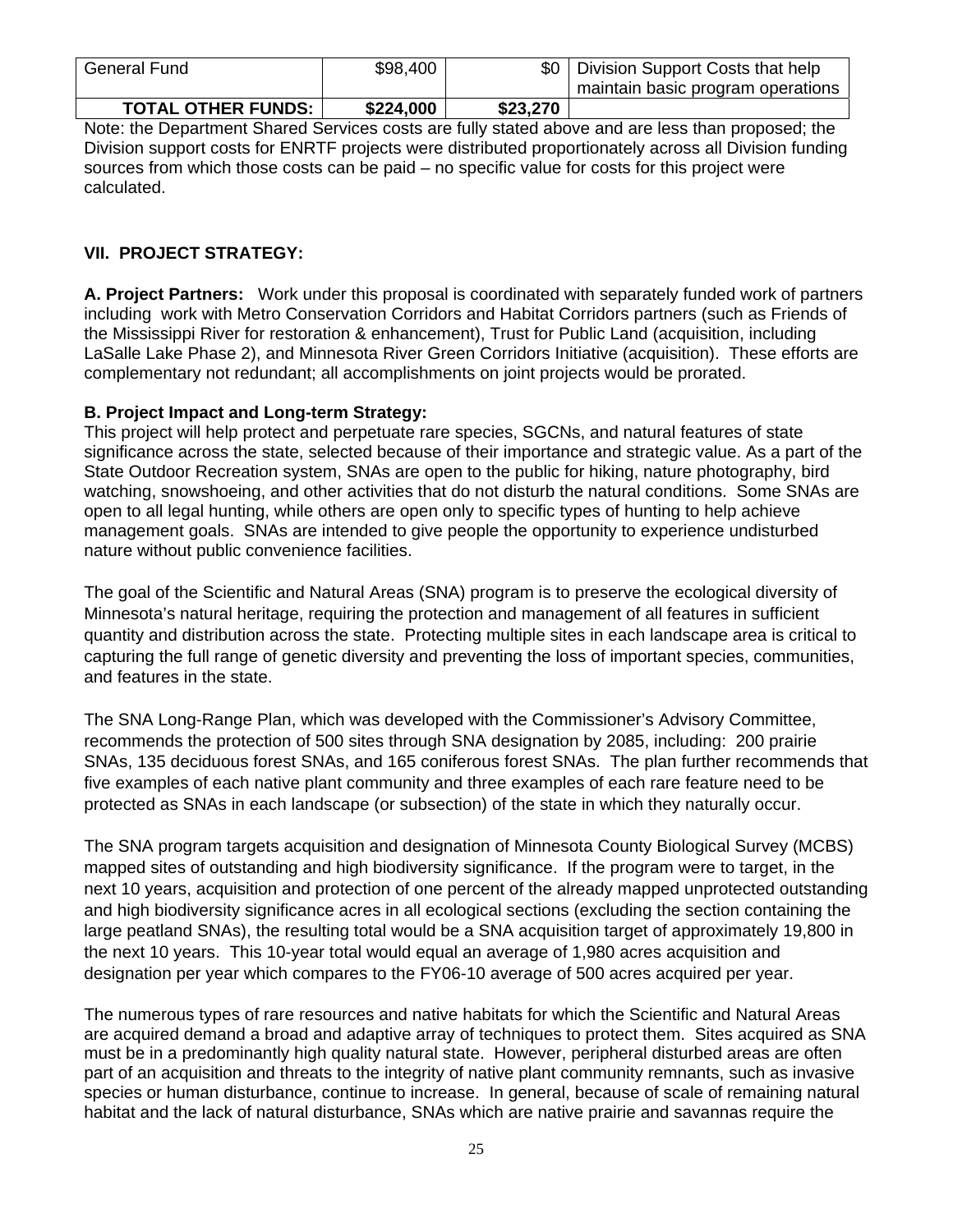| General Fund | $98,400 | $0 | Division Support Costs that help maintain basic program operations |
|---|---|---|---|
| **TOTAL OTHER FUNDS:** | **$224,000** | **$23,270** | |

Note: the Department Shared Services costs are fully stated above and are less than proposed; the Division support costs for ENRTF projects were distributed proportionately across all Division funding sources from which those costs can be paid – no specific value for costs for this project were calculated.

## VII. PROJECT STRATEGY:

**A. Project Partners:** Work under this proposal is coordinated with separately funded work of partners including work with Metro Conservation Corridors and Habitat Corridors partners (such as Friends of the Mississippi River for restoration & enhancement), Trust for Public Land (acquisition, including LaSalle Lake Phase 2), and Minnesota River Green Corridors Initiative (acquisition). These efforts are complementary not redundant; all accomplishments on joint projects would be prorated.

**B. Project Impact and Long-term Strategy:**
This project will help protect and perpetuate rare species, SGCNs, and natural features of state significance across the state, selected because of their importance and strategic value. As a part of the State Outdoor Recreation system, SNAs are open to the public for hiking, nature photography, bird watching, snowshoeing, and other activities that do not disturb the natural conditions. Some SNAs are open to all legal hunting, while others are open only to specific types of hunting to help achieve management goals. SNAs are intended to give people the opportunity to experience undisturbed nature without public convenience facilities.

The goal of the Scientific and Natural Areas (SNA) program is to preserve the ecological diversity of Minnesota's natural heritage, requiring the protection and management of all features in sufficient quantity and distribution across the state. Protecting multiple sites in each landscape area is critical to capturing the full range of genetic diversity and preventing the loss of important species, communities, and features in the state.

The SNA Long-Range Plan, which was developed with the Commissioner's Advisory Committee, recommends the protection of 500 sites through SNA designation by 2085, including: 200 prairie SNAs, 135 deciduous forest SNAs, and 165 coniferous forest SNAs. The plan further recommends that five examples of each native plant community and three examples of each rare feature need to be protected as SNAs in each landscape (or subsection) of the state in which they naturally occur.

The SNA program targets acquisition and designation of Minnesota County Biological Survey (MCBS) mapped sites of outstanding and high biodiversity significance. If the program were to target, in the next 10 years, acquisition and protection of one percent of the already mapped unprotected outstanding and high biodiversity significance acres in all ecological sections (excluding the section containing the large peatland SNAs), the resulting total would be a SNA acquisition target of approximately 19,800 in the next 10 years. This 10-year total would equal an average of 1,980 acres acquisition and designation per year which compares to the FY06-10 average of 500 acres acquired per year.

The numerous types of rare resources and native habitats for which the Scientific and Natural Areas are acquired demand a broad and adaptive array of techniques to protect them. Sites acquired as SNA must be in a predominantly high quality natural state. However, peripheral disturbed areas are often part of an acquisition and threats to the integrity of native plant community remnants, such as invasive species or human disturbance, continue to increase. In general, because of scale of remaining natural habitat and the lack of natural disturbance, SNAs which are native prairie and savannas require the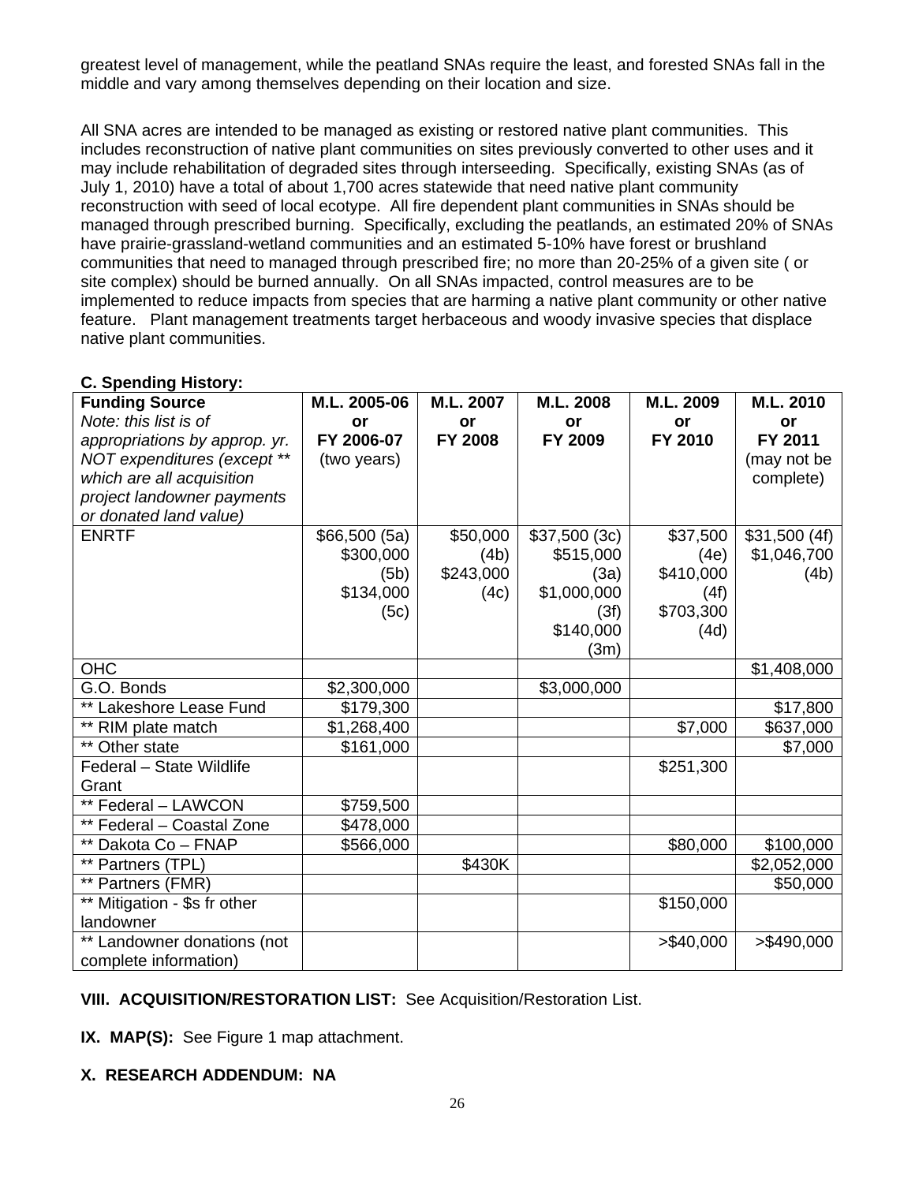greatest level of management, while the peatland SNAs require the least, and forested SNAs fall in the middle and vary among themselves depending on their location and size.

All SNA acres are intended to be managed as existing or restored native plant communities. This includes reconstruction of native plant communities on sites previously converted to other uses and it may include rehabilitation of degraded sites through interseeding. Specifically, existing SNAs (as of July 1, 2010) have a total of about 1,700 acres statewide that need native plant community reconstruction with seed of local ecotype. All fire dependent plant communities in SNAs should be managed through prescribed burning. Specifically, excluding the peatlands, an estimated 20% of SNAs have prairie-grassland-wetland communities and an estimated 5-10% have forest or brushland communities that need to managed through prescribed fire; no more than 20-25% of a given site ( or site complex) should be burned annually. On all SNAs impacted, control measures are to be implemented to reduce impacts from species that are harming a native plant community or other native feature. Plant management treatments target herbaceous and woody invasive species that displace native plant communities.

**C. Spending History:**

| **Funding Source** *Note: this list is of appropriations by approp. yr. NOT expenditures (except ** which are all acquisition project landowner payments or donated land value)* | **M.L. 2005-06 or FY 2006-07** (two years) | **M.L. 2007 or FY 2008** | **M.L. 2008 or FY 2009** | **M.L. 2009 or FY 2010** | **M.L. 2010 or FY 2011** (may not be complete) |
|---|---|---|---|---|---|
| ENRTF | $66,500 (5a) $300,000 (5b) $134,000 (5c) | $50,000 (4b) $243,000 (4c) | $37,500 (3c) $515,000 (3a) $1,000,000 (3f) $140,000 (3m) | $37,500 (4e) $410,000 (4f) $703,300 (4d) | $31,500 (4f) $1,046,700 (4b) |
| OHC | | | | | $1,408,000 |
| G.O. Bonds | $2,300,000 | | $3,000,000 | | |
| ** Lakeshore Lease Fund | $179,300 | | | | $17,800 |
| ** RIM plate match | $1,268,400 | | | $7,000 | $637,000 |
| ** Other state | $161,000 | | | | $7,000 |
| Federal – State Wildlife Grant | | | | $251,300 | |
| ** Federal – LAWCON | $759,500 | | | | |
| ** Federal – Coastal Zone | $478,000 | | | | |
| ** Dakota Co – FNAP | $566,000 | | | $80,000 | $100,000 |
| ** Partners (TPL) | | $430K | | | $2,052,000 |
| ** Partners (FMR) | | | | | $50,000 |
| ** Mitigation - $s fr other landowner | | | | $150,000 | |
| ** Landowner donations (not complete information) | | | | >$40,000 | >$490,000 |

**VIII. ACQUISITION/RESTORATION LIST:** See Acquisition/Restoration List.

**IX. MAP(S):** See Figure 1 map attachment.

**X. RESEARCH ADDENDUM: NA**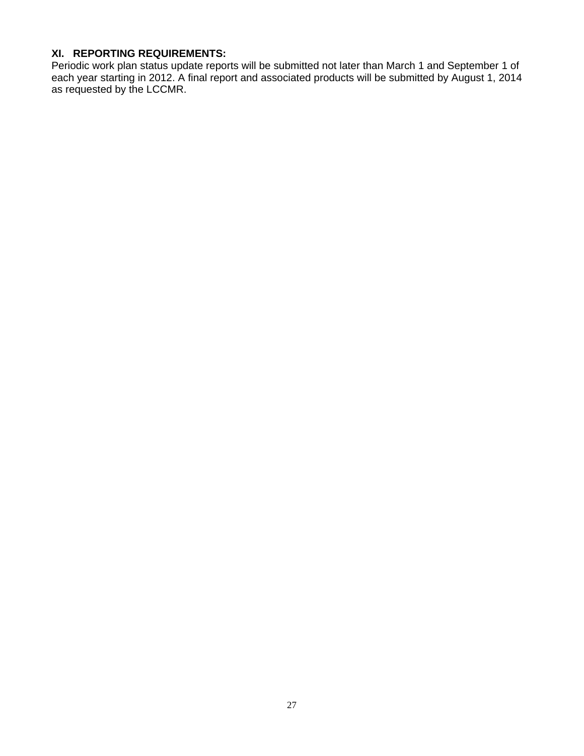**XI. REPORTING REQUIREMENTS:**

Periodic work plan status update reports will be submitted not later than March 1 and September 1 of each year starting in 2012. A final report and associated products will be submitted by August 1, 2014 as requested by the LCCMR.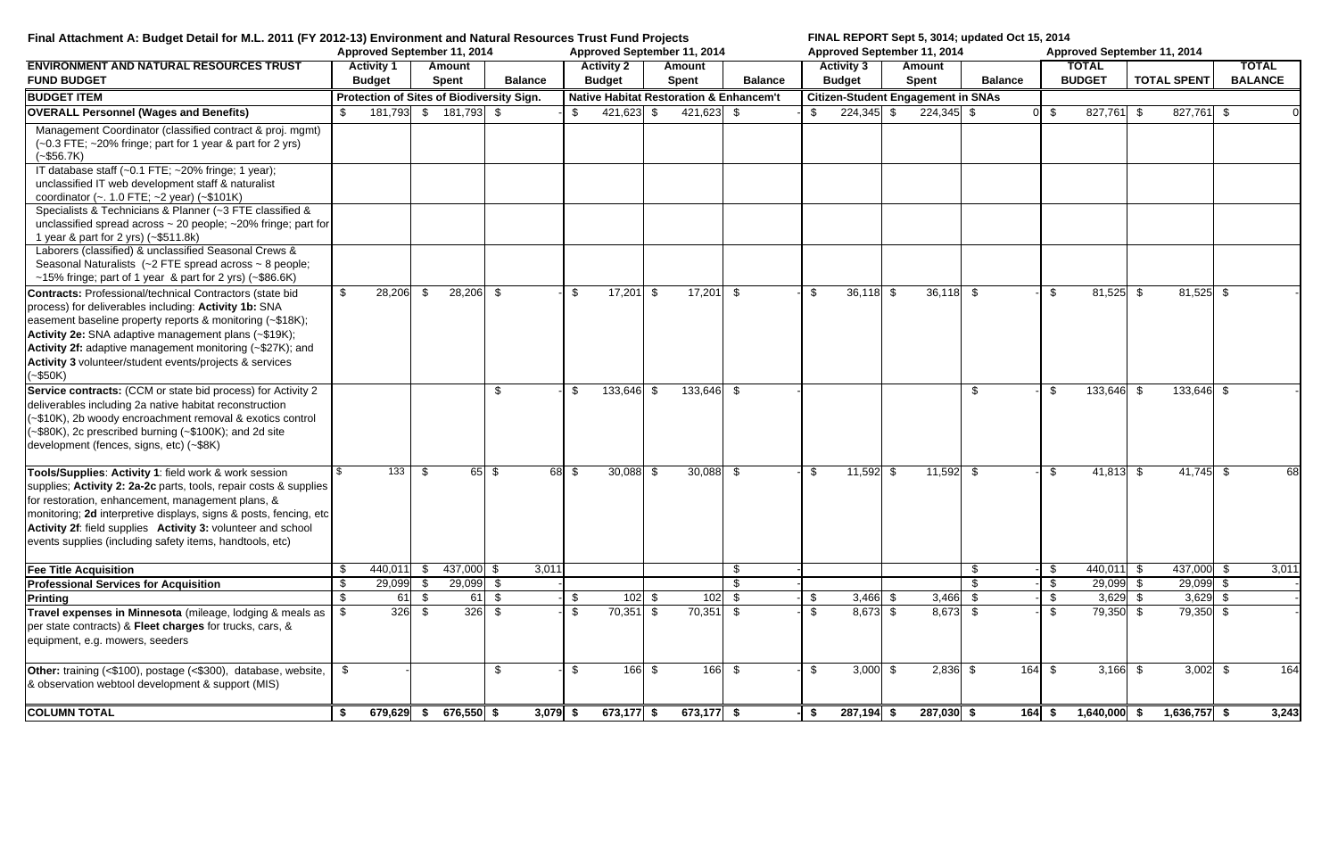**Final Attachment A: Budget Detail for M.L. 2011 (FY 2012-13) Environment and Natural Resources Trust Fund Projects**

**FINAL REPORT Sept 5, 3014; updated Oct 15, 2014**

| ENVIRONMENT AND NATURAL RESOURCES TRUST FUND BUDGET | Approved September 11, 2014 Activity 1 Budget | Amount Spent | Balance | Approved September 11, 2014 Activity 2 Budget | Amount Spent | Balance | Approved September 11, 2014 Activity 3 Budget | Amount Spent | Balance | Approved September 11, 2014 TOTAL BUDGET | TOTAL SPENT | TOTAL BALANCE |
|---|---|---|---|---|---|---|---|---|---|---|---|---|
| **BUDGET ITEM** | **Protection of Sites of Biodiversity Sign.** | | | **Native Habitat Restoration & Enhancem't** | | | **Citizen-Student Engagement in SNAs** | | | | | |
| **OVERALL Personnel (Wages and Benefits)** | $ 181,793 | $ 181,793 | $ - | $ 421,623 | $ 421,623 | $ - | $ 224,345 | $ 224,345 | $ 0 | $ 827,761 | $ 827,761 | $ 0 |
| Management Coordinator (classified contract & proj. mgmt) (~0.3 FTE; ~20% fringe; part for 1 year & part for 2 yrs) (~$56.7K) | | | | | | | | | | | | |
| IT database staff (~0.1 FTE; ~20% fringe; 1 year); unclassified IT web development staff & naturalist coordinator (~. 1.0 FTE; ~2 year) (~$101K) | | | | | | | | | | | | |
| Specialists & Technicians & Planner (~3 FTE classified & unclassified spread across ~ 20 people; ~20% fringe; part for 1 year & part for 2 yrs) (~$511.8k) | | | | | | | | | | | | |
| Laborers (classified) & unclassified Seasonal Crews & Seasonal Naturalists (~2 FTE spread across ~ 8 people; ~15% fringe; part of 1 year & part for 2 yrs) (~$86.6K) | | | | | | | | | | | | |
| **Contracts:** Professional/technical Contractors (state bid process) for deliverables including: **Activity 1b:** SNA easement baseline property reports & monitoring (~$18K); **Activity 2e:** SNA adaptive management plans (~$19K); **Activity 2f:** adaptive management monitoring (~$27K); and **Activity 3** volunteer/student events/projects & services (~$50K) | $ 28,206 | $ 28,206 | $ - | $ 17,201 | $ 17,201 | $ - | $ 36,118 | $ 36,118 | $ - | $ 81,525 | $ 81,525 | $ - |
| **Service contracts:** (CCM or state bid process) for Activity 2 deliverables including 2a native habitat reconstruction (~$10K), 2b woody encroachment removal & exotics control (~$80K), 2c prescribed burning (~$100K); and 2d site development (fences, signs, etc) (~$8K) | | | $ - | $ 133,646 | $ 133,646 | $ - | | | $ - | $ 133,646 | $ 133,646 | $ - |
| **Tools/Supplies**: **Activity 1**: field work & work session supplies; **Activity 2: 2a-2c** parts, tools, repair costs & supplies for restoration, enhancement, management plans, & monitoring; **2d** interpretive displays, signs & posts, fencing, etc **Activity 2f**: field supplies **Activity 3:** volunteer and school events supplies (including safety items, handtools, etc) | $ 133 | $ 65 | $ 68 | $ 30,088 | $ 30,088 | $ - | $ 11,592 | $ 11,592 | $ - | $ 41,813 | $ 41,745 | $ 68 |
| **Fee Title Acquisition** | $ 440,011 | $ 437,000 | $ 3,011 | | | $ - | | | $ - | $ 440,011 | $ 437,000 | $ 3,011 |
| **Professional Services for Acquisition** | $ 29,099 | $ 29,099 | $ - | | | $ - | | | $ - | $ 29,099 | $ 29,099 | $ - |
| **Printing** | $ 61 | $ 61 | $ - | $ 102 | $ 102 | $ - | $ 3,466 | $ 3,466 | $ - | $ 3,629 | $ 3,629 | $ - |
| **Travel expenses in Minnesota** (mileage, lodging & meals as per state contracts) & **Fleet charges** for trucks, cars, & equipment, e.g. mowers, seeders | $ 326 | $ 326 | $ - | $ 70,351 | $ 70,351 | $ - | $ 8,673 | $ 8,673 | $ - | $ 79,350 | $ 79,350 | $ - |
| **Other:** training (<$100), postage (<$300), database, website, & observation webtool development & support (MIS) | $ - | | $ - | $ 166 | $ 166 | $ - | $ 3,000 | $ 2,836 | $ 164 | $ 3,166 | $ 3,002 | $ 164 |
| **COLUMN TOTAL** | **$ 679,629** | **$ 676,550** | **$ 3,079** | **$ 673,177** | **$ 673,177** | **$ -** | **$ 287,194** | **$ 287,030** | **$ 164** | **$ 1,640,000** | **$ 1,636,757** | **$ 3,243** |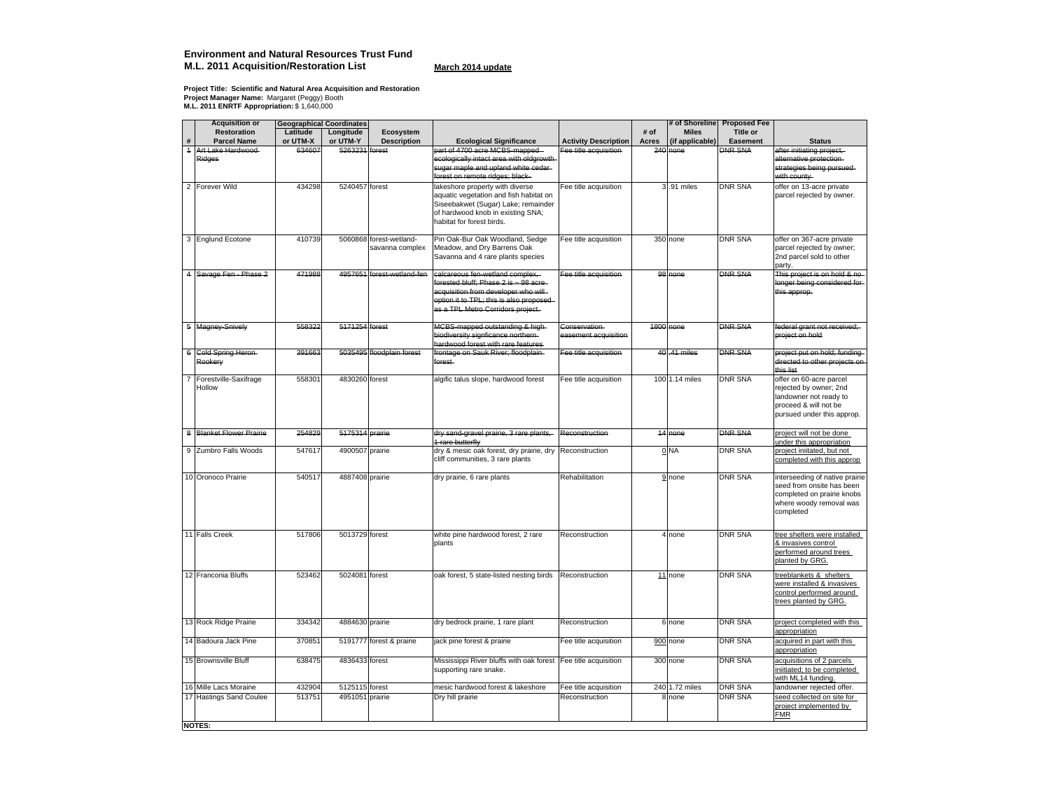**Environment and Natural Resources Trust Fund**
**M.L. 2011 Acquisition/Restoration List** **March 2014 update**

**Project Title: Scientific and Natural Area Acquisition and Restoration**
**Project Manager Name:** Margaret (Peggy) Booth
**M.L. 2011 ENRTF Appropriation:** $ 1,640,000

| # | Acquisition or Restoration Parcel Name | Geographical Coordinates Latitude or UTM-X | Longitude or UTM-Y | Ecosystem Description | Ecological Significance | Activity Description | # of Acres | # of Shoreline Miles (if applicable) | Proposed Fee Title or Easement | Status |
|---|---|---|---|---|---|---|---|---|---|---|
| ~~1~~ | ~~Art Lake Hardwood Ridges~~ | ~~634607~~ | ~~5263231~~ | ~~forest~~ | ~~part of 4700 acre MCBS-mapped ecologically intact area with oldgrowth sugar maple and upland white cedar forest on remote ridges; black-~~ | ~~Fee title acquisition~~ | ~~240~~ | ~~none~~ | ~~DNR SNA~~ | ~~after initiating project, alternative protection strategies being pursued with county~~ |
| 2 | Forever Wild | 434298 | 5240457 | forest | lakeshore property with diverse aquatic vegetation and fish habitat on Siseebakwet (Sugar) Lake; remainder of hardwood knob in existing SNA; habitat for forest birds. | Fee title acquisition | 3 | .91 miles | DNR SNA | offer on 13-acre private parcel rejected by owner. |
| 3 | Englund Ecotone | 410739 | 5060868 | forest-wetland-savanna complex | Pin Oak-Bur Oak Woodland, Sedge Meadow, and Dry Barrens Oak Savanna and 4 rare plants species | Fee title acquisition | 350 | none | DNR SNA | offer on 367-acre private parcel rejected by owner; 2nd parcel sold to other party. |
| ~~4~~ | ~~Savage Fen - Phase 2~~ | ~~471988~~ | ~~4957651~~ | ~~forest-wetland-fen~~ | ~~calcareous fen-wetland complex, forested bluff; Phase 2 is ~ 98 acre acquisition from developer who will option it to TPL; this is also proposed as a TPL Metro Corridors project.~~ | ~~Fee title acquisition~~ | ~~98~~ | ~~none~~ | ~~DNR SNA~~ | ~~This project is on hold & no longer being considered for this approp.~~ |
| ~~5~~ | ~~Magney-Snively~~ | ~~558322~~ | ~~5171254~~ | ~~forest~~ | ~~MCBS-mapped outstanding & high biodiversity signficance northern hardwood forest with rare features~~ | ~~Conservation easement acquisition~~ | ~~1800~~ | ~~none~~ | ~~DNR SNA~~ | ~~federal grant not received; project on hold~~ |
| ~~6~~ | ~~Cold Spring Heron Rookery~~ | ~~391663~~ | ~~5035495~~ | ~~floodplain forest~~ | ~~frontage on Sauk River; floodplain forest~~ | ~~Fee title acquisition~~ | ~~40~~ | ~~.41 miles~~ | ~~DNR SNA~~ | ~~project put on hold; funding directed to other projects on this list~~ |
| 7 | Forestville-Saxifrage Hollow | 558301 | 4830260 | forest | algific talus slope, hardwood forest | Fee title acquisition | 100 | 1.14 miles | DNR SNA | offer on 60-acre parcel rejected by owner; 2nd landowner not ready to proceed & will not be pursued under this approp. |
| ~~8~~ | ~~Blanket Flower Prairie~~ | ~~254829~~ | ~~5175314~~ | ~~prairie~~ | ~~dry sand-gravel prairie, 3 rare plants, 1 rare butterfly~~ | ~~Reconstruction~~ | ~~14~~ | ~~none~~ | ~~DNR SNA~~ | project will not be done under this appropriation |
| 9 | Zumbro Falls Woods | 547617 | 4900507 | prairie | dry & mesic oak forest, dry prairie, dry cliff communities, 3 rare plants | Reconstruction | 0 | NA | DNR SNA | project iniitated, but not completed with this approp |
| 10 | Oronoco Prairie | 540517 | 4887408 | prairie | dry prairie, 6 rare plants | Rehabilitation | 9 | none | DNR SNA | interseeding of native prairie seed from onsite has been completed on prairie knobs where woody removal was completed |
| 11 | Falls Creek | 517806 | 5013729 | forest | white pine hardwood forest, 2 rare plants | Reconstruction | 4 | none | DNR SNA | tree shelters were installed & invasives control performed around trees planted by GRG. |
| 12 | Franconia Bluffs | 523462 | 5024081 | forest | oak forest, 5 state-listed nesting birds | Reconstruction | 11 | none | DNR SNA | treeblankets & shelters were installed & invasives control performed around trees planted by GRG. |
| 13 | Rock Ridge Prairie | 334342 | 4884630 | prairie | dry bedrock prairie, 1 rare plant | Reconstruction | 6 | none | DNR SNA | project completed with this appropriation |
| 14 | Badoura Jack Pine | 370851 | 5191777 | forest & prairie | jack pine forest & prairie | Fee title acquisition | 900 | none | DNR SNA | acquired in part with this appropriation |
| 15 | Brownsville Bluff | 638475 | 4836433 | forest | Mississippi River bluffs with oak forest supporting rare snake. | Fee title acquisition | 300 | none | DNR SNA | acquisitions of 2 parcels iniitiated; to be completed with ML14 funding. |
| 16 | Mille Lacs Moraine | 432904 | 5125115 | forest | mesic hardwood forest & lakeshore | Fee title acquisition | 240 | 1.72 miles | DNR SNA | landowner rejected offer. |
| 17 | Hastings Sand Coulee | 513751 | 4951051 | prairie | Dry hill prairie | Reconstruction | 8 | none | DNR SNA | seed collected on site for project implemented by FMR |

**NOTES:**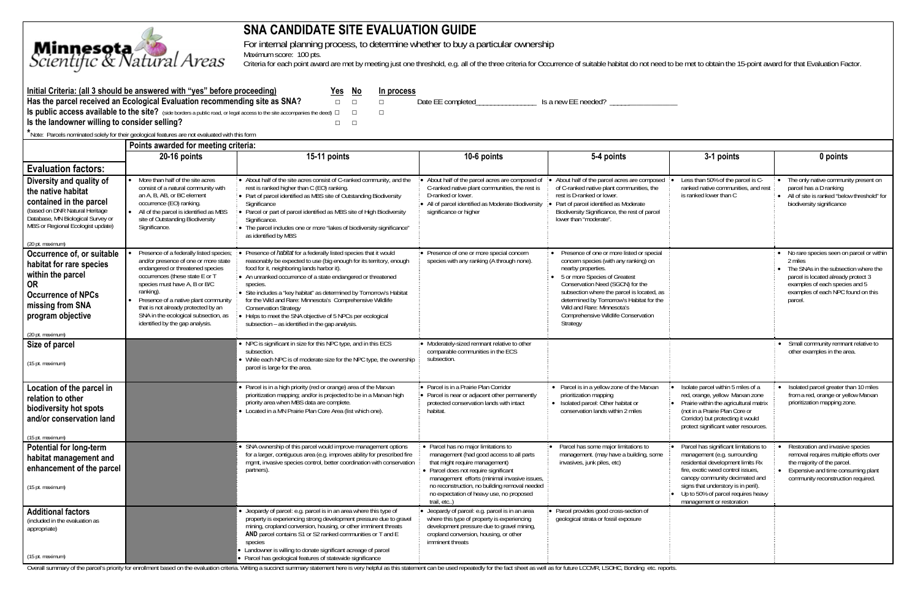Minnesota Scientific & Natural Areas

# SNA CANDIDATE SITE EVALUATION GUIDE

For internal planning process, to determine whether to buy a particular ownership

Maximum score: 100 pts.

Criteria for each point award are met by meeting just one threshold, e.g. all of the three criteria for Occurrence of suitable habitat do not need to be met to obtain the 15-point award for that Evaluation Factor.

| Initial Criteria: (all 3 should be answered with "yes" before proceeding) | Yes | No | In process | |
|---|---|---|---|---|
| Has the parcel received an Ecological Evaluation recommending site as SNA? | □ | □ | □ | Date EE completed_______________ Is a new EE needed? _______________ |
| Is public access available to the site? (side borders a public road, or legal access to the site accompanies the deed) | □ | □ | □ | |
| Is the landowner willing to consider selling? | □ | □ | | |

*Note: Parcels nominated solely for their geological features are not evaluated with this form

| Evaluation factors: | 20-16 points | 15-11 points | 10-6 points | 5-4 points | 3-1 points | 0 points |
|---|---|---|---|---|---|---|
| **Diversity and quality of the native habitat contained in the parcel** (based on DNR Natural Heritage Database, MN Biological Survey or MBS or Regional Ecologist update) (20 pt. maximum) | • More than half of the site acres consist of a natural community with an A, B, AB, or BC element occurrence (EO) ranking. • All of the parcel is identified as MBS site of Outstanding Biodiversity Significance. | • About half of the site acres consist of C-ranked community, and the rest is ranked higher than C (EO) ranking. • Part of parcel identified as MBS site of Outstanding Biodiversity Significance • Parcel or part of parcel identified as MBS site of High Biodiversity Significance. • The parcel includes one or more "lakes of biodiversity significance" as identified by MBS | • About half of the parcel acres are composed of C-ranked native plant communities, the rest is D-ranked or lower. • All of parcel identified as Moderate Biodiversity significance or higher | • About half of the parcel acres are composed of C-ranked native plant communities, the rest is D-ranked or lower. • Part of parcel identified as Moderate Biodiversity Significance, the rest of parcel lower than "moderate". | • Less than 50% of the parcel is C-ranked native communities, and rest is ranked lower than C | • The only native community present on parcel has a D ranking • All of site is ranked "below threshold" for biodiversity significance |
| **Occurrence of, or suitable habitat for rare species within the parcel OR Occurrence of NPCs missing from SNA program objective** (20 pt. maximum) | • Presence of a federally listed species; and/or presence of one or more state endangered or threatened species occurrences (these state E or T species must have A, B or B/C ranking). • Presence of a native plant community that is not already protected by an SNA in the ecological subsection, as identified by the gap analysis. | • Presence of *habitat* for a federally listed species that it would reasonably be expected to use (big enough for its territory, enough food for it, neighboring lands harbor it). • An unranked occurrence of a state endangered or threatened species. • Site includes a "key habitat" as determined by Tomorrow's Habitat for the Wild and Rare: Minnesota's Comprehensive Wildlife Conservation Strategy • Helps to meet the SNA objective of 5 NPCs per ecological subsection – as identified in the gap analysis. | • Presence of one or more special concern species with any ranking (A through none). | • Presence of one or more listed or special concern species (with any ranking) on nearby properties. • 5 or more Species of Greatest Conservation Need (SGCN) for the subsection where the parcel is located, as determined by Tomorrow's Habitat for the Wild and Rare: Minnesota's Comprehensive Wildlife Conservation Strategy | | • No rare species seen on parcel or within 2 miles • The SNAs in the subsection where the parcel is located already protect 3 examples of each species and 5 examples of each NPC found on this parcel. |
| **Size of parcel** (15 pt. maximum) | | • NPC is significant in size for this NPC type, and in this ECS subsection. • While each NPC is of moderate size for the NPC type, the ownership parcel is large for the area. | • Moderately-sized remnant relative to other comparable communities in the ECS subsection. | | | • Small community remnant relative to other examples in the area. |
| **Location of the parcel in relation to other biodiversity hot spots and/or conservation land** (15 pt. maximum) | | • Parcel is in a high priority (red or orange) area of the Marxan prioritization mapping; and/or is projected to be in a Marxan high priority area when MBS data are complete. • Located in a MN Prairie Plan Core Area (list which one). | • Parcel is in a Prairie Plan Corridor • Parcel is near or adjacent other permanently protected conservation lands with intact habitat. | • Parcel is in a yellow zone of the Marxan prioritization mapping • Isolated parcel: Other habitat or conservation lands within 2 miles | • Isolate parcel within 5 miles of a red, orange, yellow Marxan zone • Prairie within the agricultural matrix (not in a Prairie Plan Core or Corridor) but protecting it would protect significant water resources. | • Isolated parcel greater than 10 miles from a red, orange or yellow Marxan prioritization mapping zone. |
| **Potential for long-term habitat management and enhancement of the parcel** (15 pt. maximum) | | • SNA ownership of this parcel would improve management options for a larger, contiguous area (e.g. improves ability for prescribed fire mgmt, invasive species control, better coordination with conservation partners). | • Parcel has no major limitations to management (had good access to all parts that might require management) • Parcel does not require significant management efforts (minimal invasive issues, no reconstruction, no building removal needed no expectation of heavy use, no proposed trail, etc..) | • Parcel has some major limitations to management. (may have a building, some invasives, junk piles, etc) | • Parcel has significant limitations to management (e.g. surrounding residential development limits Rx fire, exotic weed control issues, canopy community decimated and signs that understory is in peril). • Up to 50% of parcel requires heavy management or restoration | • Restoration and invasive species removal requires multiple efforts over the majority of the parcel. • Expensive and time consuming plant community reconstruction required. |
| **Additional factors** (included in the evaluation as appropriate) (15 pt. maximum) | | • Jeopardy of parcel: e.g. parcel is in an area where this type of property is experiencing strong development pressure due to gravel mining, cropland conversion, housing, or other imminent threats **AND** parcel contains S1 or S2 ranked communities or T and E species • Landowner is willing to donate significant acreage of parcel • Parcel has geological features of statewide significance | • Jeopardy of parcel: e.g. parcel is in an area where this type of property is experiencing development pressure due to gravel mining, cropland conversion, housing, or other imminent threats | • Parcel provides good cross-section of geological strata or fossil exposure | | |

Overall summary of the parcel's priority for enrollment based on the evaluation criteria. Writing a succinct summary statement here is very helpful as this statement can be used repeatedly for the fact sheet as well as for future LCCMR, LSOHC, Bonding etc. reports.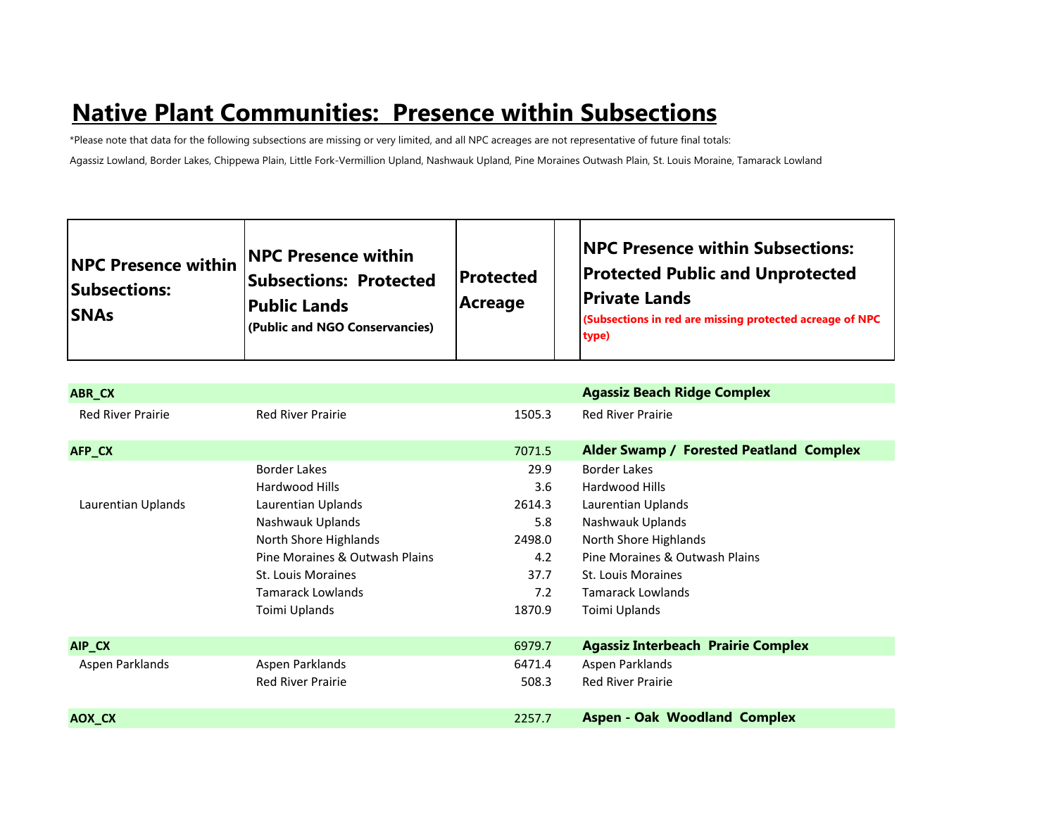# Native Plant Communities: Presence within Subsections

*Please note that data for the following subsections are missing or very limited, and all NPC acreages are not representative of future final totals:

Agassiz Lowland, Border Lakes, Chippewa Plain, Little Fork-Vermillion Upland, Nashwauk Upland, Pine Moraines Outwash Plain, St. Louis Moraine, Tamarack Lowland

| NPC Presence within Subsections: SNAs | NPC Presence within Subsections: Protected Public Lands (Public and NGO Conservancies) | Protected Acreage | | NPC Presence within Subsections: Protected Public and Unprotected Private Lands (Subsections in red are missing protected acreage of NPC type) |
|---|---|---|---|---|
| **ABR_CX** | | | | **Agassiz Beach Ridge Complex** |
| Red River Prairie | Red River Prairie | 1505.3 | | Red River Prairie |
| **AFP_CX** | | 7071.5 | | **Alder Swamp / Forested Peatland Complex** |
| | Border Lakes | 29.9 | | Border Lakes |
| | Hardwood Hills | 3.6 | | Hardwood Hills |
| Laurentian Uplands | Laurentian Uplands | 2614.3 | | Laurentian Uplands |
| | Nashwauk Uplands | 5.8 | | Nashwauk Uplands |
| | North Shore Highlands | 2498.0 | | North Shore Highlands |
| | Pine Moraines & Outwash Plains | 4.2 | | Pine Moraines & Outwash Plains |
| | St. Louis Moraines | 37.7 | | St. Louis Moraines |
| | Tamarack Lowlands | 7.2 | | Tamarack Lowlands |
| | Toimi Uplands | 1870.9 | | Toimi Uplands |
| **AIP_CX** | | 6979.7 | | **Agassiz Interbeach Prairie Complex** |
| Aspen Parklands | Aspen Parklands | 6471.4 | | Aspen Parklands |
| | Red River Prairie | 508.3 | | Red River Prairie |
| **AOX_CX** | | 2257.7 | | **Aspen - Oak Woodland Complex** |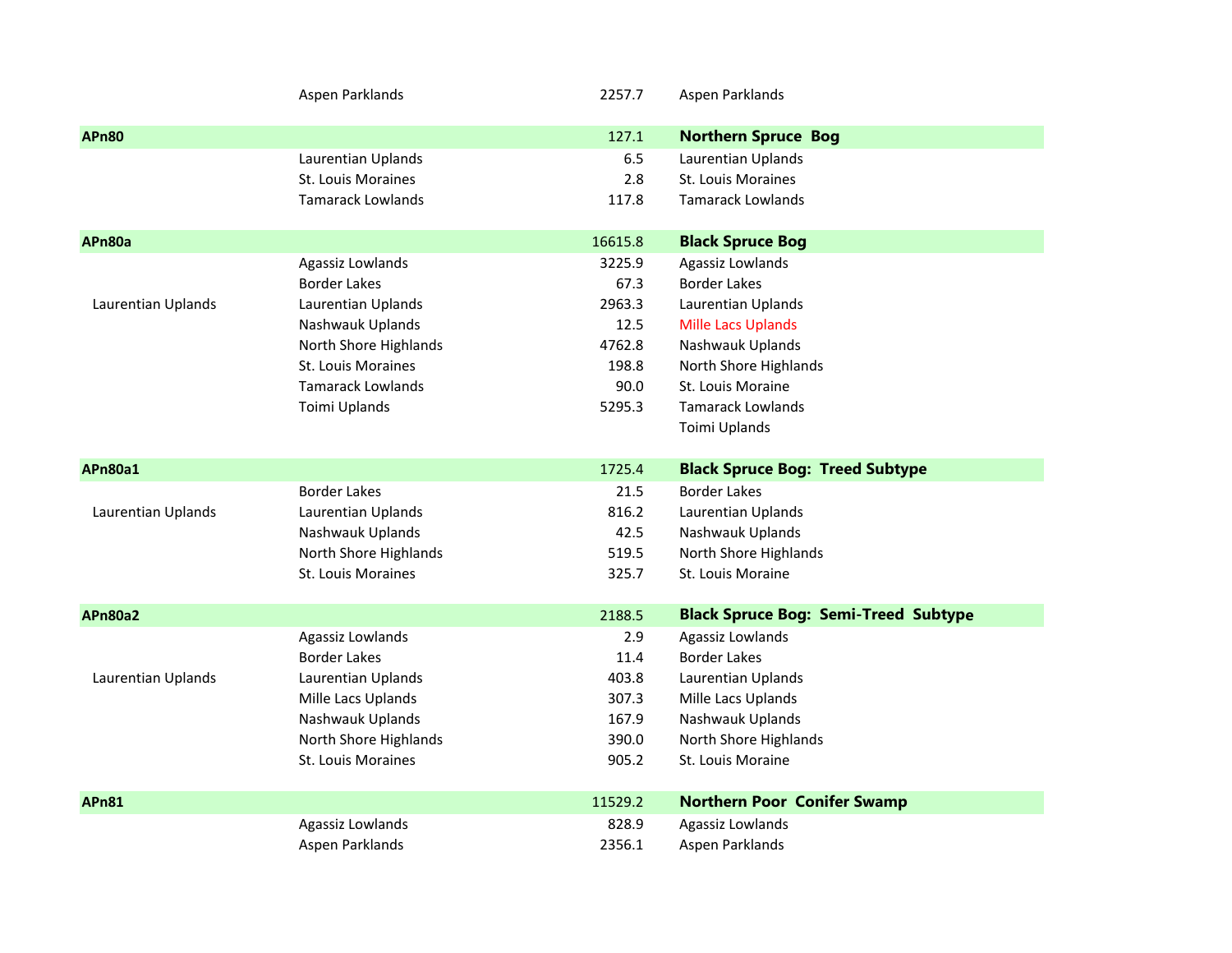| | | | |
|---|---|---|---|
| | Aspen Parklands | 2257.7 | Aspen Parklands |
| **APn80** | | 127.1 | **Northern Spruce  Bog** |
| | Laurentian Uplands | 6.5 | Laurentian Uplands |
| | St. Louis Moraines | 2.8 | St. Louis Moraines |
| | Tamarack Lowlands | 117.8 | Tamarack Lowlands |
| **APn80a** | | 16615.8 | **Black Spruce Bog** |
| | Agassiz Lowlands | 3225.9 | Agassiz Lowlands |
| | Border Lakes | 67.3 | Border Lakes |
| Laurentian Uplands | Laurentian Uplands | 2963.3 | Laurentian Uplands |
| | Nashwauk Uplands | 12.5 | Mille Lacs Uplands |
| | North Shore Highlands | 4762.8 | Nashwauk Uplands |
| | St. Louis Moraines | 198.8 | North Shore Highlands |
| | Tamarack Lowlands | 90.0 | St. Louis Moraine |
| | Toimi Uplands | 5295.3 | Tamarack Lowlands |
| | | | Toimi Uplands |
| **APn80a1** | | 1725.4 | **Black Spruce Bog:  Treed Subtype** |
| | Border Lakes | 21.5 | Border Lakes |
| Laurentian Uplands | Laurentian Uplands | 816.2 | Laurentian Uplands |
| | Nashwauk Uplands | 42.5 | Nashwauk Uplands |
| | North Shore Highlands | 519.5 | North Shore Highlands |
| | St. Louis Moraines | 325.7 | St. Louis Moraine |
| **APn80a2** | | 2188.5 | **Black Spruce Bog:  Semi-Treed  Subtype** |
| | Agassiz Lowlands | 2.9 | Agassiz Lowlands |
| | Border Lakes | 11.4 | Border Lakes |
| Laurentian Uplands | Laurentian Uplands | 403.8 | Laurentian Uplands |
| | Mille Lacs Uplands | 307.3 | Mille Lacs Uplands |
| | Nashwauk Uplands | 167.9 | Nashwauk Uplands |
| | North Shore Highlands | 390.0 | North Shore Highlands |
| | St. Louis Moraines | 905.2 | St. Louis Moraine |
| **APn81** | | 11529.2 | **Northern Poor  Conifer Swamp** |
| | Agassiz Lowlands | 828.9 | Agassiz Lowlands |
| | Aspen Parklands | 2356.1 | Aspen Parklands |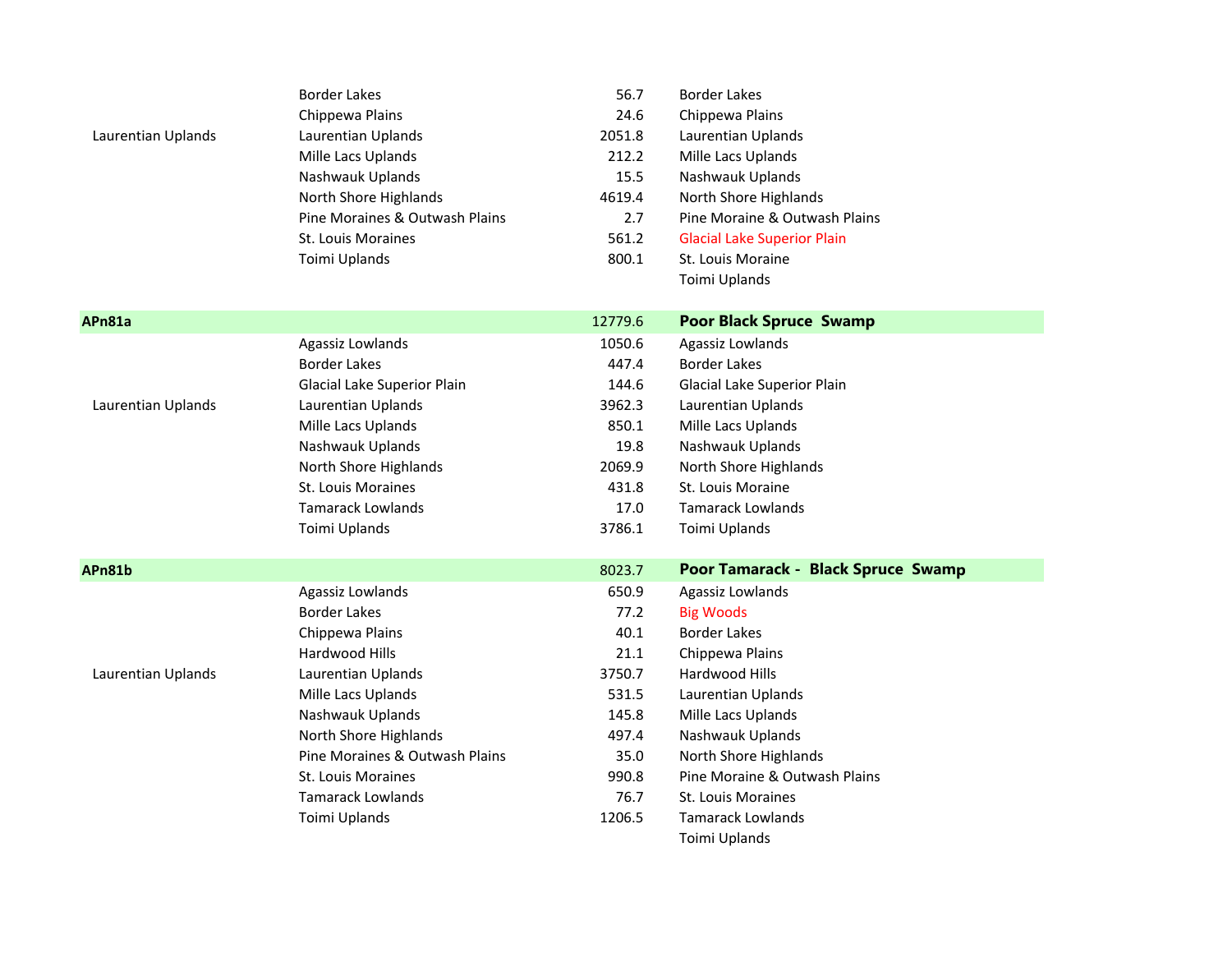| | | | |
|---|---|---|---|
| | Border Lakes | 56.7 | Border Lakes |
| | Chippewa Plains | 24.6 | Chippewa Plains |
| Laurentian Uplands | Laurentian Uplands | 2051.8 | Laurentian Uplands |
| | Mille Lacs Uplands | 212.2 | Mille Lacs Uplands |
| | Nashwauk Uplands | 15.5 | Nashwauk Uplands |
| | North Shore Highlands | 4619.4 | North Shore Highlands |
| | Pine Moraines & Outwash Plains | 2.7 | Pine Moraine & Outwash Plains |
| | St. Louis Moraines | 561.2 | Glacial Lake Superior Plain |
| | Toimi Uplands | 800.1 | St. Louis Moraine |
| | | | Toimi Uplands |
| **APn81a** | | 12779.6 | **Poor Black Spruce Swamp** |
| | Agassiz Lowlands | 1050.6 | Agassiz Lowlands |
| | Border Lakes | 447.4 | Border Lakes |
| | Glacial Lake Superior Plain | 144.6 | Glacial Lake Superior Plain |
| Laurentian Uplands | Laurentian Uplands | 3962.3 | Laurentian Uplands |
| | Mille Lacs Uplands | 850.1 | Mille Lacs Uplands |
| | Nashwauk Uplands | 19.8 | Nashwauk Uplands |
| | North Shore Highlands | 2069.9 | North Shore Highlands |
| | St. Louis Moraines | 431.8 | St. Louis Moraine |
| | Tamarack Lowlands | 17.0 | Tamarack Lowlands |
| | Toimi Uplands | 3786.1 | Toimi Uplands |
| **APn81b** | | 8023.7 | **Poor Tamarack - Black Spruce Swamp** |
| | Agassiz Lowlands | 650.9 | Agassiz Lowlands |
| | Border Lakes | 77.2 | Big Woods |
| | Chippewa Plains | 40.1 | Border Lakes |
| | Hardwood Hills | 21.1 | Chippewa Plains |
| Laurentian Uplands | Laurentian Uplands | 3750.7 | Hardwood Hills |
| | Mille Lacs Uplands | 531.5 | Laurentian Uplands |
| | Nashwauk Uplands | 145.8 | Mille Lacs Uplands |
| | North Shore Highlands | 497.4 | Nashwauk Uplands |
| | Pine Moraines & Outwash Plains | 35.0 | North Shore Highlands |
| | St. Louis Moraines | 990.8 | Pine Moraine & Outwash Plains |
| | Tamarack Lowlands | 76.7 | St. Louis Moraines |
| | Toimi Uplands | 1206.5 | Tamarack Lowlands |
| | | | Toimi Uplands |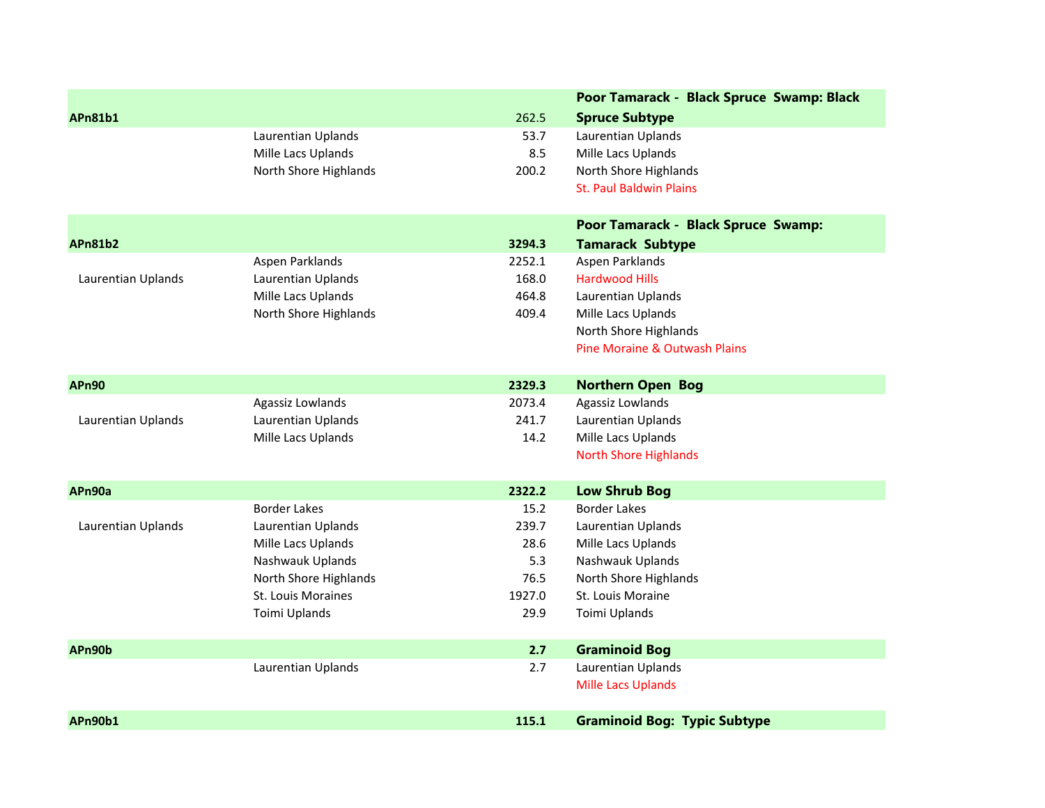| | | | |
|---|---|---|---|
| **APn81b1** | | 262.5 | **Poor Tamarack - Black Spruce Swamp: Black Spruce Subtype** |
| | Laurentian Uplands | 53.7 | Laurentian Uplands |
| | Mille Lacs Uplands | 8.5 | Mille Lacs Uplands |
| | North Shore Highlands | 200.2 | North Shore Highlands |
| | | | St. Paul Baldwin Plains |
| **APn81b2** | | **3294.3** | **Poor Tamarack - Black Spruce Swamp: Tamarack Subtype** |
| | Aspen Parklands | 2252.1 | Aspen Parklands |
| Laurentian Uplands | Laurentian Uplands | 168.0 | Hardwood Hills |
| | Mille Lacs Uplands | 464.8 | Laurentian Uplands |
| | North Shore Highlands | 409.4 | Mille Lacs Uplands |
| | | | North Shore Highlands |
| | | | Pine Moraine & Outwash Plains |
| **APn90** | | **2329.3** | **Northern Open Bog** |
| | Agassiz Lowlands | 2073.4 | Agassiz Lowlands |
| Laurentian Uplands | Laurentian Uplands | 241.7 | Laurentian Uplands |
| | Mille Lacs Uplands | 14.2 | Mille Lacs Uplands |
| | | | North Shore Highlands |
| **APn90a** | | **2322.2** | **Low Shrub Bog** |
| | Border Lakes | 15.2 | Border Lakes |
| Laurentian Uplands | Laurentian Uplands | 239.7 | Laurentian Uplands |
| | Mille Lacs Uplands | 28.6 | Mille Lacs Uplands |
| | Nashwauk Uplands | 5.3 | Nashwauk Uplands |
| | North Shore Highlands | 76.5 | North Shore Highlands |
| | St. Louis Moraines | 1927.0 | St. Louis Moraine |
| | Toimi Uplands | 29.9 | Toimi Uplands |
| **APn90b** | | **2.7** | **Graminoid Bog** |
| | Laurentian Uplands | 2.7 | Laurentian Uplands |
| | | | Mille Lacs Uplands |
| **APn90b1** | | **115.1** | **Graminoid Bog: Typic Subtype** |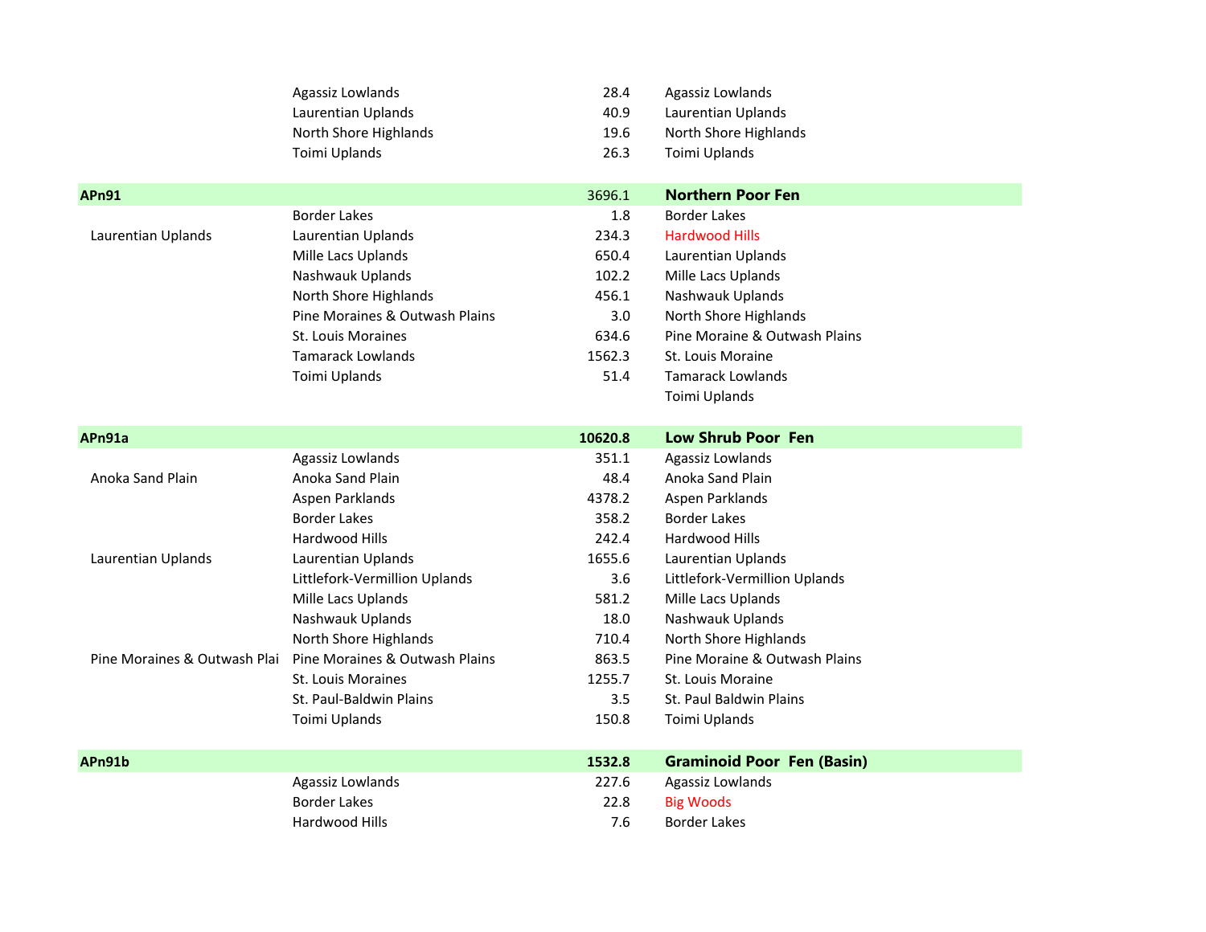| | | | |
|---|---|---|---|
| | Agassiz Lowlands | 28.4 | Agassiz Lowlands |
| | Laurentian Uplands | 40.9 | Laurentian Uplands |
| | North Shore Highlands | 19.6 | North Shore Highlands |
| | Toimi Uplands | 26.3 | Toimi Uplands |
| **APn91** | | 3696.1 | **Northern Poor Fen** |
| | Border Lakes | 1.8 | Border Lakes |
| Laurentian Uplands | Laurentian Uplands | 234.3 | Hardwood Hills |
| | Mille Lacs Uplands | 650.4 | Laurentian Uplands |
| | Nashwauk Uplands | 102.2 | Mille Lacs Uplands |
| | North Shore Highlands | 456.1 | Nashwauk Uplands |
| | Pine Moraines & Outwash Plains | 3.0 | North Shore Highlands |
| | St. Louis Moraines | 634.6 | Pine Moraine & Outwash Plains |
| | Tamarack Lowlands | 1562.3 | St. Louis Moraine |
| | Toimi Uplands | 51.4 | Tamarack Lowlands |
| | | | Toimi Uplands |
| **APn91a** | | **10620.8** | **Low Shrub Poor Fen** |
| | Agassiz Lowlands | 351.1 | Agassiz Lowlands |
| Anoka Sand Plain | Anoka Sand Plain | 48.4 | Anoka Sand Plain |
| | Aspen Parklands | 4378.2 | Aspen Parklands |
| | Border Lakes | 358.2 | Border Lakes |
| | Hardwood Hills | 242.4 | Hardwood Hills |
| Laurentian Uplands | Laurentian Uplands | 1655.6 | Laurentian Uplands |
| | Littlefork-Vermillion Uplands | 3.6 | Littlefork-Vermillion Uplands |
| | Mille Lacs Uplands | 581.2 | Mille Lacs Uplands |
| | Nashwauk Uplands | 18.0 | Nashwauk Uplands |
| | North Shore Highlands | 710.4 | North Shore Highlands |
| Pine Moraines & Outwash Plai | Pine Moraines & Outwash Plains | 863.5 | Pine Moraine & Outwash Plains |
| | St. Louis Moraines | 1255.7 | St. Louis Moraine |
| | St. Paul-Baldwin Plains | 3.5 | St. Paul Baldwin Plains |
| | Toimi Uplands | 150.8 | Toimi Uplands |
| **APn91b** | | **1532.8** | **Graminoid Poor Fen (Basin)** |
| | Agassiz Lowlands | 227.6 | Agassiz Lowlands |
| | Border Lakes | 22.8 | Big Woods |
| | Hardwood Hills | 7.6 | Border Lakes |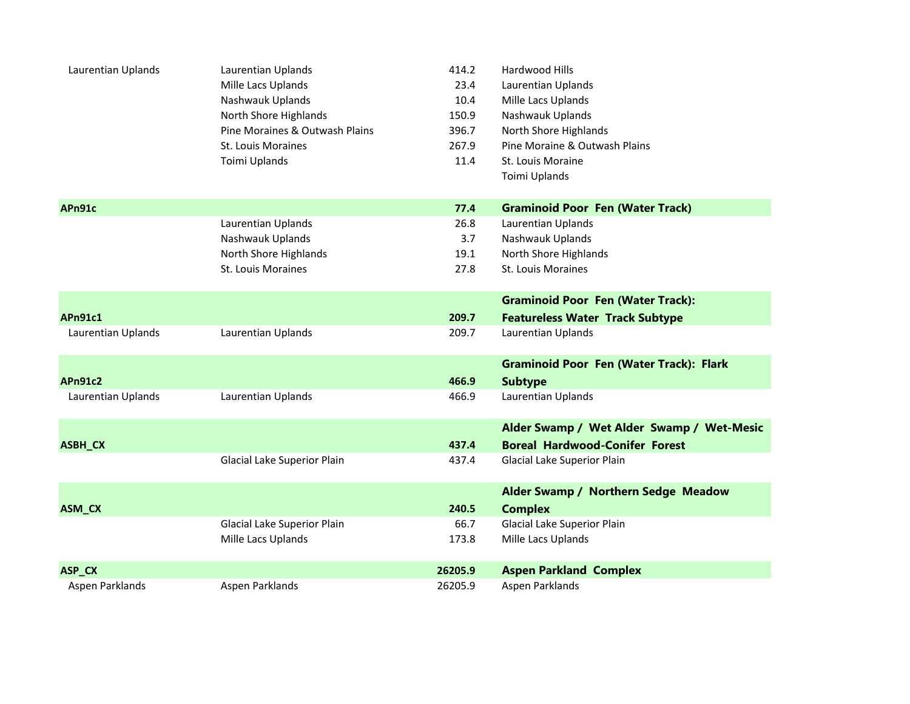| | | | |
|---|---|---|---|
| Laurentian Uplands | Laurentian Uplands | 414.2 | Hardwood Hills |
| | Mille Lacs Uplands | 23.4 | Laurentian Uplands |
| | Nashwauk Uplands | 10.4 | Mille Lacs Uplands |
| | North Shore Highlands | 150.9 | Nashwauk Uplands |
| | Pine Moraines & Outwash Plains | 396.7 | North Shore Highlands |
| | St. Louis Moraines | 267.9 | Pine Moraine & Outwash Plains |
| | Toimi Uplands | 11.4 | St. Louis Moraine |
| | | | Toimi Uplands |
| **APn91c** | | **77.4** | **Graminoid Poor Fen (Water Track)** |
| | Laurentian Uplands | 26.8 | Laurentian Uplands |
| | Nashwauk Uplands | 3.7 | Nashwauk Uplands |
| | North Shore Highlands | 19.1 | North Shore Highlands |
| | St. Louis Moraines | 27.8 | St. Louis Moraines |
| **APn91c1** | | **209.7** | **Graminoid Poor Fen (Water Track): Featureless Water Track Subtype** |
| Laurentian Uplands | Laurentian Uplands | 209.7 | Laurentian Uplands |
| **APn91c2** | | **466.9** | **Graminoid Poor Fen (Water Track): Flark Subtype** |
| Laurentian Uplands | Laurentian Uplands | 466.9 | Laurentian Uplands |
| **ASBH_CX** | | **437.4** | **Alder Swamp / Wet Alder Swamp / Wet-Mesic Boreal Hardwood-Conifer Forest** |
| | Glacial Lake Superior Plain | 437.4 | Glacial Lake Superior Plain |
| **ASM_CX** | | **240.5** | **Alder Swamp / Northern Sedge Meadow Complex** |
| | Glacial Lake Superior Plain | 66.7 | Glacial Lake Superior Plain |
| | Mille Lacs Uplands | 173.8 | Mille Lacs Uplands |
| **ASP_CX** | | **26205.9** | **Aspen Parkland Complex** |
| Aspen Parklands | Aspen Parklands | 26205.9 | Aspen Parklands |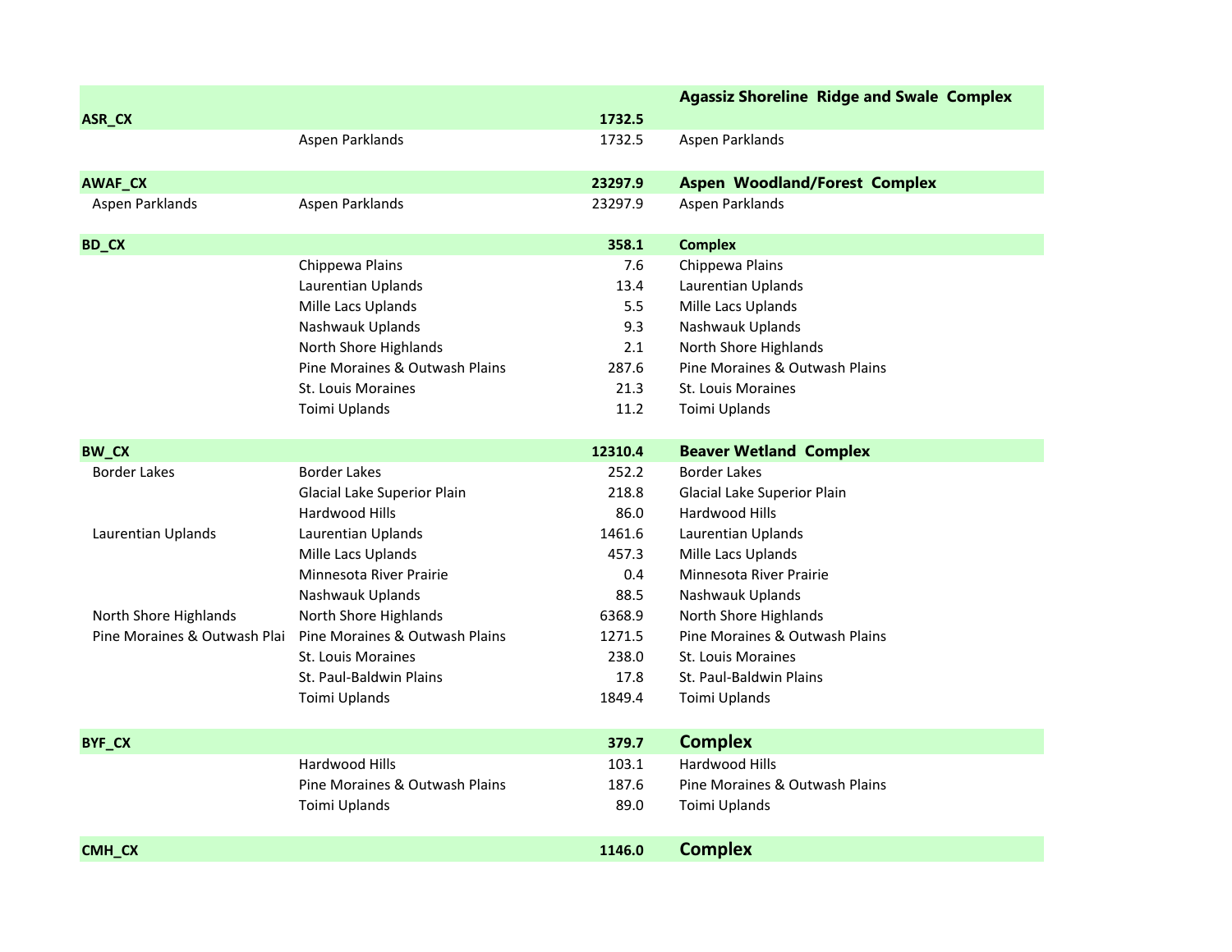| | | | |
|---|---|---|---|
| **ASR_CX** | | **1732.5** | **Agassiz Shoreline Ridge and Swale Complex** |
| | Aspen Parklands | 1732.5 | Aspen Parklands |
| **AWAF_CX** | | **23297.9** | **Aspen Woodland/Forest Complex** |
| Aspen Parklands | Aspen Parklands | 23297.9 | Aspen Parklands |
| **BD_CX** | | **358.1** | **Complex** |
| | Chippewa Plains | 7.6 | Chippewa Plains |
| | Laurentian Uplands | 13.4 | Laurentian Uplands |
| | Mille Lacs Uplands | 5.5 | Mille Lacs Uplands |
| | Nashwauk Uplands | 9.3 | Nashwauk Uplands |
| | North Shore Highlands | 2.1 | North Shore Highlands |
| | Pine Moraines & Outwash Plains | 287.6 | Pine Moraines & Outwash Plains |
| | St. Louis Moraines | 21.3 | St. Louis Moraines |
| | Toimi Uplands | 11.2 | Toimi Uplands |
| **BW_CX** | | **12310.4** | **Beaver Wetland Complex** |
| Border Lakes | Border Lakes | 252.2 | Border Lakes |
| | Glacial Lake Superior Plain | 218.8 | Glacial Lake Superior Plain |
| | Hardwood Hills | 86.0 | Hardwood Hills |
| Laurentian Uplands | Laurentian Uplands | 1461.6 | Laurentian Uplands |
| | Mille Lacs Uplands | 457.3 | Mille Lacs Uplands |
| | Minnesota River Prairie | 0.4 | Minnesota River Prairie |
| | Nashwauk Uplands | 88.5 | Nashwauk Uplands |
| North Shore Highlands | North Shore Highlands | 6368.9 | North Shore Highlands |
| Pine Moraines & Outwash Plai | Pine Moraines & Outwash Plains | 1271.5 | Pine Moraines & Outwash Plains |
| | St. Louis Moraines | 238.0 | St. Louis Moraines |
| | St. Paul-Baldwin Plains | 17.8 | St. Paul-Baldwin Plains |
| | Toimi Uplands | 1849.4 | Toimi Uplands |
| **BYF_CX** | | **379.7** | **Complex** |
| | Hardwood Hills | 103.1 | Hardwood Hills |
| | Pine Moraines & Outwash Plains | 187.6 | Pine Moraines & Outwash Plains |
| | Toimi Uplands | 89.0 | Toimi Uplands |
| **CMH_CX** | | **1146.0** | **Complex** |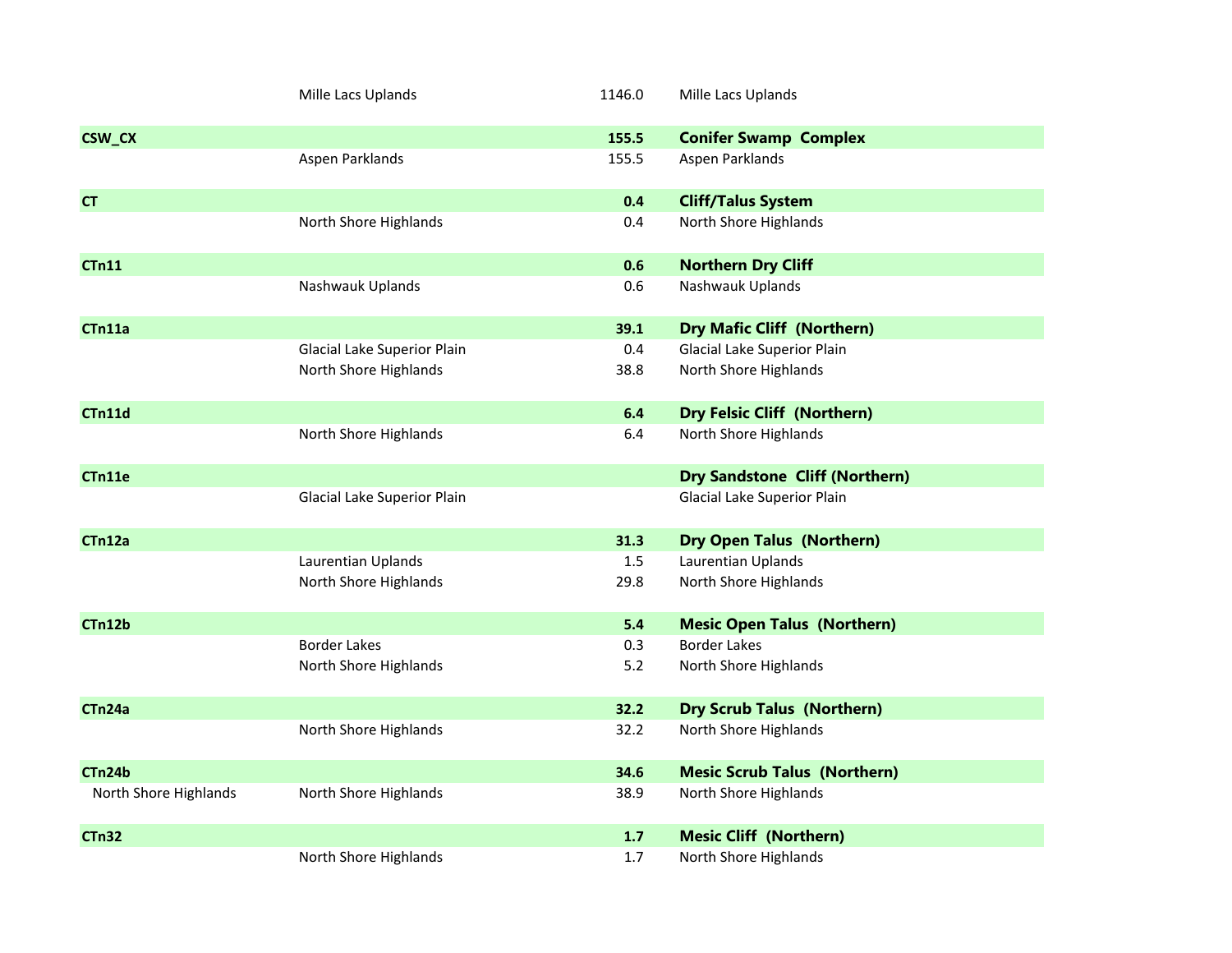| | | | |
|---|---|---|---|
| | Mille Lacs Uplands | 1146.0 | Mille Lacs Uplands |
| **CSW_CX** | | **155.5** | **Conifer Swamp Complex** |
| | Aspen Parklands | 155.5 | Aspen Parklands |
| **CT** | | **0.4** | **Cliff/Talus System** |
| | North Shore Highlands | 0.4 | North Shore Highlands |
| **CTn11** | | **0.6** | **Northern Dry Cliff** |
| | Nashwauk Uplands | 0.6 | Nashwauk Uplands |
| **CTn11a** | | **39.1** | **Dry Mafic Cliff (Northern)** |
| | Glacial Lake Superior Plain | 0.4 | Glacial Lake Superior Plain |
| | North Shore Highlands | 38.8 | North Shore Highlands |
| **CTn11d** | | **6.4** | **Dry Felsic Cliff (Northern)** |
| | North Shore Highlands | 6.4 | North Shore Highlands |
| **CTn11e** | | | **Dry Sandstone Cliff (Northern)** |
| | Glacial Lake Superior Plain | | Glacial Lake Superior Plain |
| **CTn12a** | | **31.3** | **Dry Open Talus (Northern)** |
| | Laurentian Uplands | 1.5 | Laurentian Uplands |
| | North Shore Highlands | 29.8 | North Shore Highlands |
| **CTn12b** | | **5.4** | **Mesic Open Talus (Northern)** |
| | Border Lakes | 0.3 | Border Lakes |
| | North Shore Highlands | 5.2 | North Shore Highlands |
| **CTn24a** | | **32.2** | **Dry Scrub Talus (Northern)** |
| | North Shore Highlands | 32.2 | North Shore Highlands |
| **CTn24b** | | **34.6** | **Mesic Scrub Talus (Northern)** |
| North Shore Highlands | North Shore Highlands | 38.9 | North Shore Highlands |
| **CTn32** | | **1.7** | **Mesic Cliff (Northern)** |
| | North Shore Highlands | 1.7 | North Shore Highlands |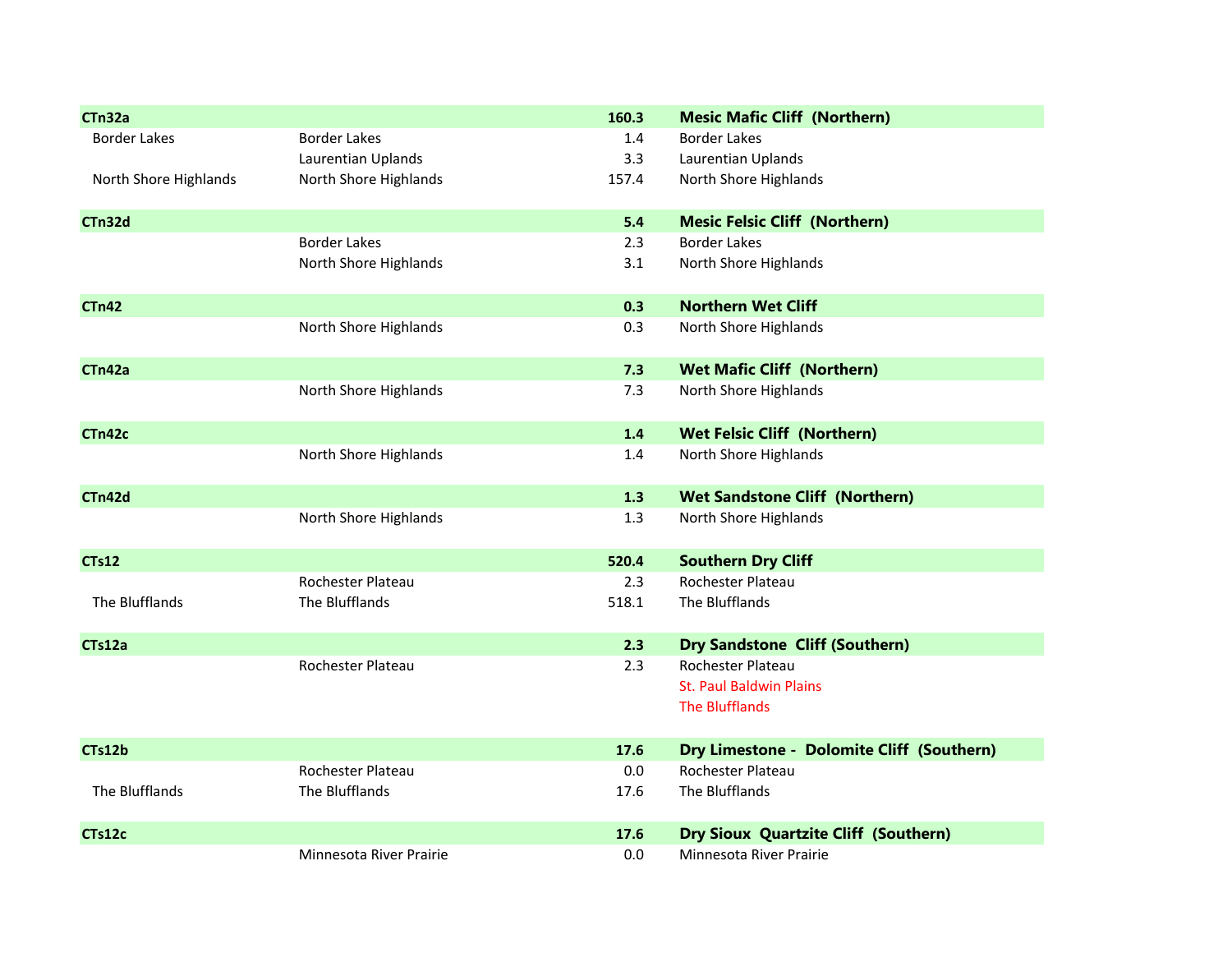| | | | |
|---|---|---|---|
| **CTn32a** | | **160.3** | **Mesic Mafic Cliff (Northern)** |
| Border Lakes | Border Lakes | 1.4 | Border Lakes |
| | Laurentian Uplands | 3.3 | Laurentian Uplands |
| North Shore Highlands | North Shore Highlands | 157.4 | North Shore Highlands |
| | | | |
| **CTn32d** | | **5.4** | **Mesic Felsic Cliff (Northern)** |
| | Border Lakes | 2.3 | Border Lakes |
| | North Shore Highlands | 3.1 | North Shore Highlands |
| | | | |
| **CTn42** | | **0.3** | **Northern Wet Cliff** |
| | North Shore Highlands | 0.3 | North Shore Highlands |
| | | | |
| **CTn42a** | | **7.3** | **Wet Mafic Cliff (Northern)** |
| | North Shore Highlands | 7.3 | North Shore Highlands |
| | | | |
| **CTn42c** | | **1.4** | **Wet Felsic Cliff (Northern)** |
| | North Shore Highlands | 1.4 | North Shore Highlands |
| | | | |
| **CTn42d** | | **1.3** | **Wet Sandstone Cliff (Northern)** |
| | North Shore Highlands | 1.3 | North Shore Highlands |
| | | | |
| **CTs12** | | **520.4** | **Southern Dry Cliff** |
| | Rochester Plateau | 2.3 | Rochester Plateau |
| The Blufflands | The Blufflands | 518.1 | The Blufflands |
| | | | |
| **CTs12a** | | **2.3** | **Dry Sandstone Cliff (Southern)** |
| | Rochester Plateau | 2.3 | Rochester Plateau |
| | | | St. Paul Baldwin Plains |
| | | | The Blufflands |
| | | | |
| **CTs12b** | | **17.6** | **Dry Limestone - Dolomite Cliff (Southern)** |
| | Rochester Plateau | 0.0 | Rochester Plateau |
| The Blufflands | The Blufflands | 17.6 | The Blufflands |
| | | | |
| **CTs12c** | | **17.6** | **Dry Sioux Quartzite Cliff (Southern)** |
| | Minnesota River Prairie | 0.0 | Minnesota River Prairie |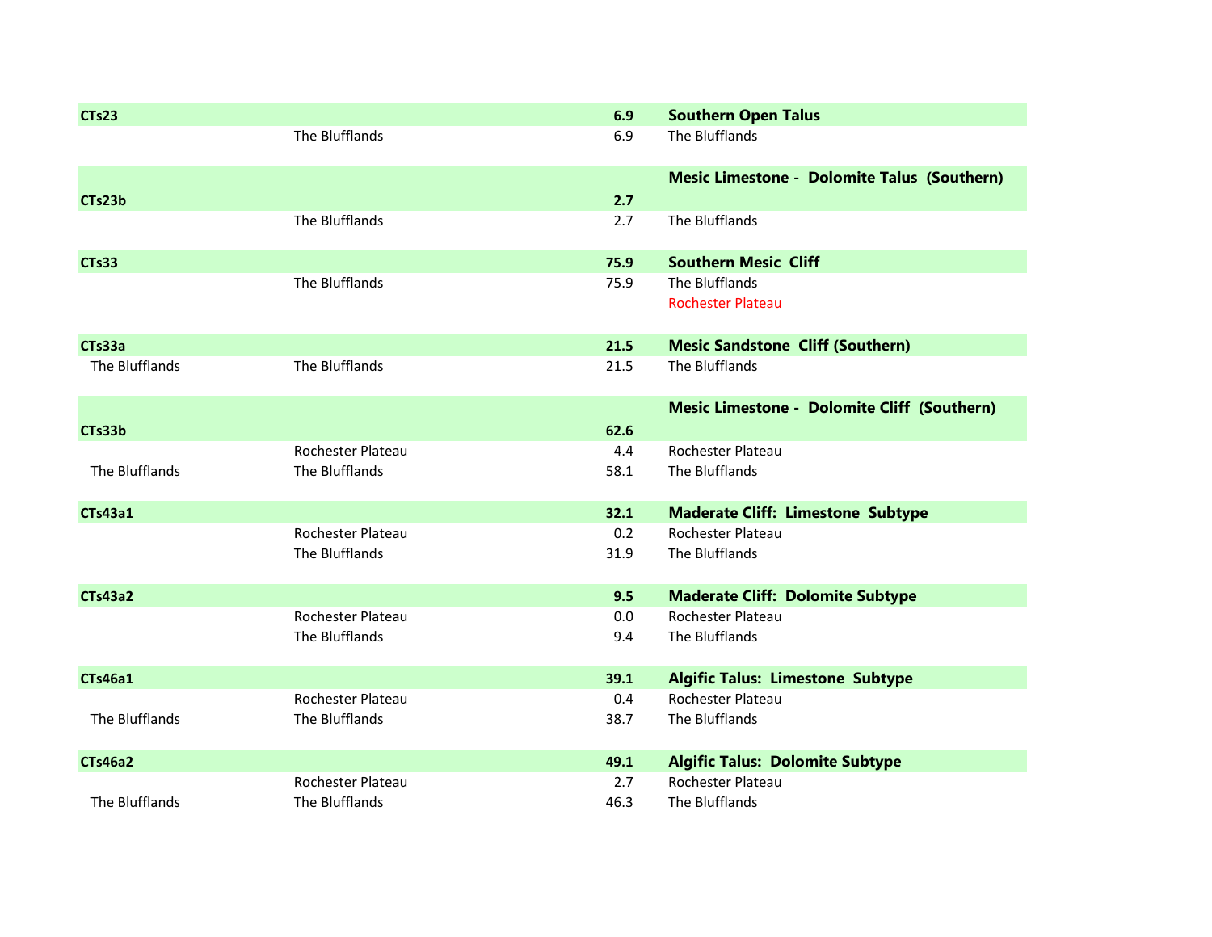| | | | |
|---|---|---|---|
| **CTs23** | | **6.9** | **Southern Open Talus** |
| | The Blufflands | 6.9 | The Blufflands |
| **CTs23b** | | **2.7** | **Mesic Limestone - Dolomite Talus (Southern)** |
| | The Blufflands | 2.7 | The Blufflands |
| **CTs33** | | **75.9** | **Southern Mesic Cliff** |
| | The Blufflands | 75.9 | The Blufflands |
| | | | Rochester Plateau |
| **CTs33a** | | **21.5** | **Mesic Sandstone Cliff (Southern)** |
| The Blufflands | The Blufflands | 21.5 | The Blufflands |
| **CTs33b** | | **62.6** | **Mesic Limestone - Dolomite Cliff (Southern)** |
| | Rochester Plateau | 4.4 | Rochester Plateau |
| The Blufflands | The Blufflands | 58.1 | The Blufflands |
| **CTs43a1** | | **32.1** | **Maderate Cliff: Limestone Subtype** |
| | Rochester Plateau | 0.2 | Rochester Plateau |
| | The Blufflands | 31.9 | The Blufflands |
| **CTs43a2** | | **9.5** | **Maderate Cliff: Dolomite Subtype** |
| | Rochester Plateau | 0.0 | Rochester Plateau |
| | The Blufflands | 9.4 | The Blufflands |
| **CTs46a1** | | **39.1** | **Algific Talus: Limestone Subtype** |
| | Rochester Plateau | 0.4 | Rochester Plateau |
| The Blufflands | The Blufflands | 38.7 | The Blufflands |
| **CTs46a2** | | **49.1** | **Algific Talus: Dolomite Subtype** |
| | Rochester Plateau | 2.7 | Rochester Plateau |
| The Blufflands | The Blufflands | 46.3 | The Blufflands |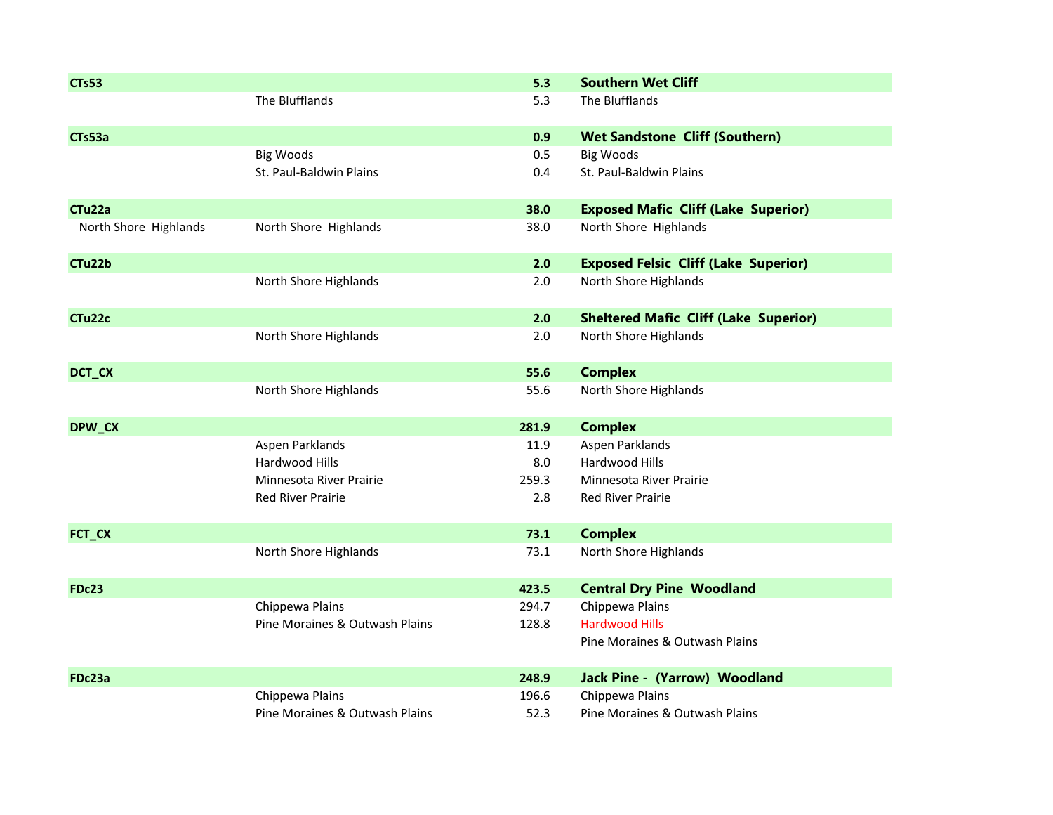| | | | |
|---|---|---|---|
| **CTs53** | | **5.3** | **Southern Wet Cliff** |
| | The Blufflands | 5.3 | The Blufflands |
| **CTs53a** | | **0.9** | **Wet Sandstone Cliff (Southern)** |
| | Big Woods | 0.5 | Big Woods |
| | St. Paul-Baldwin Plains | 0.4 | St. Paul-Baldwin Plains |
| **CTu22a** | | **38.0** | **Exposed Mafic Cliff (Lake Superior)** |
| North Shore Highlands | North Shore Highlands | 38.0 | North Shore Highlands |
| **CTu22b** | | **2.0** | **Exposed Felsic Cliff (Lake Superior)** |
| | North Shore Highlands | 2.0 | North Shore Highlands |
| **CTu22c** | | **2.0** | **Sheltered Mafic Cliff (Lake Superior)** |
| | North Shore Highlands | 2.0 | North Shore Highlands |
| **DCT_CX** | | **55.6** | **Complex** |
| | North Shore Highlands | 55.6 | North Shore Highlands |
| **DPW_CX** | | **281.9** | **Complex** |
| | Aspen Parklands | 11.9 | Aspen Parklands |
| | Hardwood Hills | 8.0 | Hardwood Hills |
| | Minnesota River Prairie | 259.3 | Minnesota River Prairie |
| | Red River Prairie | 2.8 | Red River Prairie |
| **FCT_CX** | | **73.1** | **Complex** |
| | North Shore Highlands | 73.1 | North Shore Highlands |
| **FDc23** | | **423.5** | **Central Dry Pine Woodland** |
| | Chippewa Plains | 294.7 | Chippewa Plains |
| | Pine Moraines & Outwash Plains | 128.8 | Hardwood Hills |
| | | | Pine Moraines & Outwash Plains |
| **FDc23a** | | **248.9** | **Jack Pine - (Yarrow) Woodland** |
| | Chippewa Plains | 196.6 | Chippewa Plains |
| | Pine Moraines & Outwash Plains | 52.3 | Pine Moraines & Outwash Plains |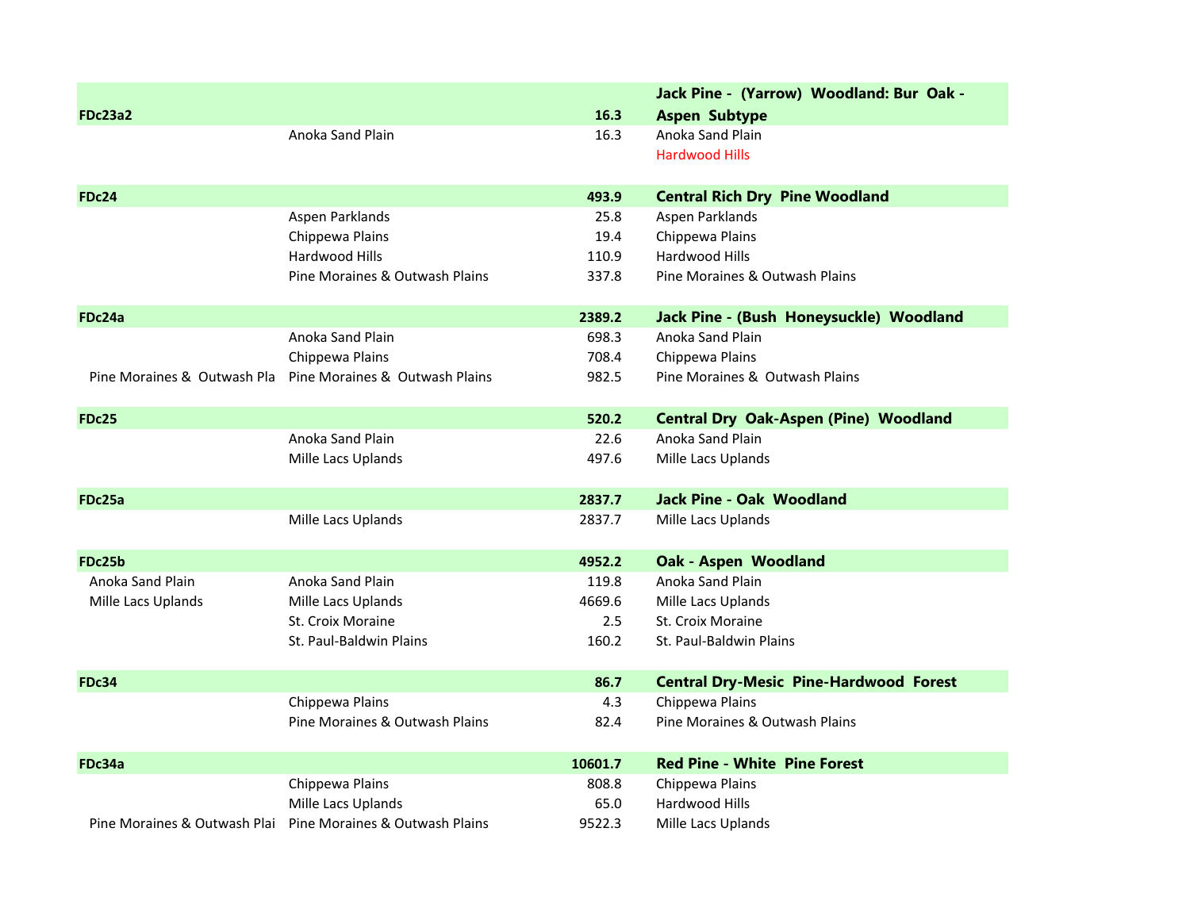| | | | |
|---|---|---|---|
| **FDc23a2** | | **16.3** | **Jack Pine - (Yarrow) Woodland: Bur Oak - Aspen Subtype** |
| | Anoka Sand Plain | 16.3 | Anoka Sand Plain |
| | | | Hardwood Hills |
| **FDc24** | | **493.9** | **Central Rich Dry Pine Woodland** |
| | Aspen Parklands | 25.8 | Aspen Parklands |
| | Chippewa Plains | 19.4 | Chippewa Plains |
| | Hardwood Hills | 110.9 | Hardwood Hills |
| | Pine Moraines & Outwash Plains | 337.8 | Pine Moraines & Outwash Plains |
| **FDc24a** | | **2389.2** | **Jack Pine - (Bush Honeysuckle) Woodland** |
| | Anoka Sand Plain | 698.3 | Anoka Sand Plain |
| | Chippewa Plains | 708.4 | Chippewa Plains |
| Pine Moraines & Outwash Pla | Pine Moraines & Outwash Plains | 982.5 | Pine Moraines & Outwash Plains |
| **FDc25** | | **520.2** | **Central Dry Oak-Aspen (Pine) Woodland** |
| | Anoka Sand Plain | 22.6 | Anoka Sand Plain |
| | Mille Lacs Uplands | 497.6 | Mille Lacs Uplands |
| **FDc25a** | | **2837.7** | **Jack Pine - Oak Woodland** |
| | Mille Lacs Uplands | 2837.7 | Mille Lacs Uplands |
| **FDc25b** | | **4952.2** | **Oak - Aspen Woodland** |
| Anoka Sand Plain | Anoka Sand Plain | 119.8 | Anoka Sand Plain |
| Mille Lacs Uplands | Mille Lacs Uplands | 4669.6 | Mille Lacs Uplands |
| | St. Croix Moraine | 2.5 | St. Croix Moraine |
| | St. Paul-Baldwin Plains | 160.2 | St. Paul-Baldwin Plains |
| **FDc34** | | **86.7** | **Central Dry-Mesic Pine-Hardwood Forest** |
| | Chippewa Plains | 4.3 | Chippewa Plains |
| | Pine Moraines & Outwash Plains | 82.4 | Pine Moraines & Outwash Plains |
| **FDc34a** | | **10601.7** | **Red Pine - White Pine Forest** |
| | Chippewa Plains | 808.8 | Chippewa Plains |
| | Mille Lacs Uplands | 65.0 | Hardwood Hills |
| Pine Moraines & Outwash Plai | Pine Moraines & Outwash Plains | 9522.3 | Mille Lacs Uplands |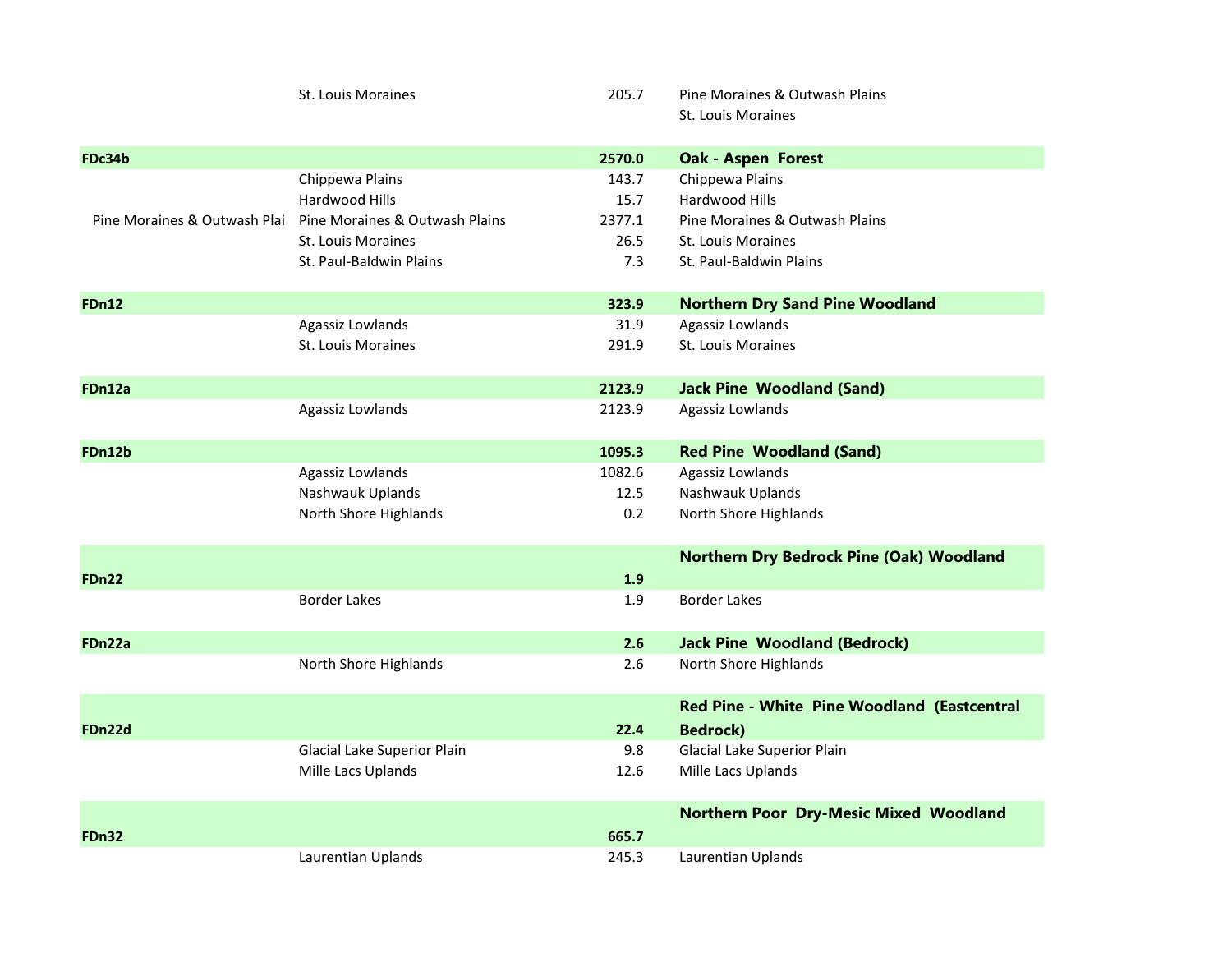| | | | |
|---|---|---|---|
| | St. Louis Moraines | 205.7 | Pine Moraines & Outwash Plains<br>St. Louis Moraines |
| **FDc34b** | | **2570.0** | **Oak - Aspen Forest** |
| | Chippewa Plains | 143.7 | Chippewa Plains |
| | Hardwood Hills | 15.7 | Hardwood Hills |
| Pine Moraines & Outwash Plai | Pine Moraines & Outwash Plains | 2377.1 | Pine Moraines & Outwash Plains |
| | St. Louis Moraines | 26.5 | St. Louis Moraines |
| | St. Paul-Baldwin Plains | 7.3 | St. Paul-Baldwin Plains |
| **FDn12** | | **323.9** | **Northern Dry Sand Pine Woodland** |
| | Agassiz Lowlands | 31.9 | Agassiz Lowlands |
| | St. Louis Moraines | 291.9 | St. Louis Moraines |
| **FDn12a** | | **2123.9** | **Jack Pine Woodland (Sand)** |
| | Agassiz Lowlands | 2123.9 | Agassiz Lowlands |
| **FDn12b** | | **1095.3** | **Red Pine Woodland (Sand)** |
| | Agassiz Lowlands | 1082.6 | Agassiz Lowlands |
| | Nashwauk Uplands | 12.5 | Nashwauk Uplands |
| | North Shore Highlands | 0.2 | North Shore Highlands |
| **FDn22** | | **1.9** | **Northern Dry Bedrock Pine (Oak) Woodland** |
| | Border Lakes | 1.9 | Border Lakes |
| **FDn22a** | | **2.6** | **Jack Pine Woodland (Bedrock)** |
| | North Shore Highlands | 2.6 | North Shore Highlands |
| **FDn22d** | | **22.4** | **Red Pine - White Pine Woodland (Eastcentral Bedrock)** |
| | Glacial Lake Superior Plain | 9.8 | Glacial Lake Superior Plain |
| | Mille Lacs Uplands | 12.6 | Mille Lacs Uplands |
| **FDn32** | | **665.7** | **Northern Poor Dry-Mesic Mixed Woodland** |
| | Laurentian Uplands | 245.3 | Laurentian Uplands |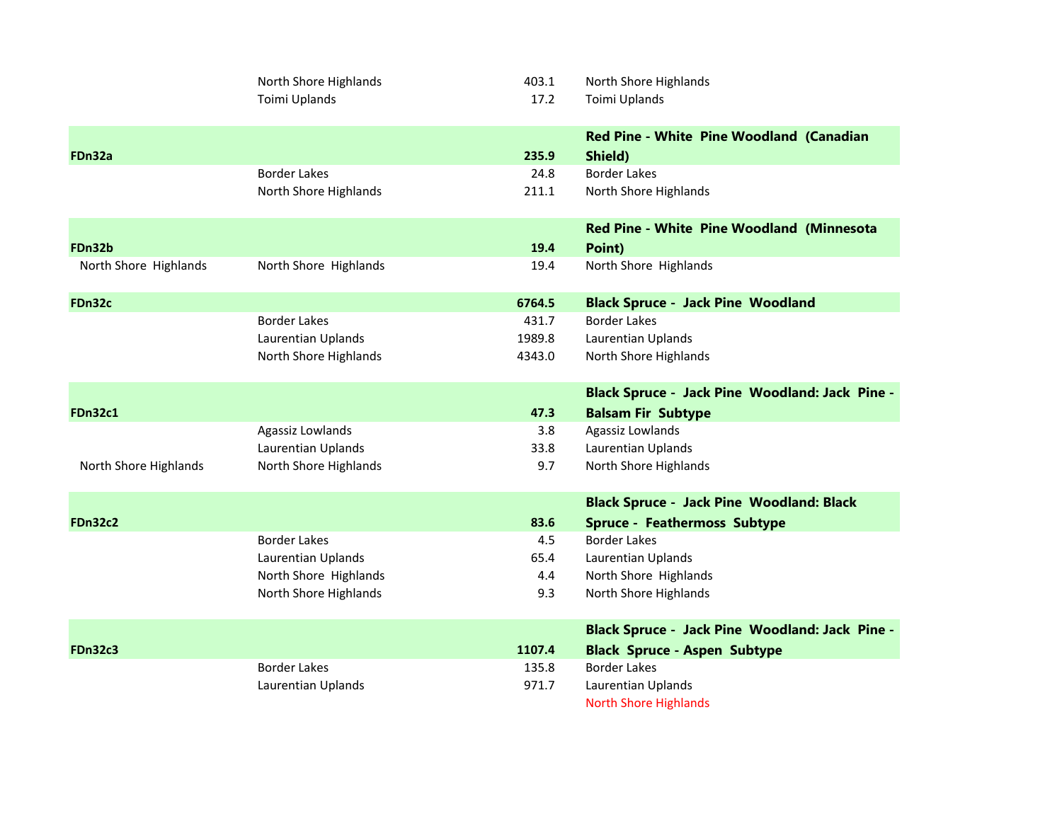| | | | |
|---|---|---|---|
| | North Shore Highlands | 403.1 | North Shore Highlands |
| | Toimi Uplands | 17.2 | Toimi Uplands |
| **FDn32a** | | **235.9** | **Red Pine - White Pine Woodland (Canadian Shield)** |
| | Border Lakes | 24.8 | Border Lakes |
| | North Shore Highlands | 211.1 | North Shore Highlands |
| **FDn32b** | | **19.4** | **Red Pine - White Pine Woodland (Minnesota Point)** |
| North Shore Highlands | North Shore Highlands | 19.4 | North Shore Highlands |
| **FDn32c** | | **6764.5** | **Black Spruce - Jack Pine Woodland** |
| | Border Lakes | 431.7 | Border Lakes |
| | Laurentian Uplands | 1989.8 | Laurentian Uplands |
| | North Shore Highlands | 4343.0 | North Shore Highlands |
| **FDn32c1** | | **47.3** | **Black Spruce - Jack Pine Woodland: Jack Pine - Balsam Fir Subtype** |
| | Agassiz Lowlands | 3.8 | Agassiz Lowlands |
| | Laurentian Uplands | 33.8 | Laurentian Uplands |
| North Shore Highlands | North Shore Highlands | 9.7 | North Shore Highlands |
| **FDn32c2** | | **83.6** | **Black Spruce - Jack Pine Woodland: Black Spruce - Feathermoss Subtype** |
| | Border Lakes | 4.5 | Border Lakes |
| | Laurentian Uplands | 65.4 | Laurentian Uplands |
| | North Shore Highlands | 4.4 | North Shore Highlands |
| | North Shore Highlands | 9.3 | North Shore Highlands |
| **FDn32c3** | | **1107.4** | **Black Spruce - Jack Pine Woodland: Jack Pine - Black Spruce - Aspen Subtype** |
| | Border Lakes | 135.8 | Border Lakes |
| | Laurentian Uplands | 971.7 | Laurentian Uplands |
| | | | North Shore Highlands |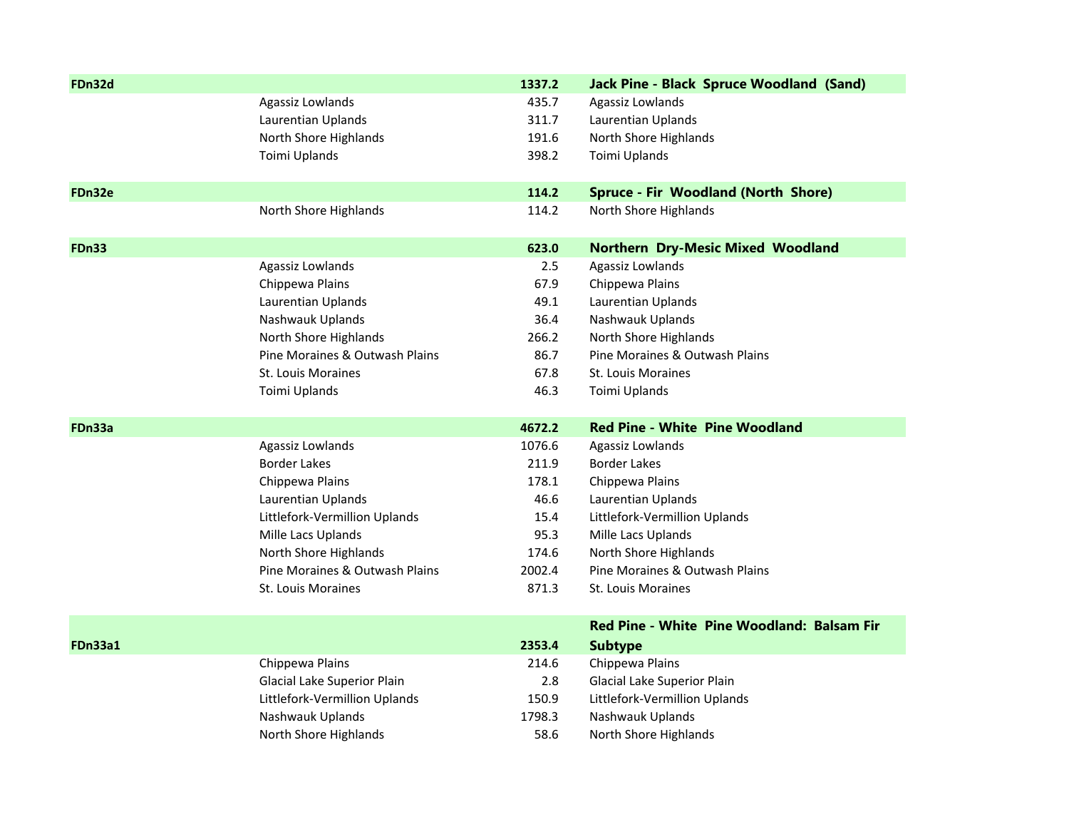| Code | Subsection | Area | Name |
|---|---|---|---|
| **FDn32d** | | **1337.2** | **Jack Pine - Black Spruce Woodland (Sand)** |
| | Agassiz Lowlands | 435.7 | Agassiz Lowlands |
| | Laurentian Uplands | 311.7 | Laurentian Uplands |
| | North Shore Highlands | 191.6 | North Shore Highlands |
| | Toimi Uplands | 398.2 | Toimi Uplands |
| **FDn32e** | | **114.2** | **Spruce - Fir Woodland (North Shore)** |
| | North Shore Highlands | 114.2 | North Shore Highlands |
| **FDn33** | | **623.0** | **Northern Dry-Mesic Mixed Woodland** |
| | Agassiz Lowlands | 2.5 | Agassiz Lowlands |
| | Chippewa Plains | 67.9 | Chippewa Plains |
| | Laurentian Uplands | 49.1 | Laurentian Uplands |
| | Nashwauk Uplands | 36.4 | Nashwauk Uplands |
| | North Shore Highlands | 266.2 | North Shore Highlands |
| | Pine Moraines & Outwash Plains | 86.7 | Pine Moraines & Outwash Plains |
| | St. Louis Moraines | 67.8 | St. Louis Moraines |
| | Toimi Uplands | 46.3 | Toimi Uplands |
| **FDn33a** | | **4672.2** | **Red Pine - White Pine Woodland** |
| | Agassiz Lowlands | 1076.6 | Agassiz Lowlands |
| | Border Lakes | 211.9 | Border Lakes |
| | Chippewa Plains | 178.1 | Chippewa Plains |
| | Laurentian Uplands | 46.6 | Laurentian Uplands |
| | Littlefork-Vermillion Uplands | 15.4 | Littlefork-Vermillion Uplands |
| | Mille Lacs Uplands | 95.3 | Mille Lacs Uplands |
| | North Shore Highlands | 174.6 | North Shore Highlands |
| | Pine Moraines & Outwash Plains | 2002.4 | Pine Moraines & Outwash Plains |
| | St. Louis Moraines | 871.3 | St. Louis Moraines |
| **FDn33a1** | | **2353.4** | **Red Pine - White Pine Woodland: Balsam Fir Subtype** |
| | Chippewa Plains | 214.6 | Chippewa Plains |
| | Glacial Lake Superior Plain | 2.8 | Glacial Lake Superior Plain |
| | Littlefork-Vermillion Uplands | 150.9 | Littlefork-Vermillion Uplands |
| | Nashwauk Uplands | 1798.3 | Nashwauk Uplands |
| | North Shore Highlands | 58.6 | North Shore Highlands |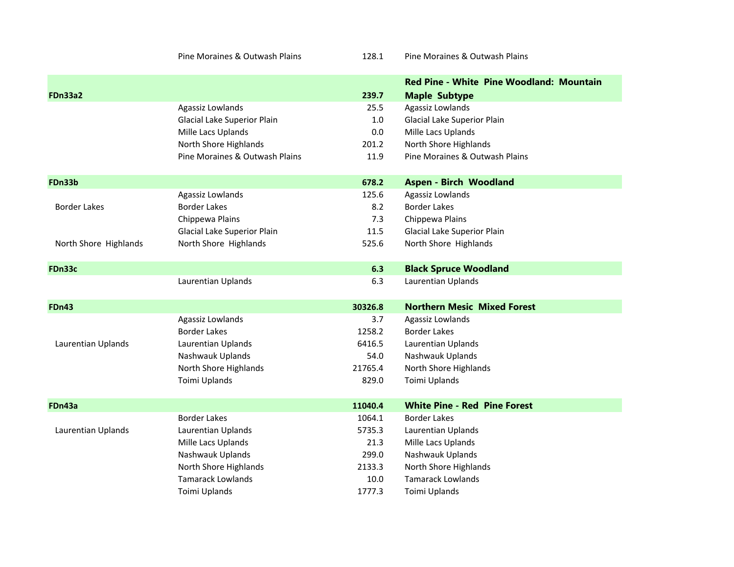| | | | |
|---|---|---|---|
| | Pine Moraines & Outwash Plains | 128.1 | Pine Moraines & Outwash Plains |
| **FDn33a2** | | **239.7** | **Red Pine - White Pine Woodland: Mountain Maple Subtype** |
| | Agassiz Lowlands | 25.5 | Agassiz Lowlands |
| | Glacial Lake Superior Plain | 1.0 | Glacial Lake Superior Plain |
| | Mille Lacs Uplands | 0.0 | Mille Lacs Uplands |
| | North Shore Highlands | 201.2 | North Shore Highlands |
| | Pine Moraines & Outwash Plains | 11.9 | Pine Moraines & Outwash Plains |
| **FDn33b** | | **678.2** | **Aspen - Birch Woodland** |
| | Agassiz Lowlands | 125.6 | Agassiz Lowlands |
| Border Lakes | Border Lakes | 8.2 | Border Lakes |
| | Chippewa Plains | 7.3 | Chippewa Plains |
| | Glacial Lake Superior Plain | 11.5 | Glacial Lake Superior Plain |
| North Shore Highlands | North Shore Highlands | 525.6 | North Shore Highlands |
| **FDn33c** | | **6.3** | **Black Spruce Woodland** |
| | Laurentian Uplands | 6.3 | Laurentian Uplands |
| **FDn43** | | **30326.8** | **Northern Mesic Mixed Forest** |
| | Agassiz Lowlands | 3.7 | Agassiz Lowlands |
| | Border Lakes | 1258.2 | Border Lakes |
| Laurentian Uplands | Laurentian Uplands | 6416.5 | Laurentian Uplands |
| | Nashwauk Uplands | 54.0 | Nashwauk Uplands |
| | North Shore Highlands | 21765.4 | North Shore Highlands |
| | Toimi Uplands | 829.0 | Toimi Uplands |
| **FDn43a** | | **11040.4** | **White Pine - Red Pine Forest** |
| | Border Lakes | 1064.1 | Border Lakes |
| Laurentian Uplands | Laurentian Uplands | 5735.3 | Laurentian Uplands |
| | Mille Lacs Uplands | 21.3 | Mille Lacs Uplands |
| | Nashwauk Uplands | 299.0 | Nashwauk Uplands |
| | North Shore Highlands | 2133.3 | North Shore Highlands |
| | Tamarack Lowlands | 10.0 | Tamarack Lowlands |
| | Toimi Uplands | 1777.3 | Toimi Uplands |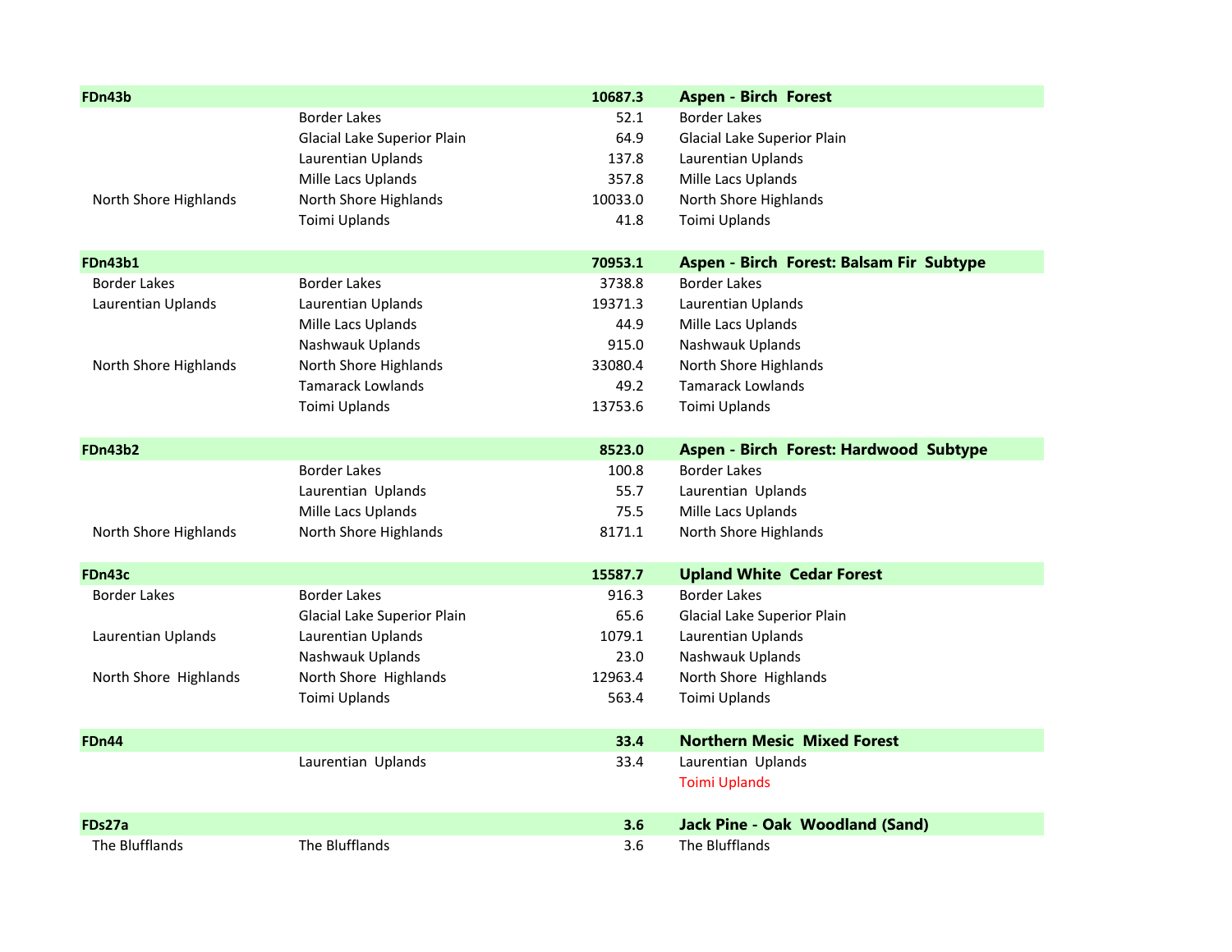| | | | |
|---|---|---|---|
| **FDn43b** | | **10687.3** | **Aspen - Birch Forest** |
| | Border Lakes | 52.1 | Border Lakes |
| | Glacial Lake Superior Plain | 64.9 | Glacial Lake Superior Plain |
| | Laurentian Uplands | 137.8 | Laurentian Uplands |
| | Mille Lacs Uplands | 357.8 | Mille Lacs Uplands |
| North Shore Highlands | North Shore Highlands | 10033.0 | North Shore Highlands |
| | Toimi Uplands | 41.8 | Toimi Uplands |
| | | | |
| **FDn43b1** | | **70953.1** | **Aspen - Birch Forest: Balsam Fir Subtype** |
| Border Lakes | Border Lakes | 3738.8 | Border Lakes |
| Laurentian Uplands | Laurentian Uplands | 19371.3 | Laurentian Uplands |
| | Mille Lacs Uplands | 44.9 | Mille Lacs Uplands |
| | Nashwauk Uplands | 915.0 | Nashwauk Uplands |
| North Shore Highlands | North Shore Highlands | 33080.4 | North Shore Highlands |
| | Tamarack Lowlands | 49.2 | Tamarack Lowlands |
| | Toimi Uplands | 13753.6 | Toimi Uplands |
| | | | |
| **FDn43b2** | | **8523.0** | **Aspen - Birch Forest: Hardwood Subtype** |
| | Border Lakes | 100.8 | Border Lakes |
| | Laurentian Uplands | 55.7 | Laurentian Uplands |
| | Mille Lacs Uplands | 75.5 | Mille Lacs Uplands |
| North Shore Highlands | North Shore Highlands | 8171.1 | North Shore Highlands |
| | | | |
| **FDn43c** | | **15587.7** | **Upland White Cedar Forest** |
| Border Lakes | Border Lakes | 916.3 | Border Lakes |
| | Glacial Lake Superior Plain | 65.6 | Glacial Lake Superior Plain |
| Laurentian Uplands | Laurentian Uplands | 1079.1 | Laurentian Uplands |
| | Nashwauk Uplands | 23.0 | Nashwauk Uplands |
| North Shore Highlands | North Shore Highlands | 12963.4 | North Shore Highlands |
| | Toimi Uplands | 563.4 | Toimi Uplands |
| | | | |
| **FDn44** | | **33.4** | **Northern Mesic Mixed Forest** |
| | Laurentian Uplands | 33.4 | Laurentian Uplands |
| | | | Toimi Uplands |
| | | | |
| **FDs27a** | | **3.6** | **Jack Pine - Oak Woodland (Sand)** |
| The Blufflands | The Blufflands | 3.6 | The Blufflands |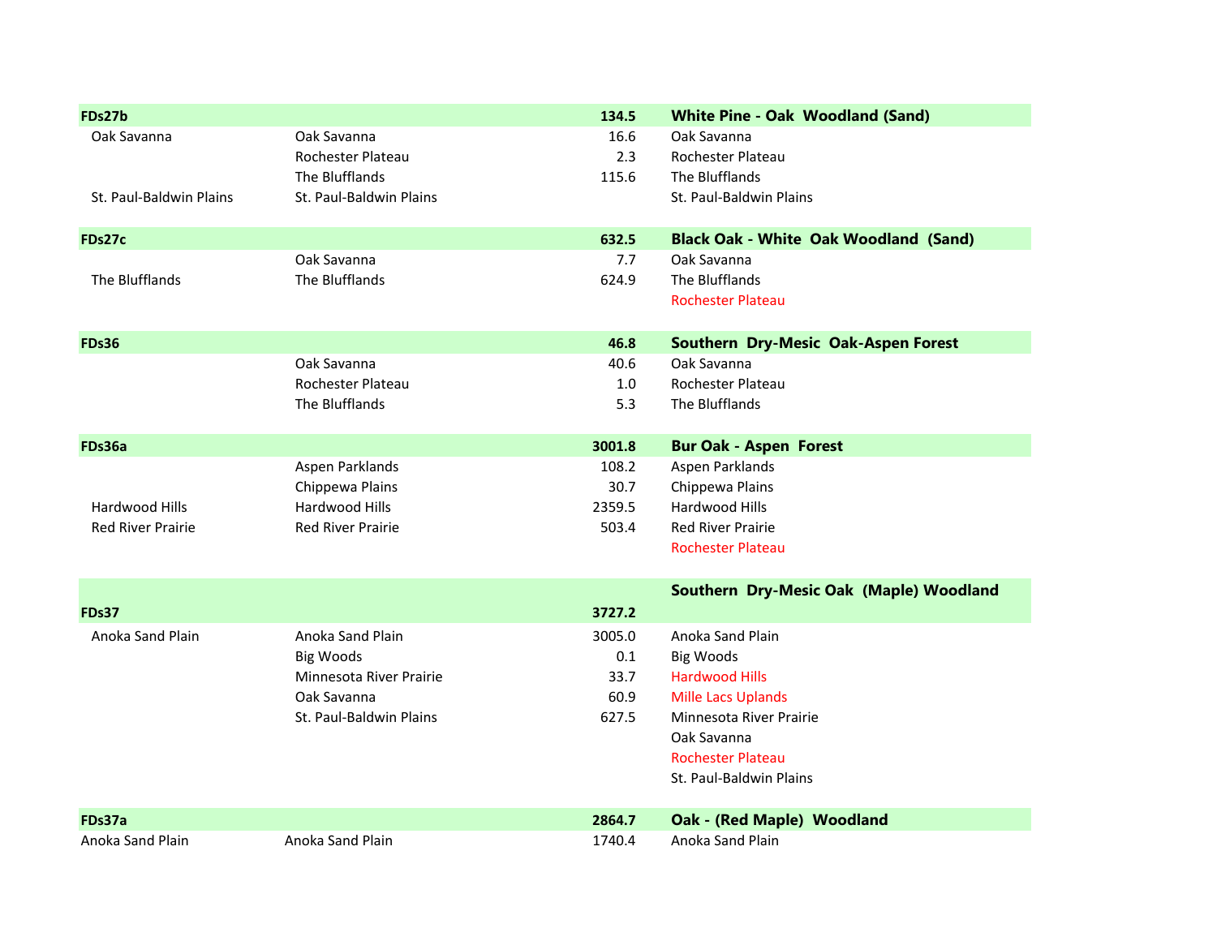| | | | |
|---|---|---|---|
| **FDs27b** | | **134.5** | **White Pine - Oak Woodland (Sand)** |
| Oak Savanna | Oak Savanna | 16.6 | Oak Savanna |
| | Rochester Plateau | 2.3 | Rochester Plateau |
| | The Blufflands | 115.6 | The Blufflands |
| St. Paul-Baldwin Plains | St. Paul-Baldwin Plains | | St. Paul-Baldwin Plains |
| | | | |
| **FDs27c** | | **632.5** | **Black Oak - White Oak Woodland (Sand)** |
| | Oak Savanna | 7.7 | Oak Savanna |
| The Blufflands | The Blufflands | 624.9 | The Blufflands |
| | | | Rochester Plateau |
| | | | |
| **FDs36** | | **46.8** | **Southern Dry-Mesic Oak-Aspen Forest** |
| | Oak Savanna | 40.6 | Oak Savanna |
| | Rochester Plateau | 1.0 | Rochester Plateau |
| | The Blufflands | 5.3 | The Blufflands |
| | | | |
| **FDs36a** | | **3001.8** | **Bur Oak - Aspen Forest** |
| | Aspen Parklands | 108.2 | Aspen Parklands |
| | Chippewa Plains | 30.7 | Chippewa Plains |
| Hardwood Hills | Hardwood Hills | 2359.5 | Hardwood Hills |
| Red River Prairie | Red River Prairie | 503.4 | Red River Prairie |
| | | | Rochester Plateau |
| | | | |
| **FDs37** | | **3727.2** | **Southern Dry-Mesic Oak (Maple) Woodland** |
| Anoka Sand Plain | Anoka Sand Plain | 3005.0 | Anoka Sand Plain |
| | Big Woods | 0.1 | Big Woods |
| | Minnesota River Prairie | 33.7 | Hardwood Hills |
| | Oak Savanna | 60.9 | Mille Lacs Uplands |
| | St. Paul-Baldwin Plains | 627.5 | Minnesota River Prairie |
| | | | Oak Savanna |
| | | | Rochester Plateau |
| | | | St. Paul-Baldwin Plains |
| | | | |
| **FDs37a** | | **2864.7** | **Oak - (Red Maple) Woodland** |
| Anoka Sand Plain | Anoka Sand Plain | 1740.4 | Anoka Sand Plain |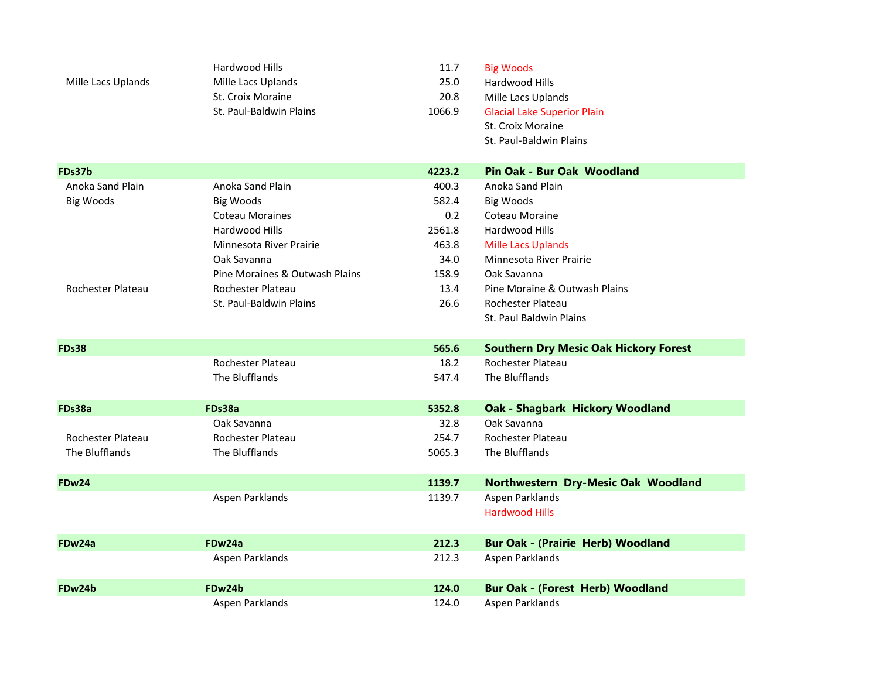| | | | |
|---|---|---|---|
| | Hardwood Hills | 11.7 | Big Woods |
| Mille Lacs Uplands | Mille Lacs Uplands | 25.0 | Hardwood Hills |
| | St. Croix Moraine | 20.8 | Mille Lacs Uplands |
| | St. Paul-Baldwin Plains | 1066.9 | Glacial Lake Superior Plain |
| | | | St. Croix Moraine |
| | | | St. Paul-Baldwin Plains |
| **FDs37b** | | **4223.2** | **Pin Oak - Bur Oak Woodland** |
| Anoka Sand Plain | Anoka Sand Plain | 400.3 | Anoka Sand Plain |
| Big Woods | Big Woods | 582.4 | Big Woods |
| | Coteau Moraines | 0.2 | Coteau Moraine |
| | Hardwood Hills | 2561.8 | Hardwood Hills |
| | Minnesota River Prairie | 463.8 | Mille Lacs Uplands |
| | Oak Savanna | 34.0 | Minnesota River Prairie |
| | Pine Moraines & Outwash Plains | 158.9 | Oak Savanna |
| Rochester Plateau | Rochester Plateau | 13.4 | Pine Moraine & Outwash Plains |
| | St. Paul-Baldwin Plains | 26.6 | Rochester Plateau |
| | | | St. Paul Baldwin Plains |
| **FDs38** | | **565.6** | **Southern Dry Mesic Oak Hickory Forest** |
| | Rochester Plateau | 18.2 | Rochester Plateau |
| | The Blufflands | 547.4 | The Blufflands |
| **FDs38a** | **FDs38a** | **5352.8** | **Oak - Shagbark Hickory Woodland** |
| | Oak Savanna | 32.8 | Oak Savanna |
| Rochester Plateau | Rochester Plateau | 254.7 | Rochester Plateau |
| The Blufflands | The Blufflands | 5065.3 | The Blufflands |
| **FDw24** | | **1139.7** | **Northwestern Dry-Mesic Oak Woodland** |
| | Aspen Parklands | 1139.7 | Aspen Parklands |
| | | | Hardwood Hills |
| **FDw24a** | **FDw24a** | **212.3** | **Bur Oak - (Prairie Herb) Woodland** |
| | Aspen Parklands | 212.3 | Aspen Parklands |
| **FDw24b** | **FDw24b** | **124.0** | **Bur Oak - (Forest Herb) Woodland** |
| | Aspen Parklands | 124.0 | Aspen Parklands |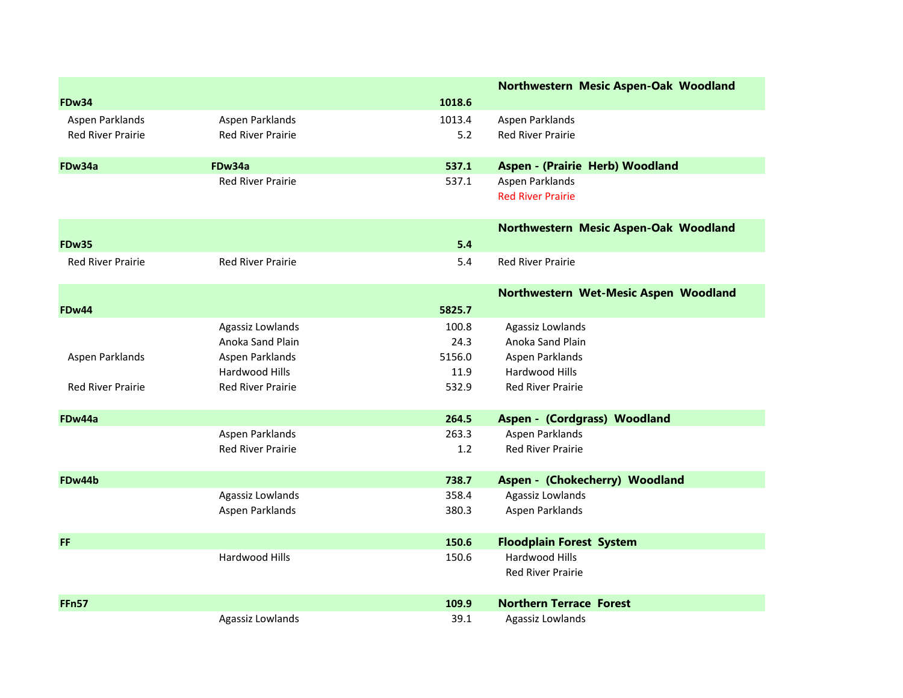| | | | |
|---|---|---|---|
| **FDw34** | | **1018.6** | **Northwestern Mesic Aspen-Oak Woodland** |
| Aspen Parklands | Aspen Parklands | 1013.4 | Aspen Parklands |
| Red River Prairie | Red River Prairie | 5.2 | Red River Prairie |
| **FDw34a** | **FDw34a** | **537.1** | **Aspen - (Prairie Herb) Woodland** |
| | Red River Prairie | 537.1 | Aspen Parklands |
| | | | Red River Prairie |
| **FDw35** | | **5.4** | **Northwestern Mesic Aspen-Oak Woodland** |
| Red River Prairie | Red River Prairie | 5.4 | Red River Prairie |
| **FDw44** | | **5825.7** | **Northwestern Wet-Mesic Aspen Woodland** |
| | Agassiz Lowlands | 100.8 | Agassiz Lowlands |
| | Anoka Sand Plain | 24.3 | Anoka Sand Plain |
| Aspen Parklands | Aspen Parklands | 5156.0 | Aspen Parklands |
| | Hardwood Hills | 11.9 | Hardwood Hills |
| Red River Prairie | Red River Prairie | 532.9 | Red River Prairie |
| **FDw44a** | | **264.5** | **Aspen - (Cordgrass) Woodland** |
| | Aspen Parklands | 263.3 | Aspen Parklands |
| | Red River Prairie | 1.2 | Red River Prairie |
| **FDw44b** | | **738.7** | **Aspen - (Chokecherry) Woodland** |
| | Agassiz Lowlands | 358.4 | Agassiz Lowlands |
| | Aspen Parklands | 380.3 | Aspen Parklands |
| **FF** | | **150.6** | **Floodplain Forest System** |
| | Hardwood Hills | 150.6 | Hardwood Hills |
| | | | Red River Prairie |
| **FFn57** | | **109.9** | **Northern Terrace Forest** |
| | Agassiz Lowlands | 39.1 | Agassiz Lowlands |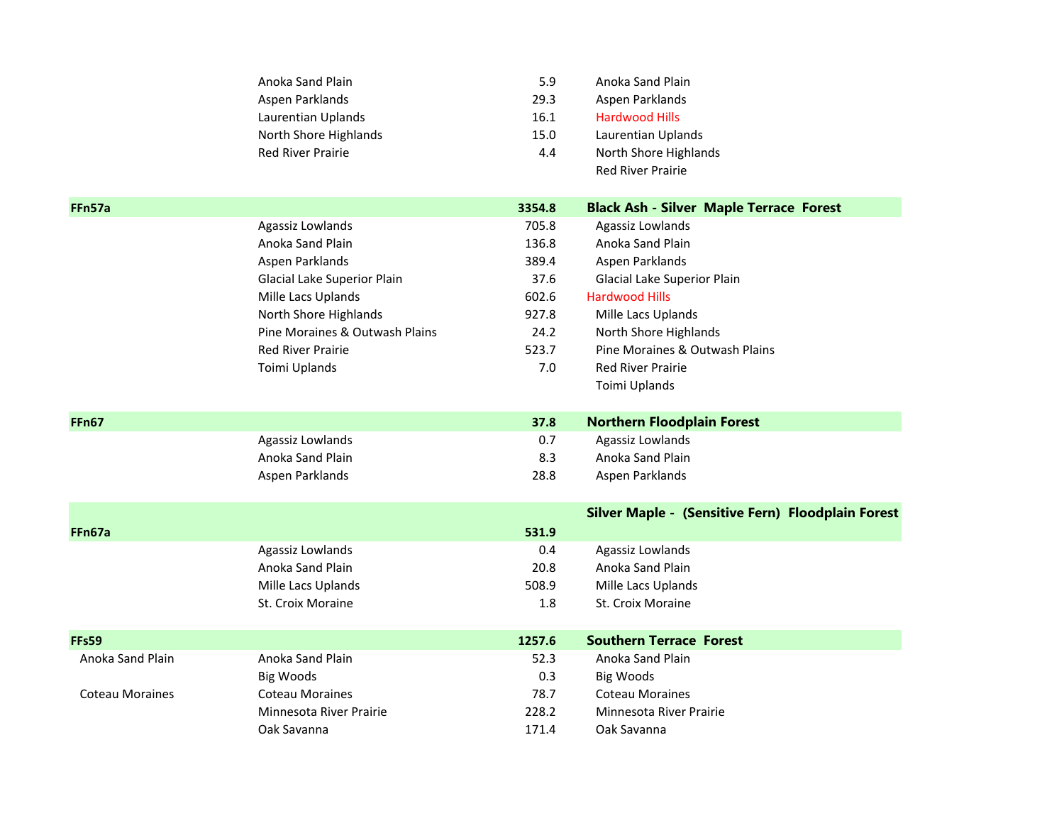| Code | Subsection | Area | Community / Subsection |
|---|---|---|---|
| | Anoka Sand Plain | 5.9 | Anoka Sand Plain |
| | Aspen Parklands | 29.3 | Aspen Parklands |
| | Laurentian Uplands | 16.1 | Hardwood Hills |
| | North Shore Highlands | 15.0 | Laurentian Uplands |
| | Red River Prairie | 4.4 | North Shore Highlands |
| | | | Red River Prairie |
| **FFn57a** | | **3354.8** | **Black Ash - Silver Maple Terrace Forest** |
| | Agassiz Lowlands | 705.8 | Agassiz Lowlands |
| | Anoka Sand Plain | 136.8 | Anoka Sand Plain |
| | Aspen Parklands | 389.4 | Aspen Parklands |
| | Glacial Lake Superior Plain | 37.6 | Glacial Lake Superior Plain |
| | Mille Lacs Uplands | 602.6 | Hardwood Hills |
| | North Shore Highlands | 927.8 | Mille Lacs Uplands |
| | Pine Moraines & Outwash Plains | 24.2 | North Shore Highlands |
| | Red River Prairie | 523.7 | Pine Moraines & Outwash Plains |
| | Toimi Uplands | 7.0 | Red River Prairie |
| | | | Toimi Uplands |
| **FFn67** | | **37.8** | **Northern Floodplain Forest** |
| | Agassiz Lowlands | 0.7 | Agassiz Lowlands |
| | Anoka Sand Plain | 8.3 | Anoka Sand Plain |
| | Aspen Parklands | 28.8 | Aspen Parklands |
| **FFn67a** | | **531.9** | **Silver Maple - (Sensitive Fern) Floodplain Forest** |
| | Agassiz Lowlands | 0.4 | Agassiz Lowlands |
| | Anoka Sand Plain | 20.8 | Anoka Sand Plain |
| | Mille Lacs Uplands | 508.9 | Mille Lacs Uplands |
| | St. Croix Moraine | 1.8 | St. Croix Moraine |
| **FFs59** | | **1257.6** | **Southern Terrace Forest** |
| Anoka Sand Plain | Anoka Sand Plain | 52.3 | Anoka Sand Plain |
| | Big Woods | 0.3 | Big Woods |
| Coteau Moraines | Coteau Moraines | 78.7 | Coteau Moraines |
| | Minnesota River Prairie | 228.2 | Minnesota River Prairie |
| | Oak Savanna | 171.4 | Oak Savanna |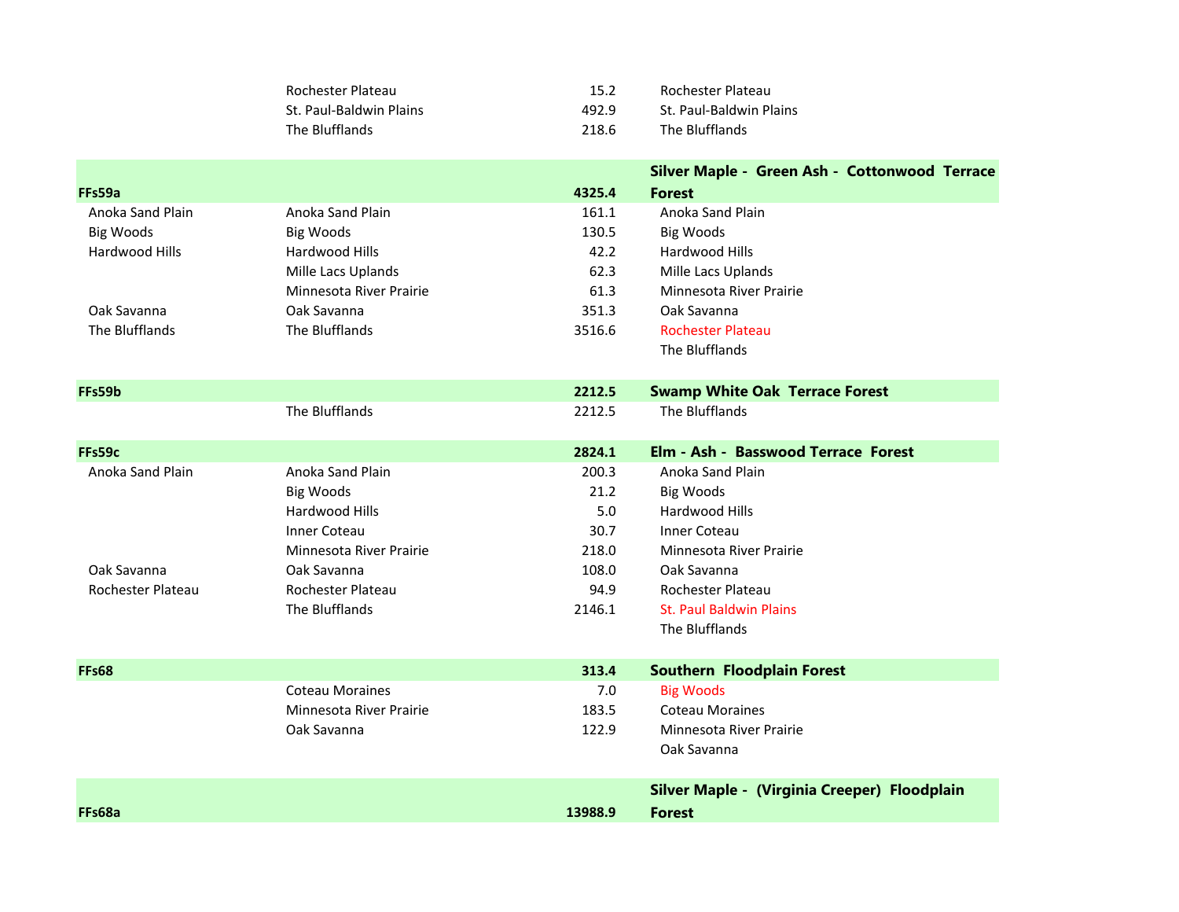| | | | |
|---|---|---|---|
| | Rochester Plateau | 15.2 | Rochester Plateau |
| | St. Paul-Baldwin Plains | 492.9 | St. Paul-Baldwin Plains |
| | The Blufflands | 218.6 | The Blufflands |
| **FFs59a** | | **4325.4** | **Silver Maple - Green Ash - Cottonwood Terrace Forest** |
| Anoka Sand Plain | Anoka Sand Plain | 161.1 | Anoka Sand Plain |
| Big Woods | Big Woods | 130.5 | Big Woods |
| Hardwood Hills | Hardwood Hills | 42.2 | Hardwood Hills |
| | Mille Lacs Uplands | 62.3 | Mille Lacs Uplands |
| | Minnesota River Prairie | 61.3 | Minnesota River Prairie |
| Oak Savanna | Oak Savanna | 351.3 | Oak Savanna |
| The Blufflands | The Blufflands | 3516.6 | Rochester Plateau |
| | | | The Blufflands |
| **FFs59b** | | **2212.5** | **Swamp White Oak Terrace Forest** |
| | The Blufflands | 2212.5 | The Blufflands |
| **FFs59c** | | **2824.1** | **Elm - Ash - Basswood Terrace Forest** |
| Anoka Sand Plain | Anoka Sand Plain | 200.3 | Anoka Sand Plain |
| | Big Woods | 21.2 | Big Woods |
| | Hardwood Hills | 5.0 | Hardwood Hills |
| | Inner Coteau | 30.7 | Inner Coteau |
| | Minnesota River Prairie | 218.0 | Minnesota River Prairie |
| Oak Savanna | Oak Savanna | 108.0 | Oak Savanna |
| Rochester Plateau | Rochester Plateau | 94.9 | Rochester Plateau |
| | The Blufflands | 2146.1 | St. Paul Baldwin Plains |
| | | | The Blufflands |
| **FFs68** | | **313.4** | **Southern Floodplain Forest** |
| | Coteau Moraines | 7.0 | Big Woods |
| | Minnesota River Prairie | 183.5 | Coteau Moraines |
| | Oak Savanna | 122.9 | Minnesota River Prairie |
| | | | Oak Savanna |
| **FFs68a** | | **13988.9** | **Silver Maple - (Virginia Creeper) Floodplain Forest** |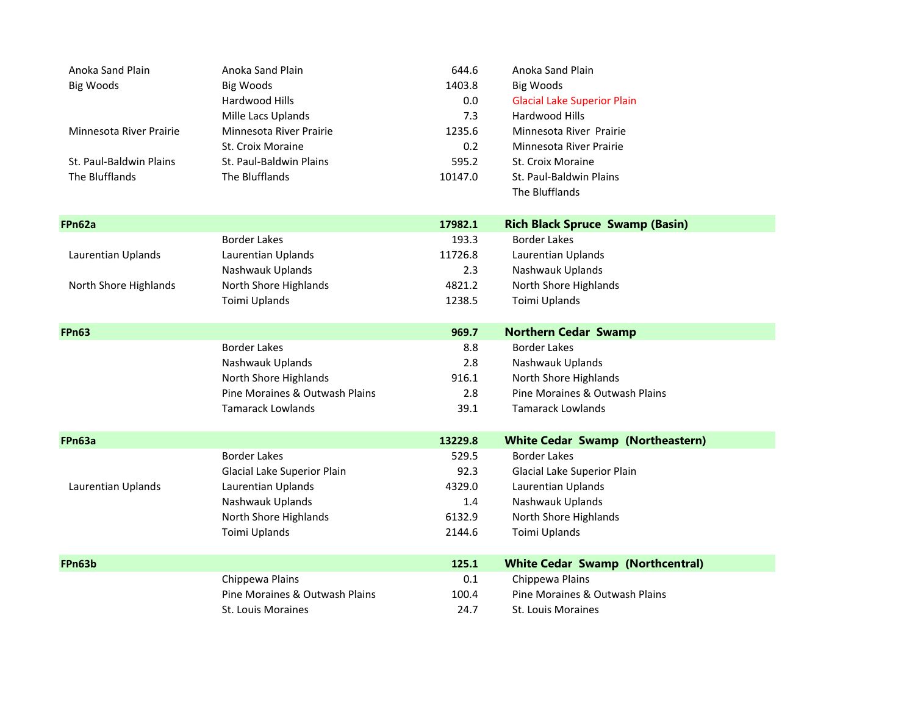| | | | |
|---|---|---|---|
| Anoka Sand Plain | Anoka Sand Plain | 644.6 | Anoka Sand Plain |
| Big Woods | Big Woods | 1403.8 | Big Woods |
| | Hardwood Hills | 0.0 | Glacial Lake Superior Plain |
| | Mille Lacs Uplands | 7.3 | Hardwood Hills |
| Minnesota River Prairie | Minnesota River Prairie | 1235.6 | Minnesota River  Prairie |
| | St. Croix Moraine | 0.2 | Minnesota River Prairie |
| St. Paul-Baldwin Plains | St. Paul-Baldwin Plains | 595.2 | St. Croix Moraine |
| The Blufflands | The Blufflands | 10147.0 | St. Paul-Baldwin Plains |
| | | | The Blufflands |
| **FPn62a** | | **17982.1** | **Rich Black Spruce  Swamp (Basin)** |
| | Border Lakes | 193.3 | Border Lakes |
| Laurentian Uplands | Laurentian Uplands | 11726.8 | Laurentian Uplands |
| | Nashwauk Uplands | 2.3 | Nashwauk Uplands |
| North Shore Highlands | North Shore Highlands | 4821.2 | North Shore Highlands |
| | Toimi Uplands | 1238.5 | Toimi Uplands |
| **FPn63** | | **969.7** | **Northern Cedar  Swamp** |
| | Border Lakes | 8.8 | Border Lakes |
| | Nashwauk Uplands | 2.8 | Nashwauk Uplands |
| | North Shore Highlands | 916.1 | North Shore Highlands |
| | Pine Moraines & Outwash Plains | 2.8 | Pine Moraines & Outwash Plains |
| | Tamarack Lowlands | 39.1 | Tamarack Lowlands |
| **FPn63a** | | **13229.8** | **White Cedar  Swamp  (Northeastern)** |
| | Border Lakes | 529.5 | Border Lakes |
| | Glacial Lake Superior Plain | 92.3 | Glacial Lake Superior Plain |
| Laurentian Uplands | Laurentian Uplands | 4329.0 | Laurentian Uplands |
| | Nashwauk Uplands | 1.4 | Nashwauk Uplands |
| | North Shore Highlands | 6132.9 | North Shore Highlands |
| | Toimi Uplands | 2144.6 | Toimi Uplands |
| **FPn63b** | | **125.1** | **White Cedar  Swamp  (Northcentral)** |
| | Chippewa Plains | 0.1 | Chippewa Plains |
| | Pine Moraines & Outwash Plains | 100.4 | Pine Moraines & Outwash Plains |
| | St. Louis Moraines | 24.7 | St. Louis Moraines |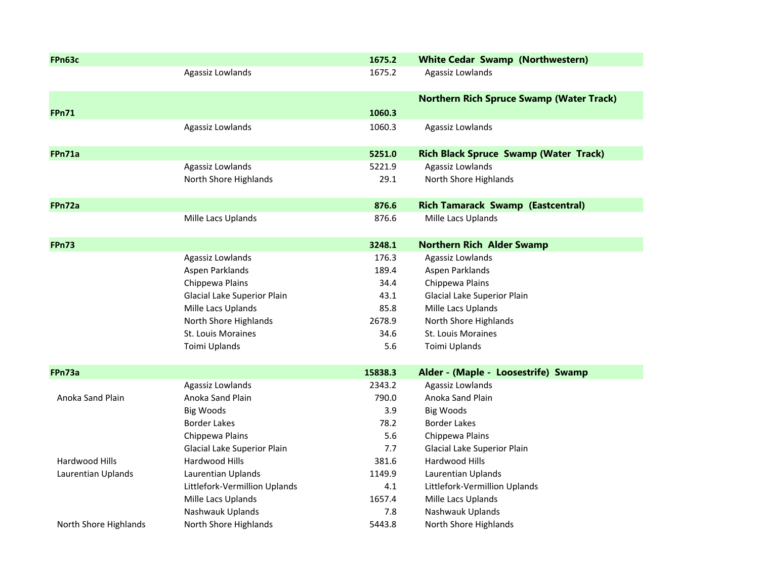| | | | |
|---|---|---|---|
| **FPn63c** | | **1675.2** | **White Cedar Swamp (Northwestern)** |
| | Agassiz Lowlands | 1675.2 | Agassiz Lowlands |
| | | | |
| **FPn71** | | **1060.3** | **Northern Rich Spruce Swamp (Water Track)** |
| | Agassiz Lowlands | 1060.3 | Agassiz Lowlands |
| | | | |
| **FPn71a** | | **5251.0** | **Rich Black Spruce Swamp (Water Track)** |
| | Agassiz Lowlands | 5221.9 | Agassiz Lowlands |
| | North Shore Highlands | 29.1 | North Shore Highlands |
| | | | |
| **FPn72a** | | **876.6** | **Rich Tamarack Swamp (Eastcentral)** |
| | Mille Lacs Uplands | 876.6 | Mille Lacs Uplands |
| | | | |
| **FPn73** | | **3248.1** | **Northern Rich Alder Swamp** |
| | Agassiz Lowlands | 176.3 | Agassiz Lowlands |
| | Aspen Parklands | 189.4 | Aspen Parklands |
| | Chippewa Plains | 34.4 | Chippewa Plains |
| | Glacial Lake Superior Plain | 43.1 | Glacial Lake Superior Plain |
| | Mille Lacs Uplands | 85.8 | Mille Lacs Uplands |
| | North Shore Highlands | 2678.9 | North Shore Highlands |
| | St. Louis Moraines | 34.6 | St. Louis Moraines |
| | Toimi Uplands | 5.6 | Toimi Uplands |
| | | | |
| **FPn73a** | | **15838.3** | **Alder - (Maple - Loosestrife) Swamp** |
| | Agassiz Lowlands | 2343.2 | Agassiz Lowlands |
| Anoka Sand Plain | Anoka Sand Plain | 790.0 | Anoka Sand Plain |
| | Big Woods | 3.9 | Big Woods |
| | Border Lakes | 78.2 | Border Lakes |
| | Chippewa Plains | 5.6 | Chippewa Plains |
| | Glacial Lake Superior Plain | 7.7 | Glacial Lake Superior Plain |
| Hardwood Hills | Hardwood Hills | 381.6 | Hardwood Hills |
| Laurentian Uplands | Laurentian Uplands | 1149.9 | Laurentian Uplands |
| | Littlefork-Vermillion Uplands | 4.1 | Littlefork-Vermillion Uplands |
| | Mille Lacs Uplands | 1657.4 | Mille Lacs Uplands |
| | Nashwauk Uplands | 7.8 | Nashwauk Uplands |
| North Shore Highlands | North Shore Highlands | 5443.8 | North Shore Highlands |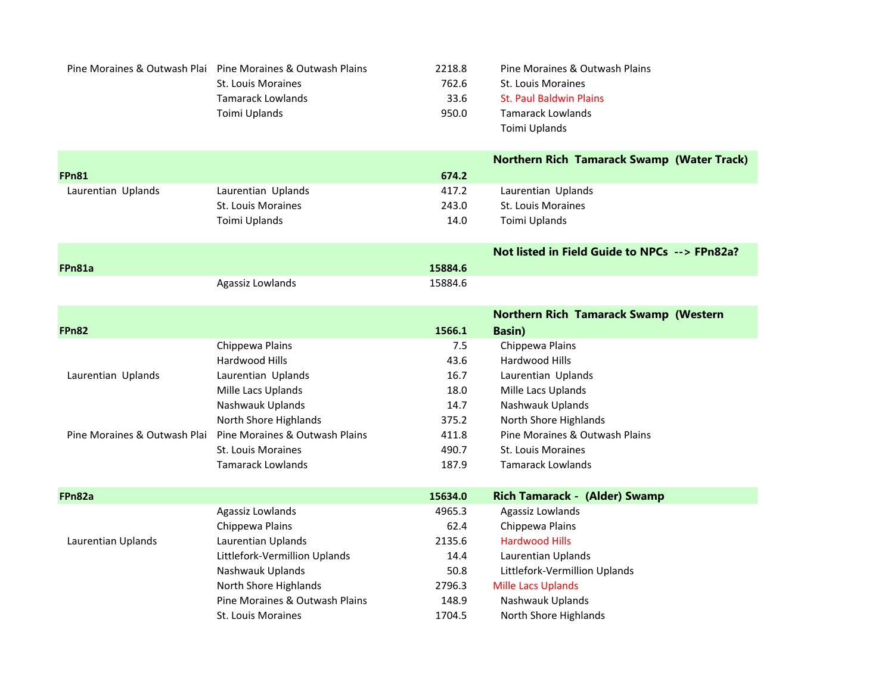| | | | |
|---|---|---|---|
| Pine Moraines & Outwash Plai | Pine Moraines & Outwash Plains | 2218.8 | Pine Moraines & Outwash Plains |
| | St. Louis Moraines | 762.6 | St. Louis Moraines |
| | Tamarack Lowlands | 33.6 | St. Paul Baldwin Plains |
| | Toimi Uplands | 950.0 | Tamarack Lowlands |
| | | | Toimi Uplands |
| **FPn81** | | **674.2** | **Northern Rich Tamarack Swamp (Water Track)** |
| Laurentian Uplands | Laurentian Uplands | 417.2 | Laurentian Uplands |
| | St. Louis Moraines | 243.0 | St. Louis Moraines |
| | Toimi Uplands | 14.0 | Toimi Uplands |
| **FPn81a** | | **15884.6** | **Not listed in Field Guide to NPCs --> FPn82a?** |
| | Agassiz Lowlands | 15884.6 | |
| **FPn82** | | **1566.1** | **Northern Rich Tamarack Swamp (Western Basin)** |
| | Chippewa Plains | 7.5 | Chippewa Plains |
| | Hardwood Hills | 43.6 | Hardwood Hills |
| Laurentian Uplands | Laurentian Uplands | 16.7 | Laurentian Uplands |
| | Mille Lacs Uplands | 18.0 | Mille Lacs Uplands |
| | Nashwauk Uplands | 14.7 | Nashwauk Uplands |
| | North Shore Highlands | 375.2 | North Shore Highlands |
| Pine Moraines & Outwash Plai | Pine Moraines & Outwash Plains | 411.8 | Pine Moraines & Outwash Plains |
| | St. Louis Moraines | 490.7 | St. Louis Moraines |
| | Tamarack Lowlands | 187.9 | Tamarack Lowlands |
| **FPn82a** | | **15634.0** | **Rich Tamarack - (Alder) Swamp** |
| | Agassiz Lowlands | 4965.3 | Agassiz Lowlands |
| | Chippewa Plains | 62.4 | Chippewa Plains |
| Laurentian Uplands | Laurentian Uplands | 2135.6 | Hardwood Hills |
| | Littlefork-Vermillion Uplands | 14.4 | Laurentian Uplands |
| | Nashwauk Uplands | 50.8 | Littlefork-Vermillion Uplands |
| | North Shore Highlands | 2796.3 | Mille Lacs Uplands |
| | Pine Moraines & Outwash Plains | 148.9 | Nashwauk Uplands |
| | St. Louis Moraines | 1704.5 | North Shore Highlands |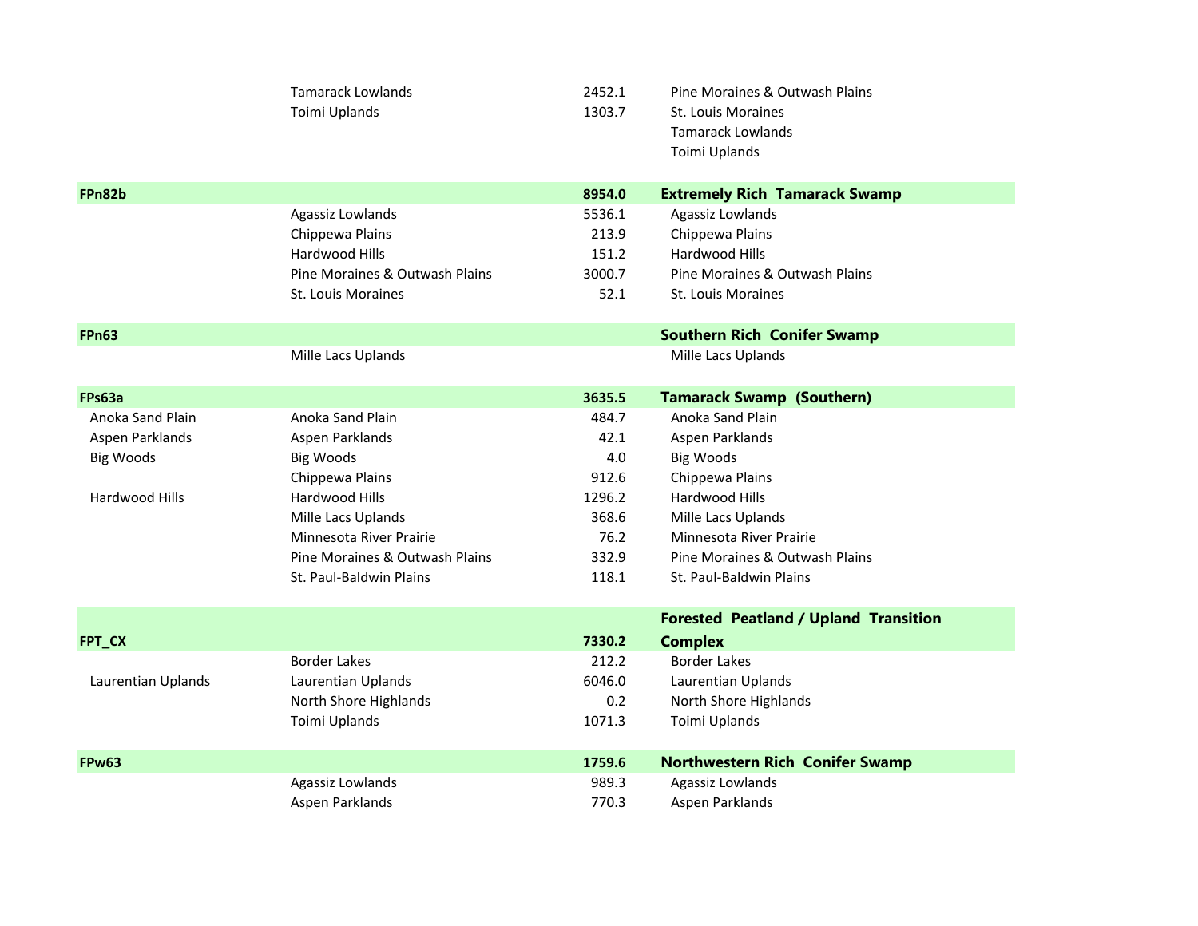| | | | |
|---|---|---|---|
| | Tamarack Lowlands | 2452.1 | Pine Moraines & Outwash Plains |
| | Toimi Uplands | 1303.7 | St. Louis Moraines |
| | | | Tamarack Lowlands |
| | | | Toimi Uplands |
| **FPn82b** | | **8954.0** | **Extremely Rich Tamarack Swamp** |
| | Agassiz Lowlands | 5536.1 | Agassiz Lowlands |
| | Chippewa Plains | 213.9 | Chippewa Plains |
| | Hardwood Hills | 151.2 | Hardwood Hills |
| | Pine Moraines & Outwash Plains | 3000.7 | Pine Moraines & Outwash Plains |
| | St. Louis Moraines | 52.1 | St. Louis Moraines |
| **FPn63** | | | **Southern Rich Conifer Swamp** |
| | Mille Lacs Uplands | | Mille Lacs Uplands |
| **FPs63a** | | **3635.5** | **Tamarack Swamp (Southern)** |
| Anoka Sand Plain | Anoka Sand Plain | 484.7 | Anoka Sand Plain |
| Aspen Parklands | Aspen Parklands | 42.1 | Aspen Parklands |
| Big Woods | Big Woods | 4.0 | Big Woods |
| | Chippewa Plains | 912.6 | Chippewa Plains |
| Hardwood Hills | Hardwood Hills | 1296.2 | Hardwood Hills |
| | Mille Lacs Uplands | 368.6 | Mille Lacs Uplands |
| | Minnesota River Prairie | 76.2 | Minnesota River Prairie |
| | Pine Moraines & Outwash Plains | 332.9 | Pine Moraines & Outwash Plains |
| | St. Paul-Baldwin Plains | 118.1 | St. Paul-Baldwin Plains |
| **FPT_CX** | | **7330.2** | **Forested Peatland / Upland Transition Complex** |
| | Border Lakes | 212.2 | Border Lakes |
| Laurentian Uplands | Laurentian Uplands | 6046.0 | Laurentian Uplands |
| | North Shore Highlands | 0.2 | North Shore Highlands |
| | Toimi Uplands | 1071.3 | Toimi Uplands |
| **FPw63** | | **1759.6** | **Northwestern Rich Conifer Swamp** |
| | Agassiz Lowlands | 989.3 | Agassiz Lowlands |
| | Aspen Parklands | 770.3 | Aspen Parklands |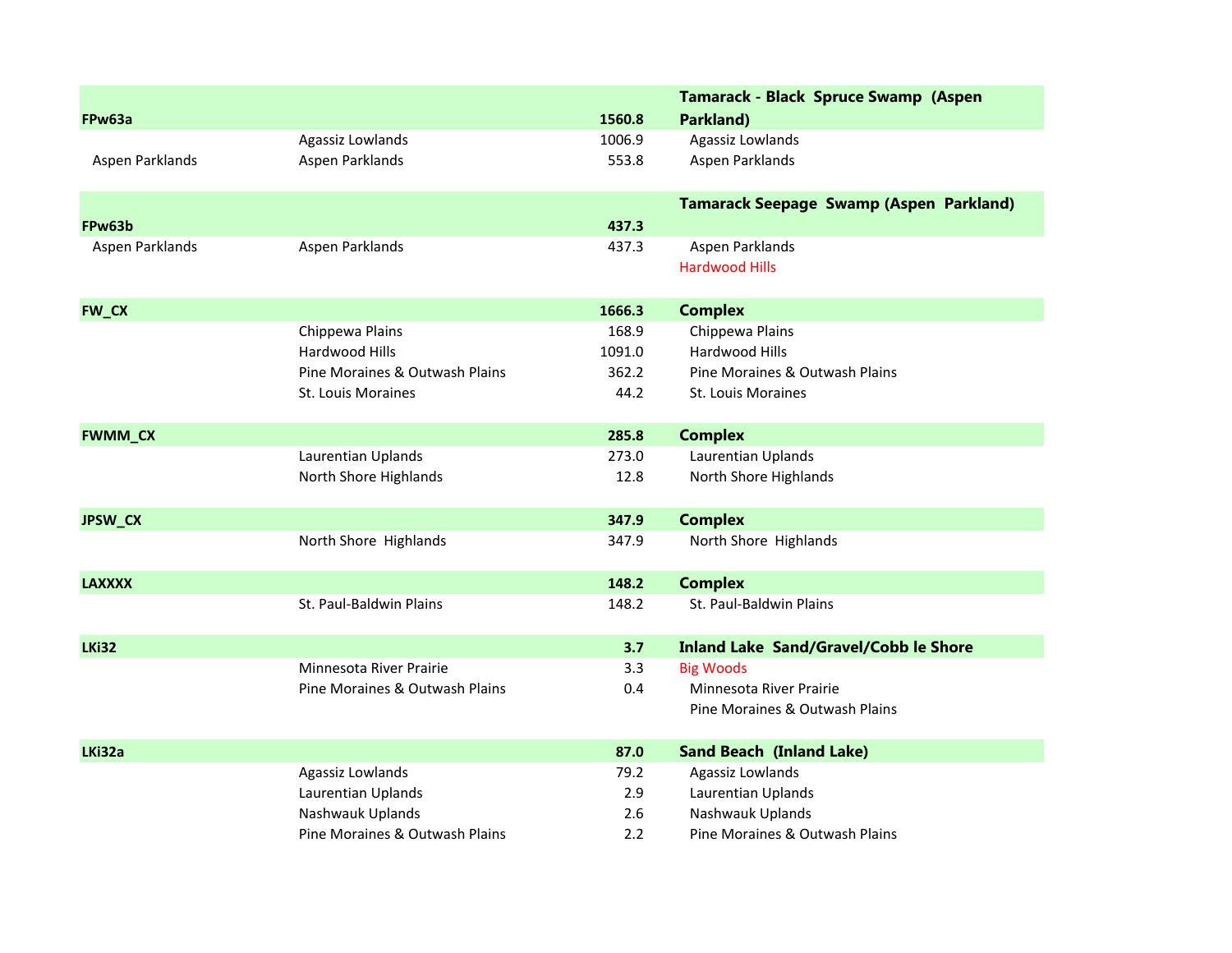| | | | |
|---|---|---|---|
| **FPw63a** | | **1560.8** | **Tamarack - Black Spruce Swamp (Aspen Parkland)** |
| | Agassiz Lowlands | 1006.9 | Agassiz Lowlands |
| Aspen Parklands | Aspen Parklands | 553.8 | Aspen Parklands |
| **FPw63b** | | **437.3** | **Tamarack Seepage Swamp (Aspen Parkland)** |
| Aspen Parklands | Aspen Parklands | 437.3 | Aspen Parklands |
| | | | Hardwood Hills |
| **FW_CX** | | **1666.3** | **Complex** |
| | Chippewa Plains | 168.9 | Chippewa Plains |
| | Hardwood Hills | 1091.0 | Hardwood Hills |
| | Pine Moraines & Outwash Plains | 362.2 | Pine Moraines & Outwash Plains |
| | St. Louis Moraines | 44.2 | St. Louis Moraines |
| **FWMM_CX** | | **285.8** | **Complex** |
| | Laurentian Uplands | 273.0 | Laurentian Uplands |
| | North Shore Highlands | 12.8 | North Shore Highlands |
| **JPSW_CX** | | **347.9** | **Complex** |
| | North Shore Highlands | 347.9 | North Shore Highlands |
| **LAXXXX** | | **148.2** | **Complex** |
| | St. Paul-Baldwin Plains | 148.2 | St. Paul-Baldwin Plains |
| **LKi32** | | **3.7** | **Inland Lake Sand/Gravel/Cobb le Shore** |
| | Minnesota River Prairie | 3.3 | Big Woods |
| | Pine Moraines & Outwash Plains | 0.4 | Minnesota River Prairie |
| | | | Pine Moraines & Outwash Plains |
| **LKi32a** | | **87.0** | **Sand Beach (Inland Lake)** |
| | Agassiz Lowlands | 79.2 | Agassiz Lowlands |
| | Laurentian Uplands | 2.9 | Laurentian Uplands |
| | Nashwauk Uplands | 2.6 | Nashwauk Uplands |
| | Pine Moraines & Outwash Plains | 2.2 | Pine Moraines & Outwash Plains |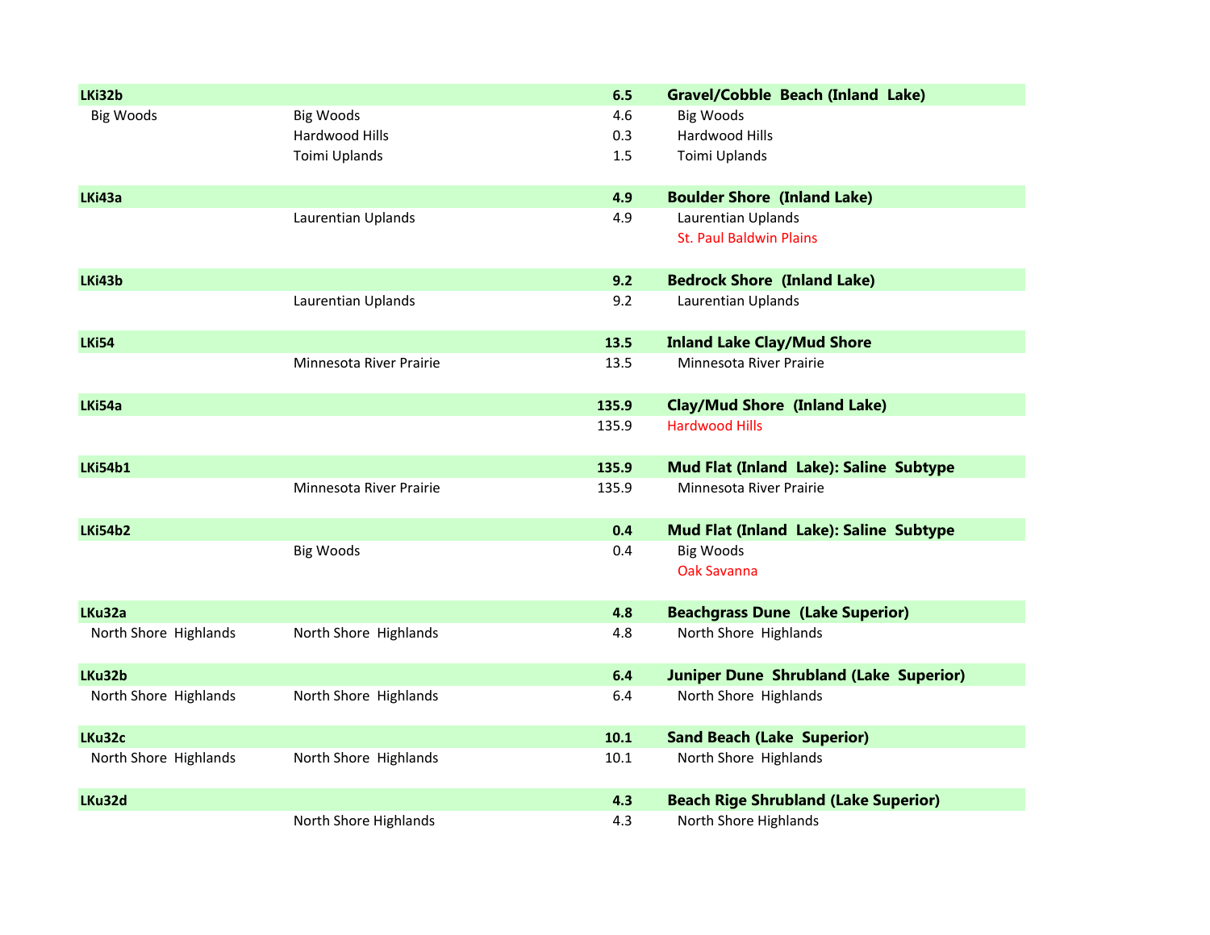| | | | |
|---|---|---|---|
| **LKi32b** | | **6.5** | **Gravel/Cobble Beach (Inland Lake)** |
| Big Woods | Big Woods | 4.6 | Big Woods |
| | Hardwood Hills | 0.3 | Hardwood Hills |
| | Toimi Uplands | 1.5 | Toimi Uplands |
| **LKi43a** | | **4.9** | **Boulder Shore (Inland Lake)** |
| | Laurentian Uplands | 4.9 | Laurentian Uplands |
| | | | St. Paul Baldwin Plains |
| **LKi43b** | | **9.2** | **Bedrock Shore (Inland Lake)** |
| | Laurentian Uplands | 9.2 | Laurentian Uplands |
| **LKi54** | | **13.5** | **Inland Lake Clay/Mud Shore** |
| | Minnesota River Prairie | 13.5 | Minnesota River Prairie |
| **LKi54a** | | **135.9** | **Clay/Mud Shore (Inland Lake)** |
| | | 135.9 | Hardwood Hills |
| **LKi54b1** | | **135.9** | **Mud Flat (Inland Lake): Saline Subtype** |
| | Minnesota River Prairie | 135.9 | Minnesota River Prairie |
| **LKi54b2** | | **0.4** | **Mud Flat (Inland Lake): Saline Subtype** |
| | Big Woods | 0.4 | Big Woods |
| | | | Oak Savanna |
| **LKu32a** | | **4.8** | **Beachgrass Dune (Lake Superior)** |
| North Shore Highlands | North Shore Highlands | 4.8 | North Shore Highlands |
| **LKu32b** | | **6.4** | **Juniper Dune Shrubland (Lake Superior)** |
| North Shore Highlands | North Shore Highlands | 6.4 | North Shore Highlands |
| **LKu32c** | | **10.1** | **Sand Beach (Lake Superior)** |
| North Shore Highlands | North Shore Highlands | 10.1 | North Shore Highlands |
| **LKu32d** | | **4.3** | **Beach Rige Shrubland (Lake Superior)** |
| | North Shore Highlands | 4.3 | North Shore Highlands |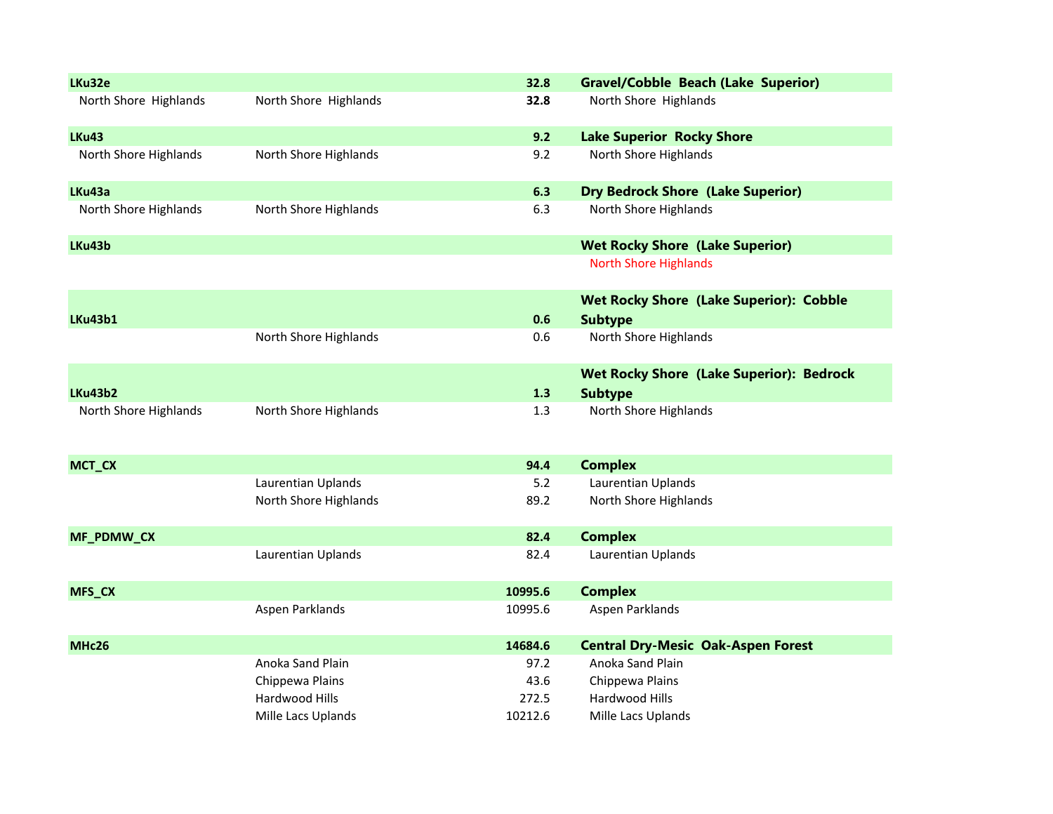| | | | |
|---|---|---|---|
| **LKu32e** | | **32.8** | **Gravel/Cobble Beach (Lake Superior)** |
| North Shore Highlands | North Shore Highlands | **32.8** | North Shore Highlands |
| **LKu43** | | **9.2** | **Lake Superior Rocky Shore** |
| North Shore Highlands | North Shore Highlands | 9.2 | North Shore Highlands |
| **LKu43a** | | **6.3** | **Dry Bedrock Shore (Lake Superior)** |
| North Shore Highlands | North Shore Highlands | 6.3 | North Shore Highlands |
| **LKu43b** | | | **Wet Rocky Shore (Lake Superior)** |
| | | | North Shore Highlands |
| **LKu43b1** | | **0.6** | **Wet Rocky Shore (Lake Superior): Cobble Subtype** |
| | North Shore Highlands | 0.6 | North Shore Highlands |
| **LKu43b2** | | **1.3** | **Wet Rocky Shore (Lake Superior): Bedrock Subtype** |
| North Shore Highlands | North Shore Highlands | 1.3 | North Shore Highlands |
| **MCT_CX** | | **94.4** | **Complex** |
| | Laurentian Uplands | 5.2 | Laurentian Uplands |
| | North Shore Highlands | 89.2 | North Shore Highlands |
| **MF_PDMW_CX** | | **82.4** | **Complex** |
| | Laurentian Uplands | 82.4 | Laurentian Uplands |
| **MFS_CX** | | **10995.6** | **Complex** |
| | Aspen Parklands | 10995.6 | Aspen Parklands |
| **MHc26** | | **14684.6** | **Central Dry-Mesic Oak-Aspen Forest** |
| | Anoka Sand Plain | 97.2 | Anoka Sand Plain |
| | Chippewa Plains | 43.6 | Chippewa Plains |
| | Hardwood Hills | 272.5 | Hardwood Hills |
| | Mille Lacs Uplands | 10212.6 | Mille Lacs Uplands |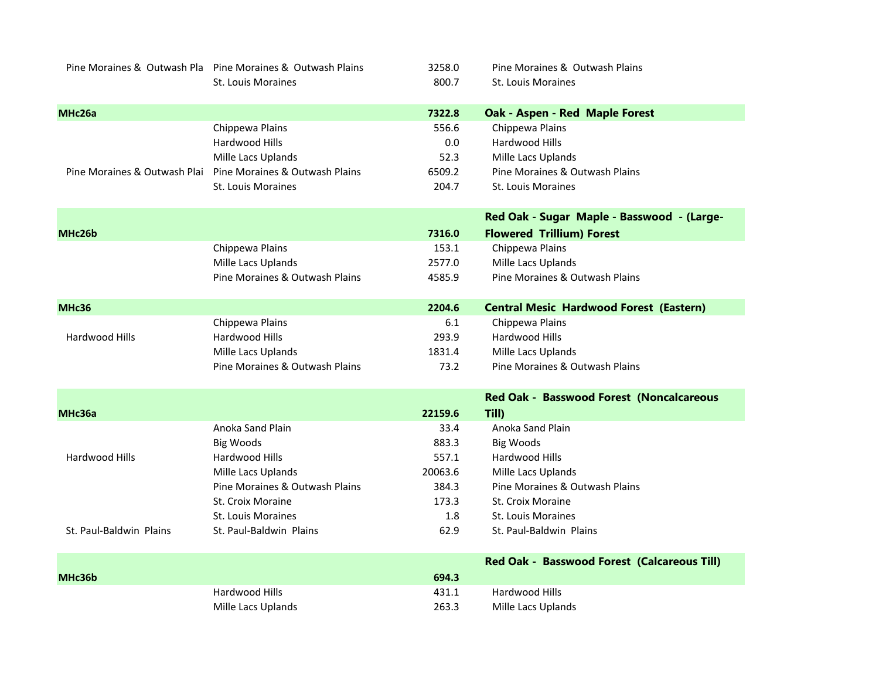| | | | |
|---|---|---|---|
| Pine Moraines & Outwash Pla | Pine Moraines & Outwash Plains | 3258.0 | Pine Moraines & Outwash Plains |
| | St. Louis Moraines | 800.7 | St. Louis Moraines |
| **MHc26a** | | **7322.8** | **Oak - Aspen - Red Maple Forest** |
| | Chippewa Plains | 556.6 | Chippewa Plains |
| | Hardwood Hills | 0.0 | Hardwood Hills |
| | Mille Lacs Uplands | 52.3 | Mille Lacs Uplands |
| Pine Moraines & Outwash Plai | Pine Moraines & Outwash Plains | 6509.2 | Pine Moraines & Outwash Plains |
| | St. Louis Moraines | 204.7 | St. Louis Moraines |
| **MHc26b** | | **7316.0** | **Red Oak - Sugar Maple - Basswood - (Large-Flowered Trillium) Forest** |
| | Chippewa Plains | 153.1 | Chippewa Plains |
| | Mille Lacs Uplands | 2577.0 | Mille Lacs Uplands |
| | Pine Moraines & Outwash Plains | 4585.9 | Pine Moraines & Outwash Plains |
| **MHc36** | | **2204.6** | **Central Mesic Hardwood Forest (Eastern)** |
| | Chippewa Plains | 6.1 | Chippewa Plains |
| Hardwood Hills | Hardwood Hills | 293.9 | Hardwood Hills |
| | Mille Lacs Uplands | 1831.4 | Mille Lacs Uplands |
| | Pine Moraines & Outwash Plains | 73.2 | Pine Moraines & Outwash Plains |
| **MHc36a** | | **22159.6** | **Red Oak - Basswood Forest (Noncalcareous Till)** |
| | Anoka Sand Plain | 33.4 | Anoka Sand Plain |
| | Big Woods | 883.3 | Big Woods |
| Hardwood Hills | Hardwood Hills | 557.1 | Hardwood Hills |
| | Mille Lacs Uplands | 20063.6 | Mille Lacs Uplands |
| | Pine Moraines & Outwash Plains | 384.3 | Pine Moraines & Outwash Plains |
| | St. Croix Moraine | 173.3 | St. Croix Moraine |
| | St. Louis Moraines | 1.8 | St. Louis Moraines |
| St. Paul-Baldwin Plains | St. Paul-Baldwin Plains | 62.9 | St. Paul-Baldwin Plains |
| **MHc36b** | | **694.3** | **Red Oak - Basswood Forest (Calcareous Till)** |
| | Hardwood Hills | 431.1 | Hardwood Hills |
| | Mille Lacs Uplands | 263.3 | Mille Lacs Uplands |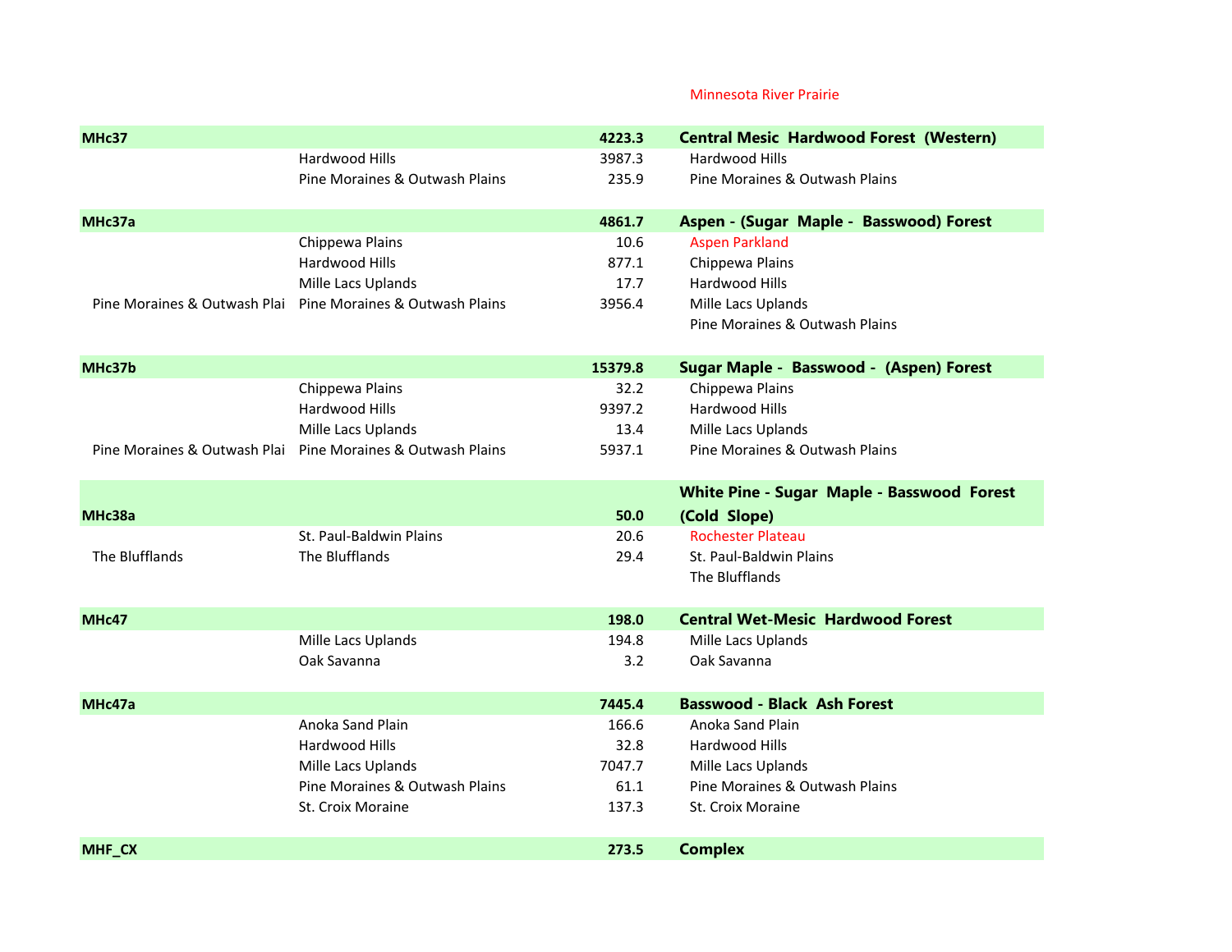Minnesota River Prairie

| | | | |
|---|---|---|---|
| **MHc37** | | **4223.3** | **Central Mesic Hardwood Forest (Western)** |
| | Hardwood Hills | 3987.3 | Hardwood Hills |
| | Pine Moraines & Outwash Plains | 235.9 | Pine Moraines & Outwash Plains |
| | | | |
| **MHc37a** | | **4861.7** | **Aspen - (Sugar Maple - Basswood) Forest** |
| | Chippewa Plains | 10.6 | Aspen Parkland |
| | Hardwood Hills | 877.1 | Chippewa Plains |
| | Mille Lacs Uplands | 17.7 | Hardwood Hills |
| Pine Moraines & Outwash Plai | Pine Moraines & Outwash Plains | 3956.4 | Mille Lacs Uplands |
| | | | Pine Moraines & Outwash Plains |
| | | | |
| **MHc37b** | | **15379.8** | **Sugar Maple - Basswood - (Aspen) Forest** |
| | Chippewa Plains | 32.2 | Chippewa Plains |
| | Hardwood Hills | 9397.2 | Hardwood Hills |
| | Mille Lacs Uplands | 13.4 | Mille Lacs Uplands |
| Pine Moraines & Outwash Plai | Pine Moraines & Outwash Plains | 5937.1 | Pine Moraines & Outwash Plains |
| | | | |
| **MHc38a** | | **50.0** | **White Pine - Sugar Maple - Basswood Forest (Cold Slope)** |
| | St. Paul-Baldwin Plains | 20.6 | Rochester Plateau |
| The Blufflands | The Blufflands | 29.4 | St. Paul-Baldwin Plains |
| | | | The Blufflands |
| | | | |
| **MHc47** | | **198.0** | **Central Wet-Mesic Hardwood Forest** |
| | Mille Lacs Uplands | 194.8 | Mille Lacs Uplands |
| | Oak Savanna | 3.2 | Oak Savanna |
| | | | |
| **MHc47a** | | **7445.4** | **Basswood - Black Ash Forest** |
| | Anoka Sand Plain | 166.6 | Anoka Sand Plain |
| | Hardwood Hills | 32.8 | Hardwood Hills |
| | Mille Lacs Uplands | 7047.7 | Mille Lacs Uplands |
| | Pine Moraines & Outwash Plains | 61.1 | Pine Moraines & Outwash Plains |
| | St. Croix Moraine | 137.3 | St. Croix Moraine |
| | | | |
| **MHF_CX** | | **273.5** | **Complex** |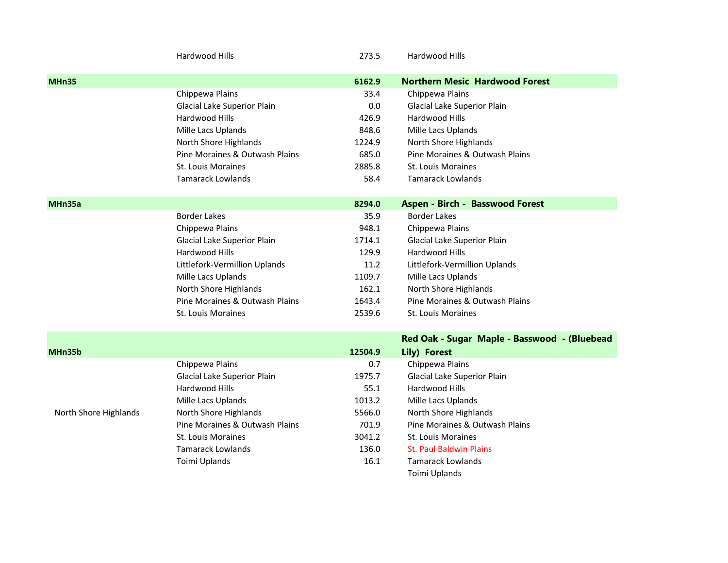| | | | |
|---|---|---|---|
| | Hardwood Hills | 273.5 | Hardwood Hills |
| **MHn35** | | **6162.9** | **Northern Mesic Hardwood Forest** |
| | Chippewa Plains | 33.4 | Chippewa Plains |
| | Glacial Lake Superior Plain | 0.0 | Glacial Lake Superior Plain |
| | Hardwood Hills | 426.9 | Hardwood Hills |
| | Mille Lacs Uplands | 848.6 | Mille Lacs Uplands |
| | North Shore Highlands | 1224.9 | North Shore Highlands |
| | Pine Moraines & Outwash Plains | 685.0 | Pine Moraines & Outwash Plains |
| | St. Louis Moraines | 2885.8 | St. Louis Moraines |
| | Tamarack Lowlands | 58.4 | Tamarack Lowlands |
| **MHn35a** | | **8294.0** | **Aspen - Birch - Basswood Forest** |
| | Border Lakes | 35.9 | Border Lakes |
| | Chippewa Plains | 948.1 | Chippewa Plains |
| | Glacial Lake Superior Plain | 1714.1 | Glacial Lake Superior Plain |
| | Hardwood Hills | 129.9 | Hardwood Hills |
| | Littlefork-Vermillion Uplands | 11.2 | Littlefork-Vermillion Uplands |
| | Mille Lacs Uplands | 1109.7 | Mille Lacs Uplands |
| | North Shore Highlands | 162.1 | North Shore Highlands |
| | Pine Moraines & Outwash Plains | 1643.4 | Pine Moraines & Outwash Plains |
| | St. Louis Moraines | 2539.6 | St. Louis Moraines |
| **MHn35b** | | **12504.9** | **Red Oak - Sugar Maple - Basswood - (Bluebead Lily) Forest** |
| | Chippewa Plains | 0.7 | Chippewa Plains |
| | Glacial Lake Superior Plain | 1975.7 | Glacial Lake Superior Plain |
| | Hardwood Hills | 55.1 | Hardwood Hills |
| | Mille Lacs Uplands | 1013.2 | Mille Lacs Uplands |
| North Shore Highlands | North Shore Highlands | 5566.0 | North Shore Highlands |
| | Pine Moraines & Outwash Plains | 701.9 | Pine Moraines & Outwash Plains |
| | St. Louis Moraines | 3041.2 | St. Louis Moraines |
| | Tamarack Lowlands | 136.0 | St. Paul Baldwin Plains |
| | Toimi Uplands | 16.1 | Tamarack Lowlands |
| | | | Toimi Uplands |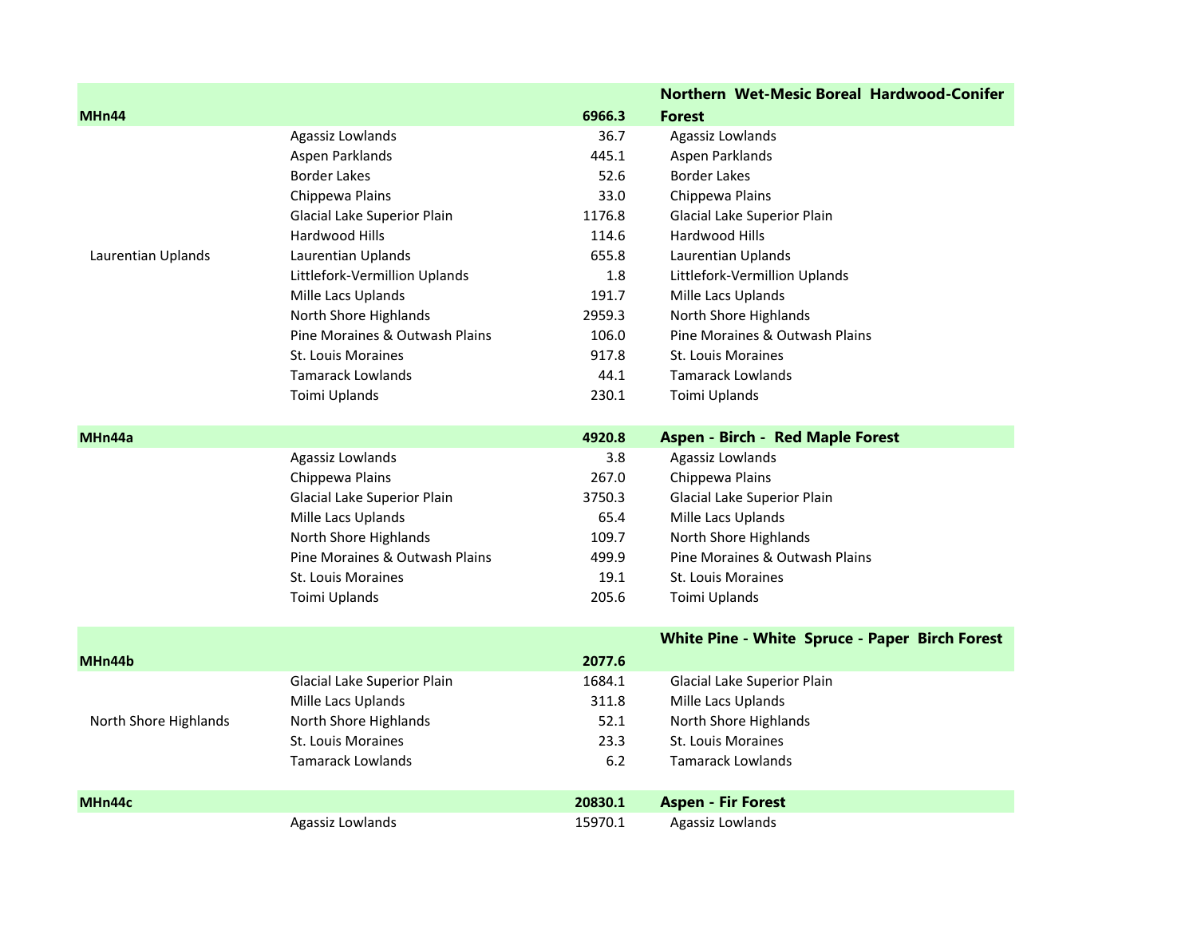| | | | |
|---|---|---|---|
| **MHn44** | | **6966.3** | **Northern Wet-Mesic Boreal Hardwood-Conifer Forest** |
| | Agassiz Lowlands | 36.7 | Agassiz Lowlands |
| | Aspen Parklands | 445.1 | Aspen Parklands |
| | Border Lakes | 52.6 | Border Lakes |
| | Chippewa Plains | 33.0 | Chippewa Plains |
| | Glacial Lake Superior Plain | 1176.8 | Glacial Lake Superior Plain |
| | Hardwood Hills | 114.6 | Hardwood Hills |
| Laurentian Uplands | Laurentian Uplands | 655.8 | Laurentian Uplands |
| | Littlefork-Vermillion Uplands | 1.8 | Littlefork-Vermillion Uplands |
| | Mille Lacs Uplands | 191.7 | Mille Lacs Uplands |
| | North Shore Highlands | 2959.3 | North Shore Highlands |
| | Pine Moraines & Outwash Plains | 106.0 | Pine Moraines & Outwash Plains |
| | St. Louis Moraines | 917.8 | St. Louis Moraines |
| | Tamarack Lowlands | 44.1 | Tamarack Lowlands |
| | Toimi Uplands | 230.1 | Toimi Uplands |
| **MHn44a** | | **4920.8** | **Aspen - Birch - Red Maple Forest** |
| | Agassiz Lowlands | 3.8 | Agassiz Lowlands |
| | Chippewa Plains | 267.0 | Chippewa Plains |
| | Glacial Lake Superior Plain | 3750.3 | Glacial Lake Superior Plain |
| | Mille Lacs Uplands | 65.4 | Mille Lacs Uplands |
| | North Shore Highlands | 109.7 | North Shore Highlands |
| | Pine Moraines & Outwash Plains | 499.9 | Pine Moraines & Outwash Plains |
| | St. Louis Moraines | 19.1 | St. Louis Moraines |
| | Toimi Uplands | 205.6 | Toimi Uplands |
| **MHn44b** | | **2077.6** | **White Pine - White Spruce - Paper Birch Forest** |
| | Glacial Lake Superior Plain | 1684.1 | Glacial Lake Superior Plain |
| | Mille Lacs Uplands | 311.8 | Mille Lacs Uplands |
| North Shore Highlands | North Shore Highlands | 52.1 | North Shore Highlands |
| | St. Louis Moraines | 23.3 | St. Louis Moraines |
| | Tamarack Lowlands | 6.2 | Tamarack Lowlands |
| **MHn44c** | | **20830.1** | **Aspen - Fir Forest** |
| | Agassiz Lowlands | 15970.1 | Agassiz Lowlands |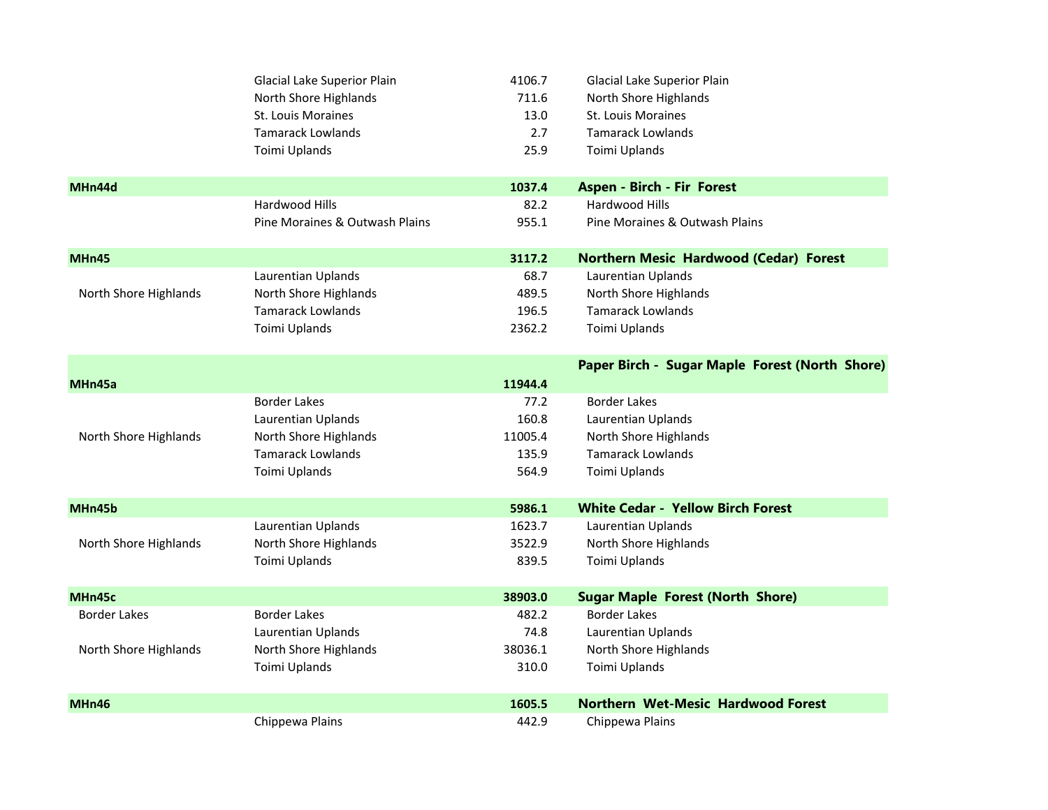| | | | |
|---|---|---|---|
| | Glacial Lake Superior Plain | 4106.7 | Glacial Lake Superior Plain |
| | North Shore Highlands | 711.6 | North Shore Highlands |
| | St. Louis Moraines | 13.0 | St. Louis Moraines |
| | Tamarack Lowlands | 2.7 | Tamarack Lowlands |
| | Toimi Uplands | 25.9 | Toimi Uplands |
| **MHn44d** | | **1037.4** | **Aspen - Birch - Fir Forest** |
| | Hardwood Hills | 82.2 | Hardwood Hills |
| | Pine Moraines & Outwash Plains | 955.1 | Pine Moraines & Outwash Plains |
| **MHn45** | | **3117.2** | **Northern Mesic Hardwood (Cedar) Forest** |
| | Laurentian Uplands | 68.7 | Laurentian Uplands |
| North Shore Highlands | North Shore Highlands | 489.5 | North Shore Highlands |
| | Tamarack Lowlands | 196.5 | Tamarack Lowlands |
| | Toimi Uplands | 2362.2 | Toimi Uplands |
| **MHn45a** | | **11944.4** | **Paper Birch - Sugar Maple Forest (North Shore)** |
| | Border Lakes | 77.2 | Border Lakes |
| | Laurentian Uplands | 160.8 | Laurentian Uplands |
| North Shore Highlands | North Shore Highlands | 11005.4 | North Shore Highlands |
| | Tamarack Lowlands | 135.9 | Tamarack Lowlands |
| | Toimi Uplands | 564.9 | Toimi Uplands |
| **MHn45b** | | **5986.1** | **White Cedar - Yellow Birch Forest** |
| | Laurentian Uplands | 1623.7 | Laurentian Uplands |
| North Shore Highlands | North Shore Highlands | 3522.9 | North Shore Highlands |
| | Toimi Uplands | 839.5 | Toimi Uplands |
| **MHn45c** | | **38903.0** | **Sugar Maple Forest (North Shore)** |
| Border Lakes | Border Lakes | 482.2 | Border Lakes |
| | Laurentian Uplands | 74.8 | Laurentian Uplands |
| North Shore Highlands | North Shore Highlands | 38036.1 | North Shore Highlands |
| | Toimi Uplands | 310.0 | Toimi Uplands |
| **MHn46** | | **1605.5** | **Northern Wet-Mesic Hardwood Forest** |
| | Chippewa Plains | 442.9 | Chippewa Plains |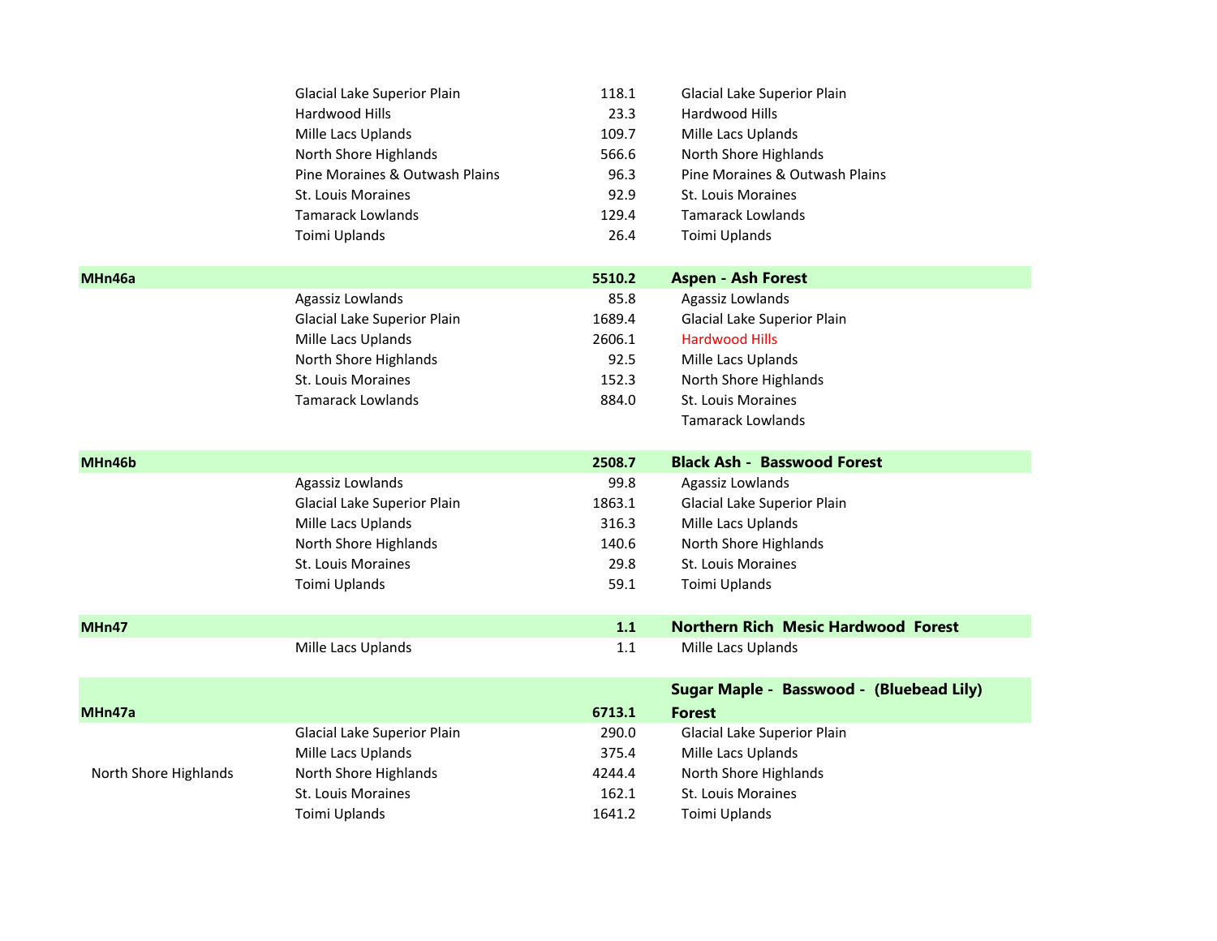| | | | |
|---|---|---|---|
| | Glacial Lake Superior Plain | 118.1 | Glacial Lake Superior Plain |
| | Hardwood Hills | 23.3 | Hardwood Hills |
| | Mille Lacs Uplands | 109.7 | Mille Lacs Uplands |
| | North Shore Highlands | 566.6 | North Shore Highlands |
| | Pine Moraines & Outwash Plains | 96.3 | Pine Moraines & Outwash Plains |
| | St. Louis Moraines | 92.9 | St. Louis Moraines |
| | Tamarack Lowlands | 129.4 | Tamarack Lowlands |
| | Toimi Uplands | 26.4 | Toimi Uplands |
| | | | |
| **MHn46a** | | **5510.2** | **Aspen - Ash Forest** |
| | Agassiz Lowlands | 85.8 | Agassiz Lowlands |
| | Glacial Lake Superior Plain | 1689.4 | Glacial Lake Superior Plain |
| | Mille Lacs Uplands | 2606.1 | Hardwood Hills |
| | North Shore Highlands | 92.5 | Mille Lacs Uplands |
| | St. Louis Moraines | 152.3 | North Shore Highlands |
| | Tamarack Lowlands | 884.0 | St. Louis Moraines |
| | | | Tamarack Lowlands |
| | | | |
| **MHn46b** | | **2508.7** | **Black Ash - Basswood Forest** |
| | Agassiz Lowlands | 99.8 | Agassiz Lowlands |
| | Glacial Lake Superior Plain | 1863.1 | Glacial Lake Superior Plain |
| | Mille Lacs Uplands | 316.3 | Mille Lacs Uplands |
| | North Shore Highlands | 140.6 | North Shore Highlands |
| | St. Louis Moraines | 29.8 | St. Louis Moraines |
| | Toimi Uplands | 59.1 | Toimi Uplands |
| | | | |
| **MHn47** | | **1.1** | **Northern Rich Mesic Hardwood Forest** |
| | Mille Lacs Uplands | 1.1 | Mille Lacs Uplands |
| | | | |
| **MHn47a** | | **6713.1** | **Sugar Maple - Basswood - (Bluebead Lily) Forest** |
| | Glacial Lake Superior Plain | 290.0 | Glacial Lake Superior Plain |
| | Mille Lacs Uplands | 375.4 | Mille Lacs Uplands |
| North Shore Highlands | North Shore Highlands | 4244.4 | North Shore Highlands |
| | St. Louis Moraines | 162.1 | St. Louis Moraines |
| | Toimi Uplands | 1641.2 | Toimi Uplands |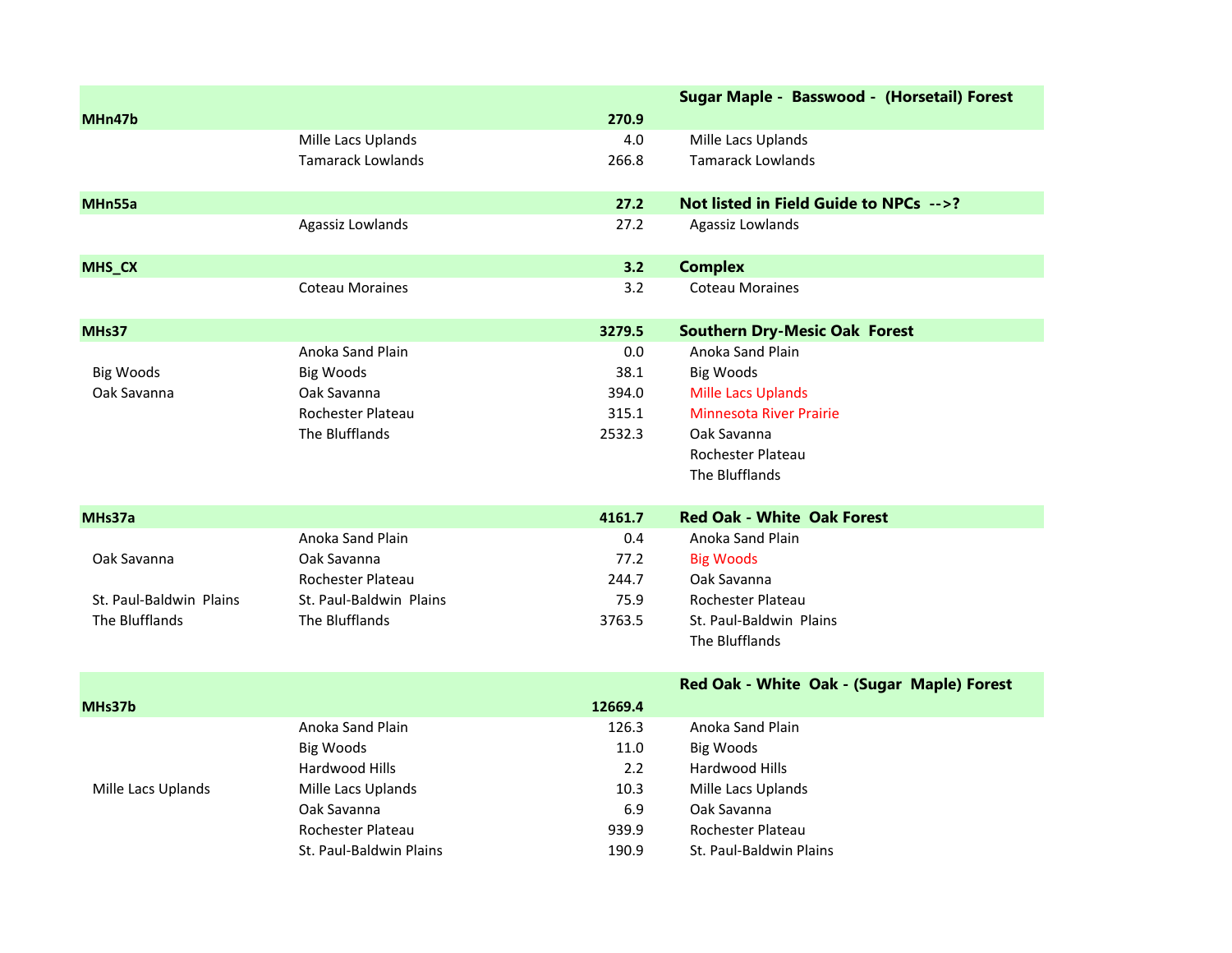| Code | Col 2 | Subsection | Area | Description |
|---|---|---|---|---|
| MHn47b | | | 270.9 | Sugar Maple - Basswood - (Horsetail) Forest |
| | | Mille Lacs Uplands | 4.0 | Mille Lacs Uplands |
| | | Tamarack Lowlands | 266.8 | Tamarack Lowlands |
| MHn55a | | | 27.2 | Not listed in Field Guide to NPCs -->? |
| | | Agassiz Lowlands | 27.2 | Agassiz Lowlands |
| MHS_CX | | | 3.2 | Complex |
| | | Coteau Moraines | 3.2 | Coteau Moraines |
| MHs37 | | | 3279.5 | Southern Dry-Mesic Oak Forest |
| | | Anoka Sand Plain | 0.0 | Anoka Sand Plain |
| | Big Woods | Big Woods | 38.1 | Big Woods |
| | Oak Savanna | Oak Savanna | 394.0 | Mille Lacs Uplands |
| | | Rochester Plateau | 315.1 | Minnesota River Prairie |
| | | The Blufflands | 2532.3 | Oak Savanna |
| | | | | Rochester Plateau |
| | | | | The Blufflands |
| MHs37a | | | 4161.7 | Red Oak - White Oak Forest |
| | | Anoka Sand Plain | 0.4 | Anoka Sand Plain |
| | Oak Savanna | Oak Savanna | 77.2 | Big Woods |
| | | Rochester Plateau | 244.7 | Oak Savanna |
| | St. Paul-Baldwin Plains | St. Paul-Baldwin Plains | 75.9 | Rochester Plateau |
| | The Blufflands | The Blufflands | 3763.5 | St. Paul-Baldwin Plains |
| | | | | The Blufflands |
| MHs37b | | | 12669.4 | Red Oak - White Oak - (Sugar Maple) Forest |
| | | Anoka Sand Plain | 126.3 | Anoka Sand Plain |
| | | Big Woods | 11.0 | Big Woods |
| | | Hardwood Hills | 2.2 | Hardwood Hills |
| | Mille Lacs Uplands | Mille Lacs Uplands | 10.3 | Mille Lacs Uplands |
| | | Oak Savanna | 6.9 | Oak Savanna |
| | | Rochester Plateau | 939.9 | Rochester Plateau |
| | | St. Paul-Baldwin Plains | 190.9 | St. Paul-Baldwin Plains |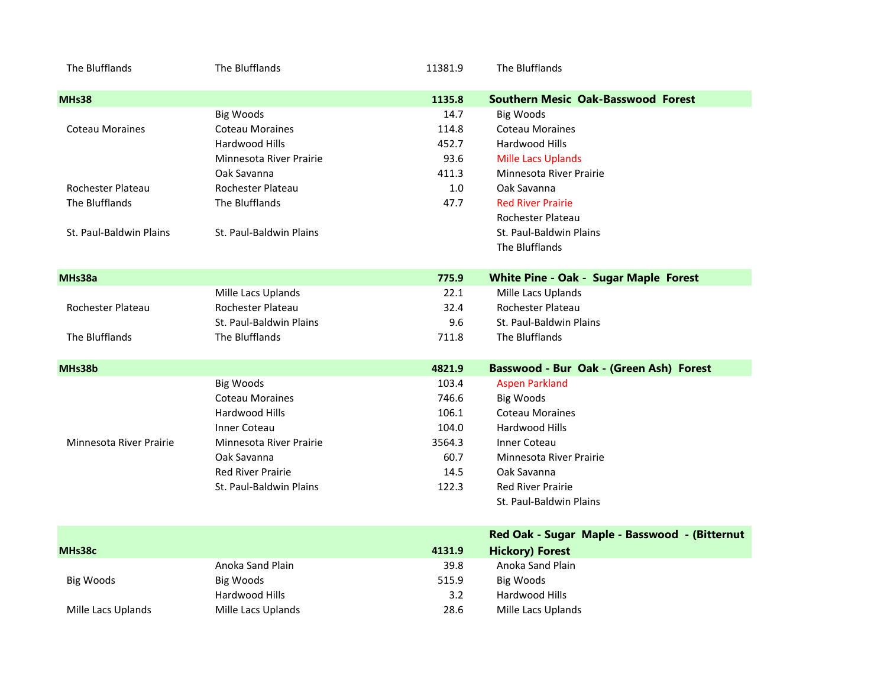| | | | |
|---|---|---|---|
| The Blufflands | The Blufflands | 11381.9 | The Blufflands |
| **MHs38** | | **1135.8** | **Southern Mesic Oak-Basswood Forest** |
| | Big Woods | 14.7 | Big Woods |
| Coteau Moraines | Coteau Moraines | 114.8 | Coteau Moraines |
| | Hardwood Hills | 452.7 | Hardwood Hills |
| | Minnesota River Prairie | 93.6 | Mille Lacs Uplands |
| | Oak Savanna | 411.3 | Minnesota River Prairie |
| Rochester Plateau | Rochester Plateau | 1.0 | Oak Savanna |
| The Blufflands | The Blufflands | 47.7 | Red River Prairie |
| | | | Rochester Plateau |
| St. Paul-Baldwin Plains | St. Paul-Baldwin Plains | | St. Paul-Baldwin Plains |
| | | | The Blufflands |
| **MHs38a** | | **775.9** | **White Pine - Oak - Sugar Maple Forest** |
| | Mille Lacs Uplands | 22.1 | Mille Lacs Uplands |
| Rochester Plateau | Rochester Plateau | 32.4 | Rochester Plateau |
| | St. Paul-Baldwin Plains | 9.6 | St. Paul-Baldwin Plains |
| The Blufflands | The Blufflands | 711.8 | The Blufflands |
| **MHs38b** | | **4821.9** | **Basswood - Bur Oak - (Green Ash) Forest** |
| | Big Woods | 103.4 | Aspen Parkland |
| | Coteau Moraines | 746.6 | Big Woods |
| | Hardwood Hills | 106.1 | Coteau Moraines |
| | Inner Coteau | 104.0 | Hardwood Hills |
| Minnesota River Prairie | Minnesota River Prairie | 3564.3 | Inner Coteau |
| | Oak Savanna | 60.7 | Minnesota River Prairie |
| | Red River Prairie | 14.5 | Oak Savanna |
| | St. Paul-Baldwin Plains | 122.3 | Red River Prairie |
| | | | St. Paul-Baldwin Plains |
| **MHs38c** | | **4131.9** | **Red Oak - Sugar Maple - Basswood - (Bitternut Hickory) Forest** |
| | Anoka Sand Plain | 39.8 | Anoka Sand Plain |
| Big Woods | Big Woods | 515.9 | Big Woods |
| | Hardwood Hills | 3.2 | Hardwood Hills |
| Mille Lacs Uplands | Mille Lacs Uplands | 28.6 | Mille Lacs Uplands |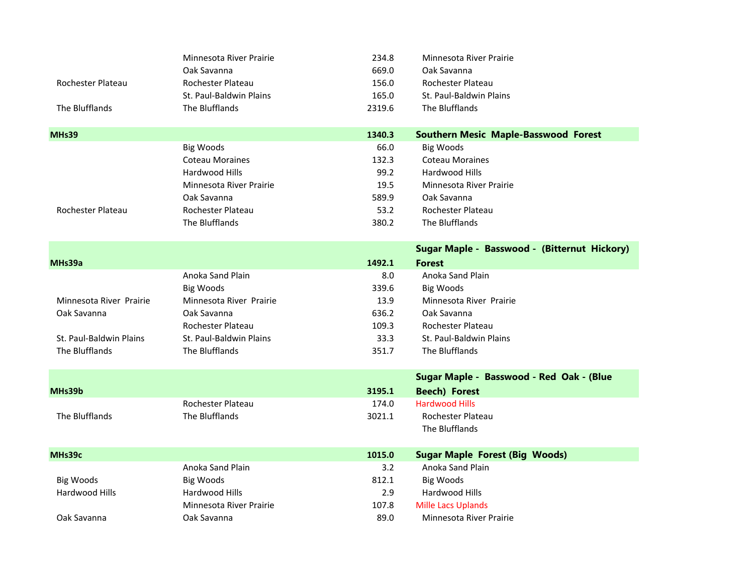| | | | |
|---|---|---|---|
| | Minnesota River Prairie | 234.8 | Minnesota River Prairie |
| | Oak Savanna | 669.0 | Oak Savanna |
| Rochester Plateau | Rochester Plateau | 156.0 | Rochester Plateau |
| | St. Paul-Baldwin Plains | 165.0 | St. Paul-Baldwin Plains |
| The Blufflands | The Blufflands | 2319.6 | The Blufflands |
| **MHs39** | | **1340.3** | **Southern Mesic Maple-Basswood Forest** |
| | Big Woods | 66.0 | Big Woods |
| | Coteau Moraines | 132.3 | Coteau Moraines |
| | Hardwood Hills | 99.2 | Hardwood Hills |
| | Minnesota River Prairie | 19.5 | Minnesota River Prairie |
| | Oak Savanna | 589.9 | Oak Savanna |
| Rochester Plateau | Rochester Plateau | 53.2 | Rochester Plateau |
| | The Blufflands | 380.2 | The Blufflands |
| **MHs39a** | | **1492.1** | **Sugar Maple - Basswood - (Bitternut Hickory) Forest** |
| | Anoka Sand Plain | 8.0 | Anoka Sand Plain |
| | Big Woods | 339.6 | Big Woods |
| Minnesota River Prairie | Minnesota River Prairie | 13.9 | Minnesota River Prairie |
| Oak Savanna | Oak Savanna | 636.2 | Oak Savanna |
| | Rochester Plateau | 109.3 | Rochester Plateau |
| St. Paul-Baldwin Plains | St. Paul-Baldwin Plains | 33.3 | St. Paul-Baldwin Plains |
| The Blufflands | The Blufflands | 351.7 | The Blufflands |
| **MHs39b** | | **3195.1** | **Sugar Maple - Basswood - Red Oak - (Blue Beech) Forest** |
| | Rochester Plateau | 174.0 | Hardwood Hills |
| The Blufflands | The Blufflands | 3021.1 | Rochester Plateau |
| | | | The Blufflands |
| **MHs39c** | | **1015.0** | **Sugar Maple Forest (Big Woods)** |
| | Anoka Sand Plain | 3.2 | Anoka Sand Plain |
| Big Woods | Big Woods | 812.1 | Big Woods |
| Hardwood Hills | Hardwood Hills | 2.9 | Hardwood Hills |
| | Minnesota River Prairie | 107.8 | Mille Lacs Uplands |
| Oak Savanna | Oak Savanna | 89.0 | Minnesota River Prairie |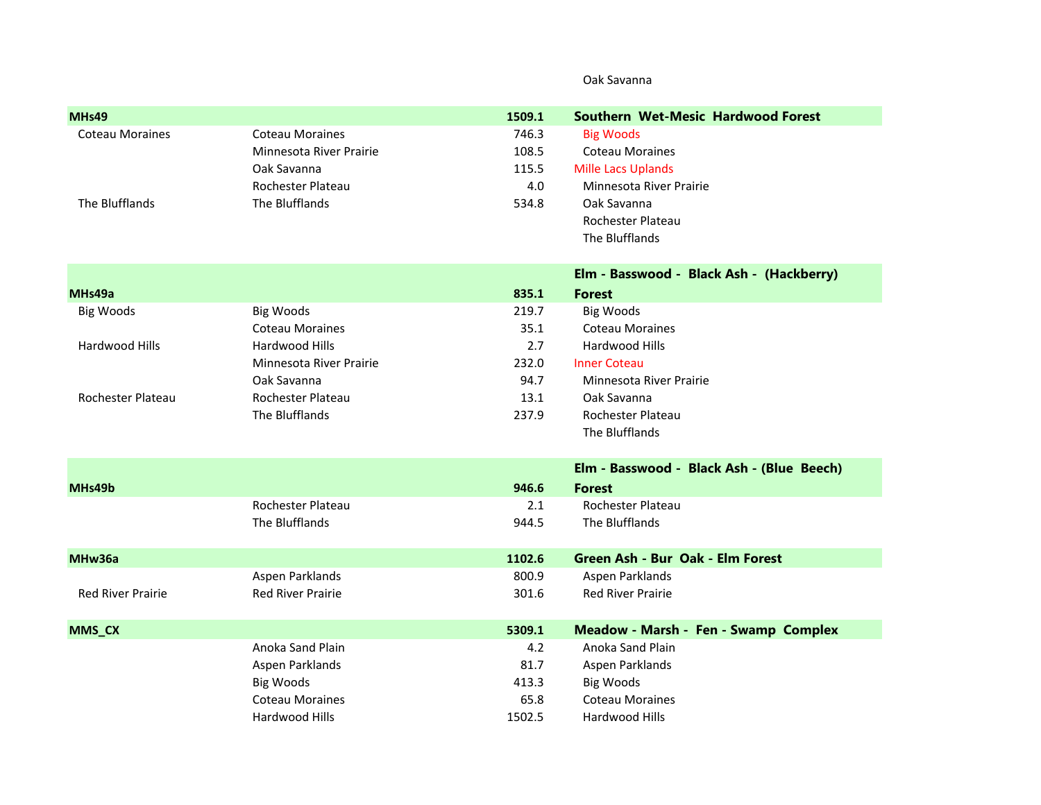| | | | |
|---|---|---|---|
| | | | Oak Savanna |
| **MHs49** | | **1509.1** | **Southern Wet-Mesic Hardwood Forest** |
| Coteau Moraines | Coteau Moraines | 746.3 | Big Woods |
| | Minnesota River Prairie | 108.5 | Coteau Moraines |
| | Oak Savanna | 115.5 | Mille Lacs Uplands |
| | Rochester Plateau | 4.0 | Minnesota River Prairie |
| The Blufflands | The Blufflands | 534.8 | Oak Savanna |
| | | | Rochester Plateau |
| | | | The Blufflands |
| **MHs49a** | | **835.1** | **Elm - Basswood - Black Ash - (Hackberry) Forest** |
| Big Woods | Big Woods | 219.7 | Big Woods |
| | Coteau Moraines | 35.1 | Coteau Moraines |
| Hardwood Hills | Hardwood Hills | 2.7 | Hardwood Hills |
| | Minnesota River Prairie | 232.0 | Inner Coteau |
| | Oak Savanna | 94.7 | Minnesota River Prairie |
| Rochester Plateau | Rochester Plateau | 13.1 | Oak Savanna |
| | The Blufflands | 237.9 | Rochester Plateau |
| | | | The Blufflands |
| **MHs49b** | | **946.6** | **Elm - Basswood - Black Ash - (Blue Beech) Forest** |
| | Rochester Plateau | 2.1 | Rochester Plateau |
| | The Blufflands | 944.5 | The Blufflands |
| **MHw36a** | | **1102.6** | **Green Ash - Bur Oak - Elm Forest** |
| | Aspen Parklands | 800.9 | Aspen Parklands |
| Red River Prairie | Red River Prairie | 301.6 | Red River Prairie |
| **MMS_CX** | | **5309.1** | **Meadow - Marsh - Fen - Swamp Complex** |
| | Anoka Sand Plain | 4.2 | Anoka Sand Plain |
| | Aspen Parklands | 81.7 | Aspen Parklands |
| | Big Woods | 413.3 | Big Woods |
| | Coteau Moraines | 65.8 | Coteau Moraines |
| | Hardwood Hills | 1502.5 | Hardwood Hills |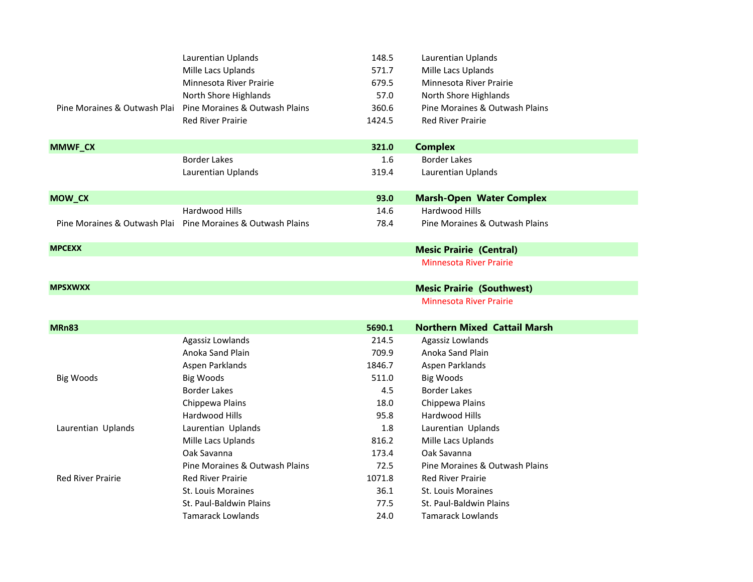| | | | |
|---|---|---|---|
| | Laurentian Uplands | 148.5 | Laurentian Uplands |
| | Mille Lacs Uplands | 571.7 | Mille Lacs Uplands |
| | Minnesota River Prairie | 679.5 | Minnesota River Prairie |
| | North Shore Highlands | 57.0 | North Shore Highlands |
| Pine Moraines & Outwash Plai | Pine Moraines & Outwash Plains | 360.6 | Pine Moraines & Outwash Plains |
| | Red River Prairie | 1424.5 | Red River Prairie |
| **MMWF_CX** | | **321.0** | **Complex** |
| | Border Lakes | 1.6 | Border Lakes |
| | Laurentian Uplands | 319.4 | Laurentian Uplands |
| **MOW_CX** | | **93.0** | **Marsh-Open Water Complex** |
| | Hardwood Hills | 14.6 | Hardwood Hills |
| Pine Moraines & Outwash Plai | Pine Moraines & Outwash Plains | 78.4 | Pine Moraines & Outwash Plains |
| **MPCEXX** | | | **Mesic Prairie (Central)** |
| | | | Minnesota River Prairie |
| **MPSXWXX** | | | **Mesic Prairie (Southwest)** |
| | | | Minnesota River Prairie |
| **MRn83** | | **5690.1** | **Northern Mixed Cattail Marsh** |
| | Agassiz Lowlands | 214.5 | Agassiz Lowlands |
| | Anoka Sand Plain | 709.9 | Anoka Sand Plain |
| | Aspen Parklands | 1846.7 | Aspen Parklands |
| Big Woods | Big Woods | 511.0 | Big Woods |
| | Border Lakes | 4.5 | Border Lakes |
| | Chippewa Plains | 18.0 | Chippewa Plains |
| | Hardwood Hills | 95.8 | Hardwood Hills |
| Laurentian Uplands | Laurentian Uplands | 1.8 | Laurentian Uplands |
| | Mille Lacs Uplands | 816.2 | Mille Lacs Uplands |
| | Oak Savanna | 173.4 | Oak Savanna |
| | Pine Moraines & Outwash Plains | 72.5 | Pine Moraines & Outwash Plains |
| Red River Prairie | Red River Prairie | 1071.8 | Red River Prairie |
| | St. Louis Moraines | 36.1 | St. Louis Moraines |
| | St. Paul-Baldwin Plains | 77.5 | St. Paul-Baldwin Plains |
| | Tamarack Lowlands | 24.0 | Tamarack Lowlands |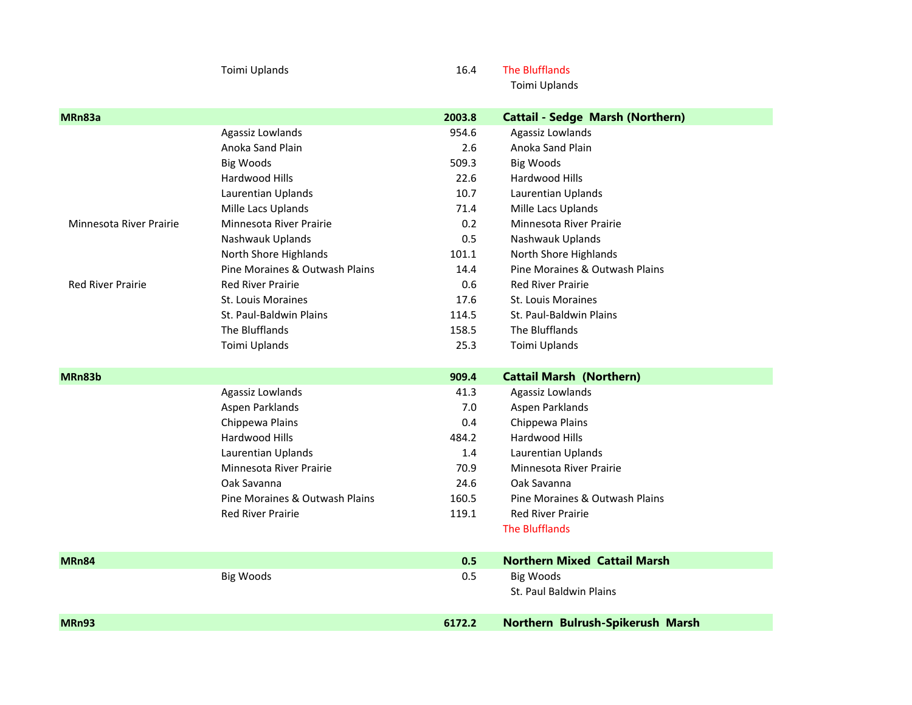| | | | |
|---|---|---|---|
| | Toimi Uplands | 16.4 | The Blufflands |
| | | | Toimi Uplands |
| **MRn83a** | | **2003.8** | **Cattail - Sedge Marsh (Northern)** |
| | Agassiz Lowlands | 954.6 | Agassiz Lowlands |
| | Anoka Sand Plain | 2.6 | Anoka Sand Plain |
| | Big Woods | 509.3 | Big Woods |
| | Hardwood Hills | 22.6 | Hardwood Hills |
| | Laurentian Uplands | 10.7 | Laurentian Uplands |
| | Mille Lacs Uplands | 71.4 | Mille Lacs Uplands |
| Minnesota River Prairie | Minnesota River Prairie | 0.2 | Minnesota River Prairie |
| | Nashwauk Uplands | 0.5 | Nashwauk Uplands |
| | North Shore Highlands | 101.1 | North Shore Highlands |
| | Pine Moraines & Outwash Plains | 14.4 | Pine Moraines & Outwash Plains |
| Red River Prairie | Red River Prairie | 0.6 | Red River Prairie |
| | St. Louis Moraines | 17.6 | St. Louis Moraines |
| | St. Paul-Baldwin Plains | 114.5 | St. Paul-Baldwin Plains |
| | The Blufflands | 158.5 | The Blufflands |
| | Toimi Uplands | 25.3 | Toimi Uplands |
| **MRn83b** | | **909.4** | **Cattail Marsh (Northern)** |
| | Agassiz Lowlands | 41.3 | Agassiz Lowlands |
| | Aspen Parklands | 7.0 | Aspen Parklands |
| | Chippewa Plains | 0.4 | Chippewa Plains |
| | Hardwood Hills | 484.2 | Hardwood Hills |
| | Laurentian Uplands | 1.4 | Laurentian Uplands |
| | Minnesota River Prairie | 70.9 | Minnesota River Prairie |
| | Oak Savanna | 24.6 | Oak Savanna |
| | Pine Moraines & Outwash Plains | 160.5 | Pine Moraines & Outwash Plains |
| | Red River Prairie | 119.1 | Red River Prairie |
| | | | The Blufflands |
| **MRn84** | | **0.5** | **Northern Mixed Cattail Marsh** |
| | Big Woods | 0.5 | Big Woods |
| | | | St. Paul Baldwin Plains |
| **MRn93** | | **6172.2** | **Northern Bulrush-Spikerush Marsh** |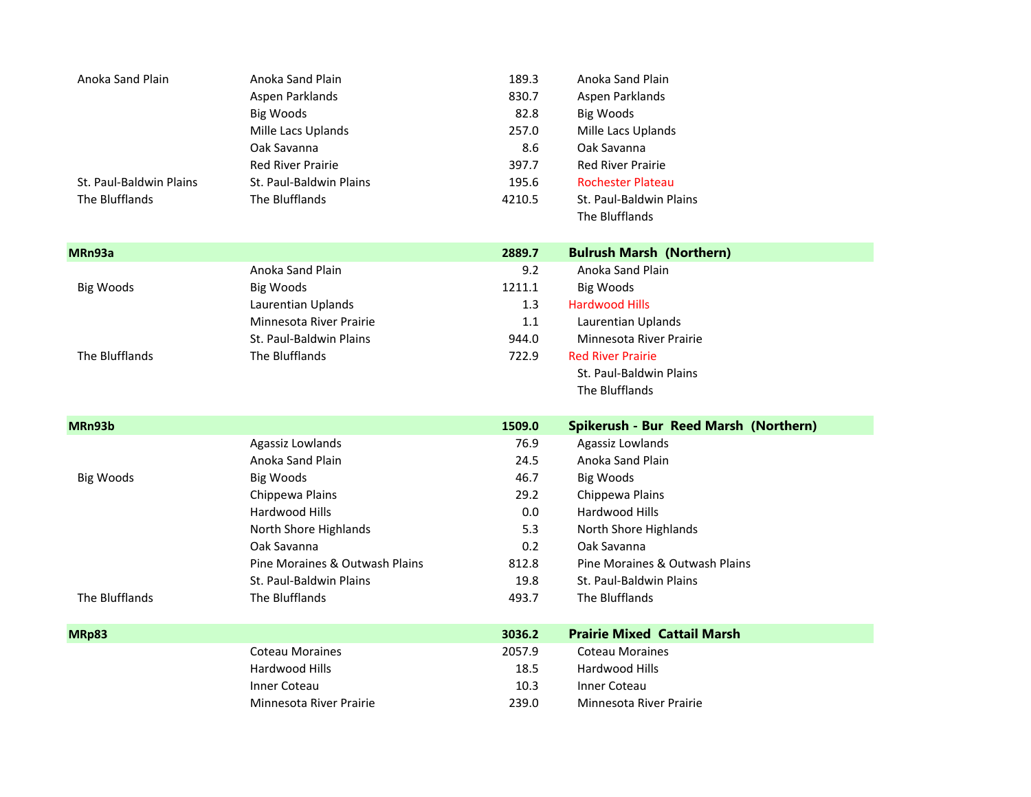| | | | |
|---|---|---|---|
| Anoka Sand Plain | Anoka Sand Plain | 189.3 | Anoka Sand Plain |
| | Aspen Parklands | 830.7 | Aspen Parklands |
| | Big Woods | 82.8 | Big Woods |
| | Mille Lacs Uplands | 257.0 | Mille Lacs Uplands |
| | Oak Savanna | 8.6 | Oak Savanna |
| | Red River Prairie | 397.7 | Red River Prairie |
| St. Paul-Baldwin Plains | St. Paul-Baldwin Plains | 195.6 | Rochester Plateau |
| The Blufflands | The Blufflands | 4210.5 | St. Paul-Baldwin Plains |
| | | | The Blufflands |
| **MRn93a** | | **2889.7** | **Bulrush Marsh (Northern)** |
| | Anoka Sand Plain | 9.2 | Anoka Sand Plain |
| Big Woods | Big Woods | 1211.1 | Big Woods |
| | Laurentian Uplands | 1.3 | Hardwood Hills |
| | Minnesota River Prairie | 1.1 | Laurentian Uplands |
| | St. Paul-Baldwin Plains | 944.0 | Minnesota River Prairie |
| The Blufflands | The Blufflands | 722.9 | Red River Prairie |
| | | | St. Paul-Baldwin Plains |
| | | | The Blufflands |
| **MRn93b** | | **1509.0** | **Spikerush - Bur Reed Marsh (Northern)** |
| | Agassiz Lowlands | 76.9 | Agassiz Lowlands |
| | Anoka Sand Plain | 24.5 | Anoka Sand Plain |
| Big Woods | Big Woods | 46.7 | Big Woods |
| | Chippewa Plains | 29.2 | Chippewa Plains |
| | Hardwood Hills | 0.0 | Hardwood Hills |
| | North Shore Highlands | 5.3 | North Shore Highlands |
| | Oak Savanna | 0.2 | Oak Savanna |
| | Pine Moraines & Outwash Plains | 812.8 | Pine Moraines & Outwash Plains |
| | St. Paul-Baldwin Plains | 19.8 | St. Paul-Baldwin Plains |
| The Blufflands | The Blufflands | 493.7 | The Blufflands |
| **MRp83** | | **3036.2** | **Prairie Mixed Cattail Marsh** |
| | Coteau Moraines | 2057.9 | Coteau Moraines |
| | Hardwood Hills | 18.5 | Hardwood Hills |
| | Inner Coteau | 10.3 | Inner Coteau |
| | Minnesota River Prairie | 239.0 | Minnesota River Prairie |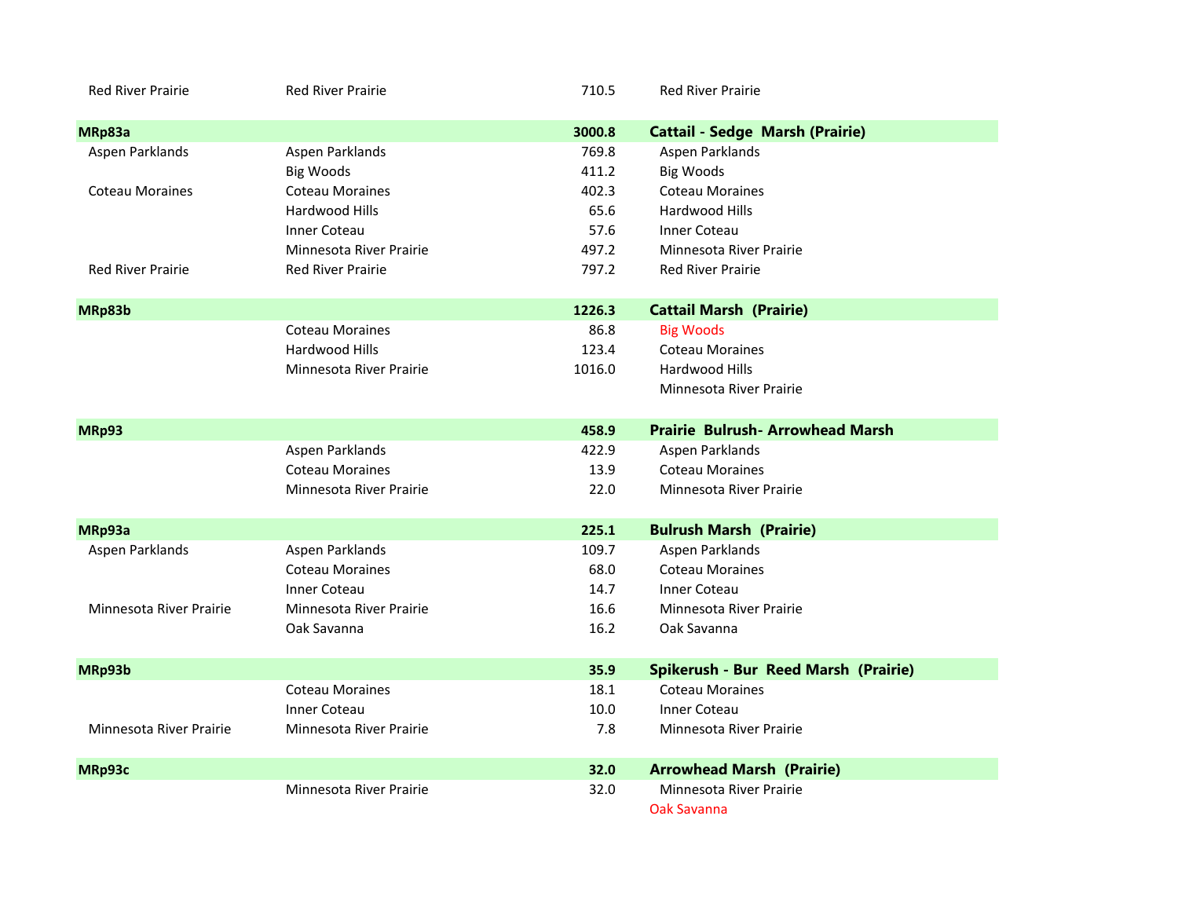| | | | |
|---|---|---|---|
| Red River Prairie | Red River Prairie | 710.5 | Red River Prairie |
| **MRp83a** | | **3000.8** | **Cattail - Sedge Marsh (Prairie)** |
| Aspen Parklands | Aspen Parklands | 769.8 | Aspen Parklands |
| | Big Woods | 411.2 | Big Woods |
| Coteau Moraines | Coteau Moraines | 402.3 | Coteau Moraines |
| | Hardwood Hills | 65.6 | Hardwood Hills |
| | Inner Coteau | 57.6 | Inner Coteau |
| | Minnesota River Prairie | 497.2 | Minnesota River Prairie |
| Red River Prairie | Red River Prairie | 797.2 | Red River Prairie |
| **MRp83b** | | **1226.3** | **Cattail Marsh (Prairie)** |
| | Coteau Moraines | 86.8 | Big Woods |
| | Hardwood Hills | 123.4 | Coteau Moraines |
| | Minnesota River Prairie | 1016.0 | Hardwood Hills |
| | | | Minnesota River Prairie |
| **MRp93** | | **458.9** | **Prairie Bulrush- Arrowhead Marsh** |
| | Aspen Parklands | 422.9 | Aspen Parklands |
| | Coteau Moraines | 13.9 | Coteau Moraines |
| | Minnesota River Prairie | 22.0 | Minnesota River Prairie |
| **MRp93a** | | **225.1** | **Bulrush Marsh (Prairie)** |
| Aspen Parklands | Aspen Parklands | 109.7 | Aspen Parklands |
| | Coteau Moraines | 68.0 | Coteau Moraines |
| | Inner Coteau | 14.7 | Inner Coteau |
| Minnesota River Prairie | Minnesota River Prairie | 16.6 | Minnesota River Prairie |
| | Oak Savanna | 16.2 | Oak Savanna |
| **MRp93b** | | **35.9** | **Spikerush - Bur Reed Marsh (Prairie)** |
| | Coteau Moraines | 18.1 | Coteau Moraines |
| | Inner Coteau | 10.0 | Inner Coteau |
| Minnesota River Prairie | Minnesota River Prairie | 7.8 | Minnesota River Prairie |
| **MRp93c** | | **32.0** | **Arrowhead Marsh (Prairie)** |
| | Minnesota River Prairie | 32.0 | Minnesota River Prairie |
| | | | Oak Savanna |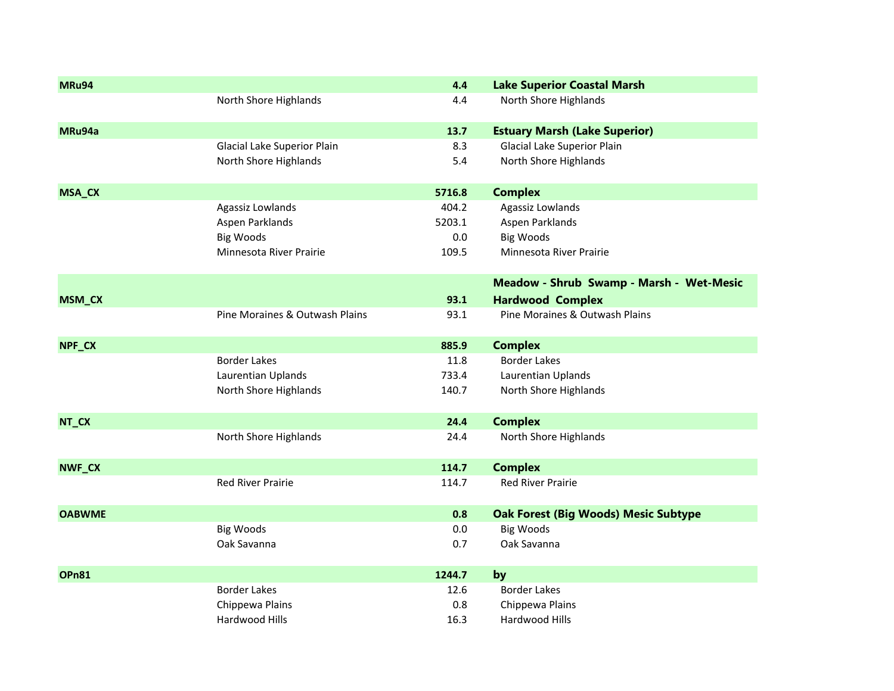| | | | |
|---|---|---|---|
| **MRu94** | | **4.4** | **Lake Superior Coastal Marsh** |
| | North Shore Highlands | 4.4 | North Shore Highlands |
| | | | |
| **MRu94a** | | **13.7** | **Estuary Marsh (Lake Superior)** |
| | Glacial Lake Superior Plain | 8.3 | Glacial Lake Superior Plain |
| | North Shore Highlands | 5.4 | North Shore Highlands |
| | | | |
| **MSA_CX** | | **5716.8** | **Complex** |
| | Agassiz Lowlands | 404.2 | Agassiz Lowlands |
| | Aspen Parklands | 5203.1 | Aspen Parklands |
| | Big Woods | 0.0 | Big Woods |
| | Minnesota River Prairie | 109.5 | Minnesota River Prairie |
| | | | |
| **MSM_CX** | | **93.1** | **Meadow - Shrub Swamp - Marsh - Wet-Mesic Hardwood Complex** |
| | Pine Moraines & Outwash Plains | 93.1 | Pine Moraines & Outwash Plains |
| | | | |
| **NPF_CX** | | **885.9** | **Complex** |
| | Border Lakes | 11.8 | Border Lakes |
| | Laurentian Uplands | 733.4 | Laurentian Uplands |
| | North Shore Highlands | 140.7 | North Shore Highlands |
| | | | |
| **NT_CX** | | **24.4** | **Complex** |
| | North Shore Highlands | 24.4 | North Shore Highlands |
| | | | |
| **NWF_CX** | | **114.7** | **Complex** |
| | Red River Prairie | 114.7 | Red River Prairie |
| | | | |
| **OABWME** | | **0.8** | **Oak Forest (Big Woods) Mesic Subtype** |
| | Big Woods | 0.0 | Big Woods |
| | Oak Savanna | 0.7 | Oak Savanna |
| | | | |
| **OPn81** | | **1244.7** | **by** |
| | Border Lakes | 12.6 | Border Lakes |
| | Chippewa Plains | 0.8 | Chippewa Plains |
| | Hardwood Hills | 16.3 | Hardwood Hills |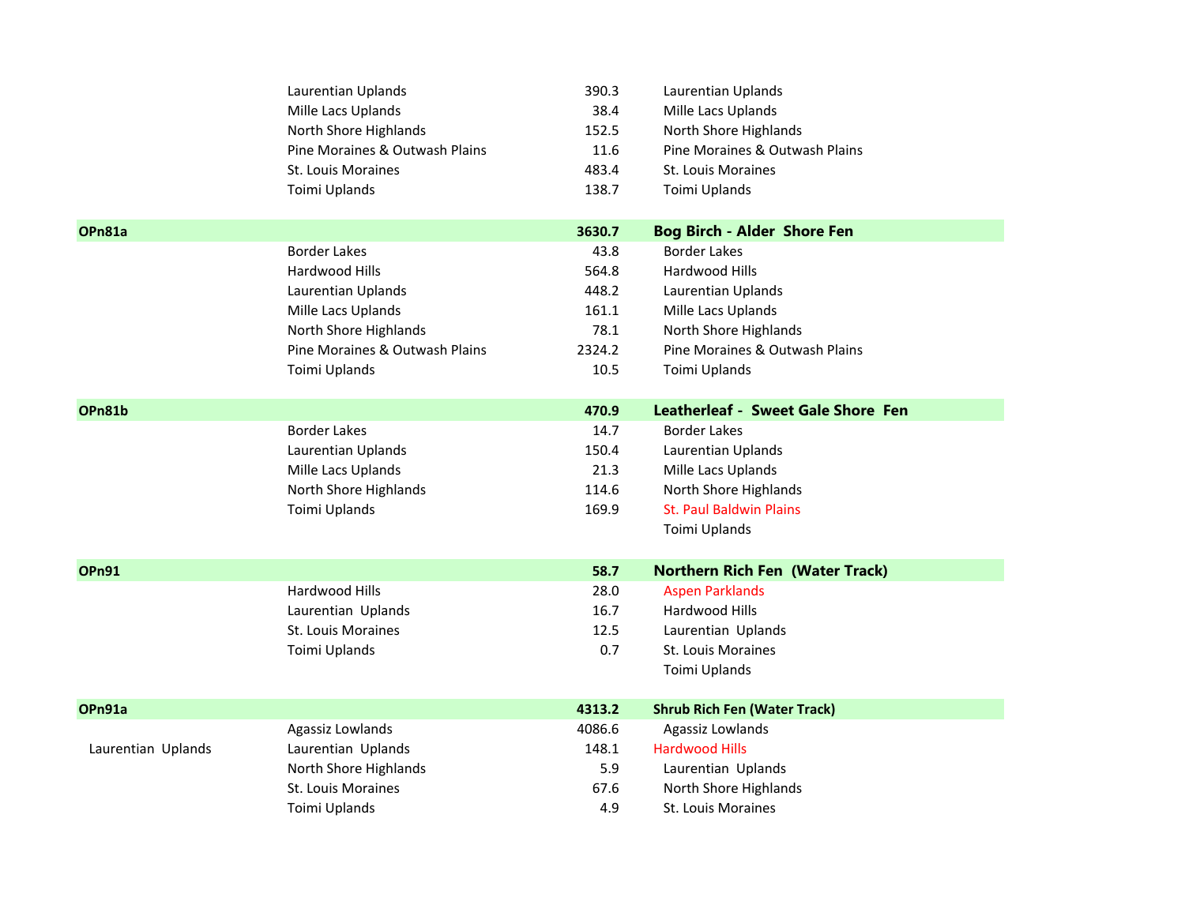| Code | Ecological Subsection | Area | Name / Subsection |
|---|---|---|---|
| | Laurentian Uplands | 390.3 | Laurentian Uplands |
| | Mille Lacs Uplands | 38.4 | Mille Lacs Uplands |
| | North Shore Highlands | 152.5 | North Shore Highlands |
| | Pine Moraines & Outwash Plains | 11.6 | Pine Moraines & Outwash Plains |
| | St. Louis Moraines | 483.4 | St. Louis Moraines |
| | Toimi Uplands | 138.7 | Toimi Uplands |
| **OPn81a** | | **3630.7** | **Bog Birch - Alder Shore Fen** |
| | Border Lakes | 43.8 | Border Lakes |
| | Hardwood Hills | 564.8 | Hardwood Hills |
| | Laurentian Uplands | 448.2 | Laurentian Uplands |
| | Mille Lacs Uplands | 161.1 | Mille Lacs Uplands |
| | North Shore Highlands | 78.1 | North Shore Highlands |
| | Pine Moraines & Outwash Plains | 2324.2 | Pine Moraines & Outwash Plains |
| | Toimi Uplands | 10.5 | Toimi Uplands |
| **OPn81b** | | **470.9** | **Leatherleaf - Sweet Gale Shore Fen** |
| | Border Lakes | 14.7 | Border Lakes |
| | Laurentian Uplands | 150.4 | Laurentian Uplands |
| | Mille Lacs Uplands | 21.3 | Mille Lacs Uplands |
| | North Shore Highlands | 114.6 | North Shore Highlands |
| | Toimi Uplands | 169.9 | St. Paul Baldwin Plains |
| | | | Toimi Uplands |
| **OPn91** | | **58.7** | **Northern Rich Fen (Water Track)** |
| | Hardwood Hills | 28.0 | Aspen Parklands |
| | Laurentian Uplands | 16.7 | Hardwood Hills |
| | St. Louis Moraines | 12.5 | Laurentian Uplands |
| | Toimi Uplands | 0.7 | St. Louis Moraines |
| | | | Toimi Uplands |
| **OPn91a** | | **4313.2** | **Shrub Rich Fen (Water Track)** |
| | Agassiz Lowlands | 4086.6 | Agassiz Lowlands |
| Laurentian Uplands | Laurentian Uplands | 148.1 | Hardwood Hills |
| | North Shore Highlands | 5.9 | Laurentian Uplands |
| | St. Louis Moraines | 67.6 | North Shore Highlands |
| | Toimi Uplands | 4.9 | St. Louis Moraines |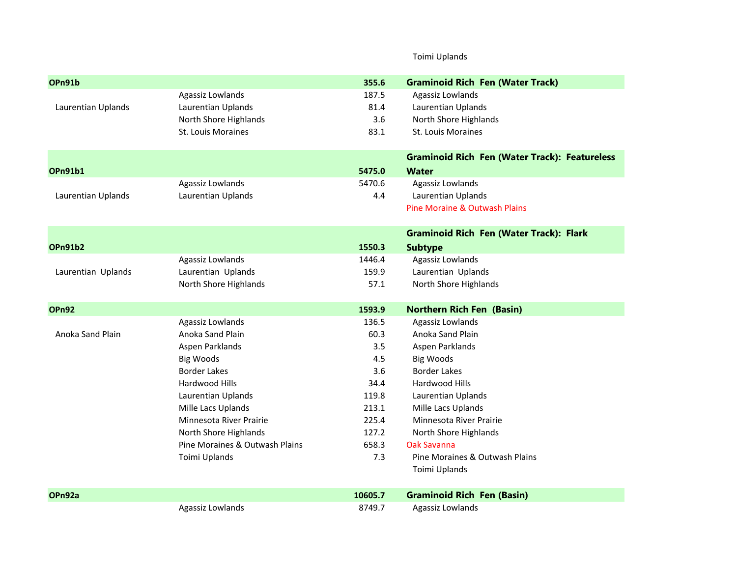| | | | |
|---|---|---|---|
| | | | Toimi Uplands |
| **OPn91b** | | **355.6** | **Graminoid Rich Fen (Water Track)** |
| | Agassiz Lowlands | 187.5 | Agassiz Lowlands |
| Laurentian Uplands | Laurentian Uplands | 81.4 | Laurentian Uplands |
| | North Shore Highlands | 3.6 | North Shore Highlands |
| | St. Louis Moraines | 83.1 | St. Louis Moraines |
| **OPn91b1** | | **5475.0** | **Graminoid Rich Fen (Water Track): Featureless Water** |
| | Agassiz Lowlands | 5470.6 | Agassiz Lowlands |
| Laurentian Uplands | Laurentian Uplands | 4.4 | Laurentian Uplands |
| | | | Pine Moraine & Outwash Plains |
| **OPn91b2** | | **1550.3** | **Graminoid Rich Fen (Water Track): Flark Subtype** |
| | Agassiz Lowlands | 1446.4 | Agassiz Lowlands |
| Laurentian Uplands | Laurentian Uplands | 159.9 | Laurentian Uplands |
| | North Shore Highlands | 57.1 | North Shore Highlands |
| **OPn92** | | **1593.9** | **Northern Rich Fen (Basin)** |
| | Agassiz Lowlands | 136.5 | Agassiz Lowlands |
| Anoka Sand Plain | Anoka Sand Plain | 60.3 | Anoka Sand Plain |
| | Aspen Parklands | 3.5 | Aspen Parklands |
| | Big Woods | 4.5 | Big Woods |
| | Border Lakes | 3.6 | Border Lakes |
| | Hardwood Hills | 34.4 | Hardwood Hills |
| | Laurentian Uplands | 119.8 | Laurentian Uplands |
| | Mille Lacs Uplands | 213.1 | Mille Lacs Uplands |
| | Minnesota River Prairie | 225.4 | Minnesota River Prairie |
| | North Shore Highlands | 127.2 | North Shore Highlands |
| | Pine Moraines & Outwash Plains | 658.3 | Oak Savanna |
| | Toimi Uplands | 7.3 | Pine Moraines & Outwash Plains |
| | | | Toimi Uplands |
| **OPn92a** | | **10605.7** | **Graminoid Rich Fen (Basin)** |
| | Agassiz Lowlands | 8749.7 | Agassiz Lowlands |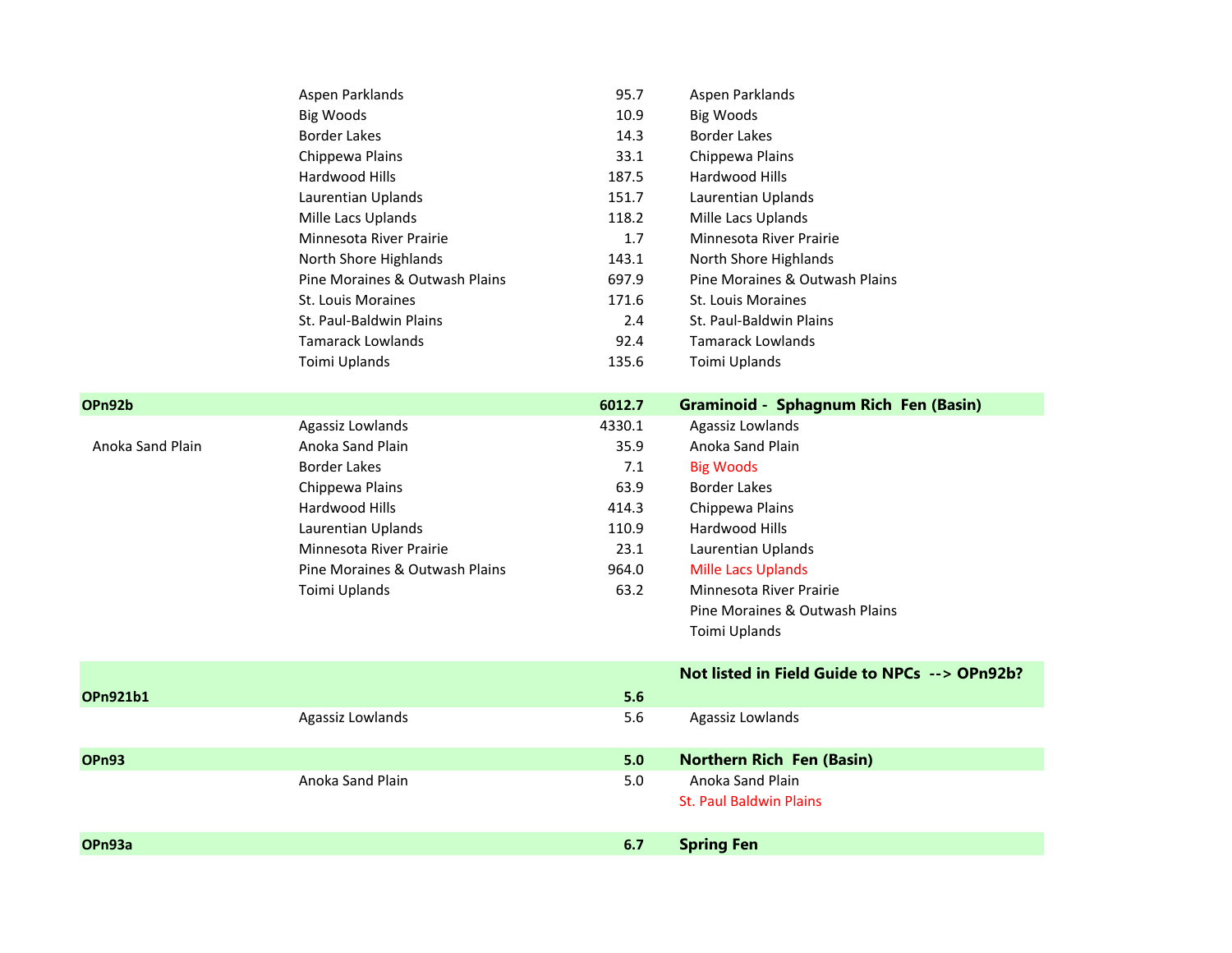| | | | |
|---|---|---|---|
| | Aspen Parklands | 95.7 | Aspen Parklands |
| | Big Woods | 10.9 | Big Woods |
| | Border Lakes | 14.3 | Border Lakes |
| | Chippewa Plains | 33.1 | Chippewa Plains |
| | Hardwood Hills | 187.5 | Hardwood Hills |
| | Laurentian Uplands | 151.7 | Laurentian Uplands |
| | Mille Lacs Uplands | 118.2 | Mille Lacs Uplands |
| | Minnesota River Prairie | 1.7 | Minnesota River Prairie |
| | North Shore Highlands | 143.1 | North Shore Highlands |
| | Pine Moraines & Outwash Plains | 697.9 | Pine Moraines & Outwash Plains |
| | St. Louis Moraines | 171.6 | St. Louis Moraines |
| | St. Paul-Baldwin Plains | 2.4 | St. Paul-Baldwin Plains |
| | Tamarack Lowlands | 92.4 | Tamarack Lowlands |
| | Toimi Uplands | 135.6 | Toimi Uplands |
| | | | |
| **OPn92b** | | **6012.7** | **Graminoid - Sphagnum Rich Fen (Basin)** |
| | Agassiz Lowlands | 4330.1 | Agassiz Lowlands |
| Anoka Sand Plain | Anoka Sand Plain | 35.9 | Anoka Sand Plain |
| | Border Lakes | 7.1 | Big Woods |
| | Chippewa Plains | 63.9 | Border Lakes |
| | Hardwood Hills | 414.3 | Chippewa Plains |
| | Laurentian Uplands | 110.9 | Hardwood Hills |
| | Minnesota River Prairie | 23.1 | Laurentian Uplands |
| | Pine Moraines & Outwash Plains | 964.0 | Mille Lacs Uplands |
| | Toimi Uplands | 63.2 | Minnesota River Prairie |
| | | | Pine Moraines & Outwash Plains |
| | | | Toimi Uplands |
| | | | |
| | | | **Not listed in Field Guide to NPCs --> OPn92b?** |
| **OPn921b1** | | **5.6** | |
| | Agassiz Lowlands | 5.6 | Agassiz Lowlands |
| | | | |
| **OPn93** | | **5.0** | **Northern Rich Fen (Basin)** |
| | Anoka Sand Plain | 5.0 | Anoka Sand Plain |
| | | | St. Paul Baldwin Plains |
| | | | |
| **OPn93a** | | **6.7** | **Spring Fen** |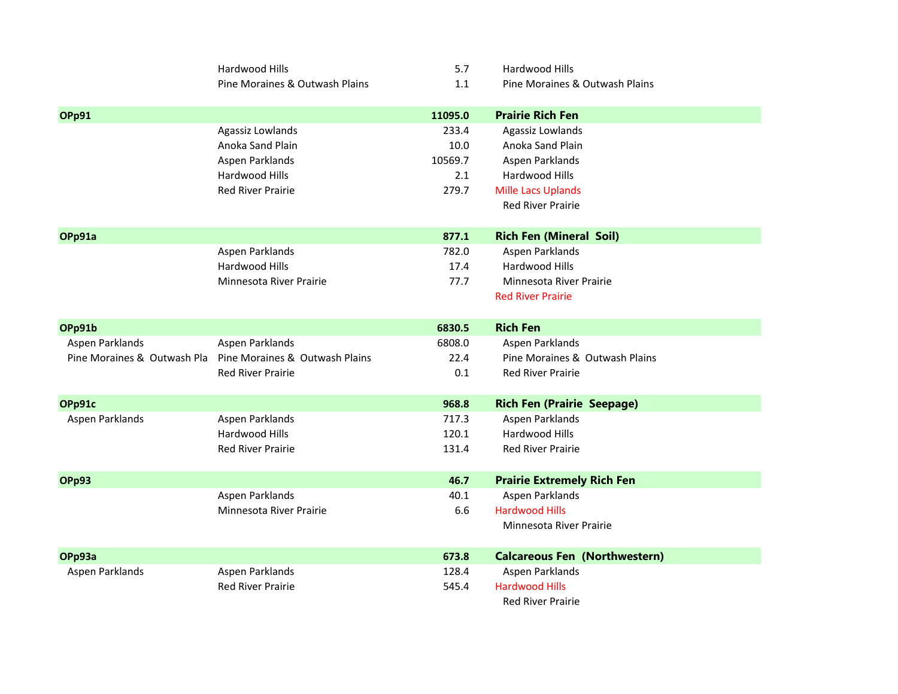| | | | |
|---|---|---|---|
| | Hardwood Hills | 5.7 | Hardwood Hills |
| | Pine Moraines & Outwash Plains | 1.1 | Pine Moraines & Outwash Plains |
| **OPp91** | | **11095.0** | **Prairie Rich Fen** |
| | Agassiz Lowlands | 233.4 | Agassiz Lowlands |
| | Anoka Sand Plain | 10.0 | Anoka Sand Plain |
| | Aspen Parklands | 10569.7 | Aspen Parklands |
| | Hardwood Hills | 2.1 | Hardwood Hills |
| | Red River Prairie | 279.7 | Mille Lacs Uplands |
| | | | Red River Prairie |
| **OPp91a** | | **877.1** | **Rich Fen (Mineral Soil)** |
| | Aspen Parklands | 782.0 | Aspen Parklands |
| | Hardwood Hills | 17.4 | Hardwood Hills |
| | Minnesota River Prairie | 77.7 | Minnesota River Prairie |
| | | | Red River Prairie |
| **OPp91b** | | **6830.5** | **Rich Fen** |
| Aspen Parklands | Aspen Parklands | 6808.0 | Aspen Parklands |
| Pine Moraines & Outwash Pla | Pine Moraines & Outwash Plains | 22.4 | Pine Moraines & Outwash Plains |
| | Red River Prairie | 0.1 | Red River Prairie |
| **OPp91c** | | **968.8** | **Rich Fen (Prairie Seepage)** |
| Aspen Parklands | Aspen Parklands | 717.3 | Aspen Parklands |
| | Hardwood Hills | 120.1 | Hardwood Hills |
| | Red River Prairie | 131.4 | Red River Prairie |
| **OPp93** | | **46.7** | **Prairie Extremely Rich Fen** |
| | Aspen Parklands | 40.1 | Aspen Parklands |
| | Minnesota River Prairie | 6.6 | Hardwood Hills |
| | | | Minnesota River Prairie |
| **OPp93a** | | **673.8** | **Calcareous Fen (Northwestern)** |
| Aspen Parklands | Aspen Parklands | 128.4 | Aspen Parklands |
| | Red River Prairie | 545.4 | Hardwood Hills |
| | | | Red River Prairie |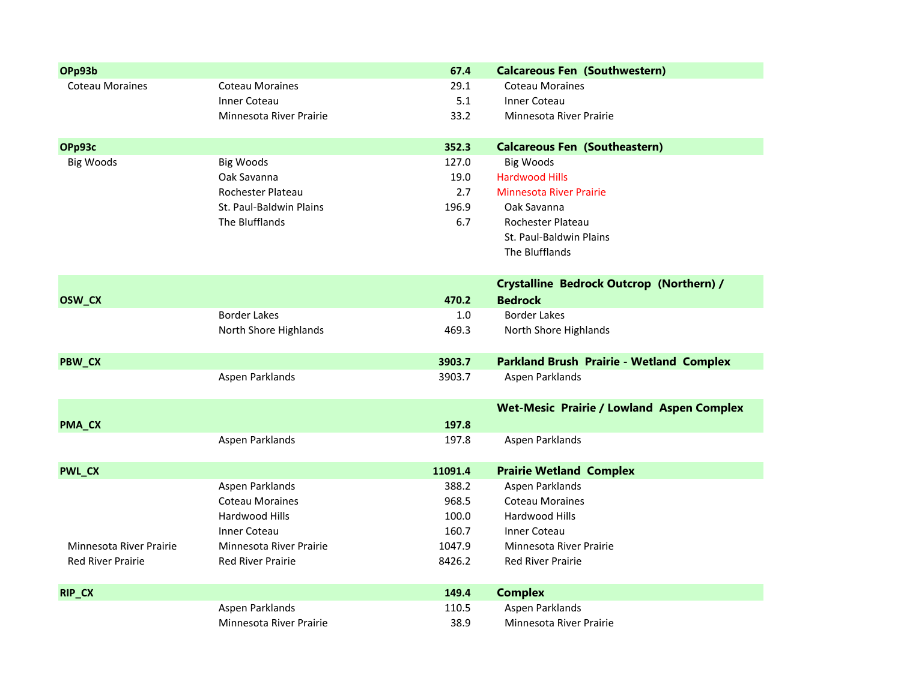| | | | |
|---|---|---|---|
| **OPp93b** | | **67.4** | **Calcareous Fen (Southwestern)** |
| Coteau Moraines | Coteau Moraines | 29.1 | Coteau Moraines |
| | Inner Coteau | 5.1 | Inner Coteau |
| | Minnesota River Prairie | 33.2 | Minnesota River Prairie |
| **OPp93c** | | **352.3** | **Calcareous Fen (Southeastern)** |
| Big Woods | Big Woods | 127.0 | Big Woods |
| | Oak Savanna | 19.0 | Hardwood Hills |
| | Rochester Plateau | 2.7 | Minnesota River Prairie |
| | St. Paul-Baldwin Plains | 196.9 | Oak Savanna |
| | The Blufflands | 6.7 | Rochester Plateau |
| | | | St. Paul-Baldwin Plains |
| | | | The Blufflands |
| **OSW_CX** | | **470.2** | **Crystalline Bedrock Outcrop (Northern) / Bedrock** |
| | Border Lakes | 1.0 | Border Lakes |
| | North Shore Highlands | 469.3 | North Shore Highlands |
| **PBW_CX** | | **3903.7** | **Parkland Brush Prairie - Wetland Complex** |
| | Aspen Parklands | 3903.7 | Aspen Parklands |
| **PMA_CX** | | **197.8** | **Wet-Mesic Prairie / Lowland Aspen Complex** |
| | Aspen Parklands | 197.8 | Aspen Parklands |
| **PWL_CX** | | **11091.4** | **Prairie Wetland Complex** |
| | Aspen Parklands | 388.2 | Aspen Parklands |
| | Coteau Moraines | 968.5 | Coteau Moraines |
| | Hardwood Hills | 100.0 | Hardwood Hills |
| | Inner Coteau | 160.7 | Inner Coteau |
| Minnesota River Prairie | Minnesota River Prairie | 1047.9 | Minnesota River Prairie |
| Red River Prairie | Red River Prairie | 8426.2 | Red River Prairie |
| **RIP_CX** | | **149.4** | **Complex** |
| | Aspen Parklands | 110.5 | Aspen Parklands |
| | Minnesota River Prairie | 38.9 | Minnesota River Prairie |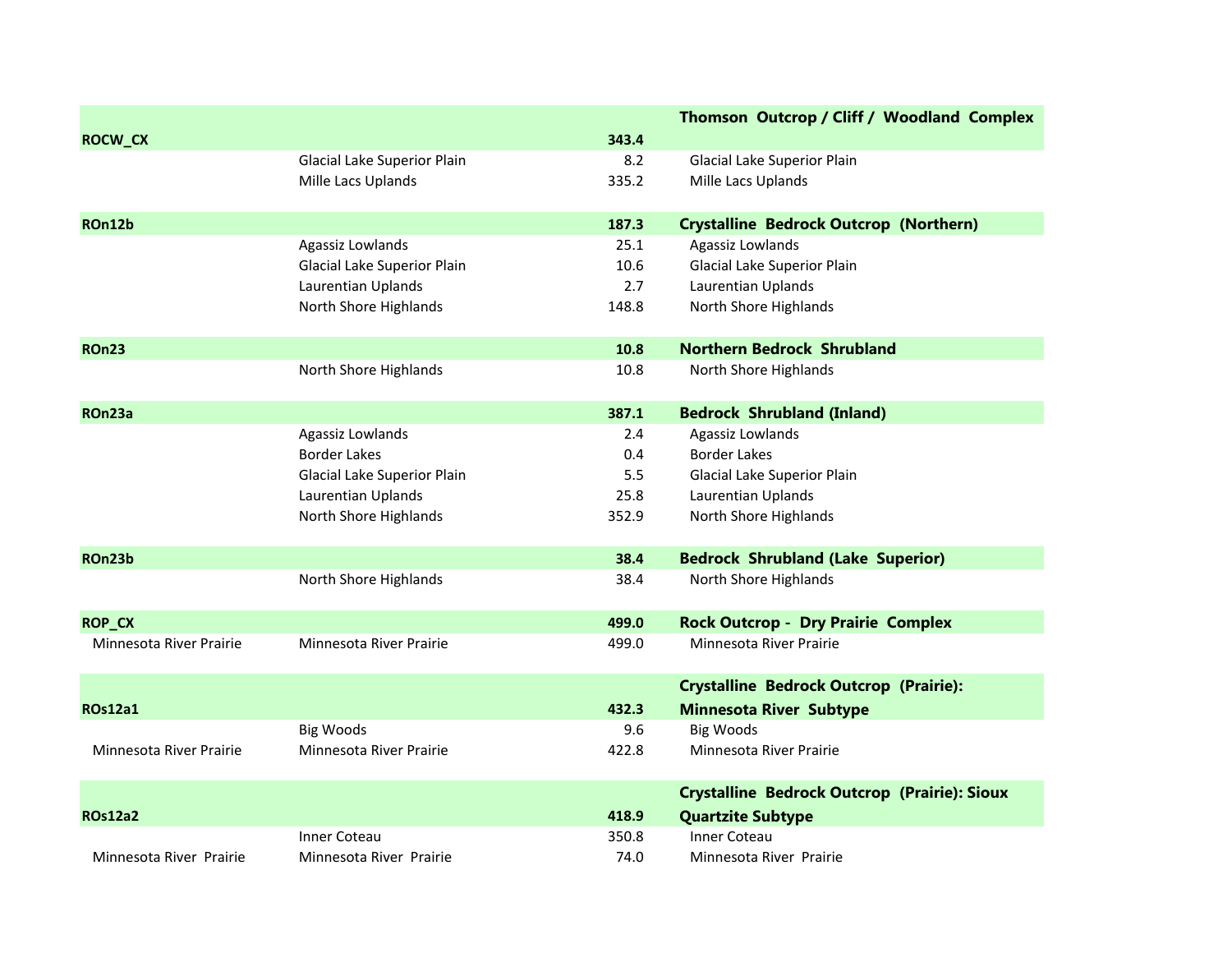| | | | |
|---|---|---|---|
| **ROCW_CX** | | **343.4** | **Thomson Outcrop / Cliff / Woodland Complex** |
| | Glacial Lake Superior Plain | 8.2 | Glacial Lake Superior Plain |
| | Mille Lacs Uplands | 335.2 | Mille Lacs Uplands |
| **ROn12b** | | **187.3** | **Crystalline Bedrock Outcrop (Northern)** |
| | Agassiz Lowlands | 25.1 | Agassiz Lowlands |
| | Glacial Lake Superior Plain | 10.6 | Glacial Lake Superior Plain |
| | Laurentian Uplands | 2.7 | Laurentian Uplands |
| | North Shore Highlands | 148.8 | North Shore Highlands |
| **ROn23** | | **10.8** | **Northern Bedrock Shrubland** |
| | North Shore Highlands | 10.8 | North Shore Highlands |
| **ROn23a** | | **387.1** | **Bedrock Shrubland (Inland)** |
| | Agassiz Lowlands | 2.4 | Agassiz Lowlands |
| | Border Lakes | 0.4 | Border Lakes |
| | Glacial Lake Superior Plain | 5.5 | Glacial Lake Superior Plain |
| | Laurentian Uplands | 25.8 | Laurentian Uplands |
| | North Shore Highlands | 352.9 | North Shore Highlands |
| **ROn23b** | | **38.4** | **Bedrock Shrubland (Lake Superior)** |
| | North Shore Highlands | 38.4 | North Shore Highlands |
| **ROP_CX** | | **499.0** | **Rock Outcrop - Dry Prairie Complex** |
| Minnesota River Prairie | Minnesota River Prairie | 499.0 | Minnesota River Prairie |
| **ROs12a1** | | **432.3** | **Crystalline Bedrock Outcrop (Prairie): Minnesota River Subtype** |
| | Big Woods | 9.6 | Big Woods |
| Minnesota River Prairie | Minnesota River Prairie | 422.8 | Minnesota River Prairie |
| **ROs12a2** | | **418.9** | **Crystalline Bedrock Outcrop (Prairie): Sioux Quartzite Subtype** |
| | Inner Coteau | 350.8 | Inner Coteau |
| Minnesota River Prairie | Minnesota River Prairie | 74.0 | Minnesota River Prairie |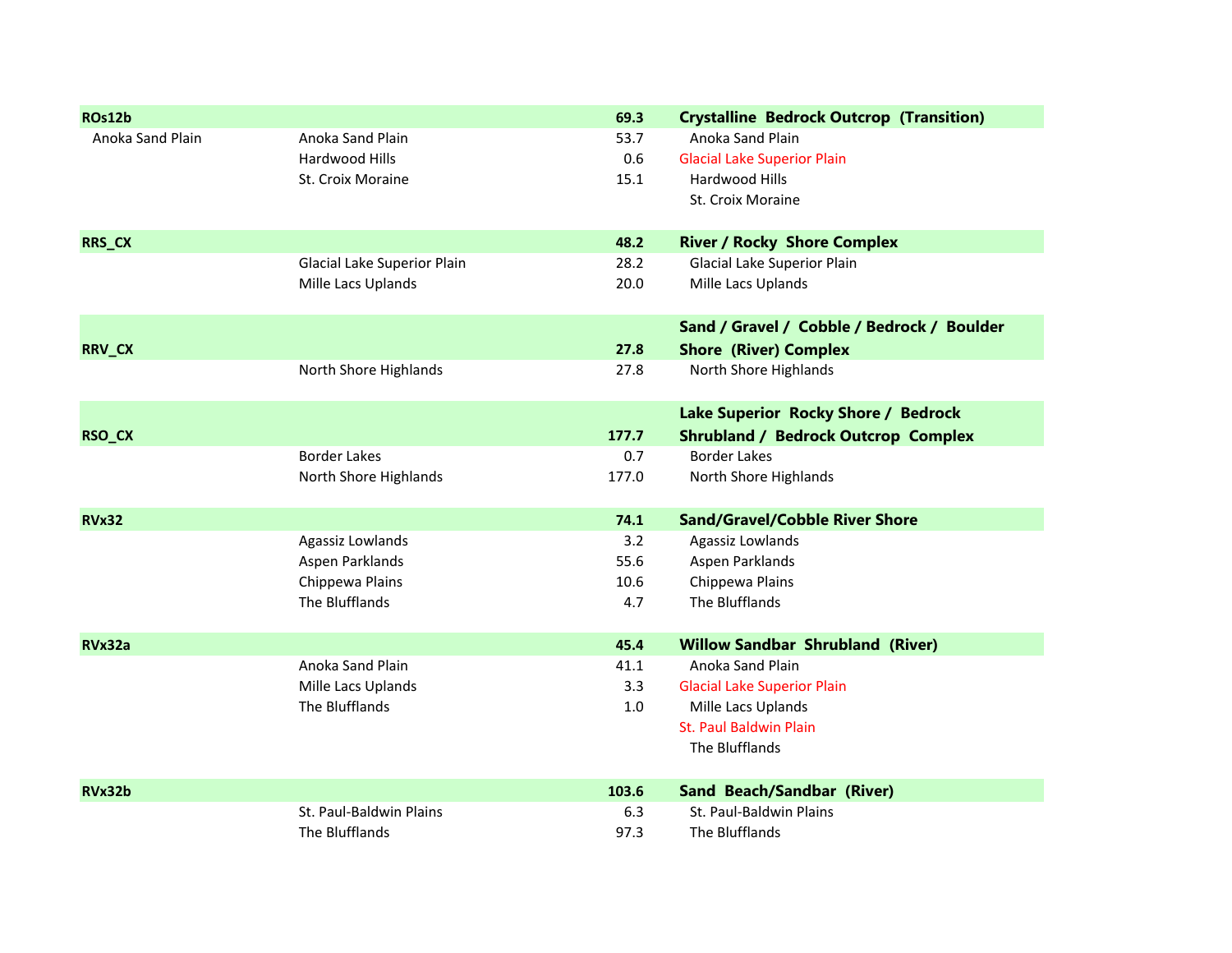| | | | |
|---|---|---|---|
| **ROs12b** | | **69.3** | **Crystalline Bedrock Outcrop (Transition)** |
| Anoka Sand Plain | Anoka Sand Plain | 53.7 | Anoka Sand Plain |
| | Hardwood Hills | 0.6 | Glacial Lake Superior Plain |
| | St. Croix Moraine | 15.1 | Hardwood Hills |
| | | | St. Croix Moraine |
| | | | |
| **RRS_CX** | | **48.2** | **River / Rocky Shore Complex** |
| | Glacial Lake Superior Plain | 28.2 | Glacial Lake Superior Plain |
| | Mille Lacs Uplands | 20.0 | Mille Lacs Uplands |
| | | | |
| **RRV_CX** | | **27.8** | **Sand / Gravel / Cobble / Bedrock / Boulder Shore (River) Complex** |
| | North Shore Highlands | 27.8 | North Shore Highlands |
| | | | |
| **RSO_CX** | | **177.7** | **Lake Superior Rocky Shore / Bedrock Shrubland / Bedrock Outcrop Complex** |
| | Border Lakes | 0.7 | Border Lakes |
| | North Shore Highlands | 177.0 | North Shore Highlands |
| | | | |
| **RVx32** | | **74.1** | **Sand/Gravel/Cobble River Shore** |
| | Agassiz Lowlands | 3.2 | Agassiz Lowlands |
| | Aspen Parklands | 55.6 | Aspen Parklands |
| | Chippewa Plains | 10.6 | Chippewa Plains |
| | The Blufflands | 4.7 | The Blufflands |
| | | | |
| **RVx32a** | | **45.4** | **Willow Sandbar Shrubland (River)** |
| | Anoka Sand Plain | 41.1 | Anoka Sand Plain |
| | Mille Lacs Uplands | 3.3 | Glacial Lake Superior Plain |
| | The Blufflands | 1.0 | Mille Lacs Uplands |
| | | | St. Paul Baldwin Plain |
| | | | The Blufflands |
| | | | |
| **RVx32b** | | **103.6** | **Sand Beach/Sandbar (River)** |
| | St. Paul-Baldwin Plains | 6.3 | St. Paul-Baldwin Plains |
| | The Blufflands | 97.3 | The Blufflands |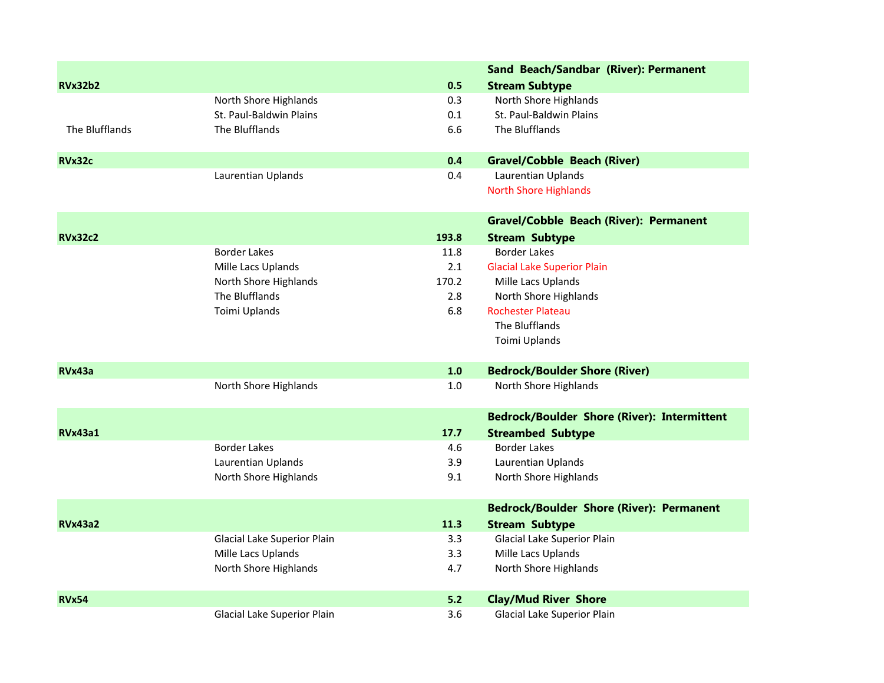| Code | Section | Acres | Name / Sections |
|---|---|---|---|
| **RVx32b2** | | **0.5** | **Sand Beach/Sandbar (River): Permanent Stream Subtype** |
| | North Shore Highlands | 0.3 | North Shore Highlands |
| | St. Paul-Baldwin Plains | 0.1 | St. Paul-Baldwin Plains |
| The Blufflands | The Blufflands | 6.6 | The Blufflands |
| **RVx32c** | | **0.4** | **Gravel/Cobble Beach (River)** |
| | Laurentian Uplands | 0.4 | Laurentian Uplands |
| | | | North Shore Highlands |
| **RVx32c2** | | **193.8** | **Gravel/Cobble Beach (River): Permanent Stream Subtype** |
| | Border Lakes | 11.8 | Border Lakes |
| | Mille Lacs Uplands | 2.1 | Glacial Lake Superior Plain |
| | North Shore Highlands | 170.2 | Mille Lacs Uplands |
| | The Blufflands | 2.8 | North Shore Highlands |
| | Toimi Uplands | 6.8 | Rochester Plateau |
| | | | The Blufflands |
| | | | Toimi Uplands |
| **RVx43a** | | **1.0** | **Bedrock/Boulder Shore (River)** |
| | North Shore Highlands | 1.0 | North Shore Highlands |
| **RVx43a1** | | **17.7** | **Bedrock/Boulder Shore (River): Intermittent Streambed Subtype** |
| | Border Lakes | 4.6 | Border Lakes |
| | Laurentian Uplands | 3.9 | Laurentian Uplands |
| | North Shore Highlands | 9.1 | North Shore Highlands |
| **RVx43a2** | | **11.3** | **Bedrock/Boulder Shore (River): Permanent Stream Subtype** |
| | Glacial Lake Superior Plain | 3.3 | Glacial Lake Superior Plain |
| | Mille Lacs Uplands | 3.3 | Mille Lacs Uplands |
| | North Shore Highlands | 4.7 | North Shore Highlands |
| **RVx54** | | **5.2** | **Clay/Mud River Shore** |
| | Glacial Lake Superior Plain | 3.6 | Glacial Lake Superior Plain |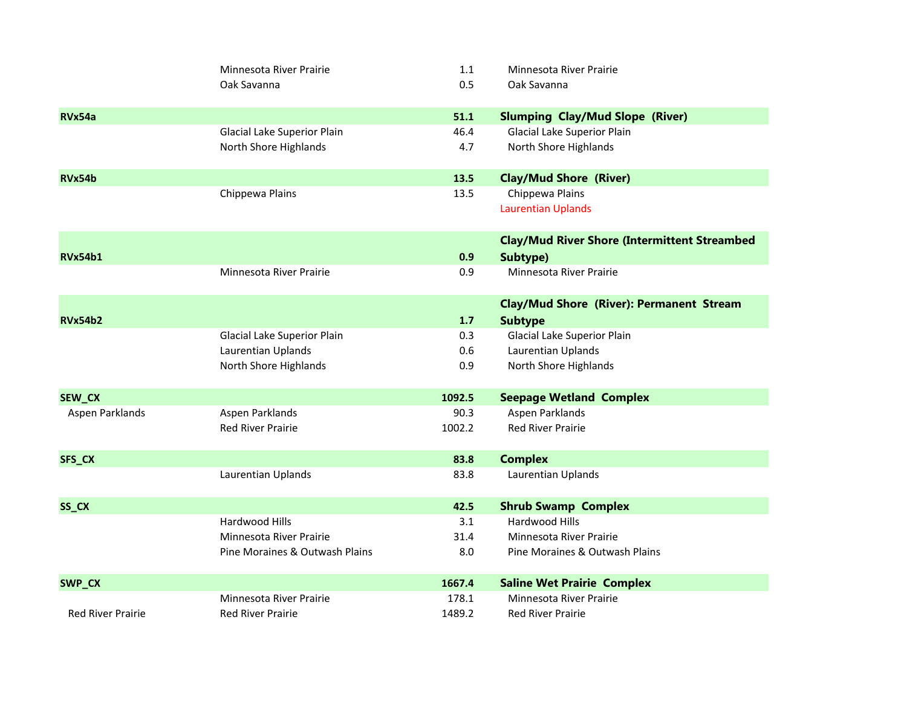| | | | |
|---|---|---|---|
| | Minnesota River Prairie | 1.1 | Minnesota River Prairie |
| | Oak Savanna | 0.5 | Oak Savanna |
| **RVx54a** | | **51.1** | **Slumping Clay/Mud Slope (River)** |
| | Glacial Lake Superior Plain | 46.4 | Glacial Lake Superior Plain |
| | North Shore Highlands | 4.7 | North Shore Highlands |
| **RVx54b** | | **13.5** | **Clay/Mud Shore (River)** |
| | Chippewa Plains | 13.5 | Chippewa Plains |
| | | | Laurentian Uplands |
| **RVx54b1** | | **0.9** | **Clay/Mud River Shore (Intermittent Streambed Subtype)** |
| | Minnesota River Prairie | 0.9 | Minnesota River Prairie |
| **RVx54b2** | | **1.7** | **Clay/Mud Shore (River): Permanent Stream Subtype** |
| | Glacial Lake Superior Plain | 0.3 | Glacial Lake Superior Plain |
| | Laurentian Uplands | 0.6 | Laurentian Uplands |
| | North Shore Highlands | 0.9 | North Shore Highlands |
| **SEW_CX** | | **1092.5** | **Seepage Wetland Complex** |
| Aspen Parklands | Aspen Parklands | 90.3 | Aspen Parklands |
| | Red River Prairie | 1002.2 | Red River Prairie |
| **SFS_CX** | | **83.8** | **Complex** |
| | Laurentian Uplands | 83.8 | Laurentian Uplands |
| **SS_CX** | | **42.5** | **Shrub Swamp Complex** |
| | Hardwood Hills | 3.1 | Hardwood Hills |
| | Minnesota River Prairie | 31.4 | Minnesota River Prairie |
| | Pine Moraines & Outwash Plains | 8.0 | Pine Moraines & Outwash Plains |
| **SWP_CX** | | **1667.4** | **Saline Wet Prairie Complex** |
| | Minnesota River Prairie | 178.1 | Minnesota River Prairie |
| Red River Prairie | Red River Prairie | 1489.2 | Red River Prairie |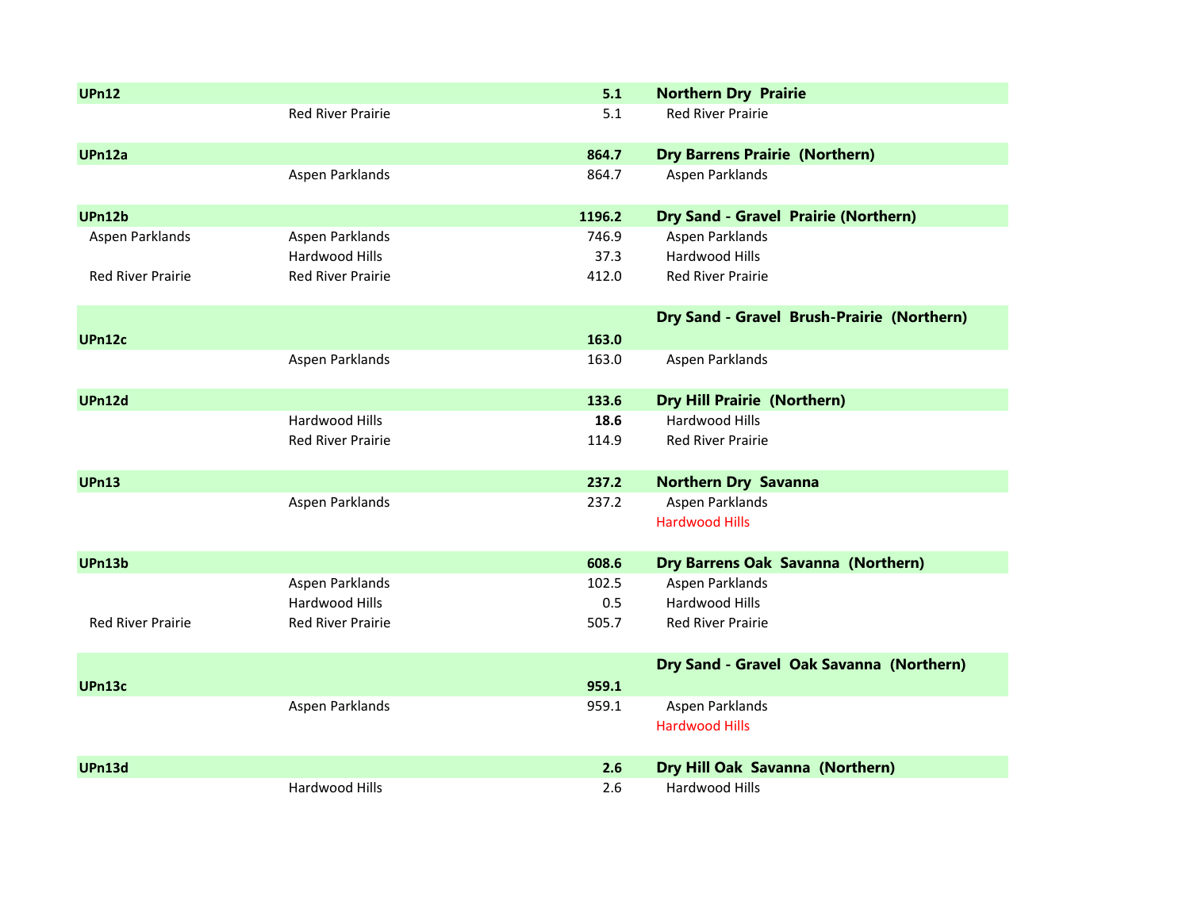| | | | |
|---|---|---|---|
| **UPn12** | | **5.1** | **Northern Dry Prairie** |
| | Red River Prairie | 5.1 | Red River Prairie |
| **UPn12a** | | **864.7** | **Dry Barrens Prairie (Northern)** |
| | Aspen Parklands | 864.7 | Aspen Parklands |
| **UPn12b** | | **1196.2** | **Dry Sand - Gravel Prairie (Northern)** |
| Aspen Parklands | Aspen Parklands | 746.9 | Aspen Parklands |
| | Hardwood Hills | 37.3 | Hardwood Hills |
| Red River Prairie | Red River Prairie | 412.0 | Red River Prairie |
| **UPn12c** | | **163.0** | **Dry Sand - Gravel Brush-Prairie (Northern)** |
| | Aspen Parklands | 163.0 | Aspen Parklands |
| **UPn12d** | | **133.6** | **Dry Hill Prairie (Northern)** |
| | Hardwood Hills | **18.6** | Hardwood Hills |
| | Red River Prairie | 114.9 | Red River Prairie |
| **UPn13** | | **237.2** | **Northern Dry Savanna** |
| | Aspen Parklands | 237.2 | Aspen Parklands |
| | | | Hardwood Hills |
| **UPn13b** | | **608.6** | **Dry Barrens Oak Savanna (Northern)** |
| | Aspen Parklands | 102.5 | Aspen Parklands |
| | Hardwood Hills | 0.5 | Hardwood Hills |
| Red River Prairie | Red River Prairie | 505.7 | Red River Prairie |
| **UPn13c** | | **959.1** | **Dry Sand - Gravel Oak Savanna (Northern)** |
| | Aspen Parklands | 959.1 | Aspen Parklands |
| | | | Hardwood Hills |
| **UPn13d** | | **2.6** | **Dry Hill Oak Savanna (Northern)** |
| | Hardwood Hills | 2.6 | Hardwood Hills |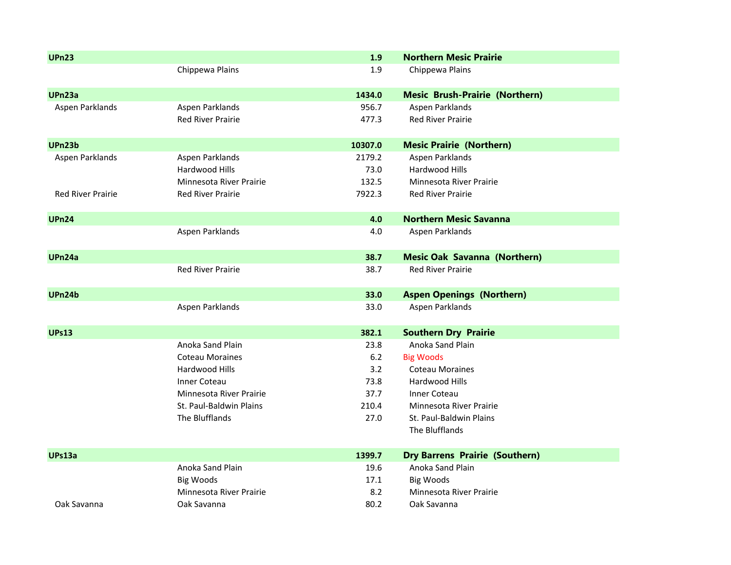| | | | |
|---|---|---|---|
| **UPn23** | | **1.9** | **Northern Mesic Prairie** |
| | Chippewa Plains | 1.9 | Chippewa Plains |
| | | | |
| **UPn23a** | | **1434.0** | **Mesic Brush-Prairie (Northern)** |
| Aspen Parklands | Aspen Parklands | 956.7 | Aspen Parklands |
| | Red River Prairie | 477.3 | Red River Prairie |
| | | | |
| **UPn23b** | | **10307.0** | **Mesic Prairie (Northern)** |
| Aspen Parklands | Aspen Parklands | 2179.2 | Aspen Parklands |
| | Hardwood Hills | 73.0 | Hardwood Hills |
| | Minnesota River Prairie | 132.5 | Minnesota River Prairie |
| Red River Prairie | Red River Prairie | 7922.3 | Red River Prairie |
| | | | |
| **UPn24** | | **4.0** | **Northern Mesic Savanna** |
| | Aspen Parklands | 4.0 | Aspen Parklands |
| | | | |
| **UPn24a** | | **38.7** | **Mesic Oak Savanna (Northern)** |
| | Red River Prairie | 38.7 | Red River Prairie |
| | | | |
| **UPn24b** | | **33.0** | **Aspen Openings (Northern)** |
| | Aspen Parklands | 33.0 | Aspen Parklands |
| | | | |
| **UPs13** | | **382.1** | **Southern Dry Prairie** |
| | Anoka Sand Plain | 23.8 | Anoka Sand Plain |
| | Coteau Moraines | 6.2 | Big Woods |
| | Hardwood Hills | 3.2 | Coteau Moraines |
| | Inner Coteau | 73.8 | Hardwood Hills |
| | Minnesota River Prairie | 37.7 | Inner Coteau |
| | St. Paul-Baldwin Plains | 210.4 | Minnesota River Prairie |
| | The Blufflands | 27.0 | St. Paul-Baldwin Plains |
| | | | The Blufflands |
| | | | |
| **UPs13a** | | **1399.7** | **Dry Barrens Prairie (Southern)** |
| | Anoka Sand Plain | 19.6 | Anoka Sand Plain |
| | Big Woods | 17.1 | Big Woods |
| | Minnesota River Prairie | 8.2 | Minnesota River Prairie |
| Oak Savanna | Oak Savanna | 80.2 | Oak Savanna |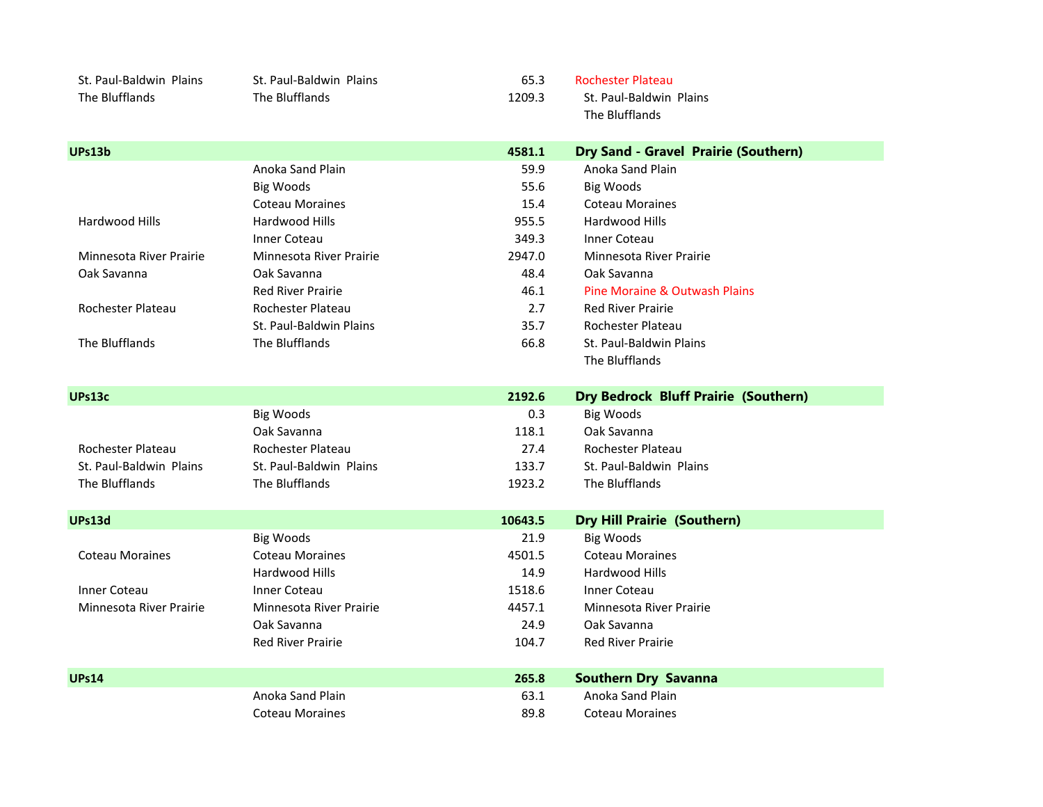| | | | |
|---|---|---|---|
| St. Paul-Baldwin Plains | St. Paul-Baldwin Plains | 65.3 | Rochester Plateau |
| The Blufflands | The Blufflands | 1209.3 | St. Paul-Baldwin Plains |
| | | | The Blufflands |
| | | | |
| **UPs13b** | | **4581.1** | **Dry Sand - Gravel Prairie (Southern)** |
| | Anoka Sand Plain | 59.9 | Anoka Sand Plain |
| | Big Woods | 55.6 | Big Woods |
| | Coteau Moraines | 15.4 | Coteau Moraines |
| Hardwood Hills | Hardwood Hills | 955.5 | Hardwood Hills |
| | Inner Coteau | 349.3 | Inner Coteau |
| Minnesota River Prairie | Minnesota River Prairie | 2947.0 | Minnesota River Prairie |
| Oak Savanna | Oak Savanna | 48.4 | Oak Savanna |
| | Red River Prairie | 46.1 | Pine Moraine & Outwash Plains |
| Rochester Plateau | Rochester Plateau | 2.7 | Red River Prairie |
| | St. Paul-Baldwin Plains | 35.7 | Rochester Plateau |
| The Blufflands | The Blufflands | 66.8 | St. Paul-Baldwin Plains |
| | | | The Blufflands |
| | | | |
| **UPs13c** | | **2192.6** | **Dry Bedrock Bluff Prairie (Southern)** |
| | Big Woods | 0.3 | Big Woods |
| | Oak Savanna | 118.1 | Oak Savanna |
| Rochester Plateau | Rochester Plateau | 27.4 | Rochester Plateau |
| St. Paul-Baldwin Plains | St. Paul-Baldwin Plains | 133.7 | St. Paul-Baldwin Plains |
| The Blufflands | The Blufflands | 1923.2 | The Blufflands |
| | | | |
| **UPs13d** | | **10643.5** | **Dry Hill Prairie (Southern)** |
| | Big Woods | 21.9 | Big Woods |
| Coteau Moraines | Coteau Moraines | 4501.5 | Coteau Moraines |
| | Hardwood Hills | 14.9 | Hardwood Hills |
| Inner Coteau | Inner Coteau | 1518.6 | Inner Coteau |
| Minnesota River Prairie | Minnesota River Prairie | 4457.1 | Minnesota River Prairie |
| | Oak Savanna | 24.9 | Oak Savanna |
| | Red River Prairie | 104.7 | Red River Prairie |
| | | | |
| **UPs14** | | **265.8** | **Southern Dry Savanna** |
| | Anoka Sand Plain | 63.1 | Anoka Sand Plain |
| | Coteau Moraines | 89.8 | Coteau Moraines |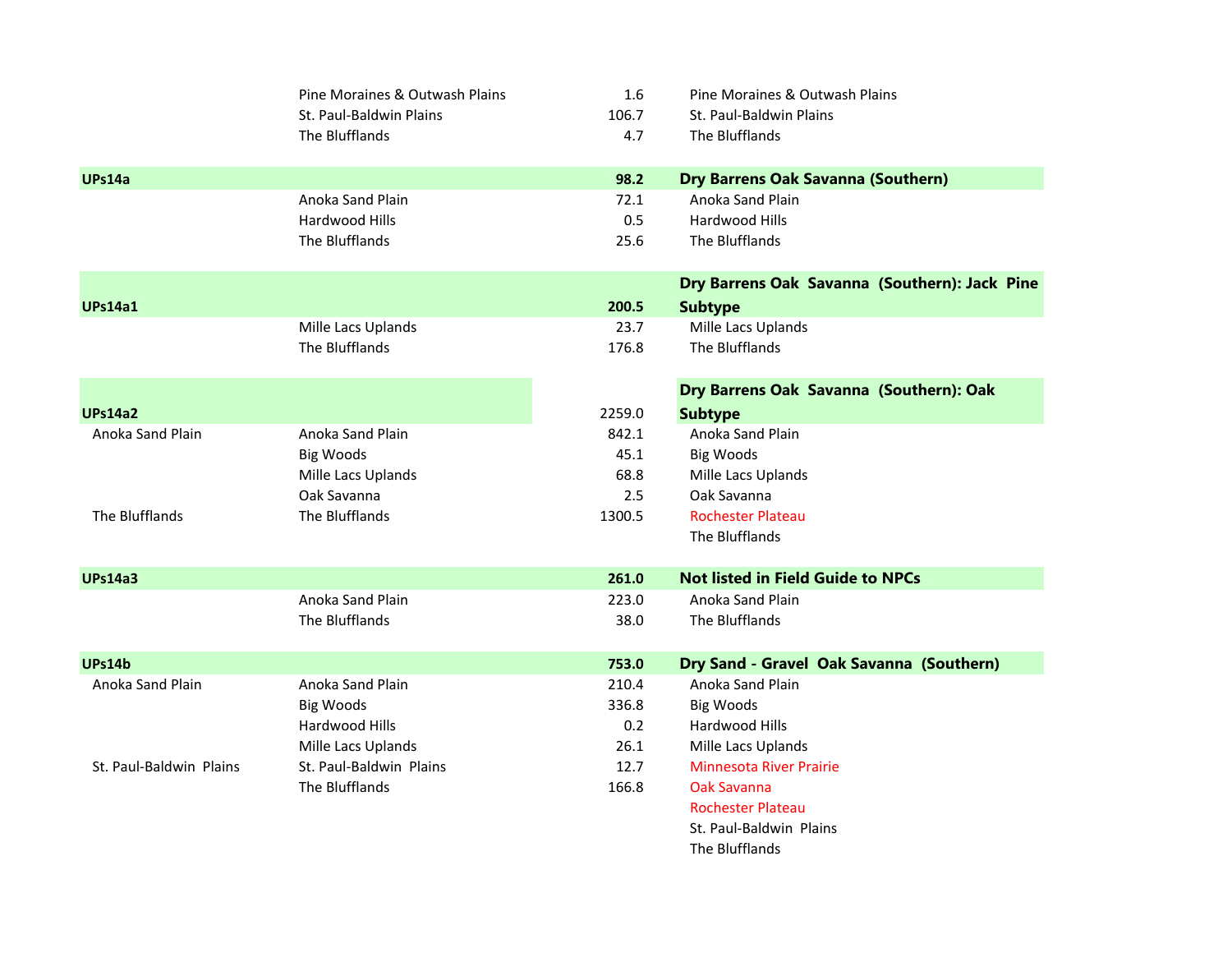| | | | |
|---|---|---|---|
| | Pine Moraines & Outwash Plains | 1.6 | Pine Moraines & Outwash Plains |
| | St. Paul-Baldwin Plains | 106.7 | St. Paul-Baldwin Plains |
| | The Blufflands | 4.7 | The Blufflands |
| **UPs14a** | | **98.2** | **Dry Barrens Oak Savanna (Southern)** |
| | Anoka Sand Plain | 72.1 | Anoka Sand Plain |
| | Hardwood Hills | 0.5 | Hardwood Hills |
| | The Blufflands | 25.6 | The Blufflands |
| **UPs14a1** | | **200.5** | **Dry Barrens Oak Savanna (Southern): Jack Pine Subtype** |
| | Mille Lacs Uplands | 23.7 | Mille Lacs Uplands |
| | The Blufflands | 176.8 | The Blufflands |
| **UPs14a2** | | 2259.0 | **Dry Barrens Oak Savanna (Southern): Oak Subtype** |
| Anoka Sand Plain | Anoka Sand Plain | 842.1 | Anoka Sand Plain |
| | Big Woods | 45.1 | Big Woods |
| | Mille Lacs Uplands | 68.8 | Mille Lacs Uplands |
| | Oak Savanna | 2.5 | Oak Savanna |
| The Blufflands | The Blufflands | 1300.5 | Rochester Plateau |
| | | | The Blufflands |
| **UPs14a3** | | **261.0** | **Not listed in Field Guide to NPCs** |
| | Anoka Sand Plain | 223.0 | Anoka Sand Plain |
| | The Blufflands | 38.0 | The Blufflands |
| **UPs14b** | | **753.0** | **Dry Sand - Gravel Oak Savanna (Southern)** |
| Anoka Sand Plain | Anoka Sand Plain | 210.4 | Anoka Sand Plain |
| | Big Woods | 336.8 | Big Woods |
| | Hardwood Hills | 0.2 | Hardwood Hills |
| | Mille Lacs Uplands | 26.1 | Mille Lacs Uplands |
| St. Paul-Baldwin Plains | St. Paul-Baldwin Plains | 12.7 | Minnesota River Prairie |
| | The Blufflands | 166.8 | Oak Savanna |
| | | | Rochester Plateau |
| | | | St. Paul-Baldwin Plains |
| | | | The Blufflands |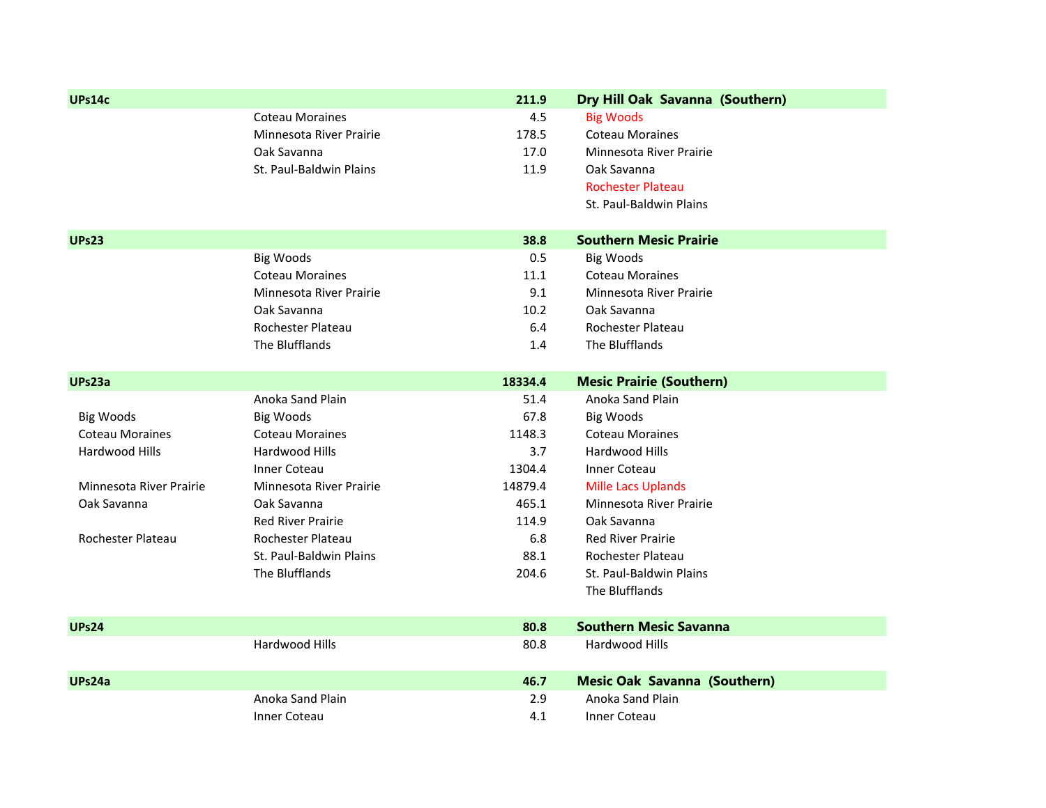| | | | |
|---|---|---|---|
| **UPs14c** | | **211.9** | **Dry Hill Oak Savanna (Southern)** |
| | Coteau Moraines | 4.5 | Big Woods |
| | Minnesota River Prairie | 178.5 | Coteau Moraines |
| | Oak Savanna | 17.0 | Minnesota River Prairie |
| | St. Paul-Baldwin Plains | 11.9 | Oak Savanna |
| | | | Rochester Plateau |
| | | | St. Paul-Baldwin Plains |
| | | | |
| **UPs23** | | **38.8** | **Southern Mesic Prairie** |
| | Big Woods | 0.5 | Big Woods |
| | Coteau Moraines | 11.1 | Coteau Moraines |
| | Minnesota River Prairie | 9.1 | Minnesota River Prairie |
| | Oak Savanna | 10.2 | Oak Savanna |
| | Rochester Plateau | 6.4 | Rochester Plateau |
| | The Blufflands | 1.4 | The Blufflands |
| | | | |
| **UPs23a** | | **18334.4** | **Mesic Prairie (Southern)** |
| | Anoka Sand Plain | 51.4 | Anoka Sand Plain |
| Big Woods | Big Woods | 67.8 | Big Woods |
| Coteau Moraines | Coteau Moraines | 1148.3 | Coteau Moraines |
| Hardwood Hills | Hardwood Hills | 3.7 | Hardwood Hills |
| | Inner Coteau | 1304.4 | Inner Coteau |
| Minnesota River Prairie | Minnesota River Prairie | 14879.4 | Mille Lacs Uplands |
| Oak Savanna | Oak Savanna | 465.1 | Minnesota River Prairie |
| | Red River Prairie | 114.9 | Oak Savanna |
| Rochester Plateau | Rochester Plateau | 6.8 | Red River Prairie |
| | St. Paul-Baldwin Plains | 88.1 | Rochester Plateau |
| | The Blufflands | 204.6 | St. Paul-Baldwin Plains |
| | | | The Blufflands |
| | | | |
| **UPs24** | | **80.8** | **Southern Mesic Savanna** |
| | Hardwood Hills | 80.8 | Hardwood Hills |
| | | | |
| **UPs24a** | | **46.7** | **Mesic Oak Savanna (Southern)** |
| | Anoka Sand Plain | 2.9 | Anoka Sand Plain |
| | Inner Coteau | 4.1 | Inner Coteau |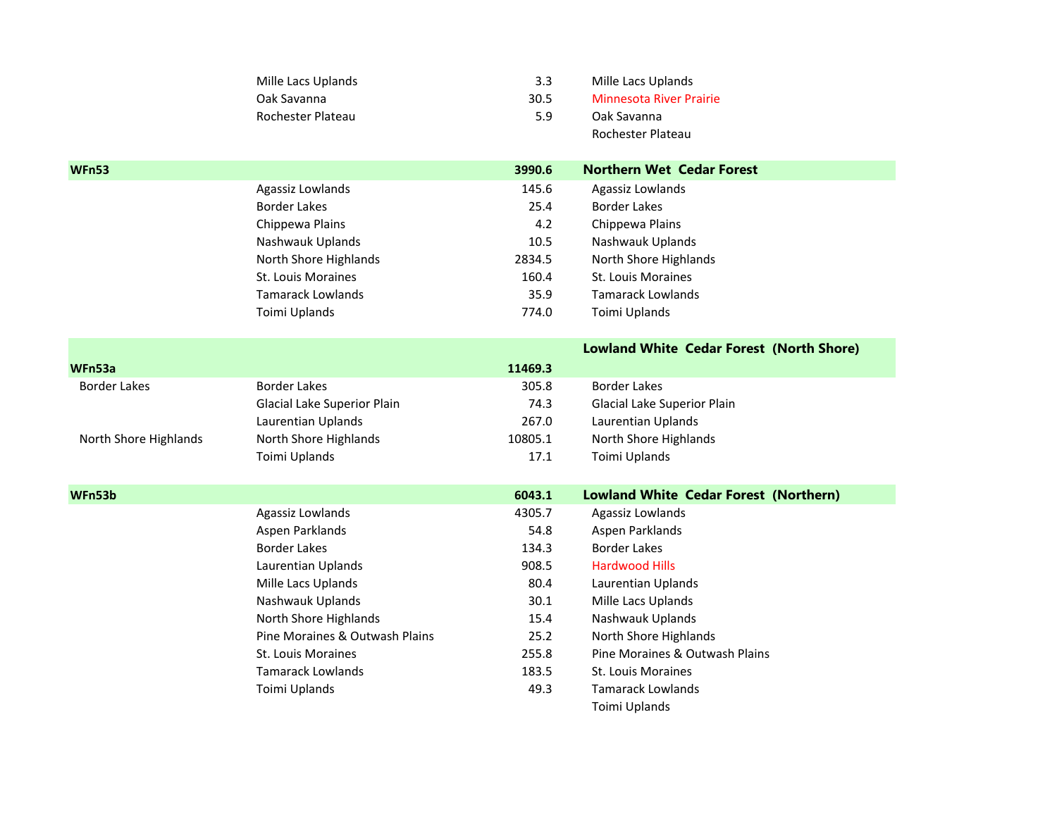| | | | |
|---|---|---|---|
| | Mille Lacs Uplands | 3.3 | Mille Lacs Uplands |
| | Oak Savanna | 30.5 | Minnesota River Prairie |
| | Rochester Plateau | 5.9 | Oak Savanna |
| | | | Rochester Plateau |
| **WFn53** | | **3990.6** | **Northern Wet Cedar Forest** |
| | Agassiz Lowlands | 145.6 | Agassiz Lowlands |
| | Border Lakes | 25.4 | Border Lakes |
| | Chippewa Plains | 4.2 | Chippewa Plains |
| | Nashwauk Uplands | 10.5 | Nashwauk Uplands |
| | North Shore Highlands | 2834.5 | North Shore Highlands |
| | St. Louis Moraines | 160.4 | St. Louis Moraines |
| | Tamarack Lowlands | 35.9 | Tamarack Lowlands |
| | Toimi Uplands | 774.0 | Toimi Uplands |
| **WFn53a** | | **11469.3** | **Lowland White Cedar Forest (North Shore)** |
| Border Lakes | Border Lakes | 305.8 | Border Lakes |
| | Glacial Lake Superior Plain | 74.3 | Glacial Lake Superior Plain |
| | Laurentian Uplands | 267.0 | Laurentian Uplands |
| North Shore Highlands | North Shore Highlands | 10805.1 | North Shore Highlands |
| | Toimi Uplands | 17.1 | Toimi Uplands |
| **WFn53b** | | **6043.1** | **Lowland White Cedar Forest (Northern)** |
| | Agassiz Lowlands | 4305.7 | Agassiz Lowlands |
| | Aspen Parklands | 54.8 | Aspen Parklands |
| | Border Lakes | 134.3 | Border Lakes |
| | Laurentian Uplands | 908.5 | Hardwood Hills |
| | Mille Lacs Uplands | 80.4 | Laurentian Uplands |
| | Nashwauk Uplands | 30.1 | Mille Lacs Uplands |
| | North Shore Highlands | 15.4 | Nashwauk Uplands |
| | Pine Moraines & Outwash Plains | 25.2 | North Shore Highlands |
| | St. Louis Moraines | 255.8 | Pine Moraines & Outwash Plains |
| | Tamarack Lowlands | 183.5 | St. Louis Moraines |
| | Toimi Uplands | 49.3 | Tamarack Lowlands |
| | | | Toimi Uplands |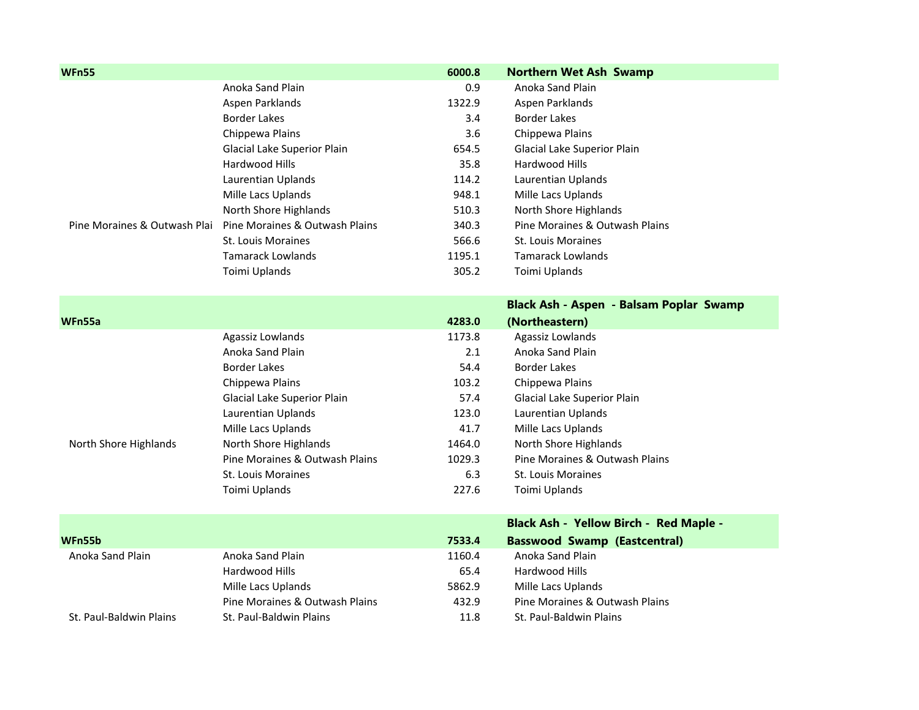| WFn55 | | 6000.8 | Northern Wet Ash Swamp |
|---|---|---|---|
| | Anoka Sand Plain | 0.9 | Anoka Sand Plain |
| | Aspen Parklands | 1322.9 | Aspen Parklands |
| | Border Lakes | 3.4 | Border Lakes |
| | Chippewa Plains | 3.6 | Chippewa Plains |
| | Glacial Lake Superior Plain | 654.5 | Glacial Lake Superior Plain |
| | Hardwood Hills | 35.8 | Hardwood Hills |
| | Laurentian Uplands | 114.2 | Laurentian Uplands |
| | Mille Lacs Uplands | 948.1 | Mille Lacs Uplands |
| | North Shore Highlands | 510.3 | North Shore Highlands |
| Pine Moraines & Outwash Plai | Pine Moraines & Outwash Plains | 340.3 | Pine Moraines & Outwash Plains |
| | St. Louis Moraines | 566.6 | St. Louis Moraines |
| | Tamarack Lowlands | 1195.1 | Tamarack Lowlands |
| | Toimi Uplands | 305.2 | Toimi Uplands |

| WFn55a | | 4283.0 | Black Ash - Aspen - Balsam Poplar Swamp (Northeastern) |
|---|---|---|---|
| | Agassiz Lowlands | 1173.8 | Agassiz Lowlands |
| | Anoka Sand Plain | 2.1 | Anoka Sand Plain |
| | Border Lakes | 54.4 | Border Lakes |
| | Chippewa Plains | 103.2 | Chippewa Plains |
| | Glacial Lake Superior Plain | 57.4 | Glacial Lake Superior Plain |
| | Laurentian Uplands | 123.0 | Laurentian Uplands |
| | Mille Lacs Uplands | 41.7 | Mille Lacs Uplands |
| North Shore Highlands | North Shore Highlands | 1464.0 | North Shore Highlands |
| | Pine Moraines & Outwash Plains | 1029.3 | Pine Moraines & Outwash Plains |
| | St. Louis Moraines | 6.3 | St. Louis Moraines |
| | Toimi Uplands | 227.6 | Toimi Uplands |

| WFn55b | | 7533.4 | Black Ash - Yellow Birch - Red Maple - Basswood Swamp (Eastcentral) |
|---|---|---|---|
| Anoka Sand Plain | Anoka Sand Plain | 1160.4 | Anoka Sand Plain |
| | Hardwood Hills | 65.4 | Hardwood Hills |
| | Mille Lacs Uplands | 5862.9 | Mille Lacs Uplands |
| | Pine Moraines & Outwash Plains | 432.9 | Pine Moraines & Outwash Plains |
| St. Paul-Baldwin Plains | St. Paul-Baldwin Plains | 11.8 | St. Paul-Baldwin Plains |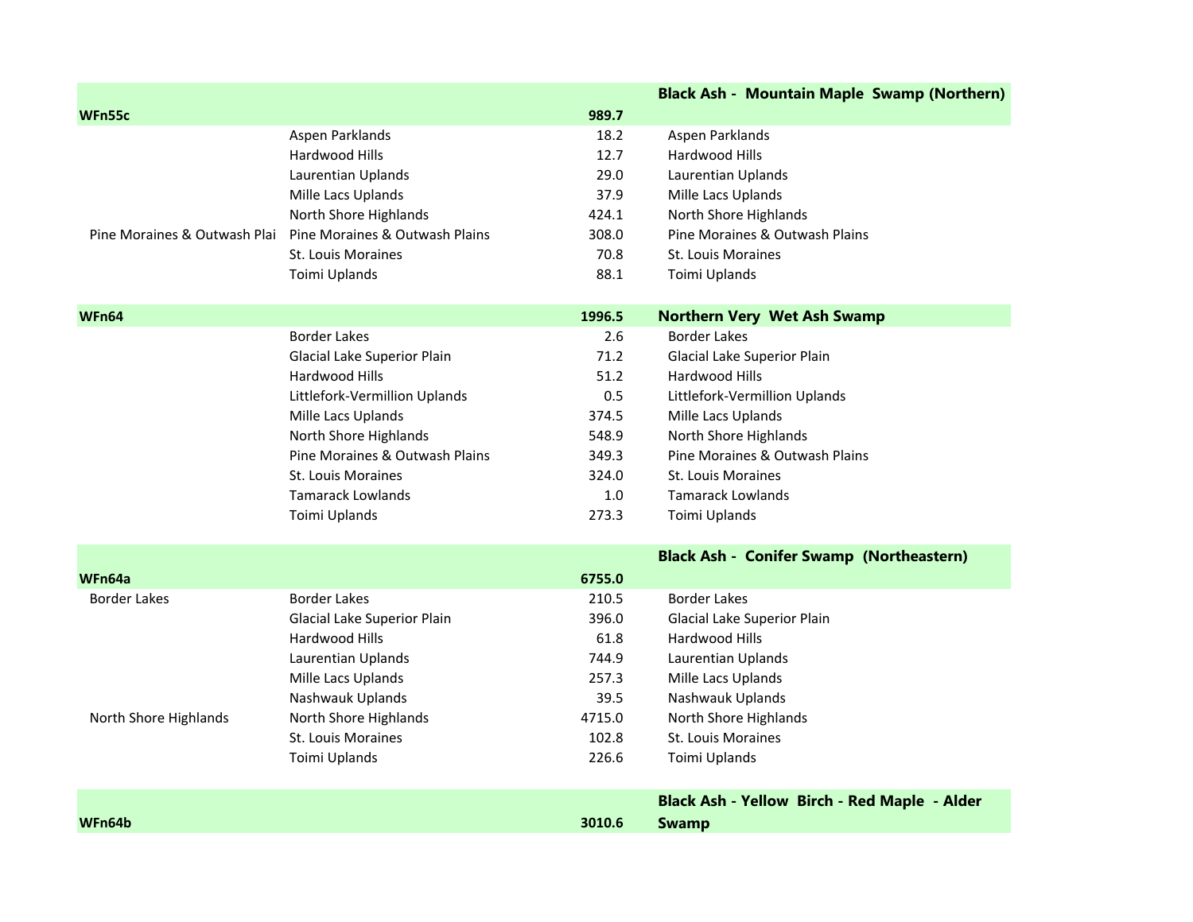| | | | |
|---|---|---|---|
| **WFn55c** | | **989.7** | **Black Ash - Mountain Maple Swamp (Northern)** |
| | Aspen Parklands | 18.2 | Aspen Parklands |
| | Hardwood Hills | 12.7 | Hardwood Hills |
| | Laurentian Uplands | 29.0 | Laurentian Uplands |
| | Mille Lacs Uplands | 37.9 | Mille Lacs Uplands |
| | North Shore Highlands | 424.1 | North Shore Highlands |
| Pine Moraines & Outwash Plai | Pine Moraines & Outwash Plains | 308.0 | Pine Moraines & Outwash Plains |
| | St. Louis Moraines | 70.8 | St. Louis Moraines |
| | Toimi Uplands | 88.1 | Toimi Uplands |
| **WFn64** | | **1996.5** | **Northern Very Wet Ash Swamp** |
| | Border Lakes | 2.6 | Border Lakes |
| | Glacial Lake Superior Plain | 71.2 | Glacial Lake Superior Plain |
| | Hardwood Hills | 51.2 | Hardwood Hills |
| | Littlefork-Vermillion Uplands | 0.5 | Littlefork-Vermillion Uplands |
| | Mille Lacs Uplands | 374.5 | Mille Lacs Uplands |
| | North Shore Highlands | 548.9 | North Shore Highlands |
| | Pine Moraines & Outwash Plains | 349.3 | Pine Moraines & Outwash Plains |
| | St. Louis Moraines | 324.0 | St. Louis Moraines |
| | Tamarack Lowlands | 1.0 | Tamarack Lowlands |
| | Toimi Uplands | 273.3 | Toimi Uplands |
| **WFn64a** | | **6755.0** | **Black Ash - Conifer Swamp (Northeastern)** |
| Border Lakes | Border Lakes | 210.5 | Border Lakes |
| | Glacial Lake Superior Plain | 396.0 | Glacial Lake Superior Plain |
| | Hardwood Hills | 61.8 | Hardwood Hills |
| | Laurentian Uplands | 744.9 | Laurentian Uplands |
| | Mille Lacs Uplands | 257.3 | Mille Lacs Uplands |
| | Nashwauk Uplands | 39.5 | Nashwauk Uplands |
| North Shore Highlands | North Shore Highlands | 4715.0 | North Shore Highlands |
| | St. Louis Moraines | 102.8 | St. Louis Moraines |
| | Toimi Uplands | 226.6 | Toimi Uplands |
| **WFn64b** | | **3010.6** | **Black Ash - Yellow Birch - Red Maple - Alder Swamp** |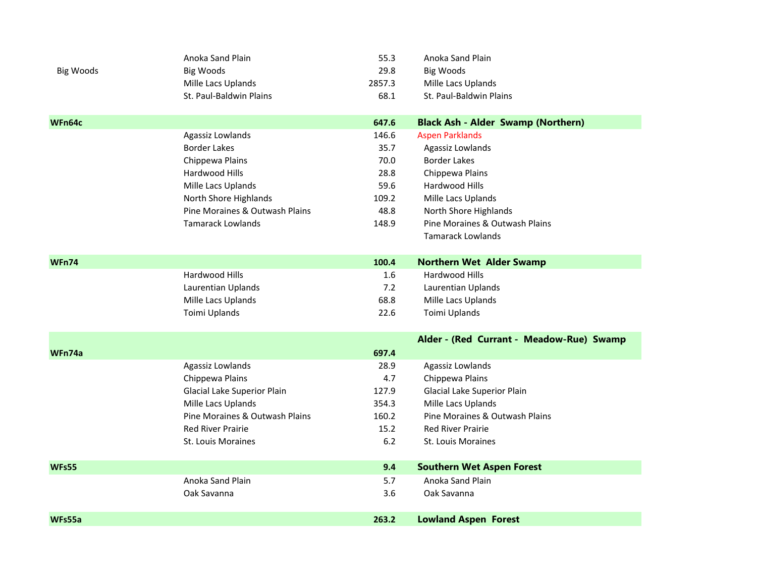| | | | |
|---|---|---|---|
| | Anoka Sand Plain | 55.3 | Anoka Sand Plain |
| Big Woods | Big Woods | 29.8 | Big Woods |
| | Mille Lacs Uplands | 2857.3 | Mille Lacs Uplands |
| | St. Paul-Baldwin Plains | 68.1 | St. Paul-Baldwin Plains |
| **WFn64c** | | **647.6** | **Black Ash - Alder Swamp (Northern)** |
| | Agassiz Lowlands | 146.6 | Aspen Parklands |
| | Border Lakes | 35.7 | Agassiz Lowlands |
| | Chippewa Plains | 70.0 | Border Lakes |
| | Hardwood Hills | 28.8 | Chippewa Plains |
| | Mille Lacs Uplands | 59.6 | Hardwood Hills |
| | North Shore Highlands | 109.2 | Mille Lacs Uplands |
| | Pine Moraines & Outwash Plains | 48.8 | North Shore Highlands |
| | Tamarack Lowlands | 148.9 | Pine Moraines & Outwash Plains |
| | | | Tamarack Lowlands |
| **WFn74** | | **100.4** | **Northern Wet Alder Swamp** |
| | Hardwood Hills | 1.6 | Hardwood Hills |
| | Laurentian Uplands | 7.2 | Laurentian Uplands |
| | Mille Lacs Uplands | 68.8 | Mille Lacs Uplands |
| | Toimi Uplands | 22.6 | Toimi Uplands |
| **WFn74a** | | **697.4** | **Alder - (Red Currant - Meadow-Rue) Swamp** |
| | Agassiz Lowlands | 28.9 | Agassiz Lowlands |
| | Chippewa Plains | 4.7 | Chippewa Plains |
| | Glacial Lake Superior Plain | 127.9 | Glacial Lake Superior Plain |
| | Mille Lacs Uplands | 354.3 | Mille Lacs Uplands |
| | Pine Moraines & Outwash Plains | 160.2 | Pine Moraines & Outwash Plains |
| | Red River Prairie | 15.2 | Red River Prairie |
| | St. Louis Moraines | 6.2 | St. Louis Moraines |
| **WFs55** | | **9.4** | **Southern Wet Aspen Forest** |
| | Anoka Sand Plain | 5.7 | Anoka Sand Plain |
| | Oak Savanna | 3.6 | Oak Savanna |
| **WFs55a** | | **263.2** | **Lowland Aspen Forest** |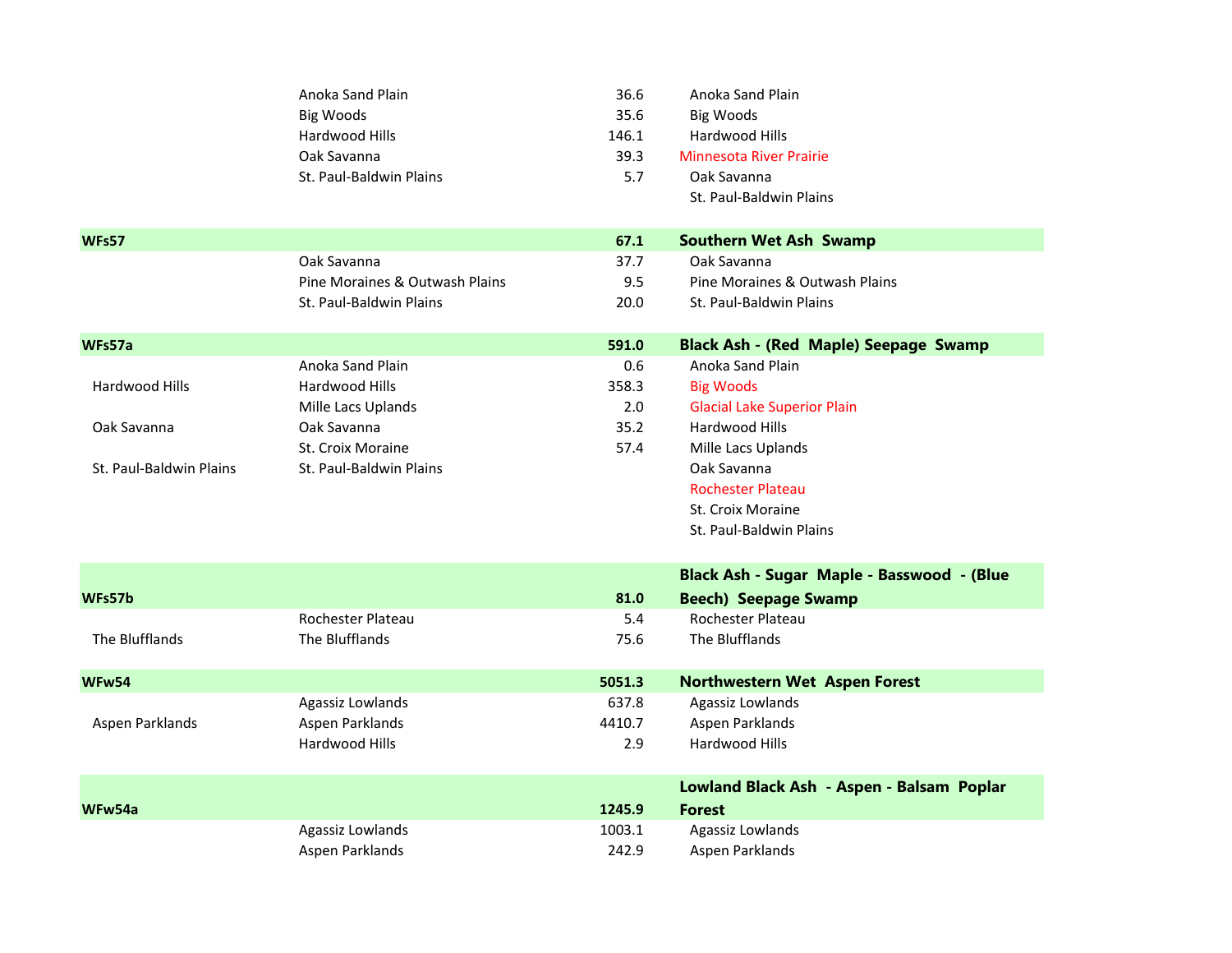| | | | |
|---|---|---|---|
| | Anoka Sand Plain | 36.6 | Anoka Sand Plain |
| | Big Woods | 35.6 | Big Woods |
| | Hardwood Hills | 146.1 | Hardwood Hills |
| | Oak Savanna | 39.3 | Minnesota River Prairie |
| | St. Paul-Baldwin Plains | 5.7 | Oak Savanna |
| | | | St. Paul-Baldwin Plains |
| **WFs57** | | **67.1** | **Southern Wet Ash Swamp** |
| | Oak Savanna | 37.7 | Oak Savanna |
| | Pine Moraines & Outwash Plains | 9.5 | Pine Moraines & Outwash Plains |
| | St. Paul-Baldwin Plains | 20.0 | St. Paul-Baldwin Plains |
| **WFs57a** | | **591.0** | **Black Ash - (Red Maple) Seepage Swamp** |
| | Anoka Sand Plain | 0.6 | Anoka Sand Plain |
| Hardwood Hills | Hardwood Hills | 358.3 | Big Woods |
| | Mille Lacs Uplands | 2.0 | Glacial Lake Superior Plain |
| Oak Savanna | Oak Savanna | 35.2 | Hardwood Hills |
| | St. Croix Moraine | 57.4 | Mille Lacs Uplands |
| St. Paul-Baldwin Plains | St. Paul-Baldwin Plains | | Oak Savanna |
| | | | Rochester Plateau |
| | | | St. Croix Moraine |
| | | | St. Paul-Baldwin Plains |
| **WFs57b** | | **81.0** | **Black Ash - Sugar Maple - Basswood - (Blue Beech) Seepage Swamp** |
| | Rochester Plateau | 5.4 | Rochester Plateau |
| The Blufflands | The Blufflands | 75.6 | The Blufflands |
| **WFw54** | | **5051.3** | **Northwestern Wet Aspen Forest** |
| | Agassiz Lowlands | 637.8 | Agassiz Lowlands |
| Aspen Parklands | Aspen Parklands | 4410.7 | Aspen Parklands |
| | Hardwood Hills | 2.9 | Hardwood Hills |
| **WFw54a** | | **1245.9** | **Lowland Black Ash - Aspen - Balsam Poplar Forest** |
| | Agassiz Lowlands | 1003.1 | Agassiz Lowlands |
| | Aspen Parklands | 242.9 | Aspen Parklands |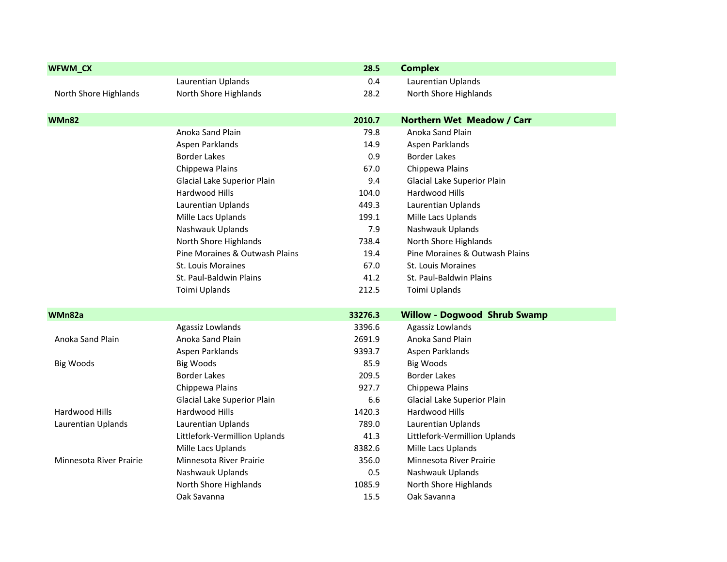| | | | |
|---|---|---|---|
| **WFWM_CX** | | **28.5** | **Complex** |
| | Laurentian Uplands | 0.4 | Laurentian Uplands |
| North Shore Highlands | North Shore Highlands | 28.2 | North Shore Highlands |
| | | | |
| **WMn82** | | **2010.7** | **Northern Wet Meadow / Carr** |
| | Anoka Sand Plain | 79.8 | Anoka Sand Plain |
| | Aspen Parklands | 14.9 | Aspen Parklands |
| | Border Lakes | 0.9 | Border Lakes |
| | Chippewa Plains | 67.0 | Chippewa Plains |
| | Glacial Lake Superior Plain | 9.4 | Glacial Lake Superior Plain |
| | Hardwood Hills | 104.0 | Hardwood Hills |
| | Laurentian Uplands | 449.3 | Laurentian Uplands |
| | Mille Lacs Uplands | 199.1 | Mille Lacs Uplands |
| | Nashwauk Uplands | 7.9 | Nashwauk Uplands |
| | North Shore Highlands | 738.4 | North Shore Highlands |
| | Pine Moraines & Outwash Plains | 19.4 | Pine Moraines & Outwash Plains |
| | St. Louis Moraines | 67.0 | St. Louis Moraines |
| | St. Paul-Baldwin Plains | 41.2 | St. Paul-Baldwin Plains |
| | Toimi Uplands | 212.5 | Toimi Uplands |
| | | | |
| **WMn82a** | | **33276.3** | **Willow - Dogwood Shrub Swamp** |
| | Agassiz Lowlands | 3396.6 | Agassiz Lowlands |
| Anoka Sand Plain | Anoka Sand Plain | 2691.9 | Anoka Sand Plain |
| | Aspen Parklands | 9393.7 | Aspen Parklands |
| Big Woods | Big Woods | 85.9 | Big Woods |
| | Border Lakes | 209.5 | Border Lakes |
| | Chippewa Plains | 927.7 | Chippewa Plains |
| | Glacial Lake Superior Plain | 6.6 | Glacial Lake Superior Plain |
| Hardwood Hills | Hardwood Hills | 1420.3 | Hardwood Hills |
| Laurentian Uplands | Laurentian Uplands | 789.0 | Laurentian Uplands |
| | Littlefork-Vermillion Uplands | 41.3 | Littlefork-Vermillion Uplands |
| | Mille Lacs Uplands | 8382.6 | Mille Lacs Uplands |
| Minnesota River Prairie | Minnesota River Prairie | 356.0 | Minnesota River Prairie |
| | Nashwauk Uplands | 0.5 | Nashwauk Uplands |
| | North Shore Highlands | 1085.9 | North Shore Highlands |
| | Oak Savanna | 15.5 | Oak Savanna |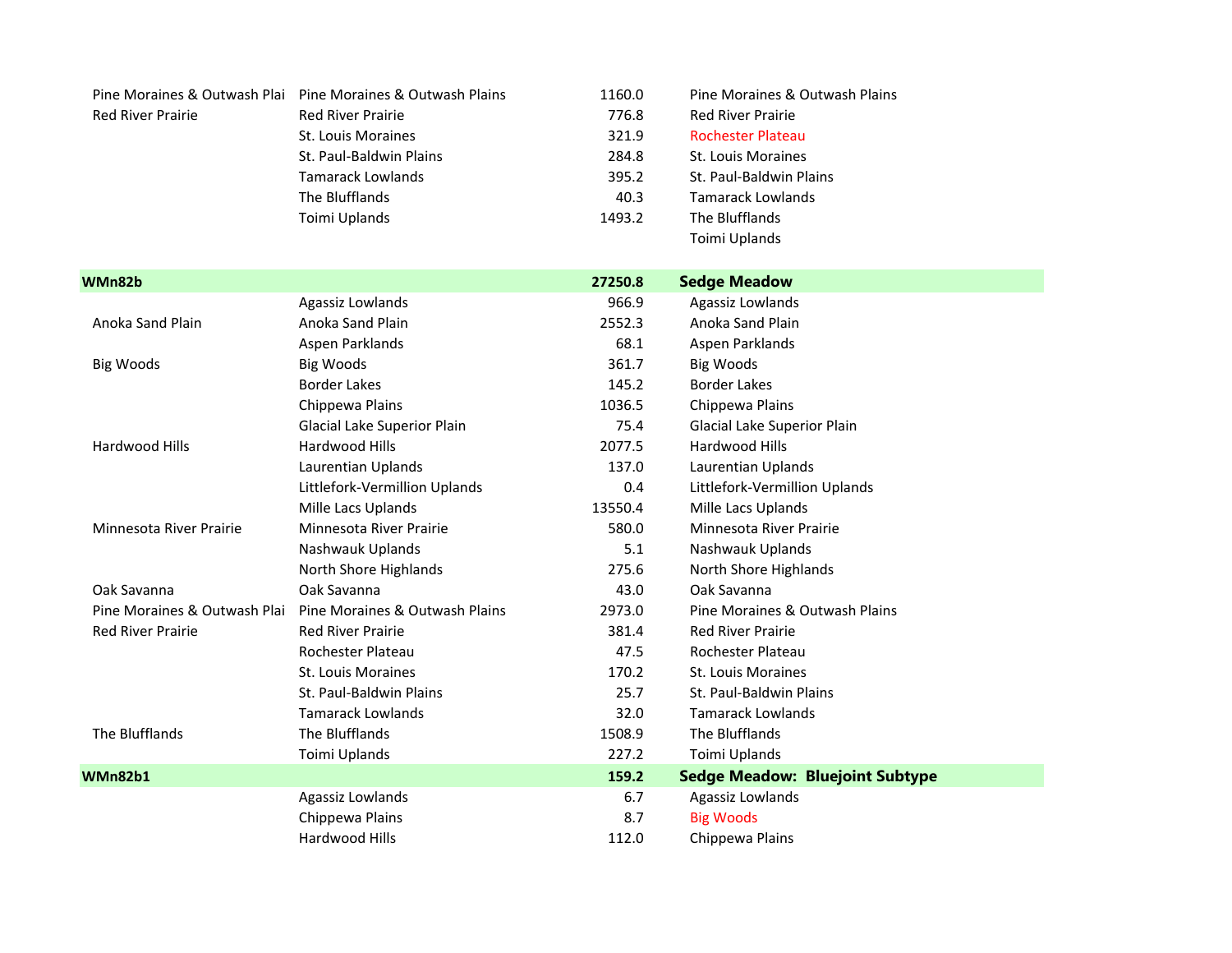| | | | |
|---|---|---|---|
| Pine Moraines & Outwash Plai | Pine Moraines & Outwash Plains | 1160.0 | Pine Moraines & Outwash Plains |
| Red River Prairie | Red River Prairie | 776.8 | Red River Prairie |
| | St. Louis Moraines | 321.9 | Rochester Plateau |
| | St. Paul-Baldwin Plains | 284.8 | St. Louis Moraines |
| | Tamarack Lowlands | 395.2 | St. Paul-Baldwin Plains |
| | The Blufflands | 40.3 | Tamarack Lowlands |
| | Toimi Uplands | 1493.2 | The Blufflands |
| | | | Toimi Uplands |
| | | | |
| **WMn82b** | | **27250.8** | **Sedge Meadow** |
| | Agassiz Lowlands | 966.9 | Agassiz Lowlands |
| Anoka Sand Plain | Anoka Sand Plain | 2552.3 | Anoka Sand Plain |
| | Aspen Parklands | 68.1 | Aspen Parklands |
| Big Woods | Big Woods | 361.7 | Big Woods |
| | Border Lakes | 145.2 | Border Lakes |
| | Chippewa Plains | 1036.5 | Chippewa Plains |
| | Glacial Lake Superior Plain | 75.4 | Glacial Lake Superior Plain |
| Hardwood Hills | Hardwood Hills | 2077.5 | Hardwood Hills |
| | Laurentian Uplands | 137.0 | Laurentian Uplands |
| | Littlefork-Vermillion Uplands | 0.4 | Littlefork-Vermillion Uplands |
| | Mille Lacs Uplands | 13550.4 | Mille Lacs Uplands |
| Minnesota River Prairie | Minnesota River Prairie | 580.0 | Minnesota River Prairie |
| | Nashwauk Uplands | 5.1 | Nashwauk Uplands |
| | North Shore Highlands | 275.6 | North Shore Highlands |
| Oak Savanna | Oak Savanna | 43.0 | Oak Savanna |
| Pine Moraines & Outwash Plai | Pine Moraines & Outwash Plains | 2973.0 | Pine Moraines & Outwash Plains |
| Red River Prairie | Red River Prairie | 381.4 | Red River Prairie |
| | Rochester Plateau | 47.5 | Rochester Plateau |
| | St. Louis Moraines | 170.2 | St. Louis Moraines |
| | St. Paul-Baldwin Plains | 25.7 | St. Paul-Baldwin Plains |
| | Tamarack Lowlands | 32.0 | Tamarack Lowlands |
| The Blufflands | The Blufflands | 1508.9 | The Blufflands |
| | Toimi Uplands | 227.2 | Toimi Uplands |
| **WMn82b1** | | **159.2** | **Sedge Meadow: Bluejoint Subtype** |
| | Agassiz Lowlands | 6.7 | Agassiz Lowlands |
| | Chippewa Plains | 8.7 | Big Woods |
| | Hardwood Hills | 112.0 | Chippewa Plains |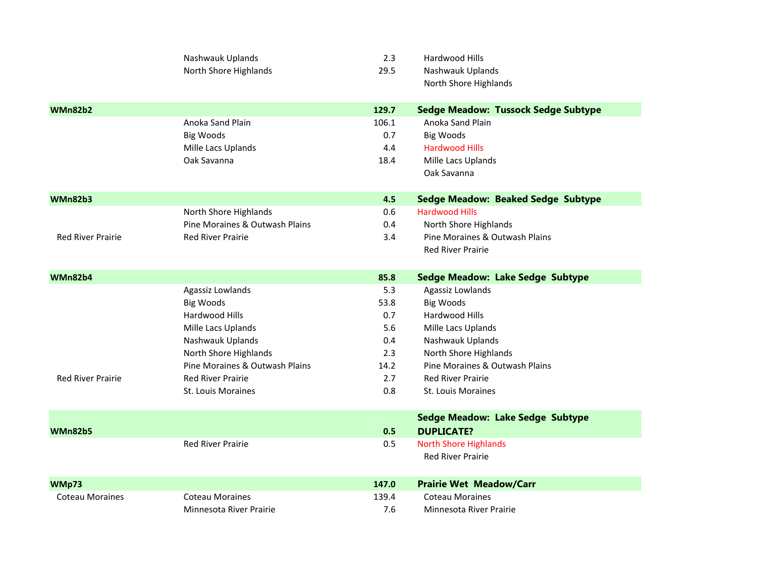| | | | |
|---|---|---|---|
| | Nashwauk Uplands | 2.3 | Hardwood Hills |
| | North Shore Highlands | 29.5 | Nashwauk Uplands |
| | | | North Shore Highlands |
| **WMn82b2** | | **129.7** | **Sedge Meadow: Tussock Sedge Subtype** |
| | Anoka Sand Plain | 106.1 | Anoka Sand Plain |
| | Big Woods | 0.7 | Big Woods |
| | Mille Lacs Uplands | 4.4 | Hardwood Hills |
| | Oak Savanna | 18.4 | Mille Lacs Uplands |
| | | | Oak Savanna |
| **WMn82b3** | | **4.5** | **Sedge Meadow: Beaked Sedge Subtype** |
| | North Shore Highlands | 0.6 | Hardwood Hills |
| | Pine Moraines & Outwash Plains | 0.4 | North Shore Highlands |
| Red River Prairie | Red River Prairie | 3.4 | Pine Moraines & Outwash Plains |
| | | | Red River Prairie |
| **WMn82b4** | | **85.8** | **Sedge Meadow: Lake Sedge Subtype** |
| | Agassiz Lowlands | 5.3 | Agassiz Lowlands |
| | Big Woods | 53.8 | Big Woods |
| | Hardwood Hills | 0.7 | Hardwood Hills |
| | Mille Lacs Uplands | 5.6 | Mille Lacs Uplands |
| | Nashwauk Uplands | 0.4 | Nashwauk Uplands |
| | North Shore Highlands | 2.3 | North Shore Highlands |
| | Pine Moraines & Outwash Plains | 14.2 | Pine Moraines & Outwash Plains |
| Red River Prairie | Red River Prairie | 2.7 | Red River Prairie |
| | St. Louis Moraines | 0.8 | St. Louis Moraines |
| **WMn82b5** | | **0.5** | **Sedge Meadow: Lake Sedge Subtype DUPLICATE?** |
| | Red River Prairie | 0.5 | North Shore Highlands |
| | | | Red River Prairie |
| **WMp73** | | **147.0** | **Prairie Wet Meadow/Carr** |
| Coteau Moraines | Coteau Moraines | 139.4 | Coteau Moraines |
| | Minnesota River Prairie | 7.6 | Minnesota River Prairie |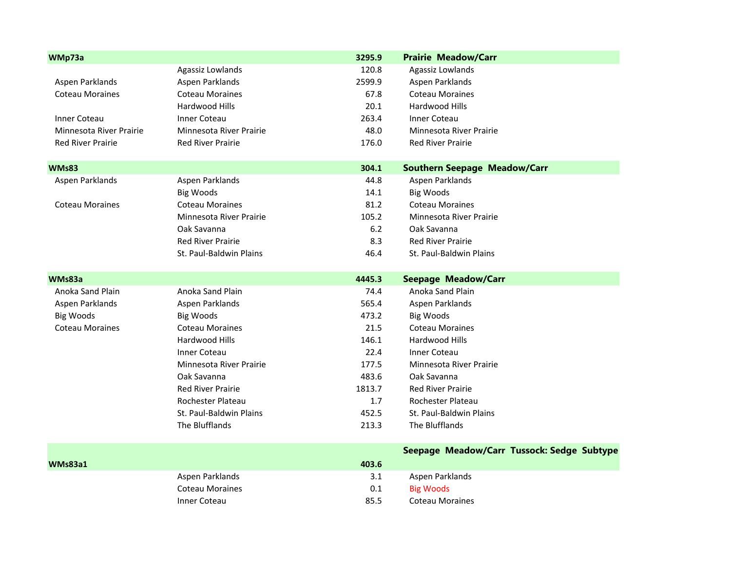| | | | |
|---|---|---|---|
| **WMp73a** | | **3295.9** | **Prairie Meadow/Carr** |
| | Agassiz Lowlands | 120.8 | Agassiz Lowlands |
| Aspen Parklands | Aspen Parklands | 2599.9 | Aspen Parklands |
| Coteau Moraines | Coteau Moraines | 67.8 | Coteau Moraines |
| | Hardwood Hills | 20.1 | Hardwood Hills |
| Inner Coteau | Inner Coteau | 263.4 | Inner Coteau |
| Minnesota River Prairie | Minnesota River Prairie | 48.0 | Minnesota River Prairie |
| Red River Prairie | Red River Prairie | 176.0 | Red River Prairie |
| | | | |
| **WMs83** | | **304.1** | **Southern Seepage Meadow/Carr** |
| Aspen Parklands | Aspen Parklands | 44.8 | Aspen Parklands |
| | Big Woods | 14.1 | Big Woods |
| Coteau Moraines | Coteau Moraines | 81.2 | Coteau Moraines |
| | Minnesota River Prairie | 105.2 | Minnesota River Prairie |
| | Oak Savanna | 6.2 | Oak Savanna |
| | Red River Prairie | 8.3 | Red River Prairie |
| | St. Paul-Baldwin Plains | 46.4 | St. Paul-Baldwin Plains |
| | | | |
| **WMs83a** | | **4445.3** | **Seepage Meadow/Carr** |
| Anoka Sand Plain | Anoka Sand Plain | 74.4 | Anoka Sand Plain |
| Aspen Parklands | Aspen Parklands | 565.4 | Aspen Parklands |
| Big Woods | Big Woods | 473.2 | Big Woods |
| Coteau Moraines | Coteau Moraines | 21.5 | Coteau Moraines |
| | Hardwood Hills | 146.1 | Hardwood Hills |
| | Inner Coteau | 22.4 | Inner Coteau |
| | Minnesota River Prairie | 177.5 | Minnesota River Prairie |
| | Oak Savanna | 483.6 | Oak Savanna |
| | Red River Prairie | 1813.7 | Red River Prairie |
| | Rochester Plateau | 1.7 | Rochester Plateau |
| | St. Paul-Baldwin Plains | 452.5 | St. Paul-Baldwin Plains |
| | The Blufflands | 213.3 | The Blufflands |
| | | | |
| | | | **Seepage Meadow/Carr Tussock: Sedge Subtype** |
| **WMs83a1** | | **403.6** | |
| | Aspen Parklands | 3.1 | Aspen Parklands |
| | Coteau Moraines | 0.1 | Big Woods |
| | Inner Coteau | 85.5 | Coteau Moraines |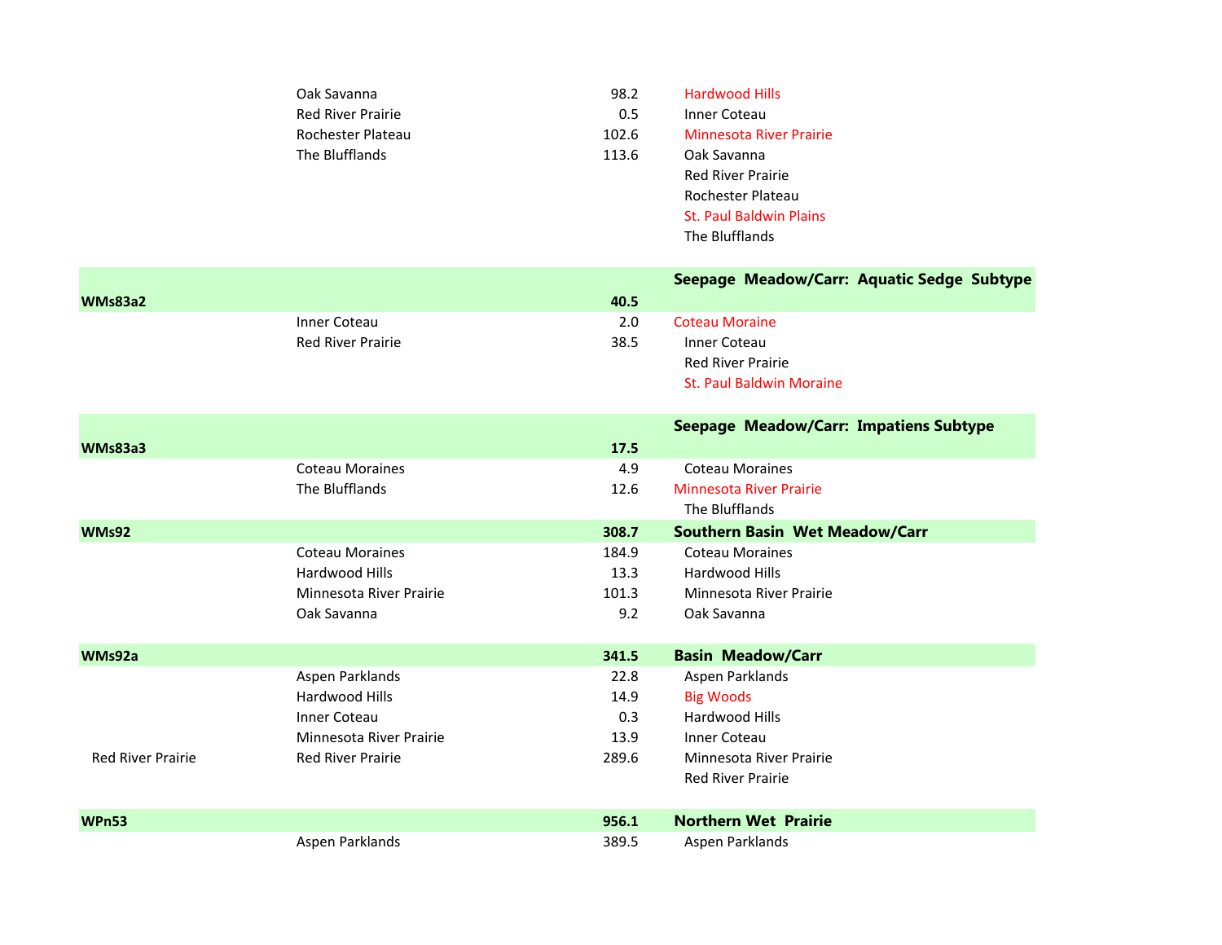| Code | Region | Acres | Community / Regions |
|---|---|---|---|
| | Oak Savanna | 98.2 | Hardwood Hills |
| | Red River Prairie | 0.5 | Inner Coteau |
| | Rochester Plateau | 102.6 | Minnesota River Prairie |
| | The Blufflands | 113.6 | Oak Savanna |
| | | | Red River Prairie |
| | | | Rochester Plateau |
| | | | St. Paul Baldwin Plains |
| | | | The Blufflands |
| | | | **Seepage Meadow/Carr: Aquatic Sedge Subtype** |
| **WMs83a2** | | **40.5** | |
| | Inner Coteau | 2.0 | Coteau Moraine |
| | Red River Prairie | 38.5 | Inner Coteau |
| | | | Red River Prairie |
| | | | St. Paul Baldwin Moraine |
| | | | **Seepage Meadow/Carr: Impatiens Subtype** |
| **WMs83a3** | | **17.5** | |
| | Coteau Moraines | 4.9 | Coteau Moraines |
| | The Blufflands | 12.6 | Minnesota River Prairie |
| | | | The Blufflands |
| **WMs92** | | **308.7** | **Southern Basin Wet Meadow/Carr** |
| | Coteau Moraines | 184.9 | Coteau Moraines |
| | Hardwood Hills | 13.3 | Hardwood Hills |
| | Minnesota River Prairie | 101.3 | Minnesota River Prairie |
| | Oak Savanna | 9.2 | Oak Savanna |
| **WMs92a** | | **341.5** | **Basin Meadow/Carr** |
| | Aspen Parklands | 22.8 | Aspen Parklands |
| | Hardwood Hills | 14.9 | Big Woods |
| | Inner Coteau | 0.3 | Hardwood Hills |
| | Minnesota River Prairie | 13.9 | Inner Coteau |
| Red River Prairie | Red River Prairie | 289.6 | Minnesota River Prairie |
| | | | Red River Prairie |
| **WPn53** | | **956.1** | **Northern Wet Prairie** |
| | Aspen Parklands | 389.5 | Aspen Parklands |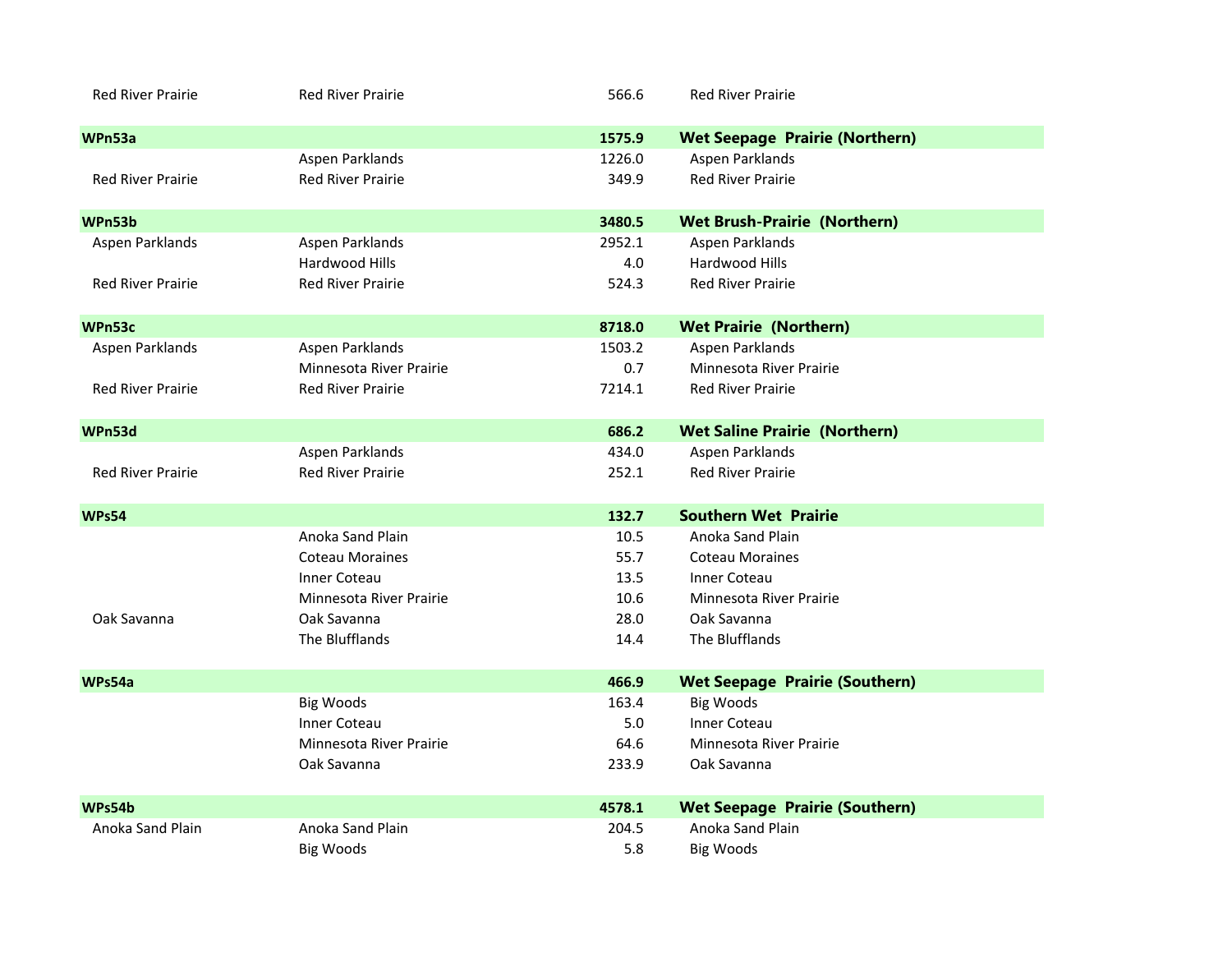| | | | |
|---|---|---|---|
| Red River Prairie | Red River Prairie | 566.6 | Red River Prairie |
| **WPn53a** | | **1575.9** | **Wet Seepage Prairie (Northern)** |
| | Aspen Parklands | 1226.0 | Aspen Parklands |
| Red River Prairie | Red River Prairie | 349.9 | Red River Prairie |
| **WPn53b** | | **3480.5** | **Wet Brush-Prairie (Northern)** |
| Aspen Parklands | Aspen Parklands | 2952.1 | Aspen Parklands |
| | Hardwood Hills | 4.0 | Hardwood Hills |
| Red River Prairie | Red River Prairie | 524.3 | Red River Prairie |
| **WPn53c** | | **8718.0** | **Wet Prairie (Northern)** |
| Aspen Parklands | Aspen Parklands | 1503.2 | Aspen Parklands |
| | Minnesota River Prairie | 0.7 | Minnesota River Prairie |
| Red River Prairie | Red River Prairie | 7214.1 | Red River Prairie |
| **WPn53d** | | **686.2** | **Wet Saline Prairie (Northern)** |
| | Aspen Parklands | 434.0 | Aspen Parklands |
| Red River Prairie | Red River Prairie | 252.1 | Red River Prairie |
| **WPs54** | | **132.7** | **Southern Wet Prairie** |
| | Anoka Sand Plain | 10.5 | Anoka Sand Plain |
| | Coteau Moraines | 55.7 | Coteau Moraines |
| | Inner Coteau | 13.5 | Inner Coteau |
| | Minnesota River Prairie | 10.6 | Minnesota River Prairie |
| Oak Savanna | Oak Savanna | 28.0 | Oak Savanna |
| | The Blufflands | 14.4 | The Blufflands |
| **WPs54a** | | **466.9** | **Wet Seepage Prairie (Southern)** |
| | Big Woods | 163.4 | Big Woods |
| | Inner Coteau | 5.0 | Inner Coteau |
| | Minnesota River Prairie | 64.6 | Minnesota River Prairie |
| | Oak Savanna | 233.9 | Oak Savanna |
| **WPs54b** | | **4578.1** | **Wet Seepage Prairie (Southern)** |
| Anoka Sand Plain | Anoka Sand Plain | 204.5 | Anoka Sand Plain |
| | Big Woods | 5.8 | Big Woods |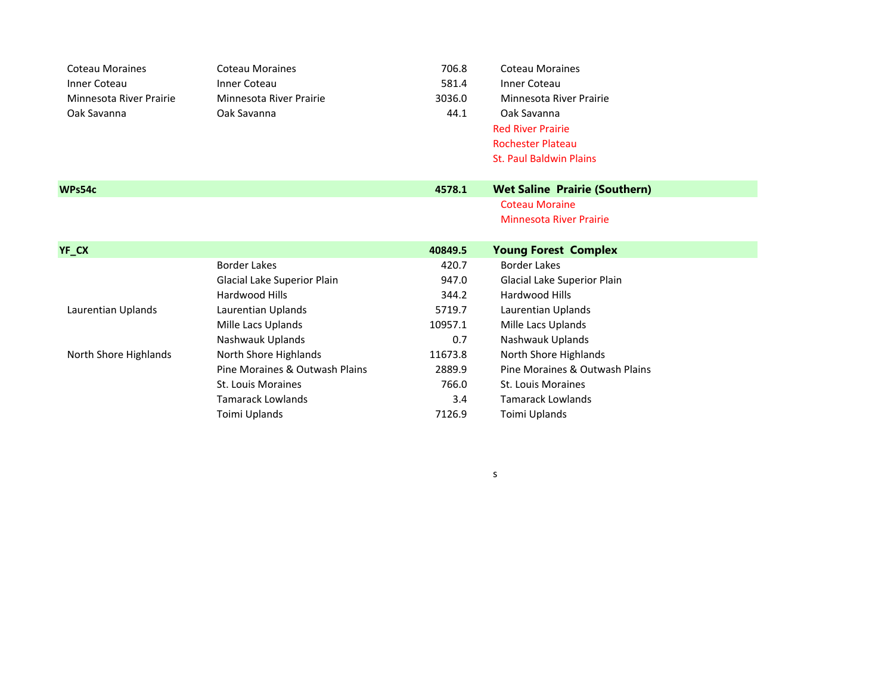| | | | |
|---|---|---|---|
| Coteau Moraines | Coteau Moraines | 706.8 | Coteau Moraines |
| Inner Coteau | Inner Coteau | 581.4 | Inner Coteau |
| Minnesota River Prairie | Minnesota River Prairie | 3036.0 | Minnesota River Prairie |
| Oak Savanna | Oak Savanna | 44.1 | Oak Savanna |
| | | | Red River Prairie |
| | | | Rochester Plateau |
| | | | St. Paul Baldwin Plains |
| **WPs54c** | | **4578.1** | **Wet Saline Prairie (Southern)** |
| | | | Coteau Moraine |
| | | | Minnesota River Prairie |
| **YF_CX** | | **40849.5** | **Young Forest Complex** |
| | Border Lakes | 420.7 | Border Lakes |
| | Glacial Lake Superior Plain | 947.0 | Glacial Lake Superior Plain |
| | Hardwood Hills | 344.2 | Hardwood Hills |
| Laurentian Uplands | Laurentian Uplands | 5719.7 | Laurentian Uplands |
| | Mille Lacs Uplands | 10957.1 | Mille Lacs Uplands |
| | Nashwauk Uplands | 0.7 | Nashwauk Uplands |
| North Shore Highlands | North Shore Highlands | 11673.8 | North Shore Highlands |
| | Pine Moraines & Outwash Plains | 2889.9 | Pine Moraines & Outwash Plains |
| | St. Louis Moraines | 766.0 | St. Louis Moraines |
| | Tamarack Lowlands | 3.4 | Tamarack Lowlands |
| | Toimi Uplands | 7126.9 | Toimi Uplands |

s